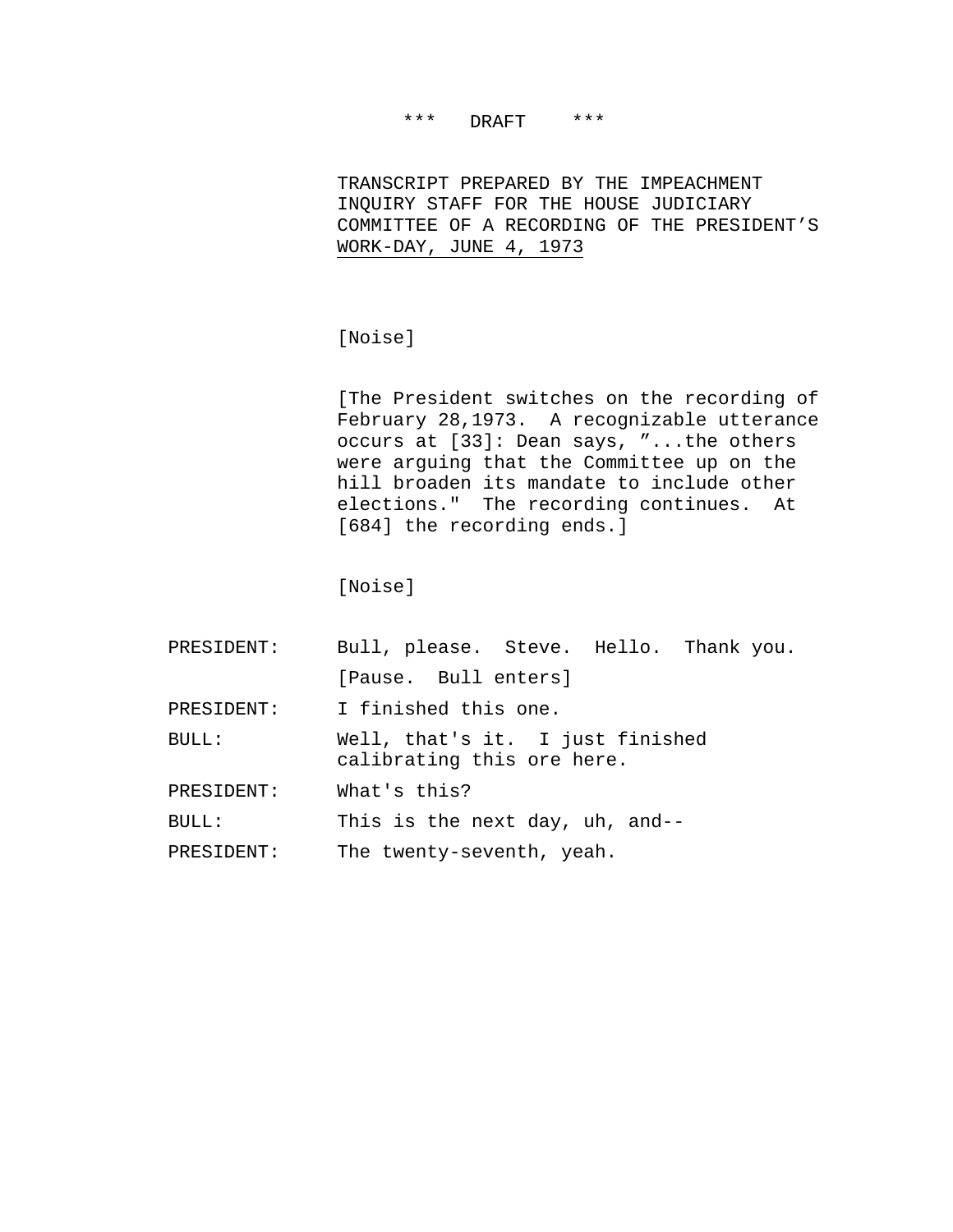\*\*\* DRAFT \*\*\*

TRANSCRIPT PREPARED BY THE IMPEACHMENT INQUIRY STAFF FOR THE HOUSE JUDICIARY COMMITTEE OF A RECORDING OF THE PRESIDENT'S WORK-DAY, JUNE 4, 1973

[Noise]

[The President switches on the recording of February 28,1973. A recognizable utterance occurs at [33]: Dean says, "...the others were arguing that the Committee up on the hill broaden its mandate to include other elections." The recording continues. At [684] the recording ends.]

[Noise]

PRESIDENT: Bull, please. Steve. Hello. Thank you.

[Pause. Bull enters]

PRESIDENT: I finished this one.

BULL: Well, that's it. I just finished calibrating this ore here.

PRESIDENT: What's this?

BULL: This is the next day, uh, and--

PRESIDENT: The twenty-seventh, yeah.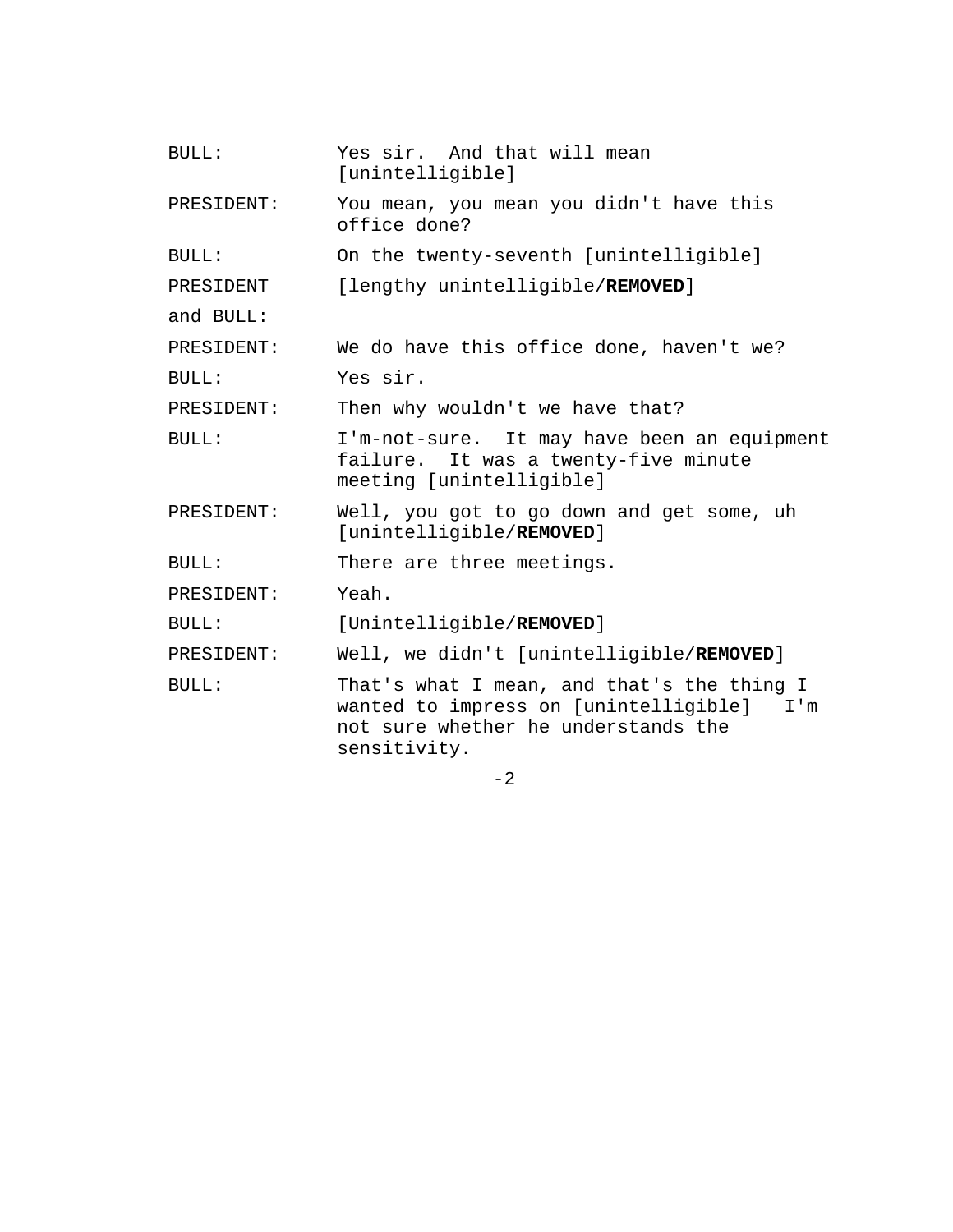BULL: Yes sir. And that will mean [unintelligible]

PRESIDENT: You mean, you mean you didn't have this office done?

BULL: On the twenty-seventh [unintelligible]

PRESIDENT and BULL: [lengthy unintelligible/**REMOVED**]

PRESIDENT: We do have this office done, haven't we?

BULL: Yes sir.

PRESIDENT: Then why wouldn't we have that?

BULL: I'm-not-sure. It may have been an equipment failure. It was a twenty-five minute meeting [unintelligible]

PRESIDENT: Well, you got to go down and get some, uh [unintelligible/**REMOVED**]

BULL: There are three meetings.

PRESIDENT: Yeah.

BULL: [Unintelligible/**REMOVED**]

PRESIDENT: Well, we didn't [unintelligible/**REMOVED**]

BULL: That's what I mean, and that's the thing I wanted to impress on [unintelligible] I'm not sure whether he understands the sensitivity.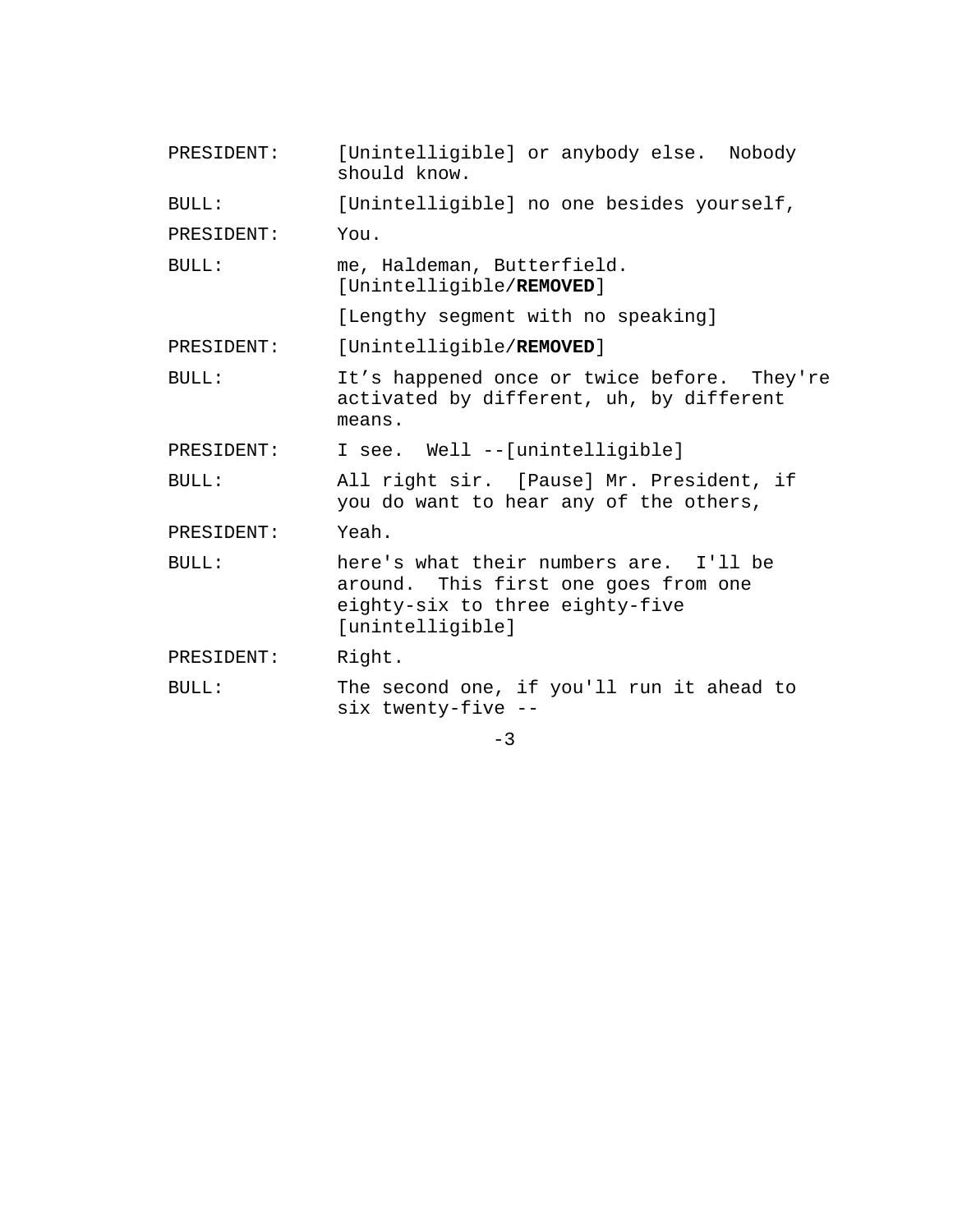PRESIDENT: [Unintelligible] or anybody else. Nobody should know.

BULL: [Unintelligible] no one besides yourself,

PRESIDENT: You.

BULL: me, Haldeman, Butterfield. [Unintelligible/**REMOVED**]

[Lengthy segment with no speaking]

PRESIDENT: [Unintelligible/**REMOVED**]

BULL: It's happened once or twice before. They're activated by different, uh, by different means.

PRESIDENT: I see. Well --[unintelligible]

BULL: All right sir. [Pause] Mr. President, if you do want to hear any of the others,

PRESIDENT: Yeah.

BULL: here's what their numbers are. I'll be around. This first one goes from one eighty-six to three eighty-five [unintelligible]

PRESIDENT: Right.

BULL: The second one, if you'll run it ahead to six twenty-five --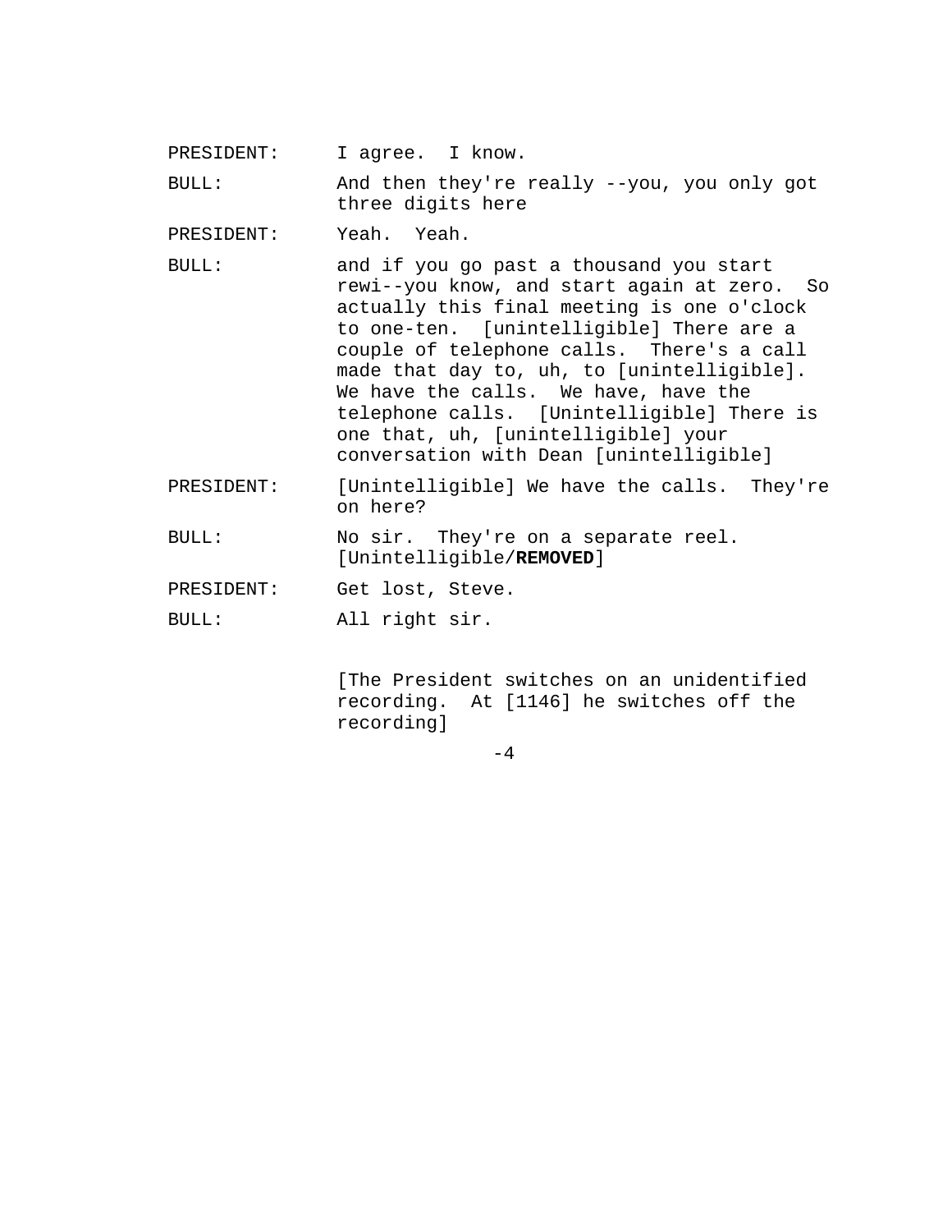PRESIDENT: I agree. I know.

BULL: And then they're really --you, you only got three digits here

PRESIDENT: Yeah. Yeah.

BULL: and if you go past a thousand you start rewi--you know, and start again at zero. So actually this final meeting is one o'clock to one-ten. [unintelligible] There are a couple of telephone calls. There's a call made that day to, uh, to [unintelligible]. We have the calls. We have, have the telephone calls. [Unintelligible] There is one that, uh, [unintelligible] your conversation with Dean [unintelligible]

PRESIDENT: [Unintelligible] We have the calls. They're on here?

BULL: No sir. They're on a separate reel. [Unintelligible/**REMOVED**]

PRESIDENT: Get lost, Steve.

BULL: All right sir.

[The President switches on an unidentified recording. At [1146] he switches off the recording]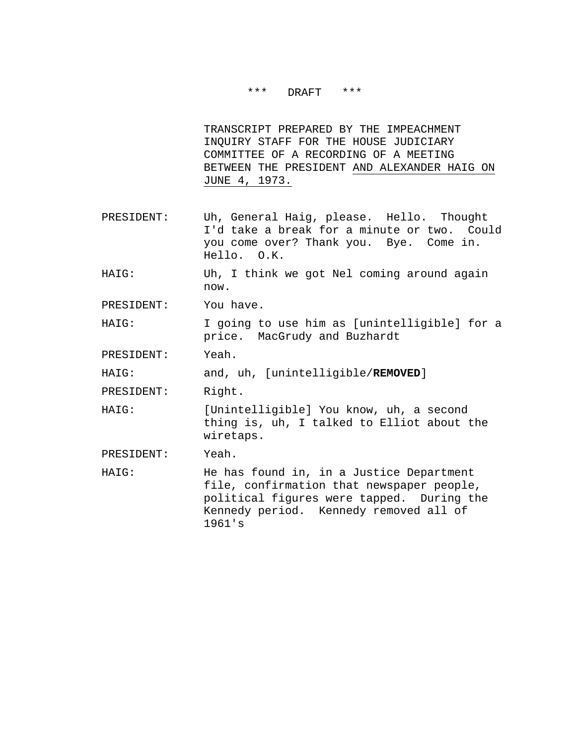\*\*\* DRAFT \*\*\*

TRANSCRIPT PREPARED BY THE IMPEACHMENT INQUIRY STAFF FOR THE HOUSE JUDICIARY COMMITTEE OF A RECORDING OF A MEETING BETWEEN THE PRESIDENT AND ALEXANDER HAIG ON JUNE 4, 1973.

| | |
|---|---|
| PRESIDENT: | Uh, General Haig, please. Hello. Thought I'd take a break for a minute or two. Could you come over? Thank you. Bye. Come in. Hello. O.K. |
| HAIG: | Uh, I think we got Nel coming around again now. |
| PRESIDENT: | You have. |
| HAIG: | I going to use him as [unintelligible] for a price. MacGrudy and Buzhardt |
| PRESIDENT: | Yeah. |
| HAIG: | and, uh, [unintelligible/**REMOVED**] |
| PRESIDENT: | Right. |
| HAIG: | [Unintelligible] You know, uh, a second thing is, uh, I talked to Elliot about the wiretaps. |
| PRESIDENT: | Yeah. |
| HAIG: | He has found in, in a Justice Department file, confirmation that newspaper people, political figures were tapped. During the Kennedy period. Kennedy removed all of 1961's |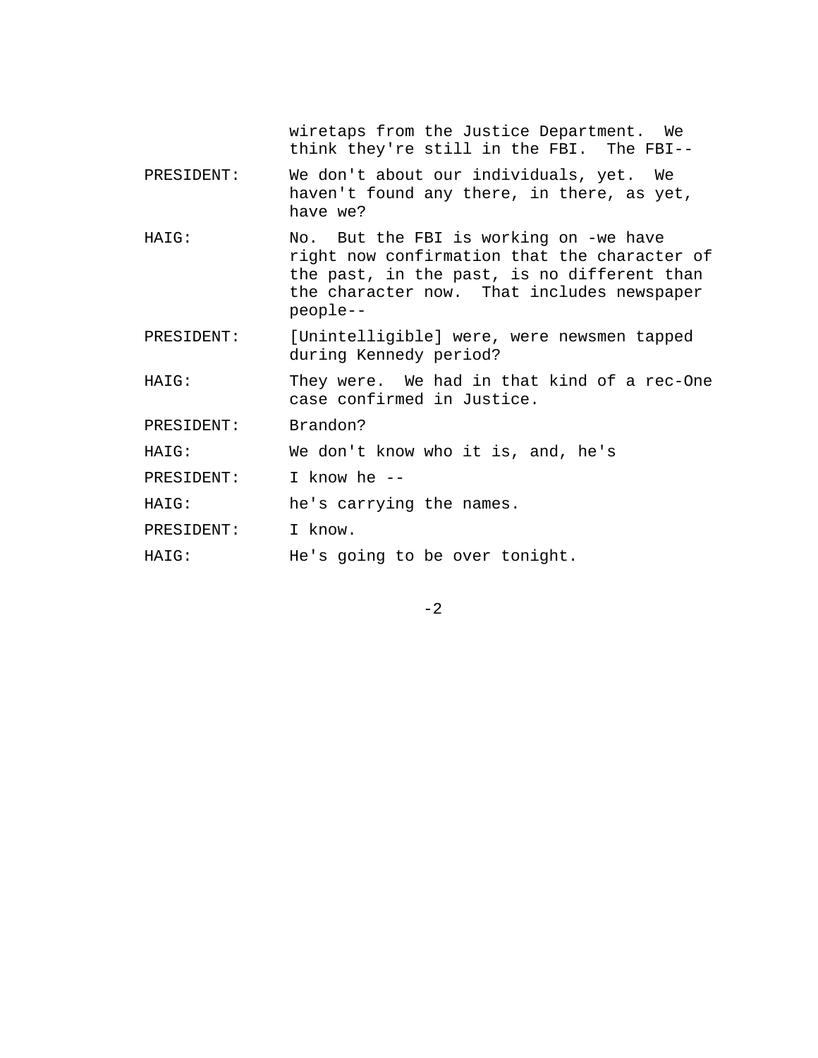wiretaps from the Justice Department. We think they're still in the FBI. The FBI--

PRESIDENT: We don't about our individuals, yet. We haven't found any there, in there, as yet, have we?

HAIG: No. But the FBI is working on -we have right now confirmation that the character of the past, in the past, is no different than the character now. That includes newspaper people--

PRESIDENT: [Unintelligible] were, were newsmen tapped during Kennedy period?

HAIG: They were. We had in that kind of a rec-One case confirmed in Justice.

PRESIDENT: Brandon?

HAIG: We don't know who it is, and, he's

PRESIDENT: I know he --

HAIG: he's carrying the names.

PRESIDENT: I know.

HAIG: He's going to be over tonight.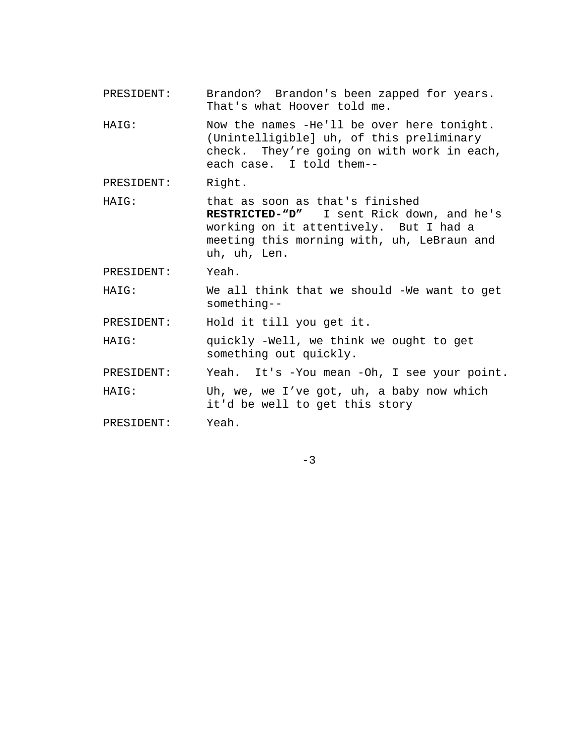PRESIDENT: Brandon? Brandon's been zapped for years. That's what Hoover told me.

HAIG: Now the names -He'll be over here tonight. (Unintelligible] uh, of this preliminary check. They're going on with work in each, each case. I told them--

PRESIDENT: Right.

HAIG: that as soon as that's finished **RESTRICTED-"D"** I sent Rick down, and he's working on it attentively. But I had a meeting this morning with, uh, LeBraun and uh, uh, Len.

PRESIDENT: Yeah.

HAIG: We all think that we should -We want to get something--

PRESIDENT: Hold it till you get it.

HAIG: quickly -Well, we think we ought to get something out quickly.

PRESIDENT: Yeah. It's -You mean -Oh, I see your point.

HAIG: Uh, we, we I've got, uh, a baby now which it'd be well to get this story

PRESIDENT: Yeah.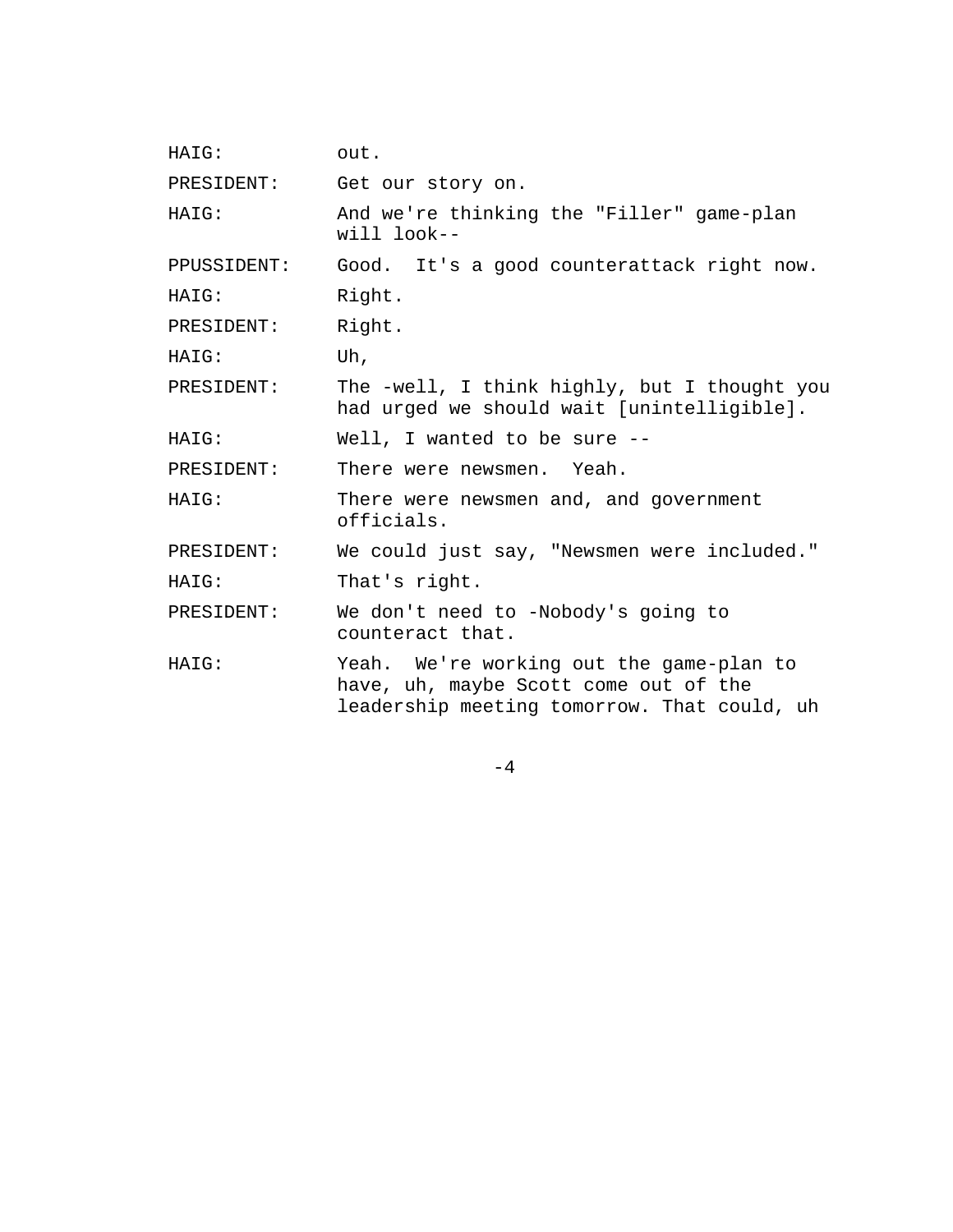HAIG: out.

PRESIDENT: Get our story on.

HAIG: And we're thinking the "Filler" game-plan will look--

PPUSSIDENT: Good. It's a good counterattack right now.

HAIG: Right.

PRESIDENT: Right.

HAIG: Uh,

PRESIDENT: The -well, I think highly, but I thought you had urged we should wait [unintelligible].

HAIG: Well, I wanted to be sure --

PRESIDENT: There were newsmen. Yeah.

HAIG: There were newsmen and, and government officials.

PRESIDENT: We could just say, "Newsmen were included."

HAIG: That's right.

PRESIDENT: We don't need to -Nobody's going to counteract that.

HAIG: Yeah. We're working out the game-plan to have, uh, maybe Scott come out of the leadership meeting tomorrow. That could, uh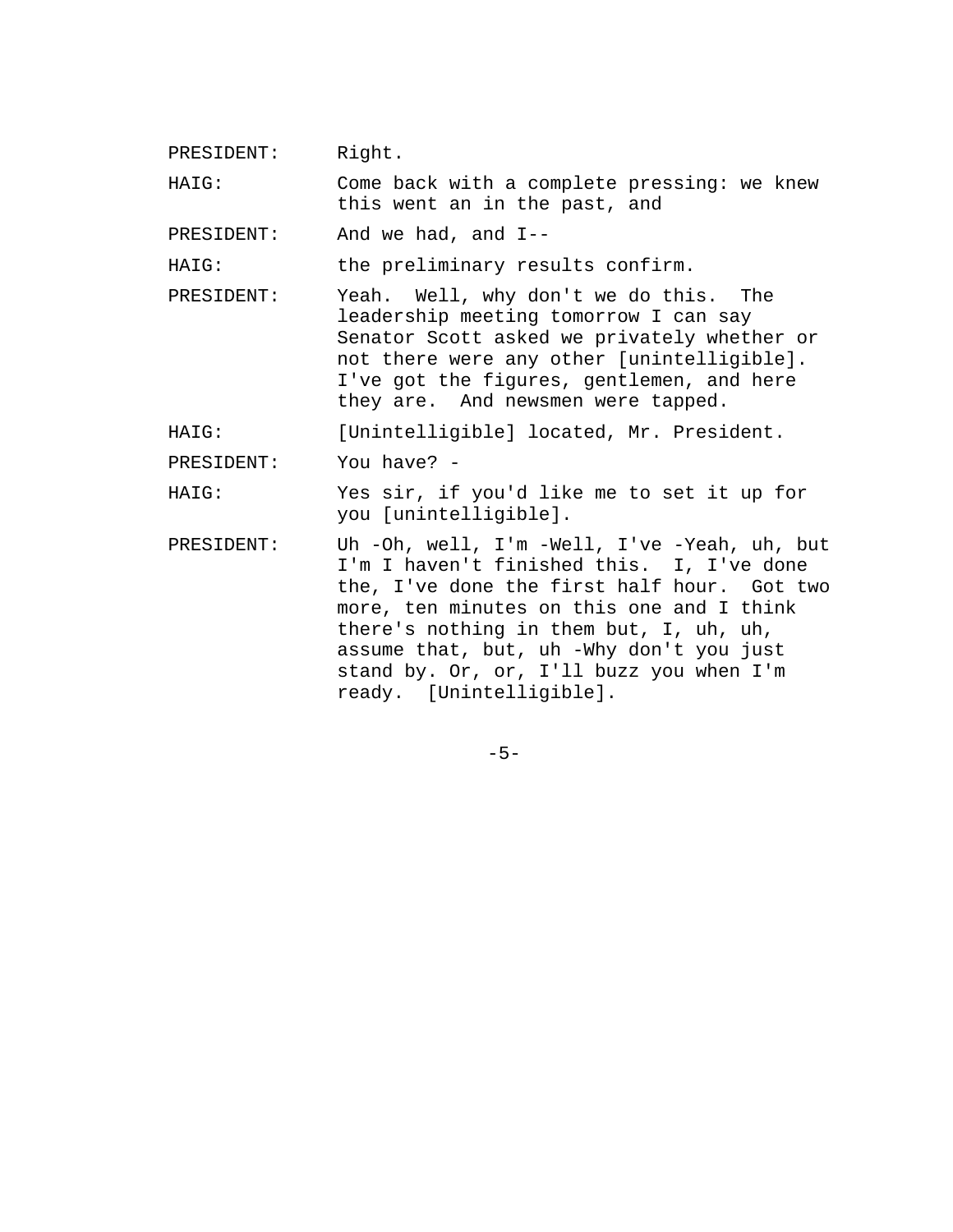PRESIDENT: Right.

HAIG: Come back with a complete pressing: we knew this went an in the past, and

PRESIDENT: And we had, and I--

HAIG: the preliminary results confirm.

PRESIDENT: Yeah. Well, why don't we do this. The leadership meeting tomorrow I can say Senator Scott asked we privately whether or not there were any other [unintelligible]. I've got the figures, gentlemen, and here they are. And newsmen were tapped.

HAIG: [Unintelligible] located, Mr. President.

PRESIDENT: You have? -

HAIG: Yes sir, if you'd like me to set it up for you [unintelligible].

PRESIDENT: Uh -Oh, well, I'm -Well, I've -Yeah, uh, but I'm I haven't finished this. I, I've done the, I've done the first half hour. Got two more, ten minutes on this one and I think there's nothing in them but, I, uh, uh, assume that, but, uh -Why don't you just stand by. Or, or, I'll buzz you when I'm ready. [Unintelligible].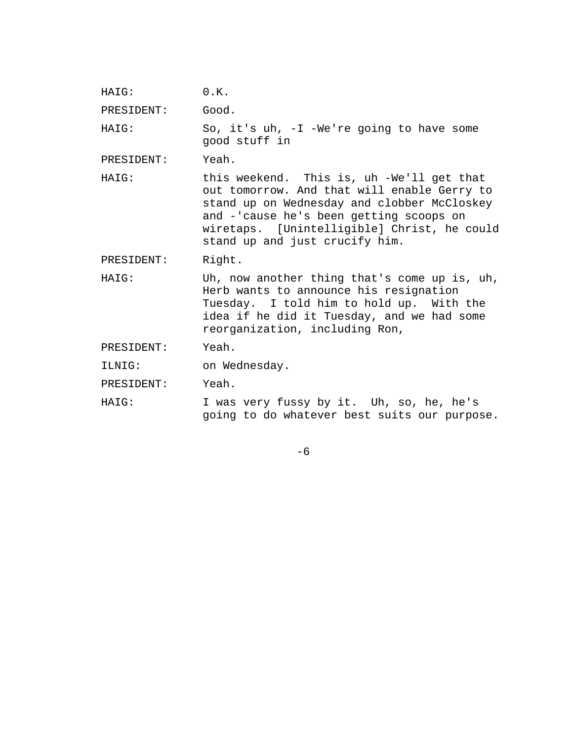HAIG: 0.K.

PRESIDENT: Good.

HAIG: So, it's uh, -I -We're going to have some good stuff in

PRESIDENT: Yeah.

HAIG: this weekend. This is, uh -We'll get that out tomorrow. And that will enable Gerry to stand up on Wednesday and clobber McCloskey and -'cause he's been getting scoops on wiretaps. [Unintelligible] Christ, he could stand up and just crucify him.

PRESIDENT: Right.

HAIG: Uh, now another thing that's come up is, uh, Herb wants to announce his resignation Tuesday. I told him to hold up. With the idea if he did it Tuesday, and we had some reorganization, including Ron,

PRESIDENT: Yeah.

ILNIG: on Wednesday.

PRESIDENT: Yeah.

HAIG: I was very fussy by it. Uh, so, he, he's going to do whatever best suits our purpose.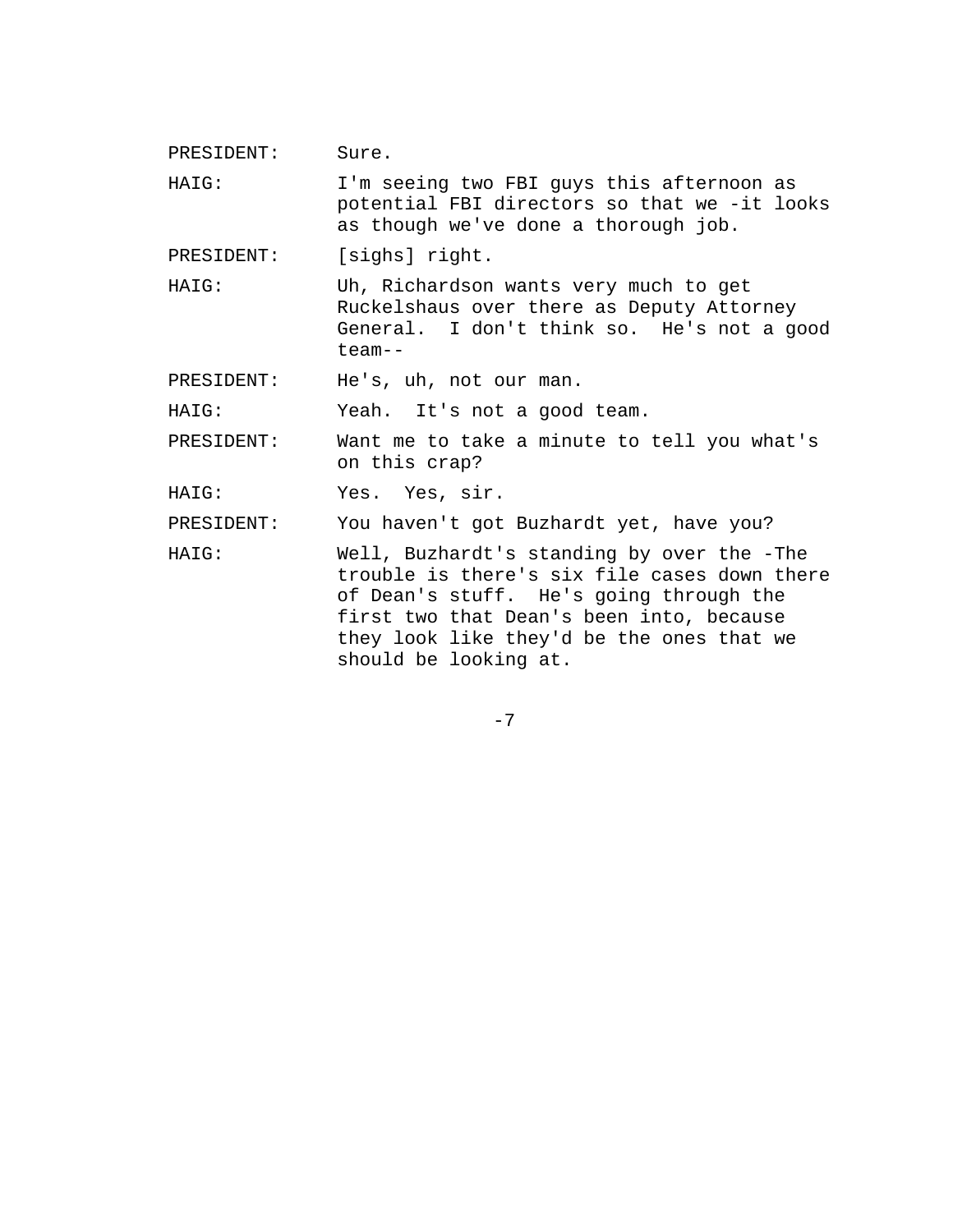PRESIDENT: Sure.

HAIG: I'm seeing two FBI guys this afternoon as potential FBI directors so that we -it looks as though we've done a thorough job.

PRESIDENT: [sighs] right.

HAIG: Uh, Richardson wants very much to get Ruckelshaus over there as Deputy Attorney General. I don't think so. He's not a good team--

PRESIDENT: He's, uh, not our man.

HAIG: Yeah. It's not a good team.

PRESIDENT: Want me to take a minute to tell you what's on this crap?

HAIG: Yes. Yes, sir.

PRESIDENT: You haven't got Buzhardt yet, have you?

HAIG: Well, Buzhardt's standing by over the -The trouble is there's six file cases down there of Dean's stuff. He's going through the first two that Dean's been into, because they look like they'd be the ones that we should be looking at.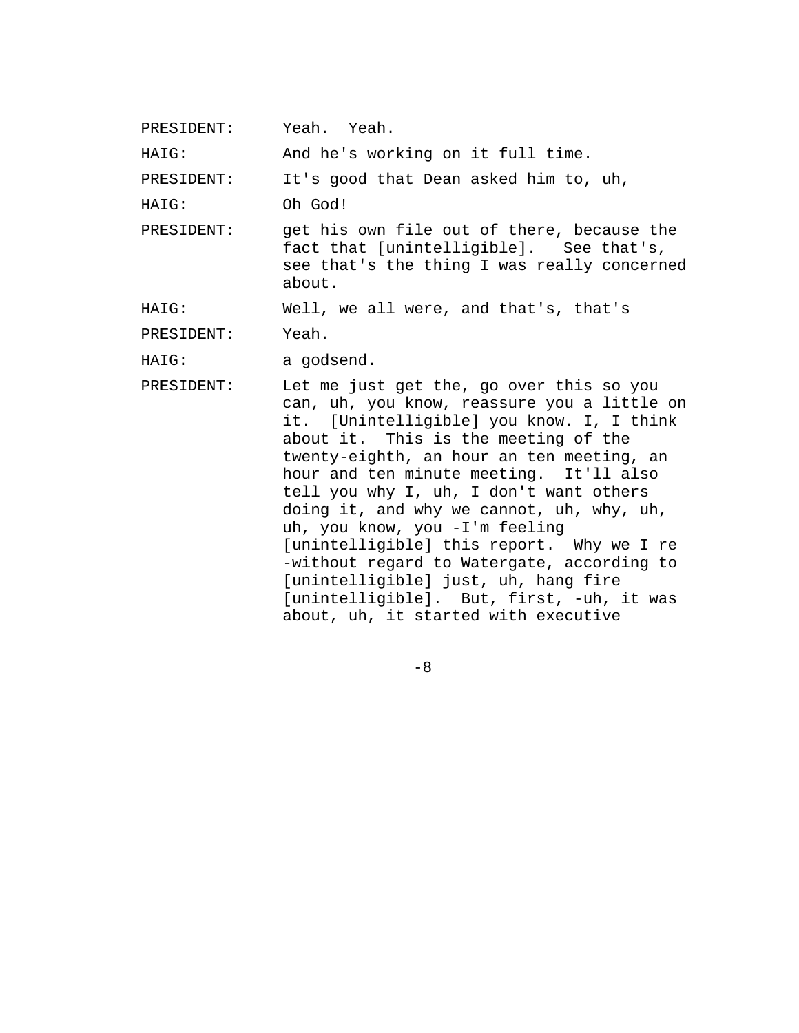PRESIDENT: Yeah. Yeah.

HAIG: And he's working on it full time.

PRESIDENT: It's good that Dean asked him to, uh,

HAIG: Oh God!

PRESIDENT: get his own file out of there, because the fact that [unintelligible]. See that's, see that's the thing I was really concerned about.

HAIG: Well, we all were, and that's, that's

PRESIDENT: Yeah.

HAIG: a godsend.

PRESIDENT: Let me just get the, go over this so you can, uh, you know, reassure you a little on it. [Unintelligible] you know. I, I think about it. This is the meeting of the twenty-eighth, an hour an ten meeting, an hour and ten minute meeting. It'll also tell you why I, uh, I don't want others doing it, and why we cannot, uh, why, uh, uh, you know, you -I'm feeling [unintelligible] this report. Why we I re -without regard to Watergate, according to [unintelligible] just, uh, hang fire [unintelligible]. But, first, -uh, it was about, uh, it started with executive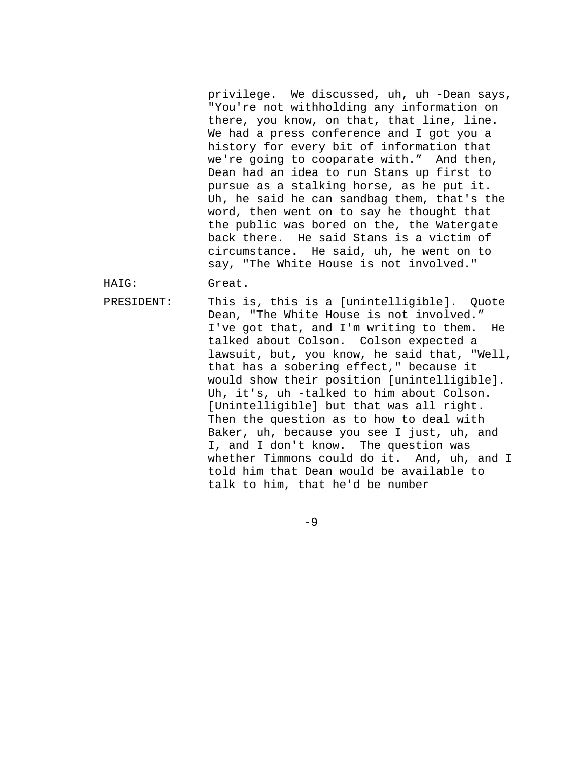privilege. We discussed, uh, uh -Dean says, "You're not withholding any information on there, you know, on that, that line, line. We had a press conference and I got you a history for every bit of information that we're going to cooparate with." And then, Dean had an idea to run Stans up first to pursue as a stalking horse, as he put it. Uh, he said he can sandbag them, that's the word, then went on to say he thought that the public was bored on the, the Watergate back there. He said Stans is a victim of circumstance. He said, uh, he went on to say, "The White House is not involved."

HAIG: Great.

PRESIDENT: This is, this is a [unintelligible]. Quote Dean, "The White House is not involved." I've got that, and I'm writing to them. He talked about Colson. Colson expected a lawsuit, but, you know, he said that, "Well, that has a sobering effect," because it would show their position [unintelligible]. Uh, it's, uh -talked to him about Colson. [Unintelligible] but that was all right. Then the question as to how to deal with Baker, uh, because you see I just, uh, and I, and I don't know. The question was whether Timmons could do it. And, uh, and I told him that Dean would be available to talk to him, that he'd be number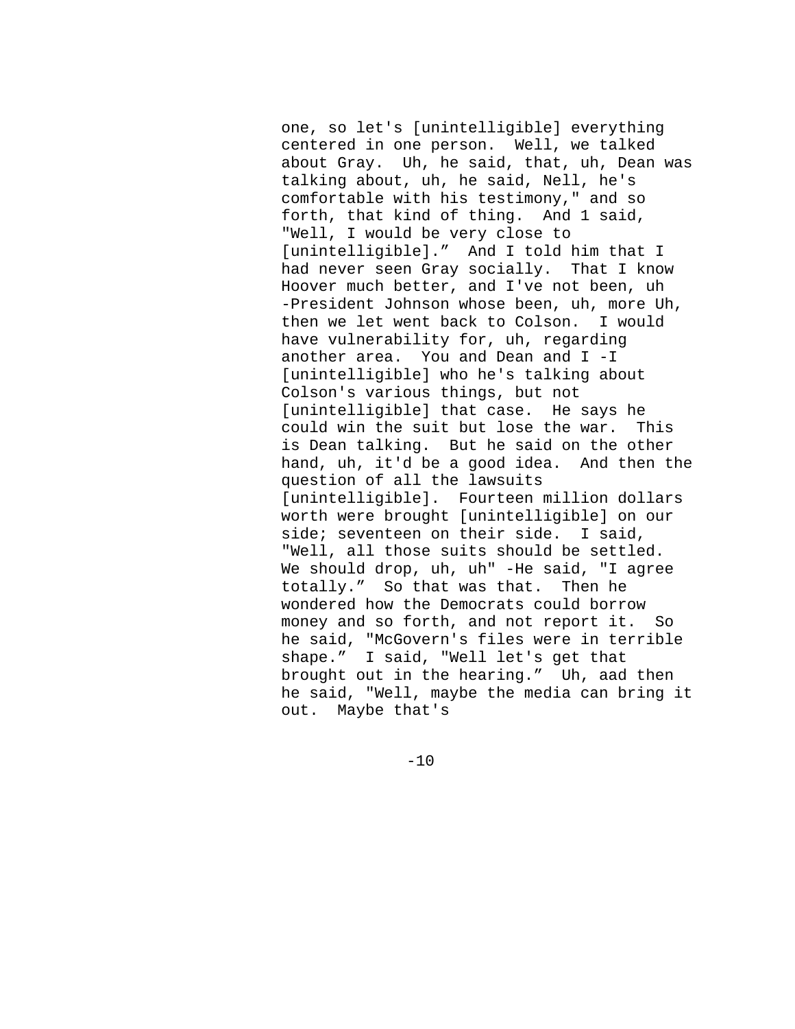one, so let's [unintelligible] everything centered in one person. Well, we talked about Gray. Uh, he said, that, uh, Dean was talking about, uh, he said, Nell, he's comfortable with his testimony," and so forth, that kind of thing. And 1 said, "Well, I would be very close to [unintelligible]." And I told him that I had never seen Gray socially. That I know Hoover much better, and I've not been, uh -President Johnson whose been, uh, more Uh, then we let went back to Colson. I would have vulnerability for, uh, regarding another area. You and Dean and I -I [unintelligible] who he's talking about Colson's various things, but not [unintelligible] that case. He says he could win the suit but lose the war. This is Dean talking. But he said on the other hand, uh, it'd be a good idea. And then the question of all the lawsuits [unintelligible]. Fourteen million dollars worth were brought [unintelligible] on our side; seventeen on their side. I said, "Well, all those suits should be settled. We should drop, uh, uh" -He said, "I agree totally." So that was that. Then he wondered how the Democrats could borrow money and so forth, and not report it. So he said, "McGovern's files were in terrible shape." I said, "Well let's get that brought out in the hearing." Uh, aad then he said, "Well, maybe the media can bring it out. Maybe that's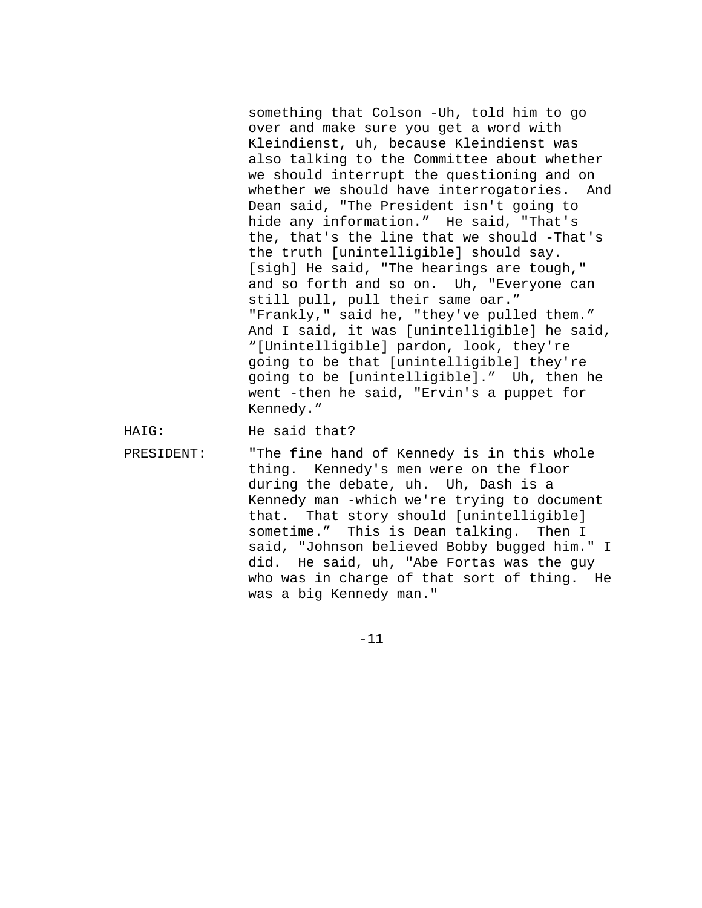something that Colson -Uh, told him to go over and make sure you get a word with Kleindienst, uh, because Kleindienst was also talking to the Committee about whether we should interrupt the questioning and on whether we should have interrogatories. And Dean said, "The President isn't going to hide any information." He said, "That's the, that's the line that we should -That's the truth [unintelligible] should say. [sigh] He said, "The hearings are tough," and so forth and so on. Uh, "Everyone can still pull, pull their same oar." "Frankly," said he, "they've pulled them." And I said, it was [unintelligible] he said, "[Unintelligible] pardon, look, they're going to be that [unintelligible] they're going to be [unintelligible]." Uh, then he went -then he said, "Ervin's a puppet for Kennedy."

HAIG: He said that?

PRESIDENT: "The fine hand of Kennedy is in this whole thing. Kennedy's men were on the floor during the debate, uh. Uh, Dash is a Kennedy man -which we're trying to document that. That story should [unintelligible] sometime." This is Dean talking. Then I said, "Johnson believed Bobby bugged him." I did. He said, uh, "Abe Fortas was the guy who was in charge of that sort of thing. He was a big Kennedy man."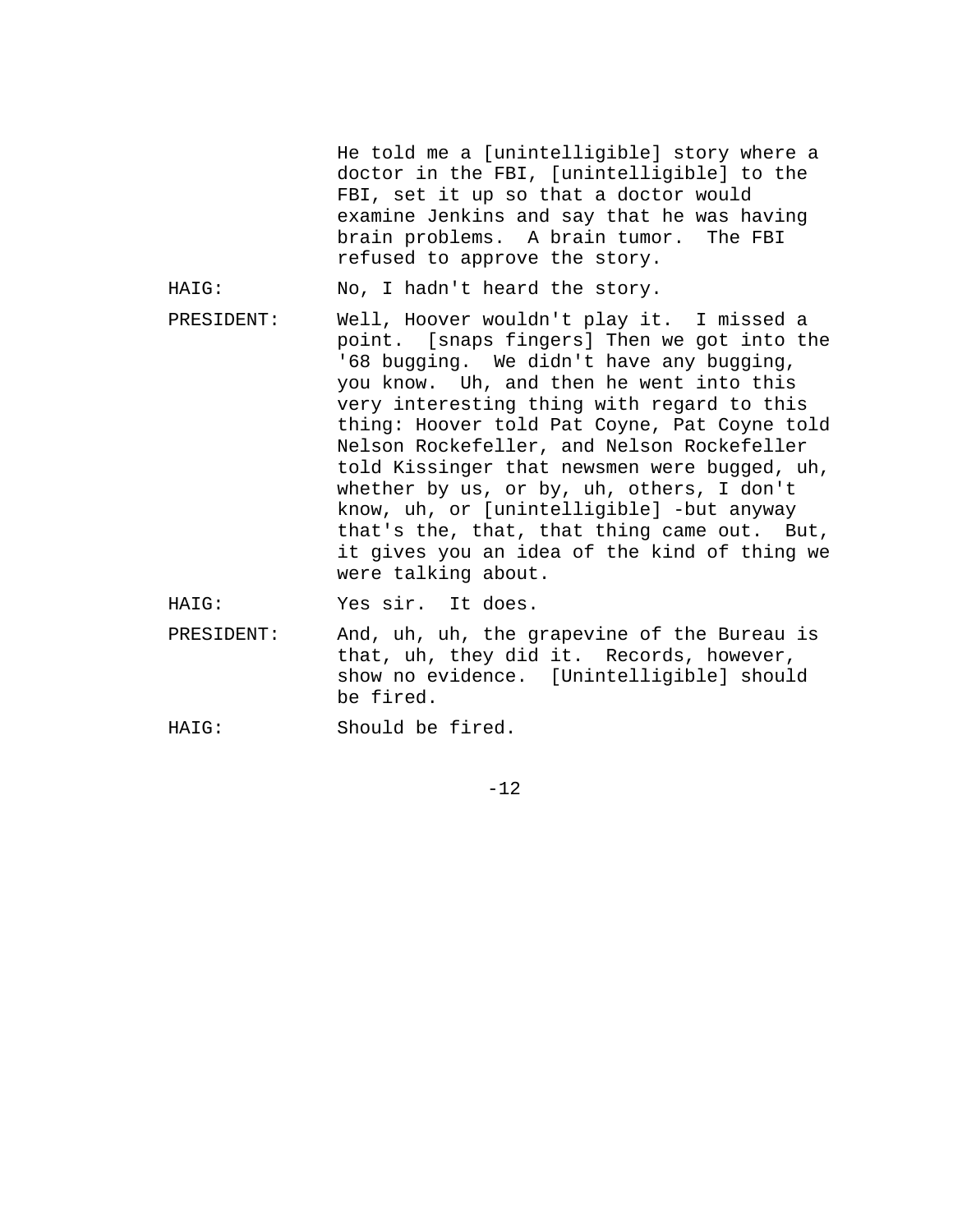He told me a [unintelligible] story where a doctor in the FBI, [unintelligible] to the FBI, set it up so that a doctor would examine Jenkins and say that he was having brain problems. A brain tumor. The FBI refused to approve the story.

HAIG: No, I hadn't heard the story.

PRESIDENT: Well, Hoover wouldn't play it. I missed a point. [snaps fingers] Then we got into the '68 bugging. We didn't have any bugging, you know. Uh, and then he went into this very interesting thing with regard to this thing: Hoover told Pat Coyne, Pat Coyne told Nelson Rockefeller, and Nelson Rockefeller told Kissinger that newsmen were bugged, uh, whether by us, or by, uh, others, I don't know, uh, or [unintelligible] -but anyway that's the, that, that thing came out. But, it gives you an idea of the kind of thing we were talking about.

HAIG: Yes sir. It does.

PRESIDENT: And, uh, uh, the grapevine of the Bureau is that, uh, they did it. Records, however, show no evidence. [Unintelligible] should be fired.

HAIG: Should be fired.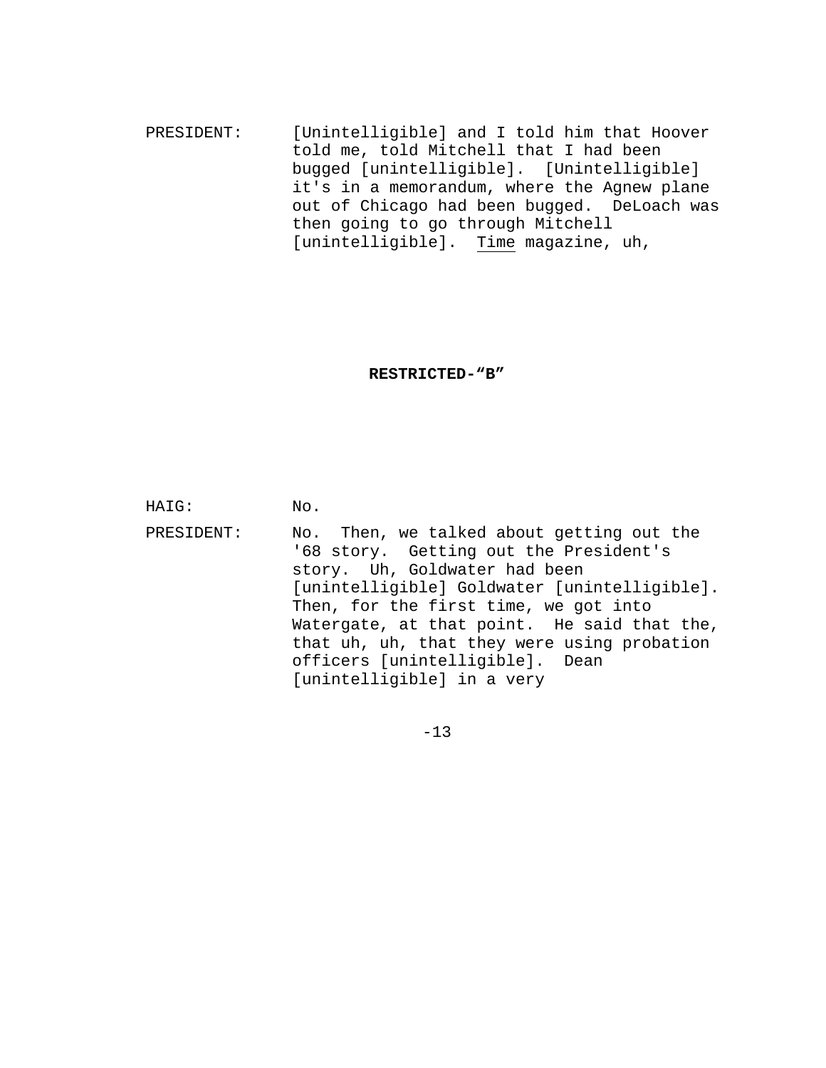PRESIDENT: [Unintelligible] and I told him that Hoover told me, told Mitchell that I had been bugged [unintelligible]. [Unintelligible] it's in a memorandum, where the Agnew plane out of Chicago had been bugged. DeLoach was then going to go through Mitchell [unintelligible]. <u>Time</u> magazine, uh,

**RESTRICTED-"B"**

HAIG: No.

PRESIDENT: No. Then, we talked about getting out the '68 story. Getting out the President's story. Uh, Goldwater had been [unintelligible] Goldwater [unintelligible]. Then, for the first time, we got into Watergate, at that point. He said that the, that uh, uh, that they were using probation officers [unintelligible]. Dean [unintelligible] in a very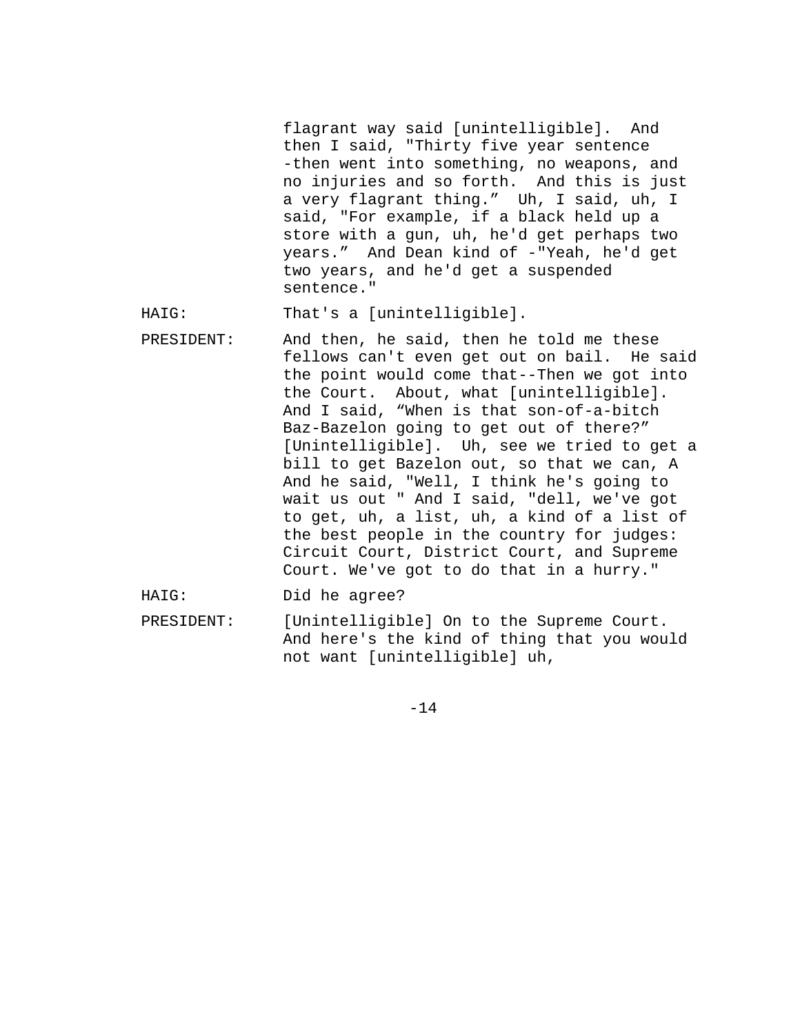flagrant way said [unintelligible]. And then I said, "Thirty five year sentence -then went into something, no weapons, and no injuries and so forth. And this is just a very flagrant thing." Uh, I said, uh, I said, "For example, if a black held up a store with a gun, uh, he'd get perhaps two years." And Dean kind of -"Yeah, he'd get two years, and he'd get a suspended sentence."

HAIG: That's a [unintelligible].

PRESIDENT: And then, he said, then he told me these fellows can't even get out on bail. He said the point would come that--Then we got into the Court. About, what [unintelligible]. And I said, "When is that son-of-a-bitch Baz-Bazelon going to get out of there?" [Unintelligible]. Uh, see we tried to get a bill to get Bazelon out, so that we can, A And he said, "Well, I think he's going to wait us out " And I said, "dell, we've got to get, uh, a list, uh, a kind of a list of the best people in the country for judges: Circuit Court, District Court, and Supreme Court. We've got to do that in a hurry."

HAIG: Did he agree?

PRESIDENT: [Unintelligible] On to the Supreme Court. And here's the kind of thing that you would not want [unintelligible] uh,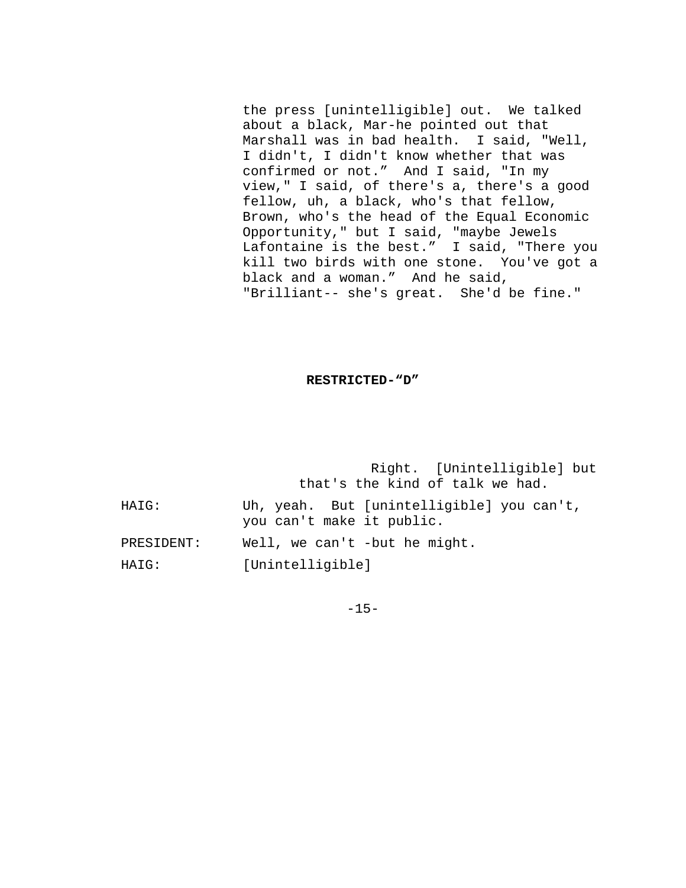the press [unintelligible] out. We talked about a black, Mar-he pointed out that Marshall was in bad health. I said, "Well, I didn't, I didn't know whether that was confirmed or not." And I said, "In my view," I said, of there's a, there's a good fellow, uh, a black, who's that fellow, Brown, who's the head of the Equal Economic Opportunity," but I said, "maybe Jewels Lafontaine is the best." I said, "There you kill two birds with one stone. You've got a black and a woman." And he said, "Brilliant-- she's great. She'd be fine."

**RESTRICTED-"D"**

Right. [Unintelligible] but that's the kind of talk we had.

HAIG: Uh, yeah. But [unintelligible] you can't, you can't make it public.

PRESIDENT: Well, we can't -but he might.

HAIG: [Unintelligible]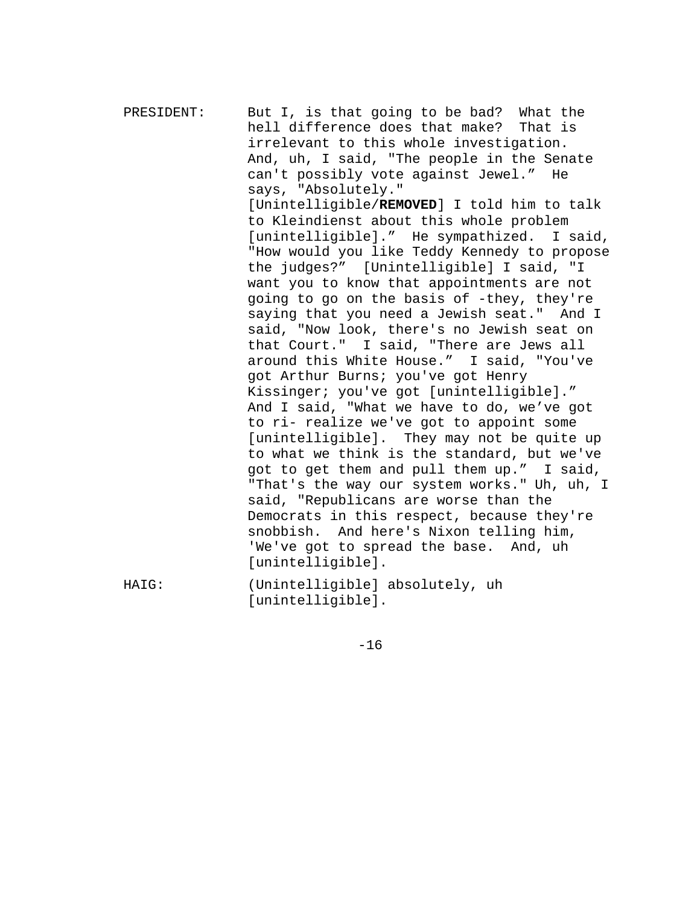PRESIDENT: But I, is that going to be bad? What the hell difference does that make? That is irrelevant to this whole investigation. And, uh, I said, "The people in the Senate can't possibly vote against Jewel." He says, "Absolutely." [Unintelligible/**REMOVED**] I told him to talk to Kleindienst about this whole problem [unintelligible]." He sympathized. I said, "How would you like Teddy Kennedy to propose the judges?" [Unintelligible] I said, "I want you to know that appointments are not going to go on the basis of -they, they're saying that you need a Jewish seat." And I said, "Now look, there's no Jewish seat on that Court." I said, "There are Jews all around this White House." I said, "You've got Arthur Burns; you've got Henry Kissinger; you've got [unintelligible]." And I said, "What we have to do, we've got to ri- realize we've got to appoint some [unintelligible]. They may not be quite up to what we think is the standard, but we've got to get them and pull them up." I said, "That's the way our system works." Uh, uh, I said, "Republicans are worse than the Democrats in this respect, because they're snobbish. And here's Nixon telling him, 'We've got to spread the base. And, uh [unintelligible].

HAIG: (Unintelligible] absolutely, uh [unintelligible].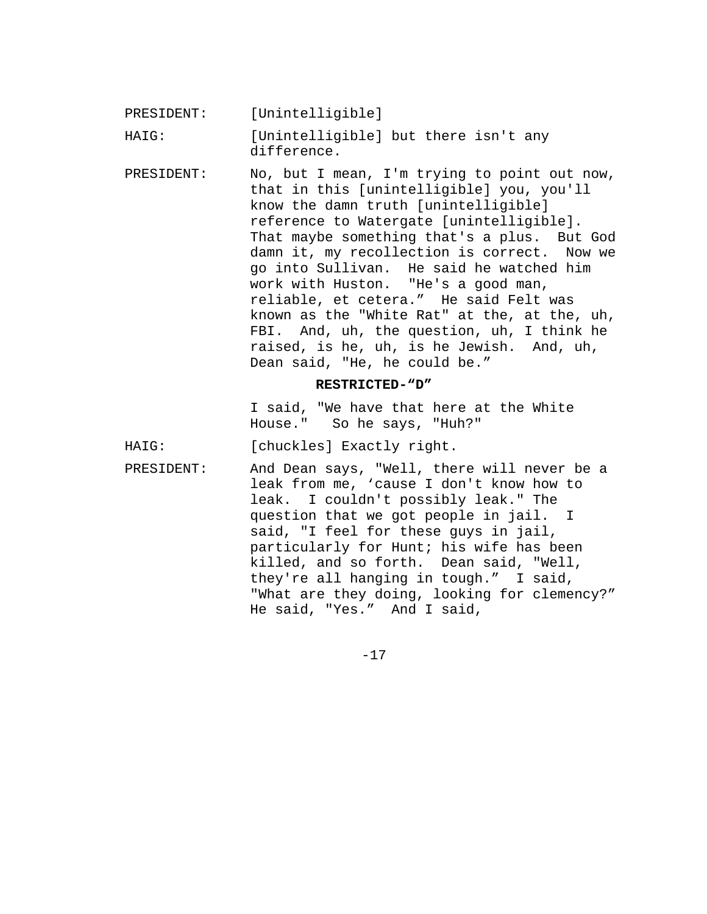PRESIDENT: [Unintelligible]

HAIG: [Unintelligible] but there isn't any difference.

PRESIDENT: No, but I mean, I'm trying to point out now, that in this [unintelligible] you, you'll know the damn truth [unintelligible] reference to Watergate [unintelligible]. That maybe something that's a plus. But God damn it, my recollection is correct. Now we go into Sullivan. He said he watched him work with Huston. "He's a good man, reliable, et cetera." He said Felt was known as the "White Rat" at the, at the, uh, FBI. And, uh, the question, uh, I think he raised, is he, uh, is he Jewish. And, uh, Dean said, "He, he could be."

**RESTRICTED-"D"**

I said, "We have that here at the White House." So he says, "Huh?"

HAIG: [chuckles] Exactly right.

PRESIDENT: And Dean says, "Well, there will never be a leak from me, 'cause I don't know how to leak. I couldn't possibly leak." The question that we got people in jail. I said, "I feel for these guys in jail, particularly for Hunt; his wife has been killed, and so forth. Dean said, "Well, they're all hanging in tough." I said, "What are they doing, looking for clemency?" He said, "Yes." And I said,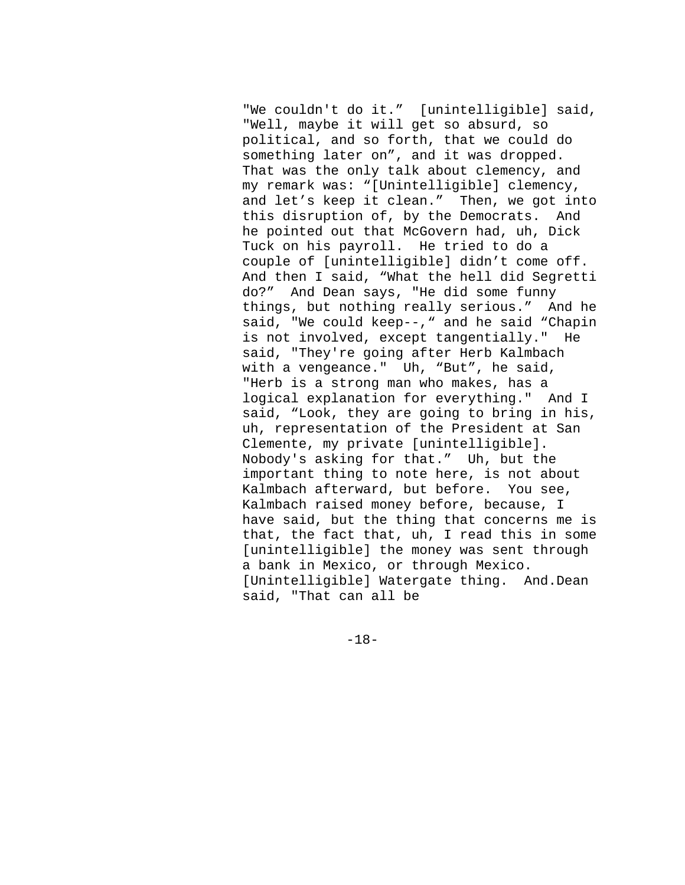"We couldn't do it."  [unintelligible] said, "Well, maybe it will get so absurd, so political, and so forth, that we could do something later on", and it was dropped. That was the only talk about clemency, and my remark was: "[Unintelligible] clemency, and let's keep it clean."  Then, we got into this disruption of, by the Democrats.  And he pointed out that McGovern had, uh, Dick Tuck on his payroll.  He tried to do a couple of [unintelligible] didn't come off. And then I said, "What the hell did Segretti do?"  And Dean says, "He did some funny things, but nothing really serious."  And he said, "We could keep--," and he said "Chapin is not involved, except tangentially."  He said, "They're going after Herb Kalmbach with a vengeance."  Uh, "But", he said, "Herb is a strong man who makes, has a logical explanation for everything."  And I said, "Look, they are going to bring in his, uh, representation of the President at San Clemente, my private [unintelligible]. Nobody's asking for that."  Uh, but the important thing to note here, is not about Kalmbach afterward, but before.  You see, Kalmbach raised money before, because, I have said, but the thing that concerns me is that, the fact that, uh, I read this in some [unintelligible] the money was sent through a bank in Mexico, or through Mexico. [Unintelligible] Watergate thing.  And.Dean said, "That can all be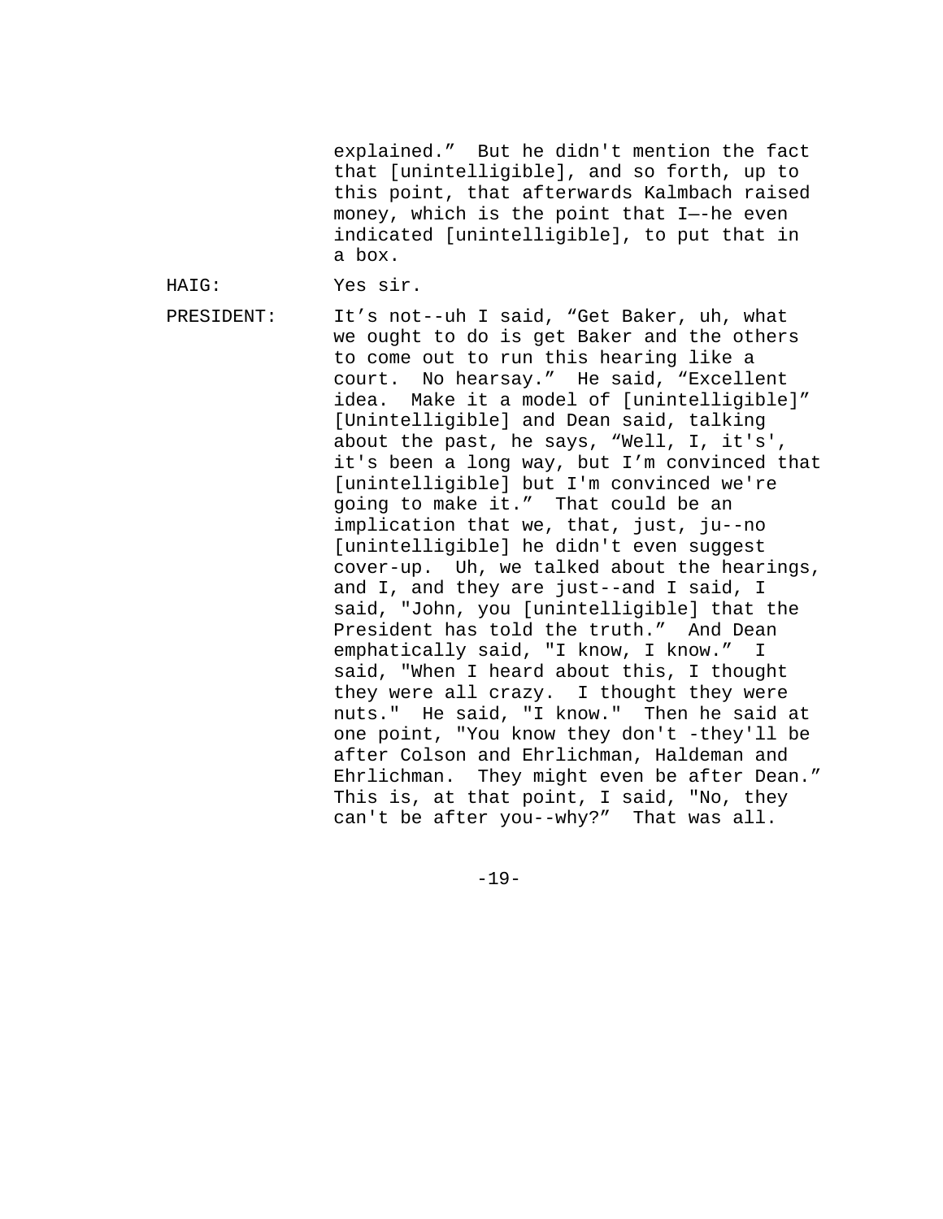explained." But he didn't mention the fact that [unintelligible], and so forth, up to this point, that afterwards Kalmbach raised money, which is the point that I—-he even indicated [unintelligible], to put that in a box.

HAIG: Yes sir.

PRESIDENT: It's not--uh I said, "Get Baker, uh, what we ought to do is get Baker and the others to come out to run this hearing like a court. No hearsay." He said, "Excellent idea. Make it a model of [unintelligible]" [Unintelligible] and Dean said, talking about the past, he says, "Well, I, it's', it's been a long way, but I'm convinced that [unintelligible] but I'm convinced we're going to make it." That could be an implication that we, that, just, ju--no [unintelligible] he didn't even suggest cover-up. Uh, we talked about the hearings, and I, and they are just--and I said, I said, "John, you [unintelligible] that the President has told the truth." And Dean emphatically said, "I know, I know." I said, "When I heard about this, I thought they were all crazy. I thought they were nuts." He said, "I know." Then he said at one point, "You know they don't -they'll be after Colson and Ehrlichman, Haldeman and Ehrlichman. They might even be after Dean." This is, at that point, I said, "No, they can't be after you--why?" That was all.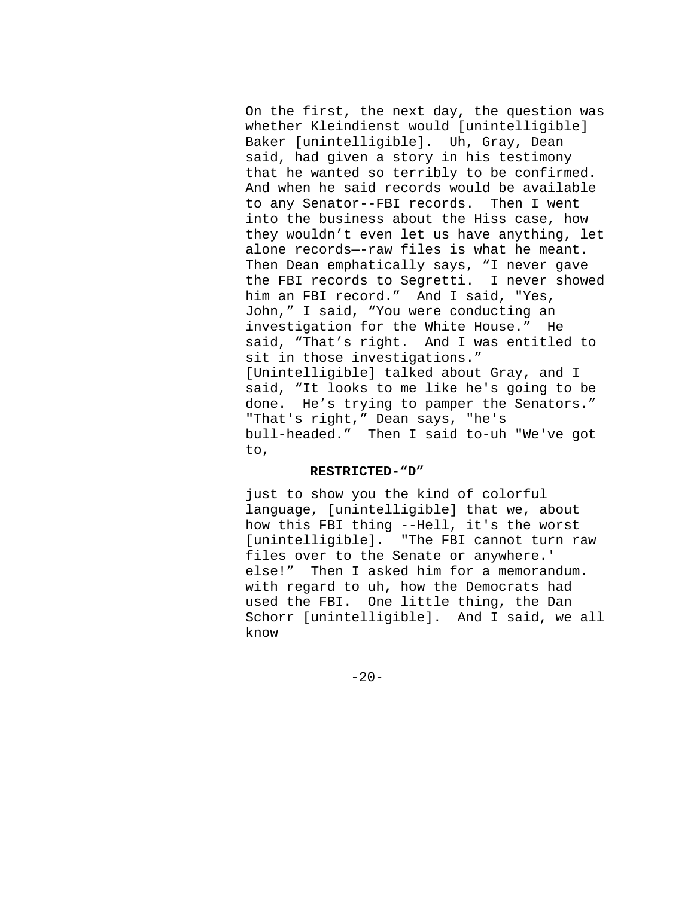On the first, the next day, the question was whether Kleindienst would [unintelligible] Baker [unintelligible]. Uh, Gray, Dean said, had given a story in his testimony that he wanted so terribly to be confirmed. And when he said records would be available to any Senator--FBI records. Then I went into the business about the Hiss case, how they wouldn't even let us have anything, let alone records—-raw files is what he meant. Then Dean emphatically says, "I never gave the FBI records to Segretti. I never showed him an FBI record." And I said, "Yes, John," I said, "You were conducting an investigation for the White House." He said, "That's right. And I was entitled to sit in those investigations." [Unintelligible] talked about Gray, and I said, "It looks to me like he's going to be done. He's trying to pamper the Senators." "That's right," Dean says, "he's bull-headed." Then I said to-uh "We've got to,

**RESTRICTED-"D"**

just to show you the kind of colorful language, [unintelligible] that we, about how this FBI thing --Hell, it's the worst [unintelligible]. "The FBI cannot turn raw files over to the Senate or anywhere.' else!" Then I asked him for a memorandum. with regard to uh, how the Democrats had used the FBI. One little thing, the Dan Schorr [unintelligible]. And I said, we all know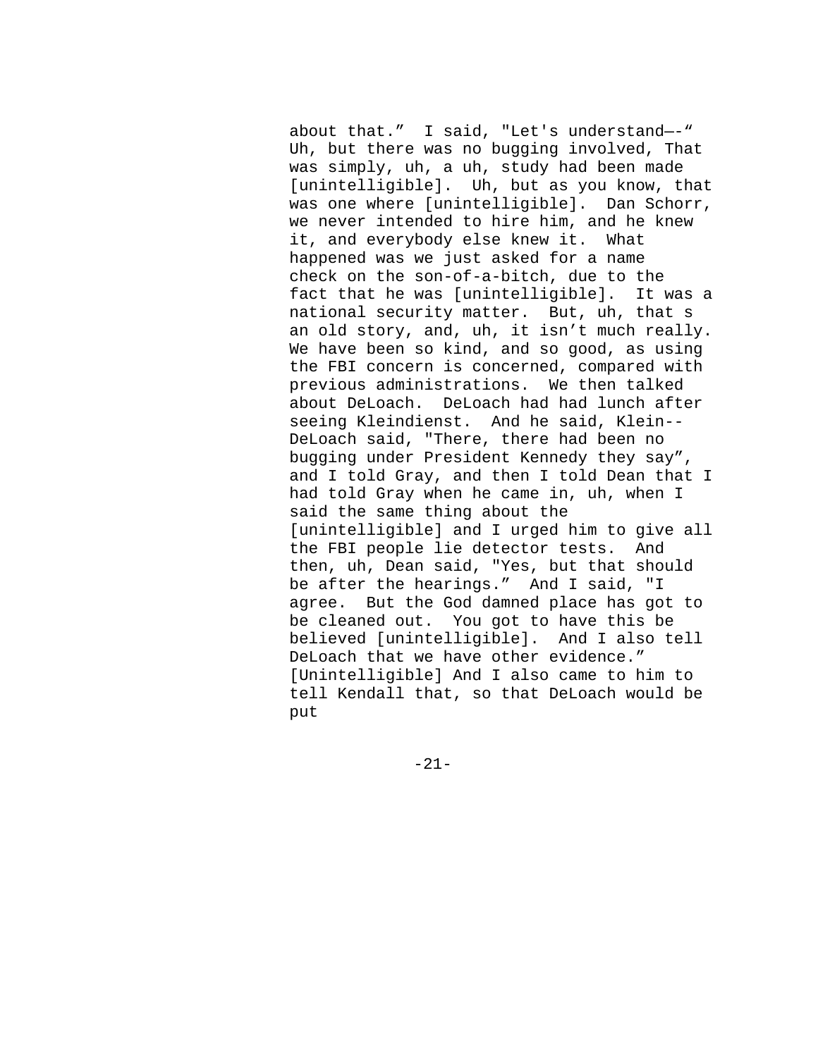about that.” I said, "Let's understand—-“ Uh, but there was no bugging involved, That was simply, uh, a uh, study had been made [unintelligible]. Uh, but as you know, that was one where [unintelligible]. Dan Schorr, we never intended to hire him, and he knew it, and everybody else knew it. What happened was we just asked for a name check on the son-of-a-bitch, due to the fact that he was [unintelligible]. It was a national security matter. But, uh, that s an old story, and, uh, it isn’t much really. We have been so kind, and so good, as using the FBI concern is concerned, compared with previous administrations. We then talked about DeLoach. DeLoach had had lunch after seeing Kleindienst. And he said, Klein--DeLoach said, "There, there had been no bugging under President Kennedy they say”, and I told Gray, and then I told Dean that I had told Gray when he came in, uh, when I said the same thing about the [unintelligible] and I urged him to give all the FBI people lie detector tests. And then, uh, Dean said, "Yes, but that should be after the hearings.” And I said, "I agree. But the God damned place has got to be cleaned out. You got to have this be believed [unintelligible]. And I also tell DeLoach that we have other evidence.” [Unintelligible] And I also came to him to tell Kendall that, so that DeLoach would be put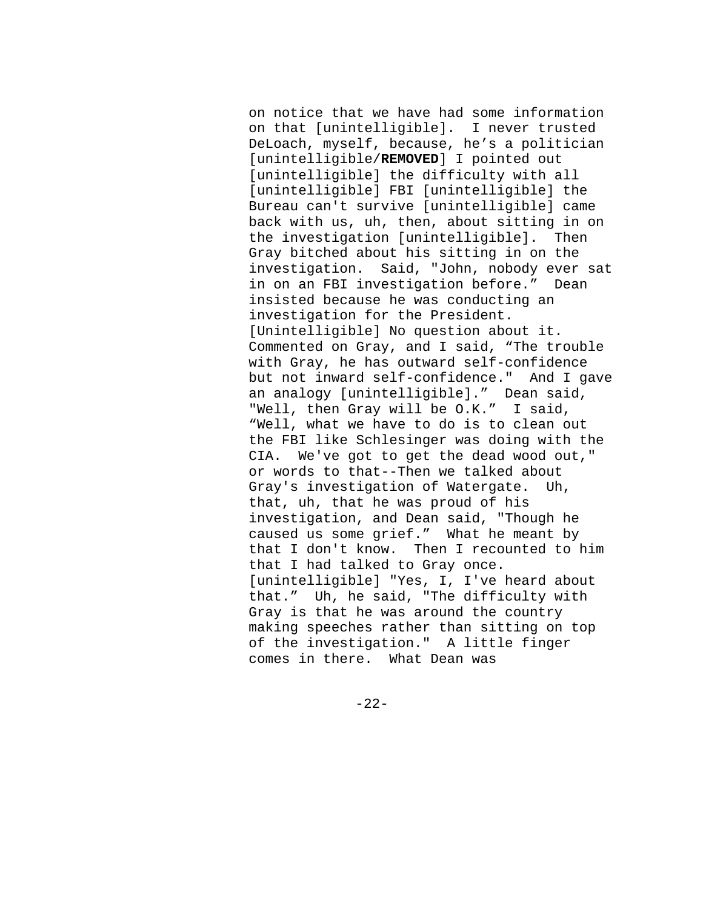on notice that we have had some information on that [unintelligible]. I never trusted DeLoach, myself, because, he's a politician [unintelligible/**REMOVED**] I pointed out [unintelligible] the difficulty with all [unintelligible] FBI [unintelligible] the Bureau can't survive [unintelligible] came back with us, uh, then, about sitting in on the investigation [unintelligible]. Then Gray bitched about his sitting in on the investigation. Said, "John, nobody ever sat in on an FBI investigation before." Dean insisted because he was conducting an investigation for the President. [Unintelligible] No question about it. Commented on Gray, and I said, "The trouble with Gray, he has outward self-confidence but not inward self-confidence." And I gave an analogy [unintelligible]." Dean said, "Well, then Gray will be O.K." I said, "Well, what we have to do is to clean out the FBI like Schlesinger was doing with the CIA. We've got to get the dead wood out," or words to that--Then we talked about Gray's investigation of Watergate. Uh, that, uh, that he was proud of his investigation, and Dean said, "Though he caused us some grief." What he meant by that I don't know. Then I recounted to him that I had talked to Gray once. [unintelligible] "Yes, I, I've heard about that." Uh, he said, "The difficulty with Gray is that he was around the country making speeches rather than sitting on top of the investigation." A little finger comes in there. What Dean was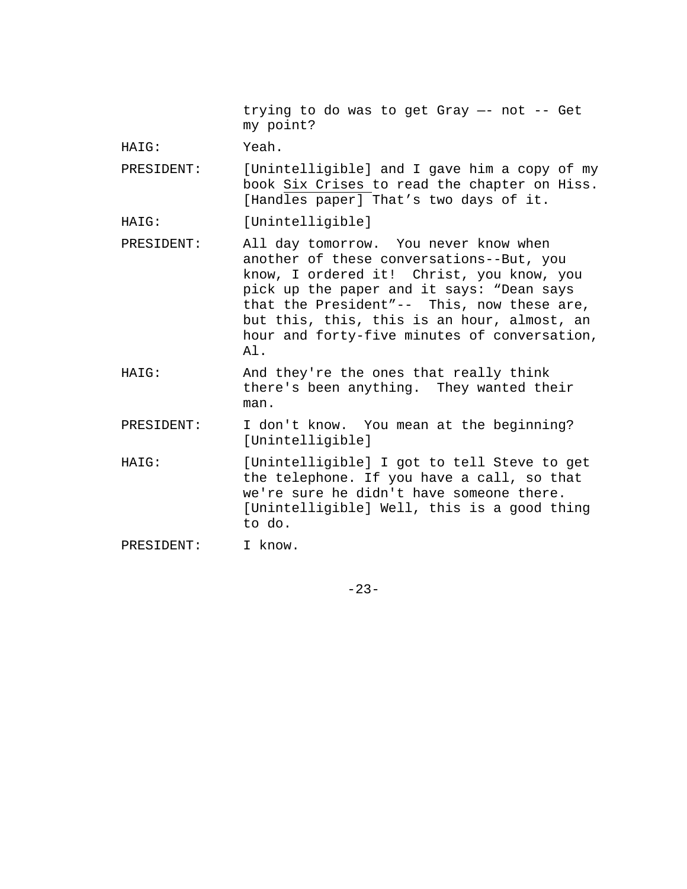trying to do was to get Gray —- not -- Get my point?

HAIG: Yeah.

PRESIDENT: [Unintelligible] and I gave him a copy of my book Six Crises to read the chapter on Hiss. [Handles paper] That's two days of it.

HAIG: [Unintelligible]

PRESIDENT: All day tomorrow. You never know when another of these conversations--But, you know, I ordered it! Christ, you know, you pick up the paper and it says: "Dean says that the President"-- This, now these are, but this, this, this is an hour, almost, an hour and forty-five minutes of conversation, Al.

HAIG: And they're the ones that really think there's been anything. They wanted their man.

PRESIDENT: I don't know. You mean at the beginning? [Unintelligible]

HAIG: [Unintelligible] I got to tell Steve to get the telephone. If you have a call, so that we're sure he didn't have someone there. [Unintelligible] Well, this is a good thing to do.

PRESIDENT: I know.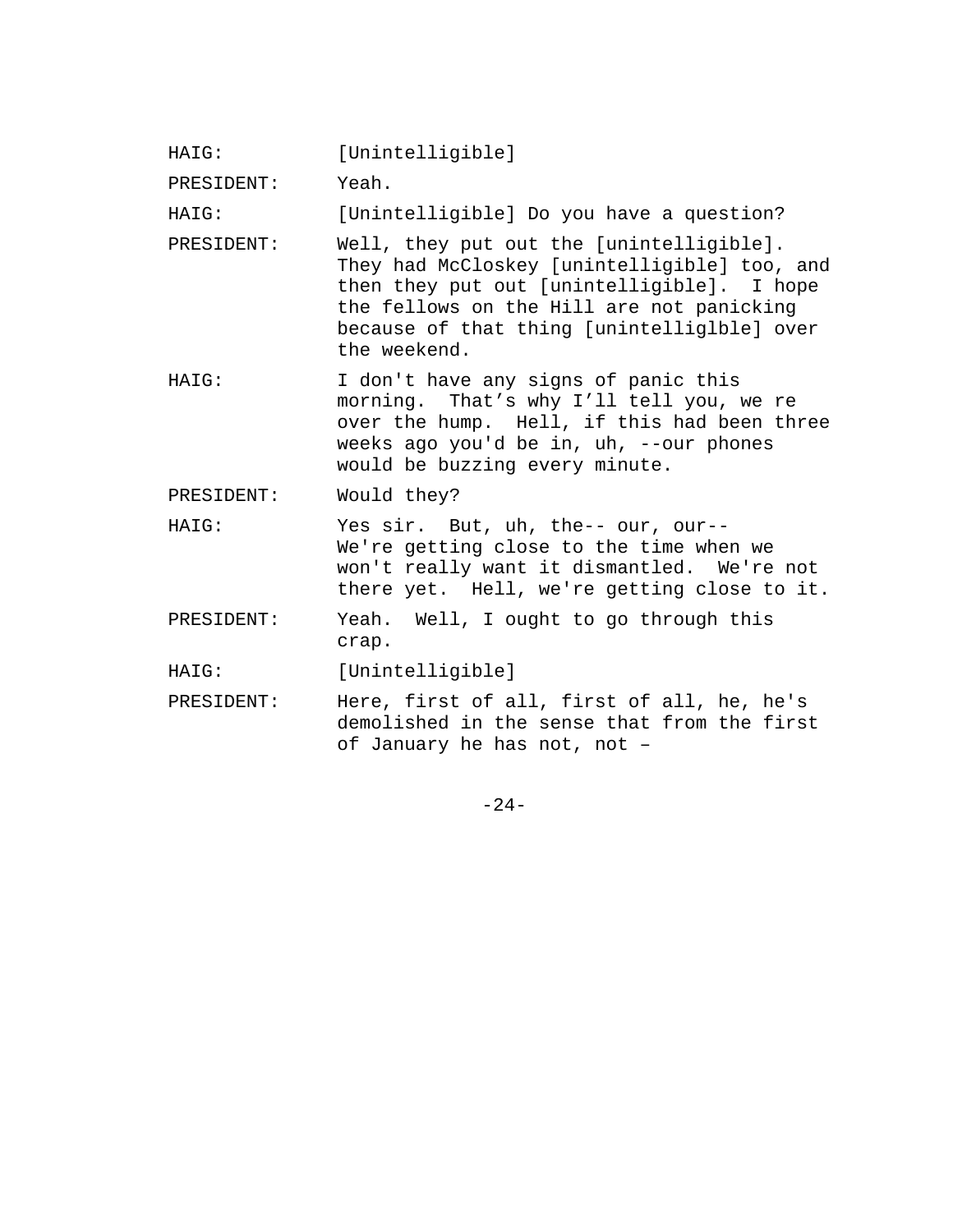HAIG: [Unintelligible]

PRESIDENT: Yeah.

HAIG: [Unintelligible] Do you have a question?

PRESIDENT: Well, they put out the [unintelligible]. They had McCloskey [unintelligible] too, and then they put out [unintelligible]. I hope the fellows on the Hill are not panicking because of that thing [unintelliglble] over the weekend.

HAIG: I don't have any signs of panic this morning. That's why I'll tell you, we re over the hump. Hell, if this had been three weeks ago you'd be in, uh, --our phones would be buzzing every minute.

PRESIDENT: Would they?

HAIG: Yes sir. But, uh, the-- our, our-- We're getting close to the time when we won't really want it dismantled. We're not there yet. Hell, we're getting close to it.

PRESIDENT: Yeah. Well, I ought to go through this crap.

HAIG: [Unintelligible]

PRESIDENT: Here, first of all, first of all, he, he's demolished in the sense that from the first of January he has not, not –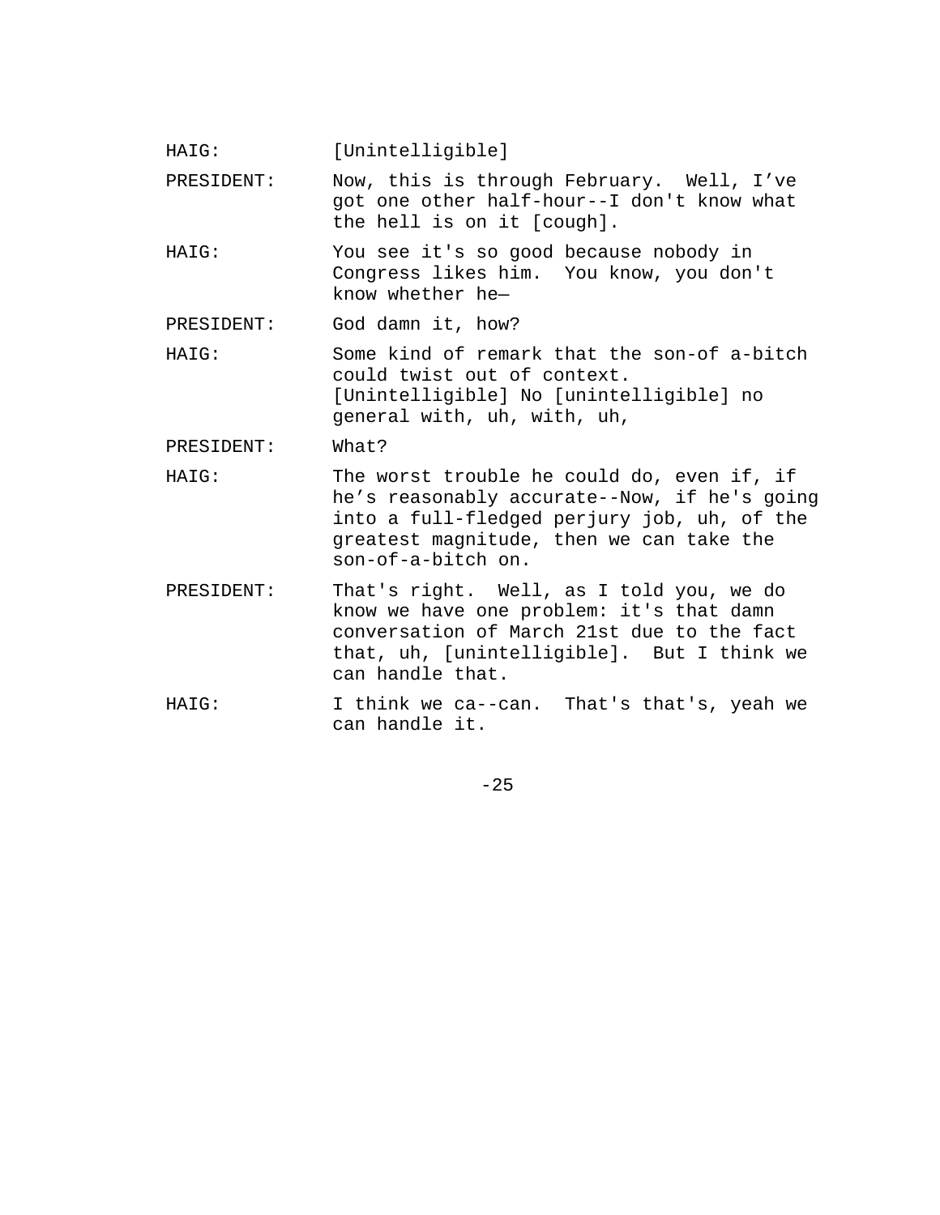HAIG: [Unintelligible]

PRESIDENT: Now, this is through February. Well, I've got one other half-hour--I don't know what the hell is on it [cough].

HAIG: You see it's so good because nobody in Congress likes him. You know, you don't know whether he—

PRESIDENT: God damn it, how?

HAIG: Some kind of remark that the son-of a-bitch could twist out of context. [Unintelligible] No [unintelligible] no general with, uh, with, uh,

PRESIDENT: What?

HAIG: The worst trouble he could do, even if, if he's reasonably accurate--Now, if he's going into a full-fledged perjury job, uh, of the greatest magnitude, then we can take the son-of-a-bitch on.

PRESIDENT: That's right. Well, as I told you, we do know we have one problem: it's that damn conversation of March 21st due to the fact that, uh, [unintelligible]. But I think we can handle that.

HAIG: I think we ca--can. That's that's, yeah we can handle it.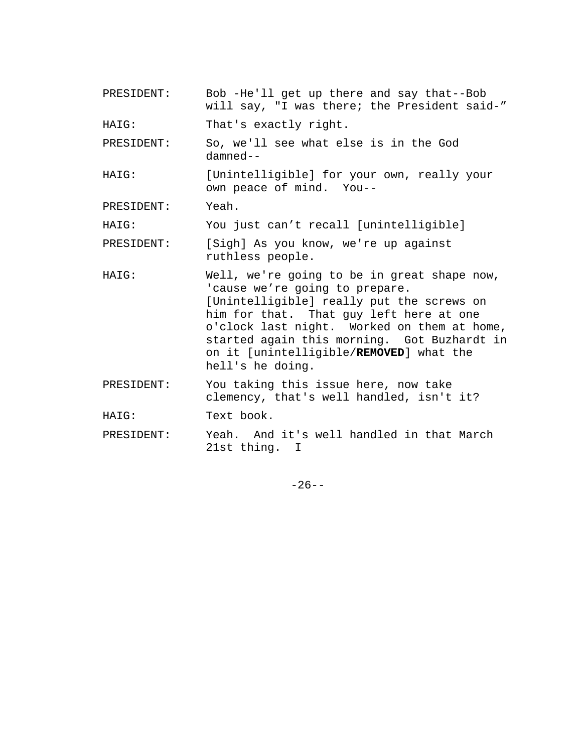PRESIDENT: Bob -He'll get up there and say that--Bob will say, "I was there; the President said-”

HAIG: That's exactly right.

PRESIDENT: So, we'll see what else is in the God damned--

HAIG: [Unintelligible] for your own, really your own peace of mind. You--

PRESIDENT: Yeah.

HAIG: You just can’t recall [unintelligible]

PRESIDENT: [Sigh] As you know, we're up against ruthless people.

HAIG: Well, we're going to be in great shape now, 'cause we’re going to prepare. [Unintelligible] really put the screws on him for that. That guy left here at one o'clock last night. Worked on them at home, started again this morning. Got Buzhardt in on it [unintelligible/**REMOVED**] what the hell's he doing.

PRESIDENT: You taking this issue here, now take clemency, that's well handled, isn't it?

HAIG: Text book.

PRESIDENT: Yeah. And it's well handled in that March 21st thing. I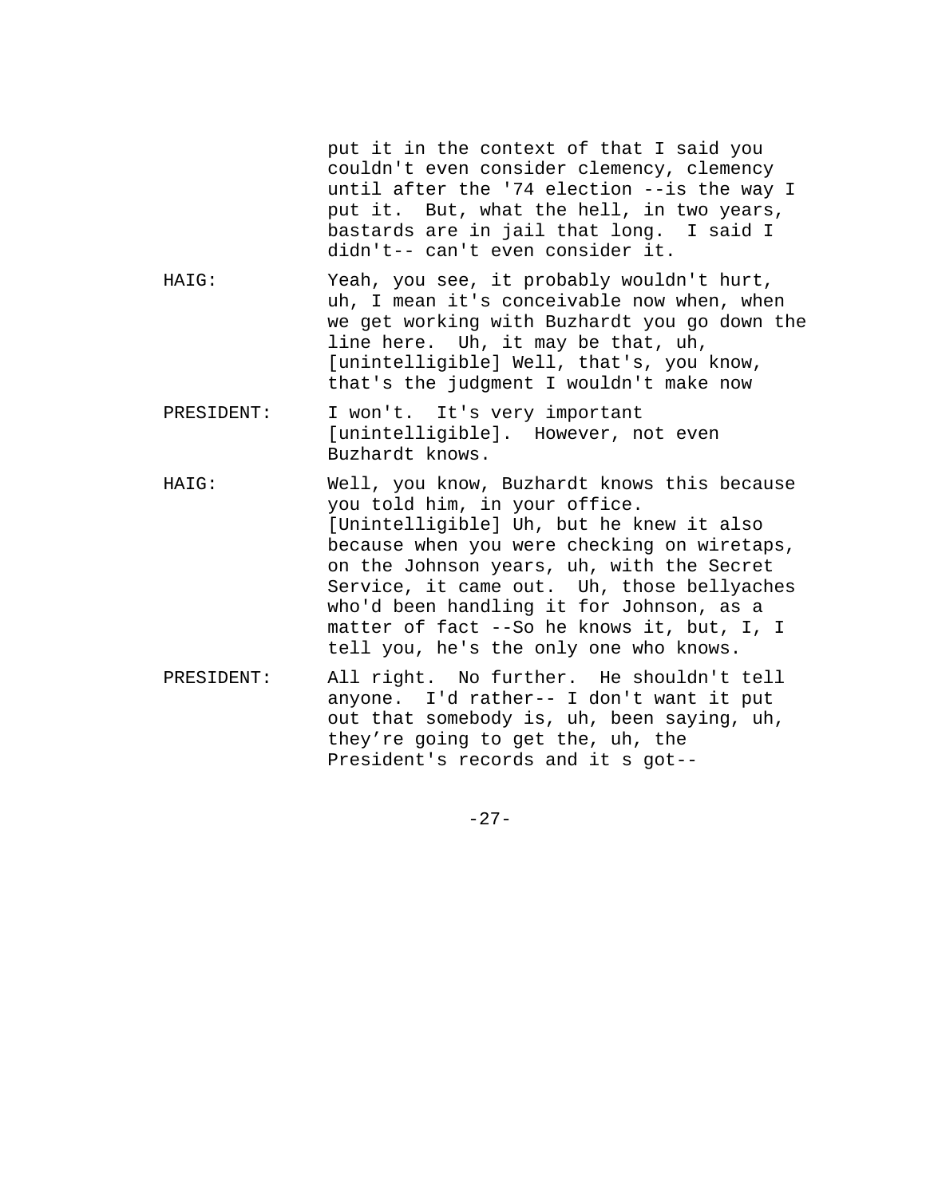put it in the context of that I said you couldn't even consider clemency, clemency until after the '74 election --is the way I put it. But, what the hell, in two years, bastards are in jail that long. I said I didn't-- can't even consider it.

HAIG: Yeah, you see, it probably wouldn't hurt, uh, I mean it's conceivable now when, when we get working with Buzhardt you go down the line here. Uh, it may be that, uh, [unintelligible] Well, that's, you know, that's the judgment I wouldn't make now

PRESIDENT: I won't. It's very important [unintelligible]. However, not even Buzhardt knows.

HAIG: Well, you know, Buzhardt knows this because you told him, in your office. [Unintelligible] Uh, but he knew it also because when you were checking on wiretaps, on the Johnson years, uh, with the Secret Service, it came out. Uh, those bellyaches who'd been handling it for Johnson, as a matter of fact --So he knows it, but, I, I tell you, he's the only one who knows.

PRESIDENT: All right. No further. He shouldn't tell anyone. I'd rather-- I don't want it put out that somebody is, uh, been saying, uh, they're going to get the, uh, the President's records and it s got--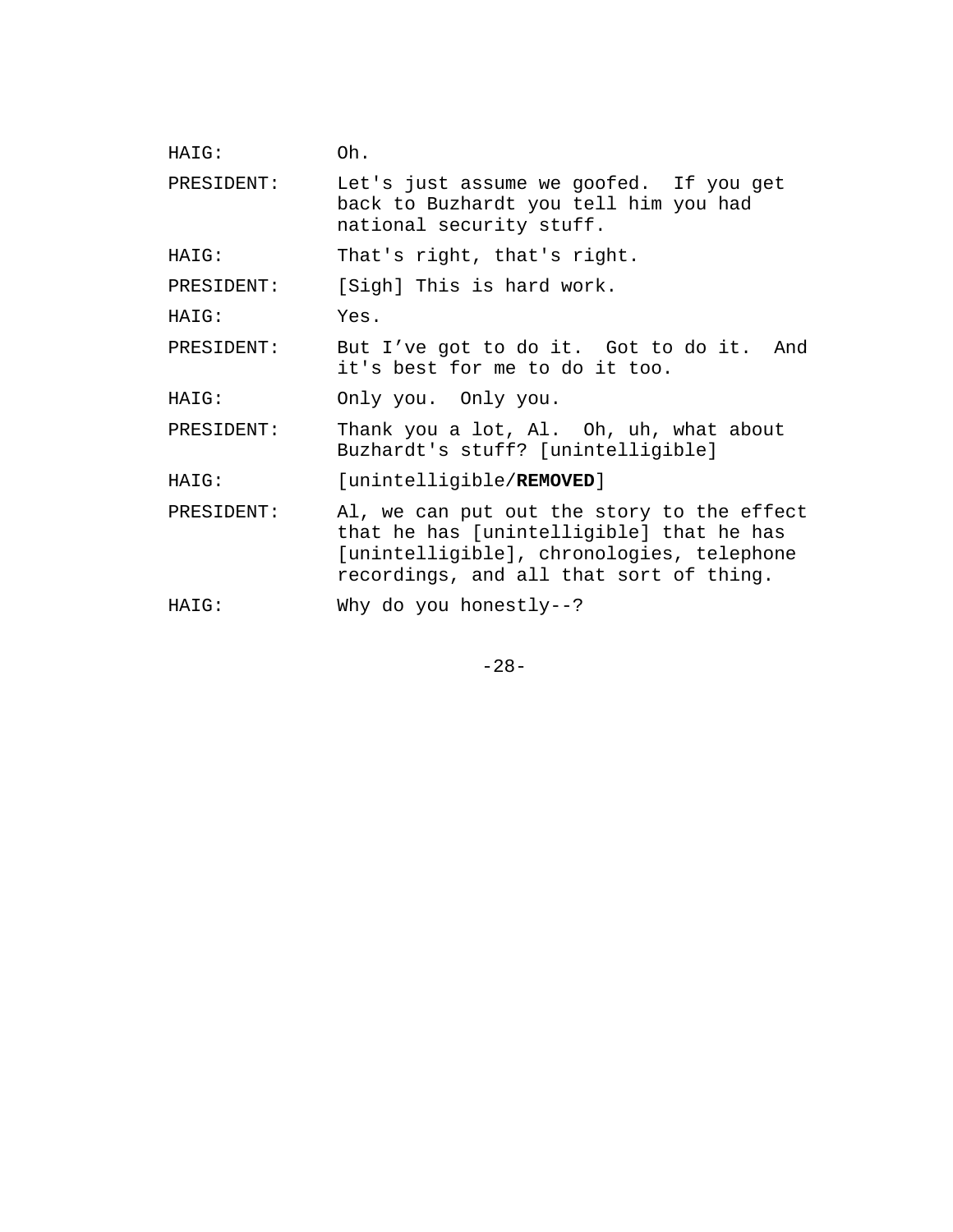HAIG: Oh.

PRESIDENT: Let's just assume we goofed. If you get back to Buzhardt you tell him you had national security stuff.

HAIG: That's right, that's right.

PRESIDENT: [Sigh] This is hard work.

HAIG: Yes.

PRESIDENT: But I've got to do it. Got to do it. And it's best for me to do it too.

HAIG: Only you. Only you.

PRESIDENT: Thank you a lot, Al. Oh, uh, what about Buzhardt's stuff? [unintelligible]

HAIG: [unintelligible/**REMOVED**]

PRESIDENT: Al, we can put out the story to the effect that he has [unintelligible] that he has [unintelligible], chronologies, telephone recordings, and all that sort of thing.

HAIG: Why do you honestly--?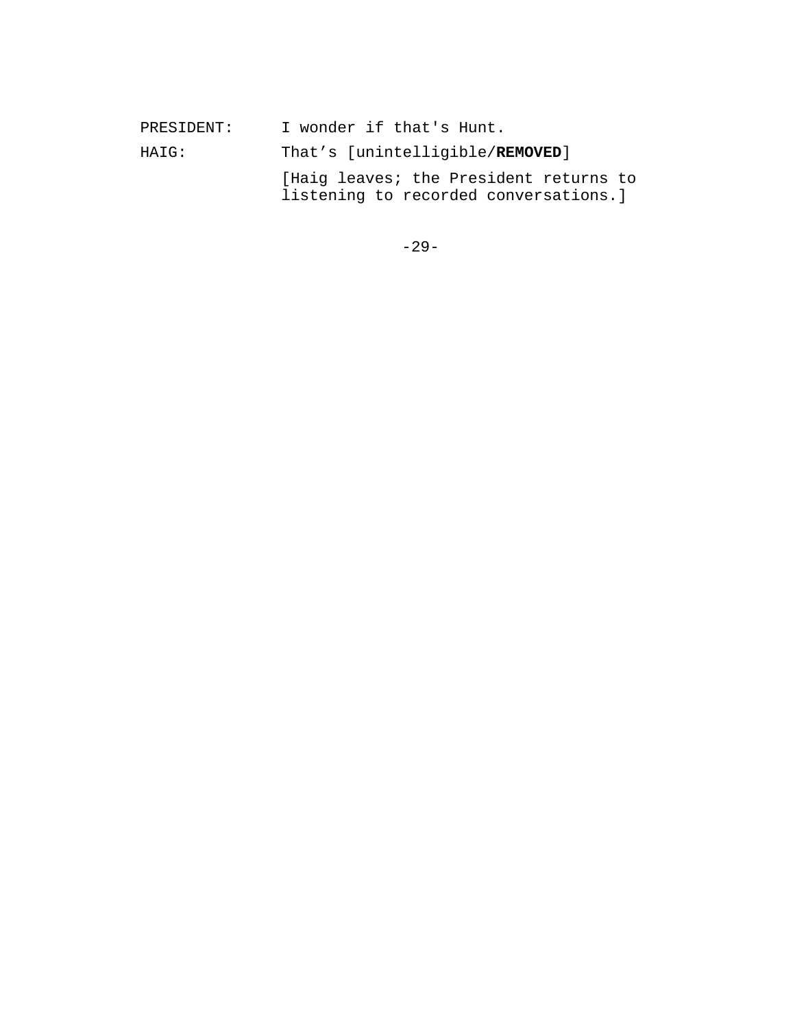PRESIDENT: I wonder if that's Hunt.

HAIG: That's [unintelligible/**REMOVED**]

[Haig leaves; the President returns to listening to recorded conversations.]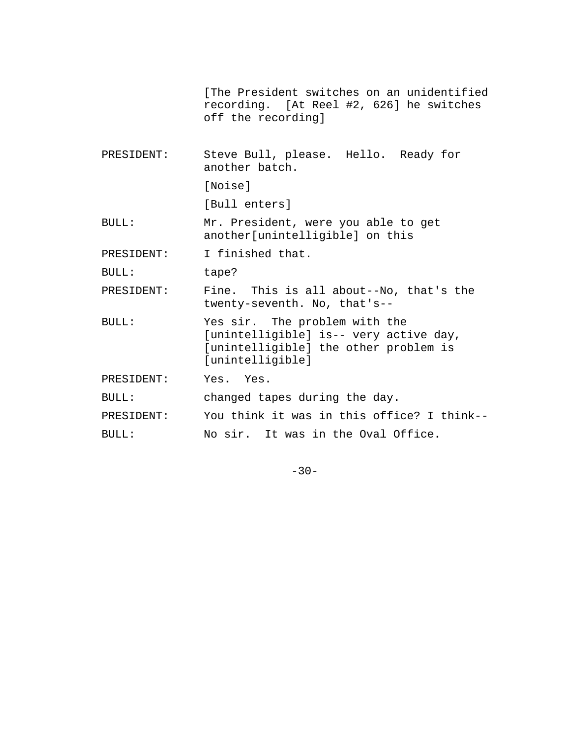[The President switches on an unidentified recording. [At Reel #2, 626] he switches off the recording]

PRESIDENT: Steve Bull, please. Hello. Ready for another batch.

[Noise]

[Bull enters]

BULL: Mr. President, were you able to get another[unintelligible] on this

PRESIDENT: I finished that.

BULL: tape?

PRESIDENT: Fine. This is all about--No, that's the twenty-seventh. No, that's--

BULL: Yes sir. The problem with the [unintelligible] is-- very active day, [unintelligible] the other problem is [unintelligible]

PRESIDENT: Yes. Yes.

BULL: changed tapes during the day.

PRESIDENT: You think it was in this office? I think--

BULL: No sir. It was in the Oval Office.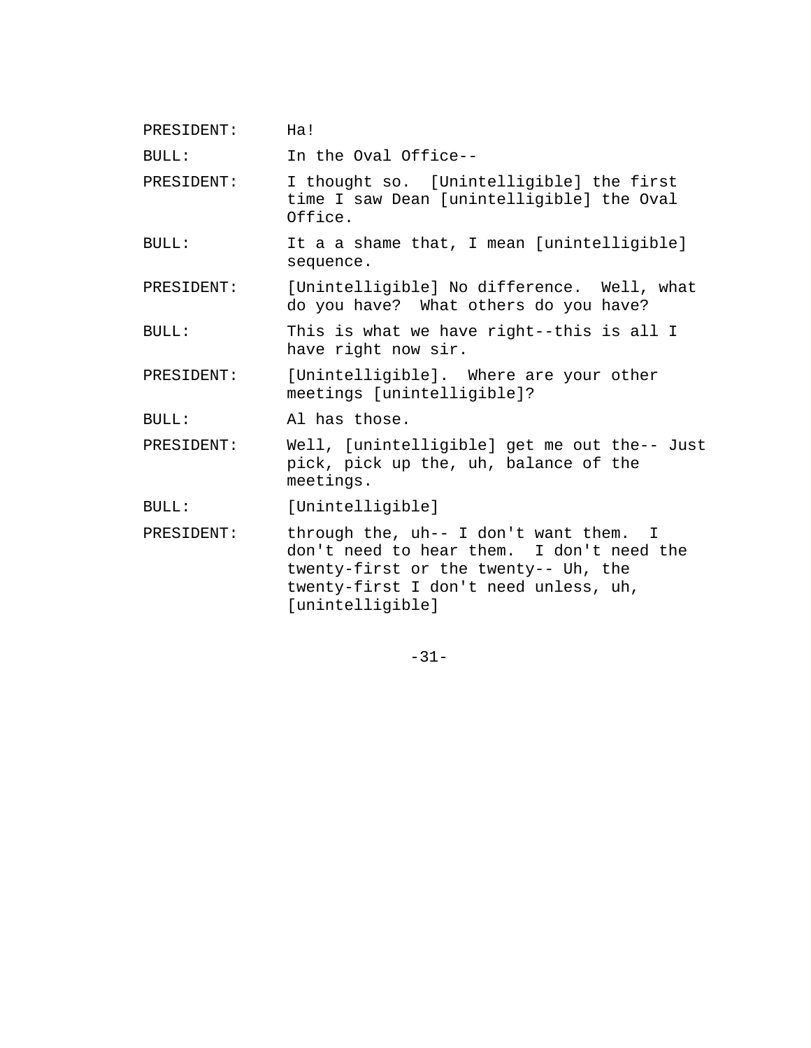PRESIDENT: Ha!

BULL: In the Oval Office--

PRESIDENT: I thought so. [Unintelligible] the first time I saw Dean [unintelligible] the Oval Office.

BULL: It a a shame that, I mean [unintelligible] sequence.

PRESIDENT: [Unintelligible] No difference. Well, what do you have? What others do you have?

BULL: This is what we have right--this is all I have right now sir.

PRESIDENT: [Unintelligible]. Where are your other meetings [unintelligible]?

BULL: Al has those.

PRESIDENT: Well, [unintelligible] get me out the-- Just pick, pick up the, uh, balance of the meetings.

BULL: [Unintelligible]

PRESIDENT: through the, uh-- I don't want them. I don't need to hear them. I don't need the twenty-first or the twenty-- Uh, the twenty-first I don't need unless, uh, [unintelligible]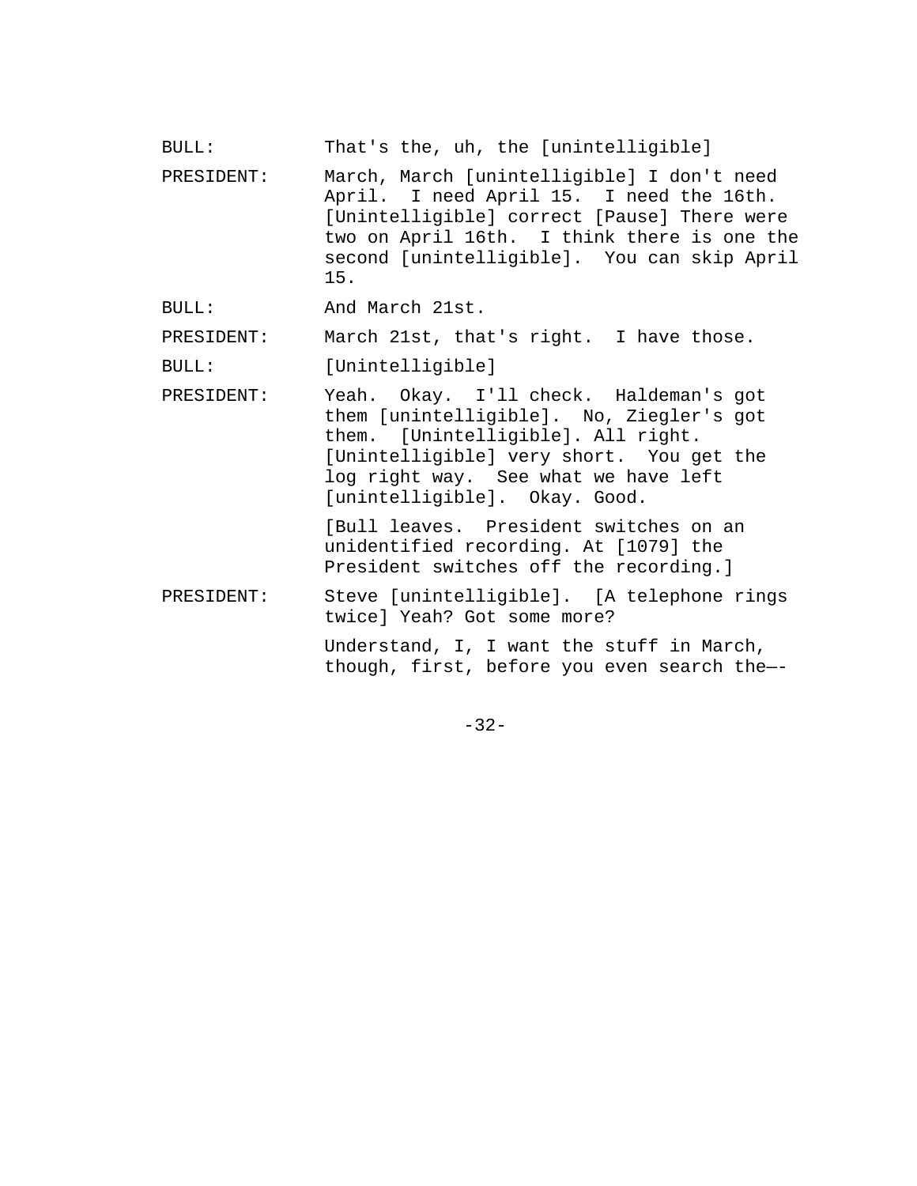BULL: That's the, uh, the [unintelligible]

PRESIDENT: March, March [unintelligible] I don't need April. I need April 15. I need the 16th. [Unintelligible] correct [Pause] There were two on April 16th. I think there is one the second [unintelligible]. You can skip April 15.

BULL: And March 21st.

PRESIDENT: March 21st, that's right. I have those.

BULL: [Unintelligible]

PRESIDENT: Yeah. Okay. I'll check. Haldeman's got them [unintelligible]. No, Ziegler's got them. [Unintelligible]. All right. [Unintelligible] very short. You get the log right way. See what we have left [unintelligible]. Okay. Good.

[Bull leaves. President switches on an unidentified recording. At [1079] the President switches off the recording.]

PRESIDENT: Steve [unintelligible]. [A telephone rings twice] Yeah? Got some more?

Understand, I, I want the stuff in March, though, first, before you even search the—-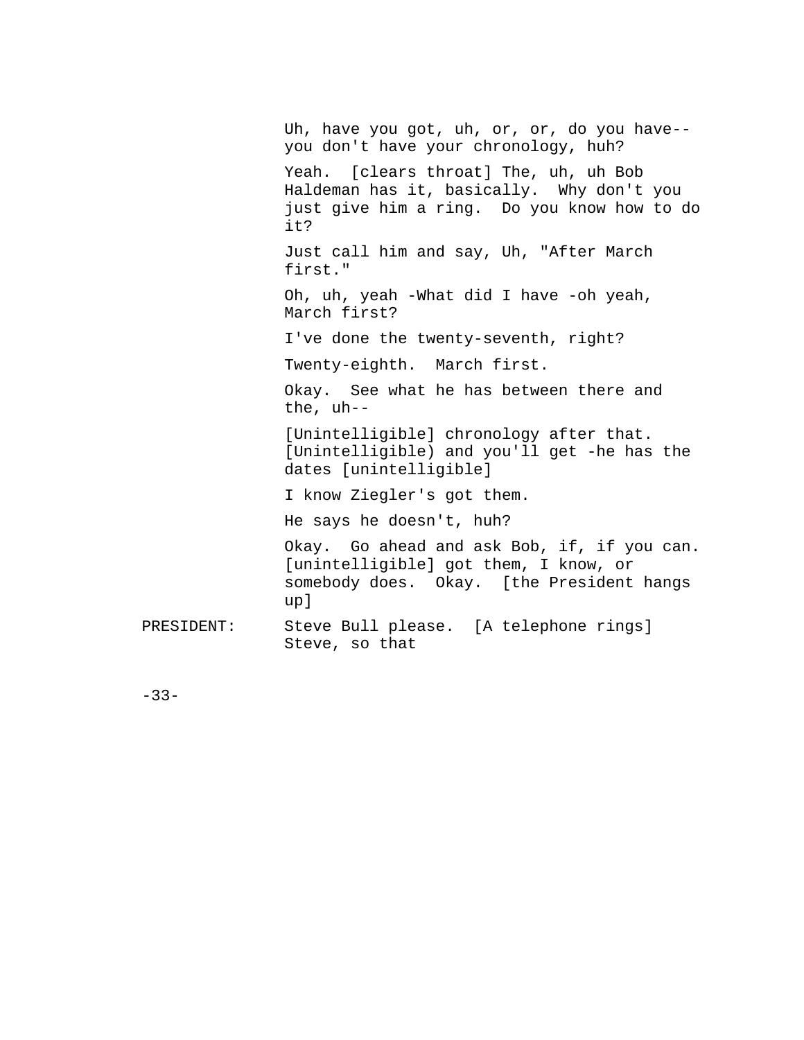Uh, have you got, uh, or, or, do you have--you don't have your chronology, huh?

Yeah. [clears throat] The, uh, uh Bob Haldeman has it, basically. Why don't you just give him a ring. Do you know how to do it?

Just call him and say, Uh, "After March first."

Oh, uh, yeah -What did I have -oh yeah, March first?

I've done the twenty-seventh, right?

Twenty-eighth. March first.

Okay. See what he has between there and the, uh--

[Unintelligible] chronology after that. [Unintelligible) and you'll get -he has the dates [unintelligible]

I know Ziegler's got them.

He says he doesn't, huh?

Okay. Go ahead and ask Bob, if, if you can. [unintelligible] got them, I know, or somebody does. Okay. [the President hangs up]

PRESIDENT: Steve Bull please. [A telephone rings] Steve, so that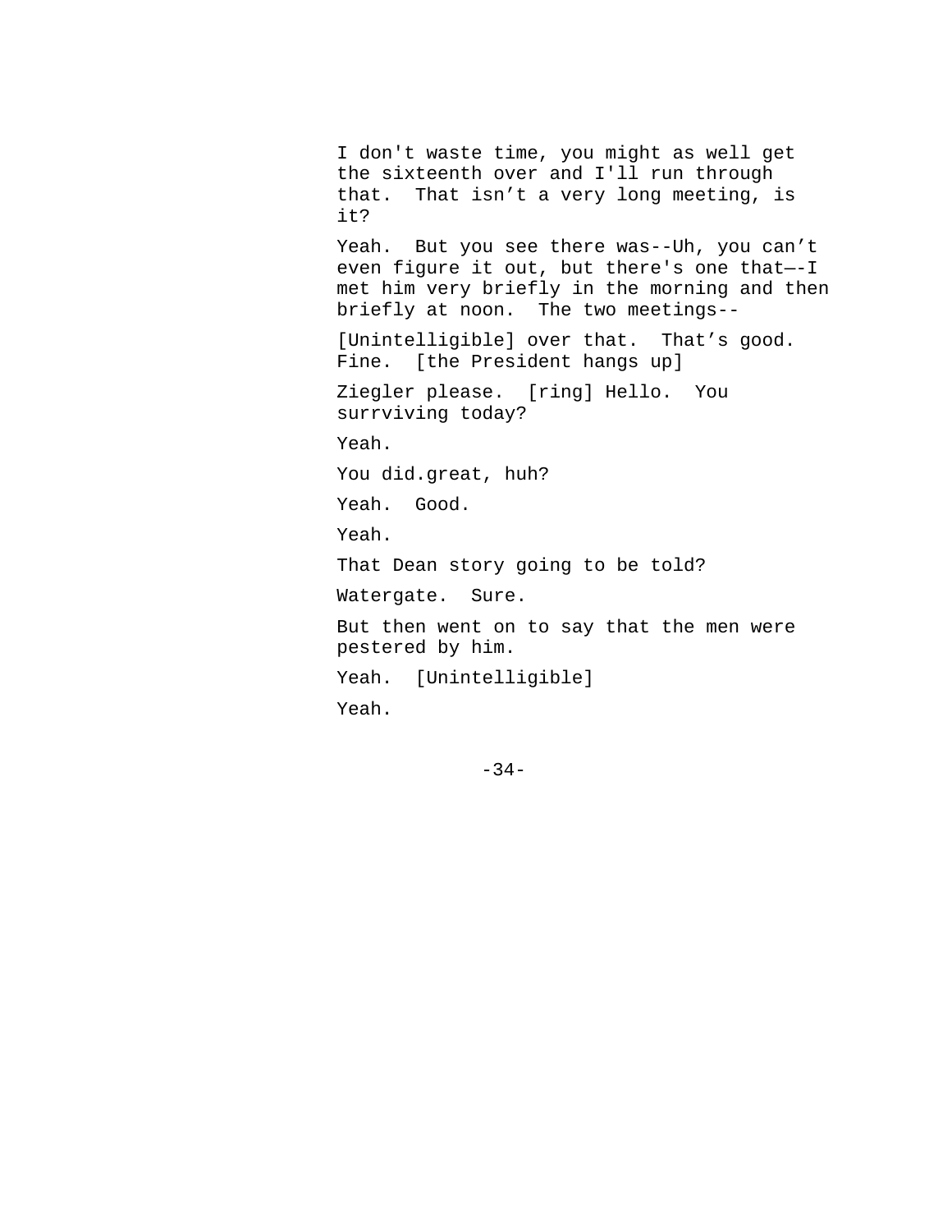I don't waste time, you might as well get the sixteenth over and I'll run through that. That isn’t a very long meeting, is it?

Yeah. But you see there was--Uh, you can’t even figure it out, but there's one that—-I met him very briefly in the morning and then briefly at noon. The two meetings--

[Unintelligible] over that. That’s good. Fine. [the President hangs up]

Ziegler please. [ring] Hello. You surrviving today?

Yeah.

You did.great, huh?

Yeah. Good.

Yeah.

That Dean story going to be told?

Watergate. Sure.

But then went on to say that the men were pestered by him.

Yeah. [Unintelligible]

Yeah.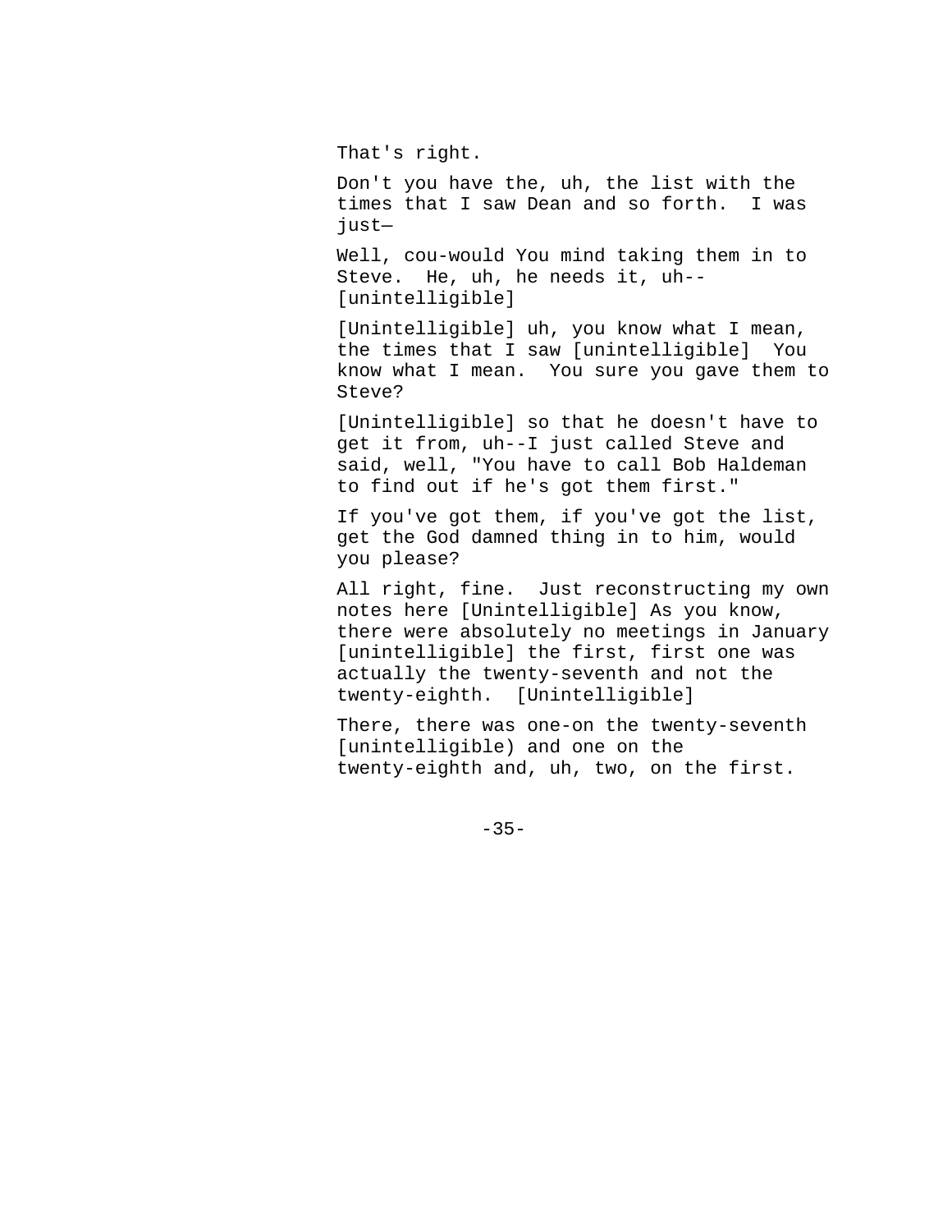That's right.

Don't you have the, uh, the list with the times that I saw Dean and so forth. I was just—

Well, cou-would You mind taking them in to Steve. He, uh, he needs it, uh--[unintelligible]

[Unintelligible] uh, you know what I mean, the times that I saw [unintelligible] You know what I mean. You sure you gave them to Steve?

[Unintelligible] so that he doesn't have to get it from, uh--I just called Steve and said, well, "You have to call Bob Haldeman to find out if he's got them first."

If you've got them, if you've got the list, get the God damned thing in to him, would you please?

All right, fine. Just reconstructing my own notes here [Unintelligible] As you know, there were absolutely no meetings in January [unintelligible] the first, first one was actually the twenty-seventh and not the twenty-eighth. [Unintelligible]

There, there was one-on the twenty-seventh [unintelligible) and one on the twenty-eighth and, uh, two, on the first.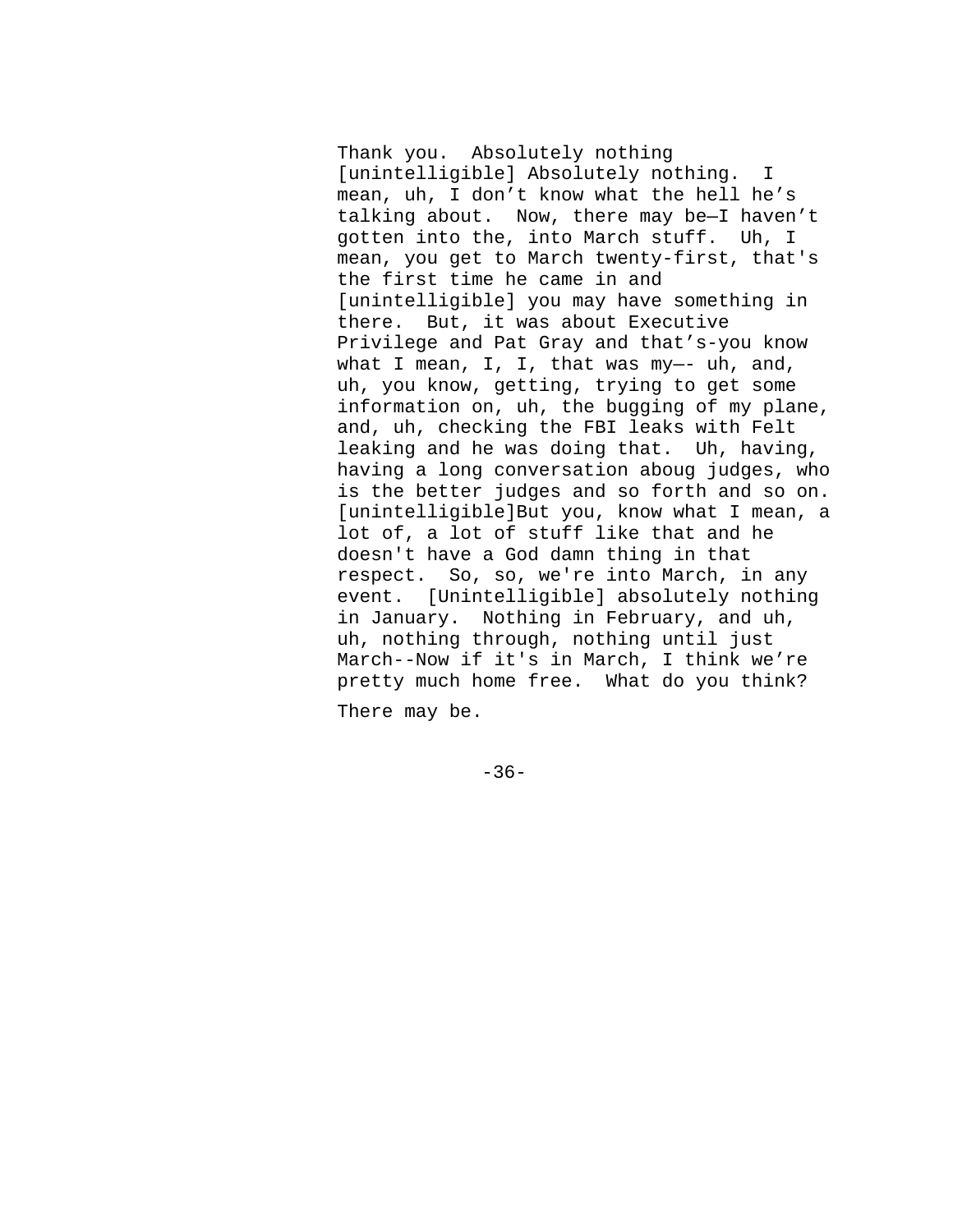Thank you. Absolutely nothing [unintelligible] Absolutely nothing. I mean, uh, I don't know what the hell he's talking about. Now, there may be—I haven't gotten into the, into March stuff. Uh, I mean, you get to March twenty-first, that's the first time he came in and [unintelligible] you may have something in there. But, it was about Executive Privilege and Pat Gray and that's-you know what I mean, I, I, that was my—- uh, and, uh, you know, getting, trying to get some information on, uh, the bugging of my plane, and, uh, checking the FBI leaks with Felt leaking and he was doing that. Uh, having, having a long conversation aboug judges, who is the better judges and so forth and so on. [unintelligible]But you, know what I mean, a lot of, a lot of stuff like that and he doesn't have a God damn thing in that respect. So, so, we're into March, in any event. [Unintelligible] absolutely nothing in January. Nothing in February, and uh, uh, nothing through, nothing until just March--Now if it's in March, I think we're pretty much home free. What do you think?

There may be.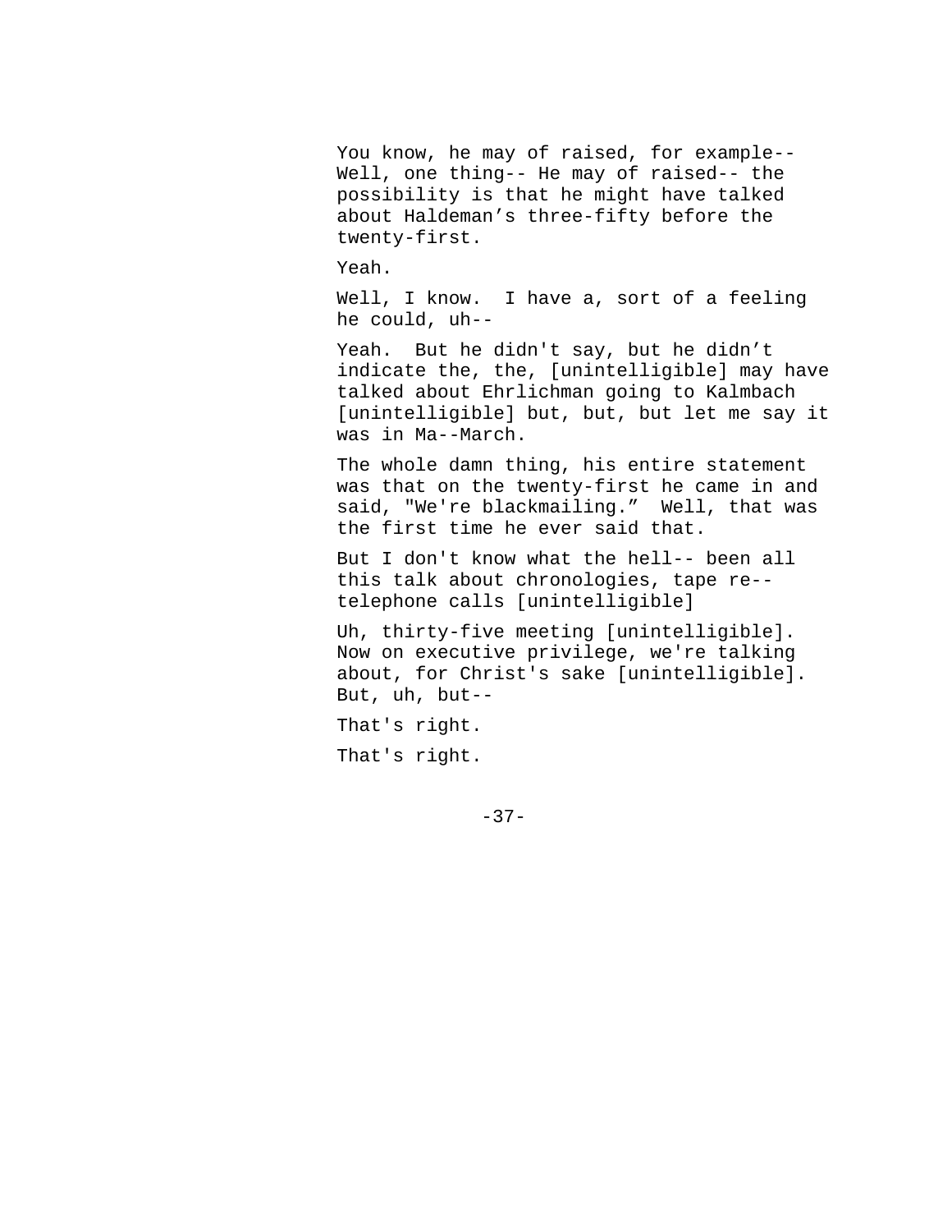You know, he may of raised, for example-- Well, one thing-- He may of raised-- the possibility is that he might have talked about Haldeman's three-fifty before the twenty-first.

Yeah.

Well, I know. I have a, sort of a feeling he could, uh--

Yeah. But he didn't say, but he didn't indicate the, the, [unintelligible] may have talked about Ehrlichman going to Kalmbach [unintelligible] but, but, but let me say it was in Ma--March.

The whole damn thing, his entire statement was that on the twenty-first he came in and said, "We're blackmailing." Well, that was the first time he ever said that.

But I don't know what the hell-- been all this talk about chronologies, tape re-- telephone calls [unintelligible]

Uh, thirty-five meeting [unintelligible]. Now on executive privilege, we're talking about, for Christ's sake [unintelligible]. But, uh, but--

That's right.

That's right.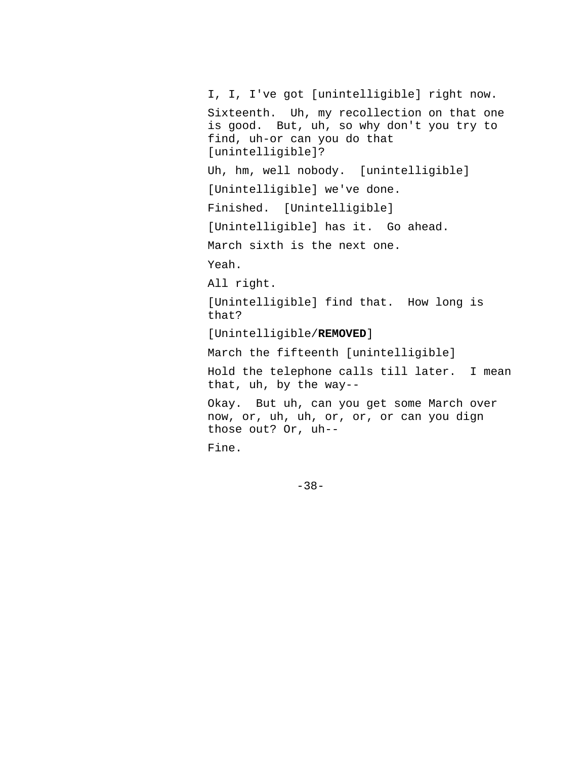I, I, I've got [unintelligible] right now.

Sixteenth. Uh, my recollection on that one is good. But, uh, so why don't you try to find, uh-or can you do that [unintelligible]?

Uh, hm, well nobody. [unintelligible]

[Unintelligible] we've done.

Finished. [Unintelligible]

[Unintelligible] has it. Go ahead.

March sixth is the next one.

Yeah.

All right.

[Unintelligible] find that. How long is that?

[Unintelligible/**REMOVED**]

March the fifteenth [unintelligible]

Hold the telephone calls till later. I mean that, uh, by the way--

Okay. But uh, can you get some March over now, or, uh, uh, or, or, or can you dign those out? Or, uh--

Fine.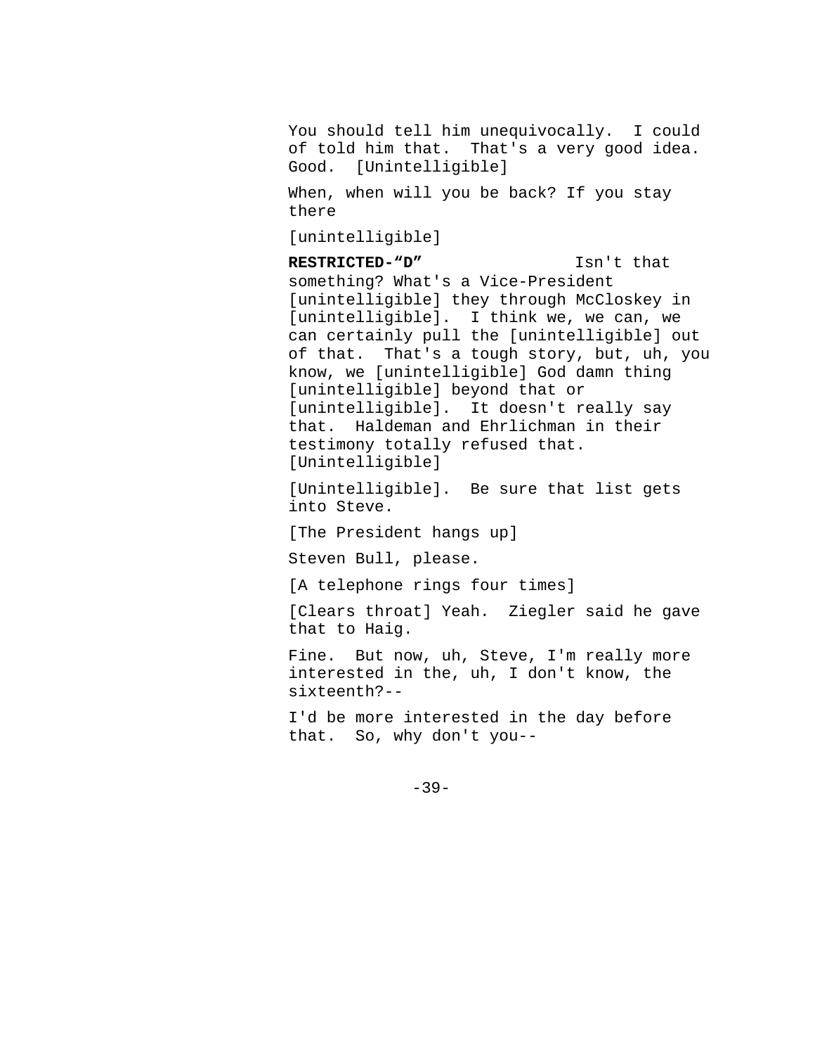You should tell him unequivocally. I could of told him that. That's a very good idea. Good. [Unintelligible]

When, when will you be back? If you stay there

[unintelligible]

**RESTRICTED-“D”** Isn't that something? What's a Vice-President [unintelligible] they through McCloskey in [unintelligible]. I think we, we can, we can certainly pull the [unintelligible] out of that. That's a tough story, but, uh, you know, we [unintelligible] God damn thing [unintelligible] beyond that or [unintelligible]. It doesn't really say that. Haldeman and Ehrlichman in their testimony totally refused that. [Unintelligible]

[Unintelligible]. Be sure that list gets into Steve.

[The President hangs up]

Steven Bull, please.

[A telephone rings four times]

[Clears throat] Yeah. Ziegler said he gave that to Haig.

Fine. But now, uh, Steve, I'm really more interested in the, uh, I don't know, the sixteenth?--

I'd be more interested in the day before that. So, why don't you--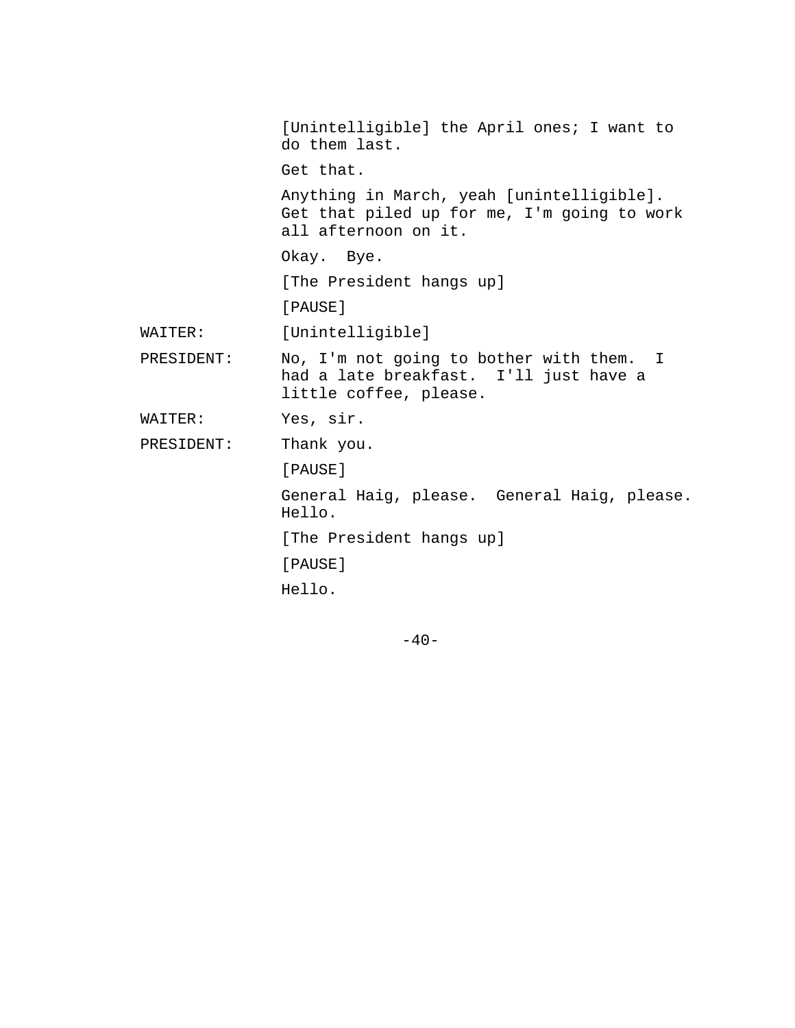[Unintelligible] the April ones; I want to do them last.

Get that.

Anything in March, yeah [unintelligible]. Get that piled up for me, I'm going to work all afternoon on it.

Okay. Bye.

[The President hangs up]

[PAUSE]

WAITER: [Unintelligible]

PRESIDENT: No, I'm not going to bother with them. I had a late breakfast. I'll just have a little coffee, please.

WAITER: Yes, sir.

PRESIDENT: Thank you.

[PAUSE]

General Haig, please. General Haig, please. Hello.

[The President hangs up]

[PAUSE]

Hello.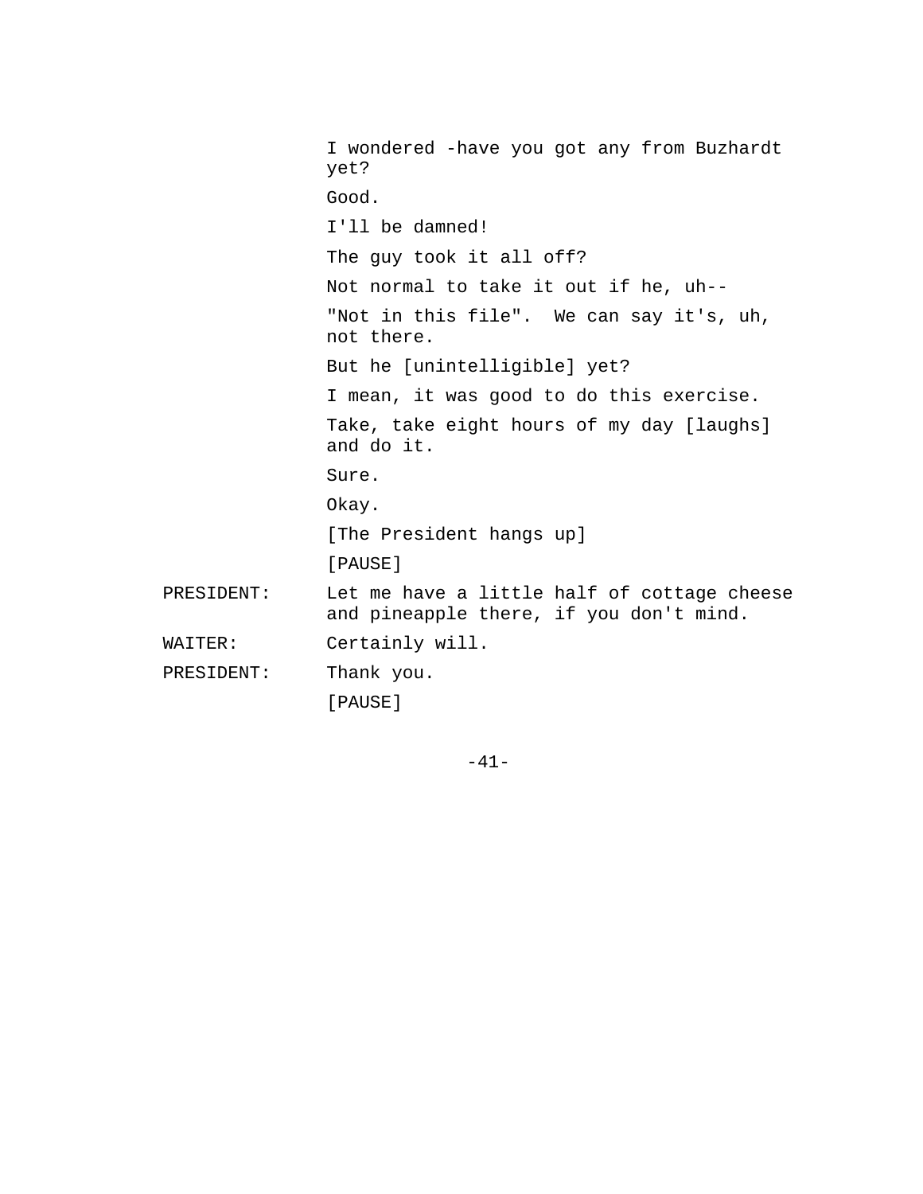I wondered -have you got any from Buzhardt yet?

Good.

I'll be damned!

The guy took it all off?

Not normal to take it out if he, uh--

"Not in this file". We can say it's, uh, not there.

But he [unintelligible] yet?

I mean, it was good to do this exercise.

Take, take eight hours of my day [laughs] and do it.

Sure.

Okay.

[The President hangs up]

[PAUSE]

PRESIDENT: Let me have a little half of cottage cheese and pineapple there, if you don't mind.

WAITER: Certainly will.

PRESIDENT: Thank you.

[PAUSE]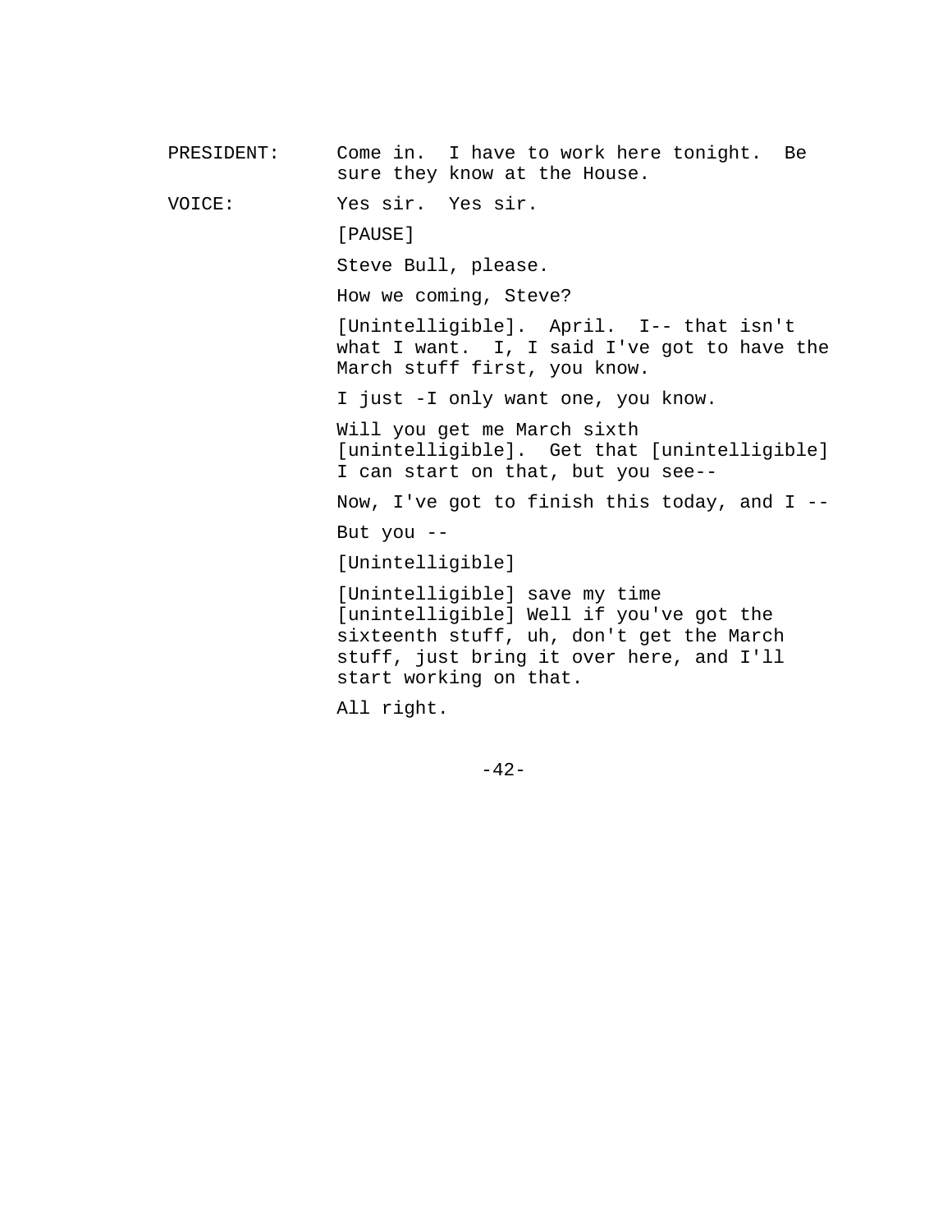PRESIDENT: Come in. I have to work here tonight. Be sure they know at the House.

VOICE: Yes sir. Yes sir.

[PAUSE]

Steve Bull, please.

How we coming, Steve?

[Unintelligible]. April. I-- that isn't what I want. I, I said I've got to have the March stuff first, you know.

I just -I only want one, you know.

Will you get me March sixth [unintelligible]. Get that [unintelligible] I can start on that, but you see--

Now, I've got to finish this today, and I --

But you --

[Unintelligible]

[Unintelligible] save my time [unintelligible] Well if you've got the sixteenth stuff, uh, don't get the March stuff, just bring it over here, and I'll start working on that.

All right.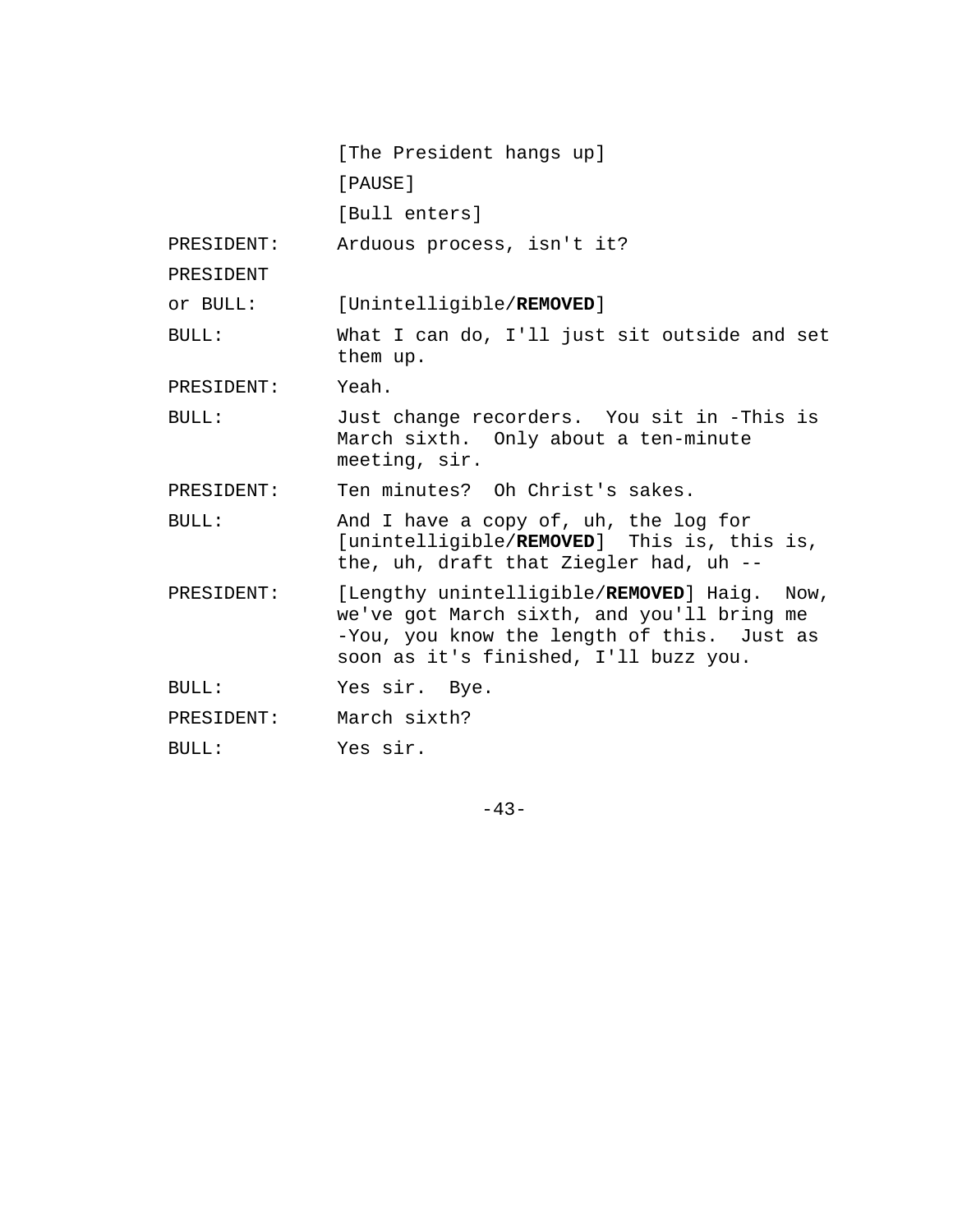[The President hangs up]

[PAUSE]

[Bull enters]

PRESIDENT: Arduous process, isn't it?

PRESIDENT or BULL: [Unintelligible/**REMOVED**]

BULL: What I can do, I'll just sit outside and set them up.

PRESIDENT: Yeah.

BULL: Just change recorders. You sit in -This is March sixth. Only about a ten-minute meeting, sir.

PRESIDENT: Ten minutes? Oh Christ's sakes.

BULL: And I have a copy of, uh, the log for [unintelligible/**REMOVED**] This is, this is, the, uh, draft that Ziegler had, uh --

PRESIDENT: [Lengthy unintelligible/**REMOVED**] Haig. Now, we've got March sixth, and you'll bring me -You, you know the length of this. Just as soon as it's finished, I'll buzz you.

BULL: Yes sir. Bye.

PRESIDENT: March sixth?

BULL: Yes sir.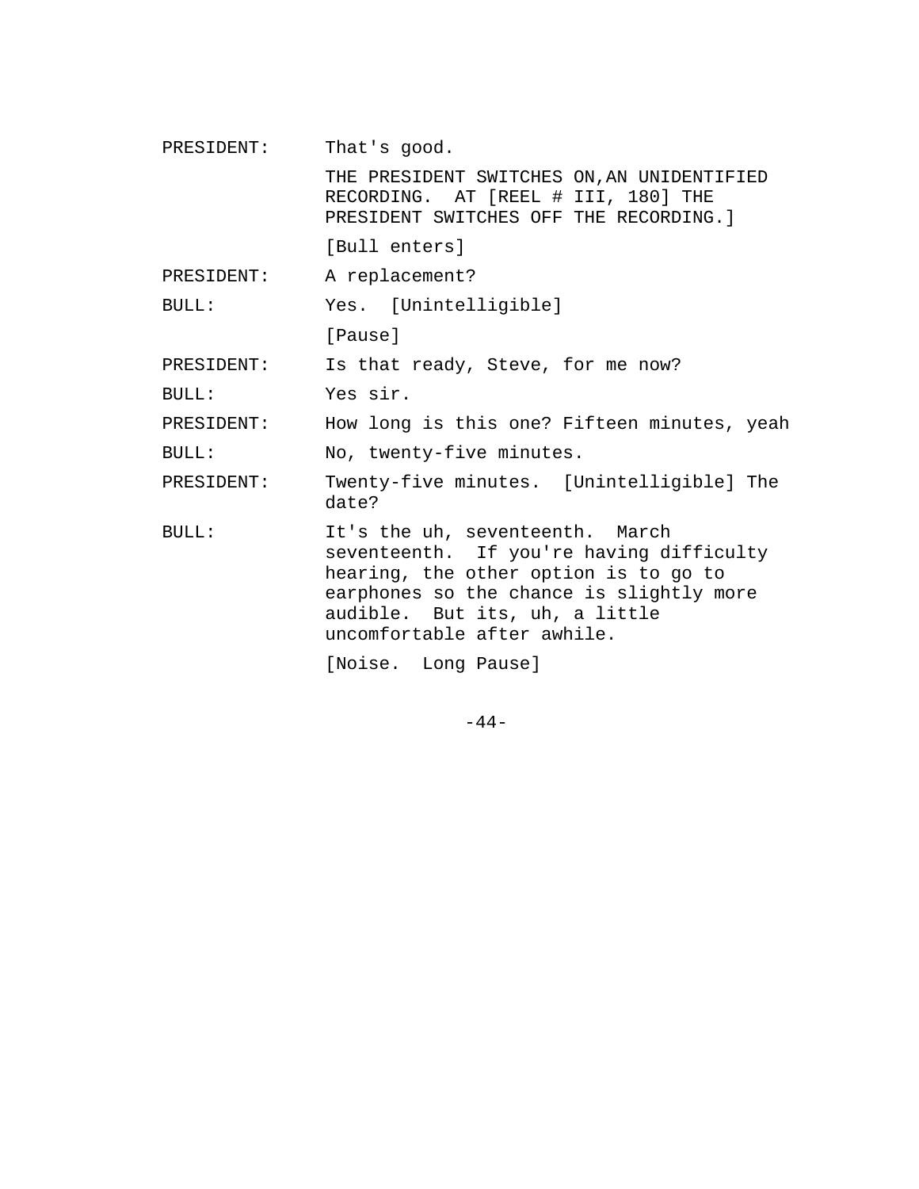PRESIDENT: That's good.

THE PRESIDENT SWITCHES ON,AN UNIDENTIFIED RECORDING. AT [REEL # III, 180] THE PRESIDENT SWITCHES OFF THE RECORDING.]

[Bull enters]

PRESIDENT: A replacement?

BULL: Yes. [Unintelligible]

[Pause]

PRESIDENT: Is that ready, Steve, for me now?

BULL: Yes sir.

PRESIDENT: How long is this one? Fifteen minutes, yeah

BULL: No, twenty-five minutes.

PRESIDENT: Twenty-five minutes. [Unintelligible] The date?

BULL: It's the uh, seventeenth. March seventeenth. If you're having difficulty hearing, the other option is to go to earphones so the chance is slightly more audible. But its, uh, a little uncomfortable after awhile.

[Noise. Long Pause]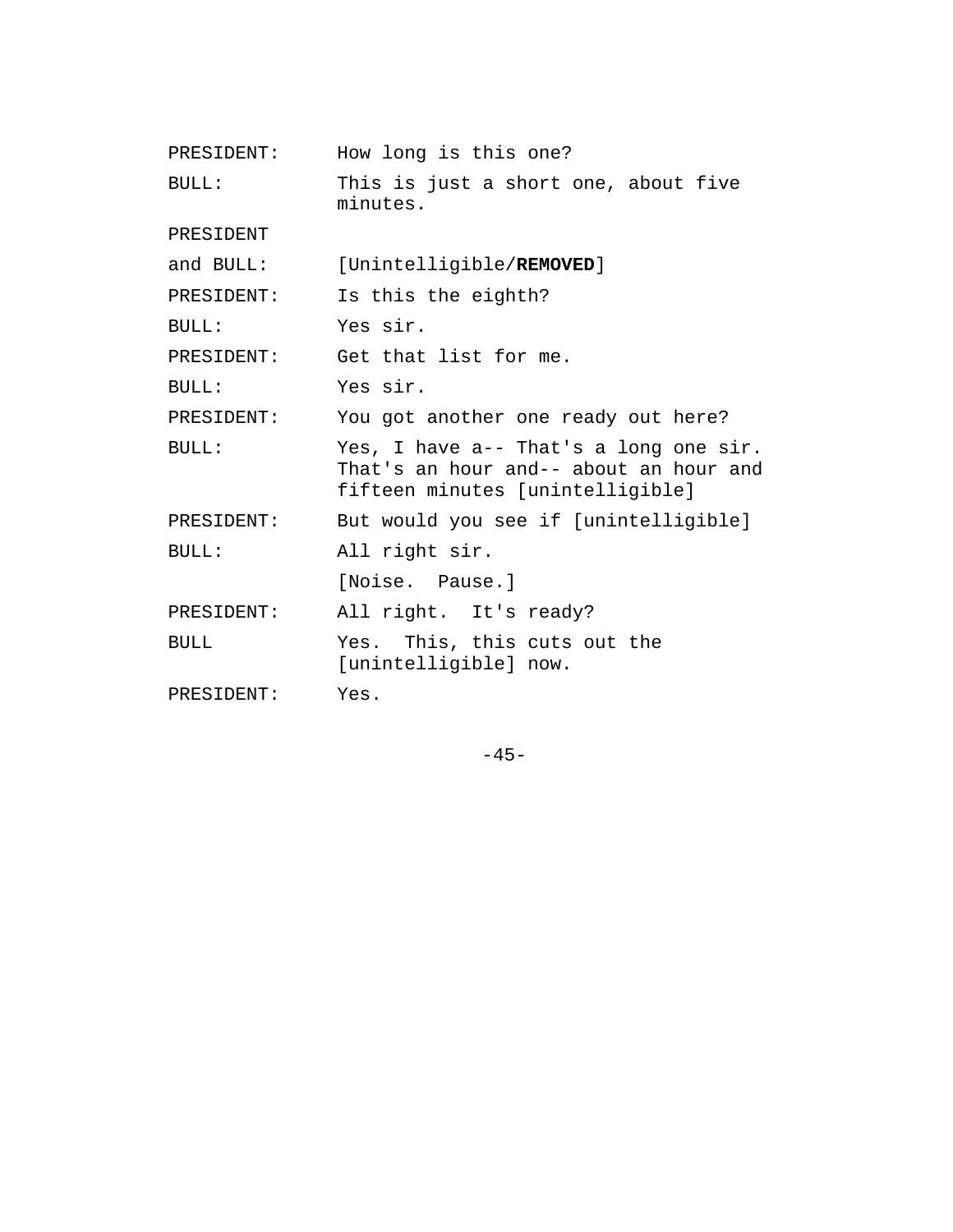PRESIDENT: How long is this one?

BULL: This is just a short one, about five minutes.

PRESIDENT and BULL: [Unintelligible/**REMOVED**]

PRESIDENT: Is this the eighth?

BULL: Yes sir.

PRESIDENT: Get that list for me.

BULL: Yes sir.

PRESIDENT: You got another one ready out here?

BULL: Yes, I have a-- That's a long one sir. That's an hour and-- about an hour and fifteen minutes [unintelligible]

PRESIDENT: But would you see if [unintelligible]

BULL: All right sir.

[Noise. Pause.]

PRESIDENT: All right. It's ready?

BULL Yes. This, this cuts out the [unintelligible] now.

PRESIDENT: Yes.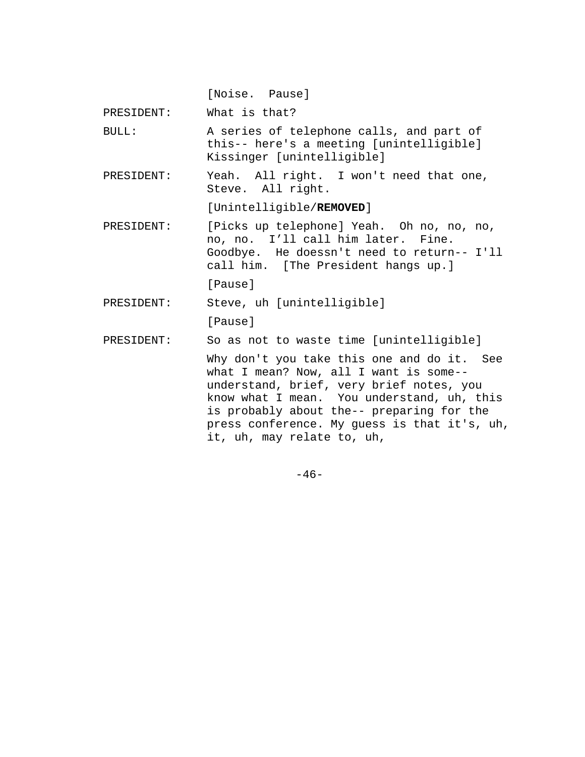[Noise. Pause]

PRESIDENT: What is that?

BULL: A series of telephone calls, and part of this-- here's a meeting [unintelligible] Kissinger [unintelligible]

PRESIDENT: Yeah. All right. I won't need that one, Steve. All right.

[Unintelligible/**REMOVED**]

PRESIDENT: [Picks up telephone] Yeah. Oh no, no, no, no, no. I'll call him later. Fine. Goodbye. He doessn't need to return-- I'll call him. [The President hangs up.]

[Pause]

PRESIDENT: Steve, uh [unintelligible]

[Pause]

PRESIDENT: So as not to waste time [unintelligible]

Why don't you take this one and do it. See what I mean? Now, all I want is some-- understand, brief, very brief notes, you know what I mean. You understand, uh, this is probably about the-- preparing for the press conference. My guess is that it's, uh, it, uh, may relate to, uh,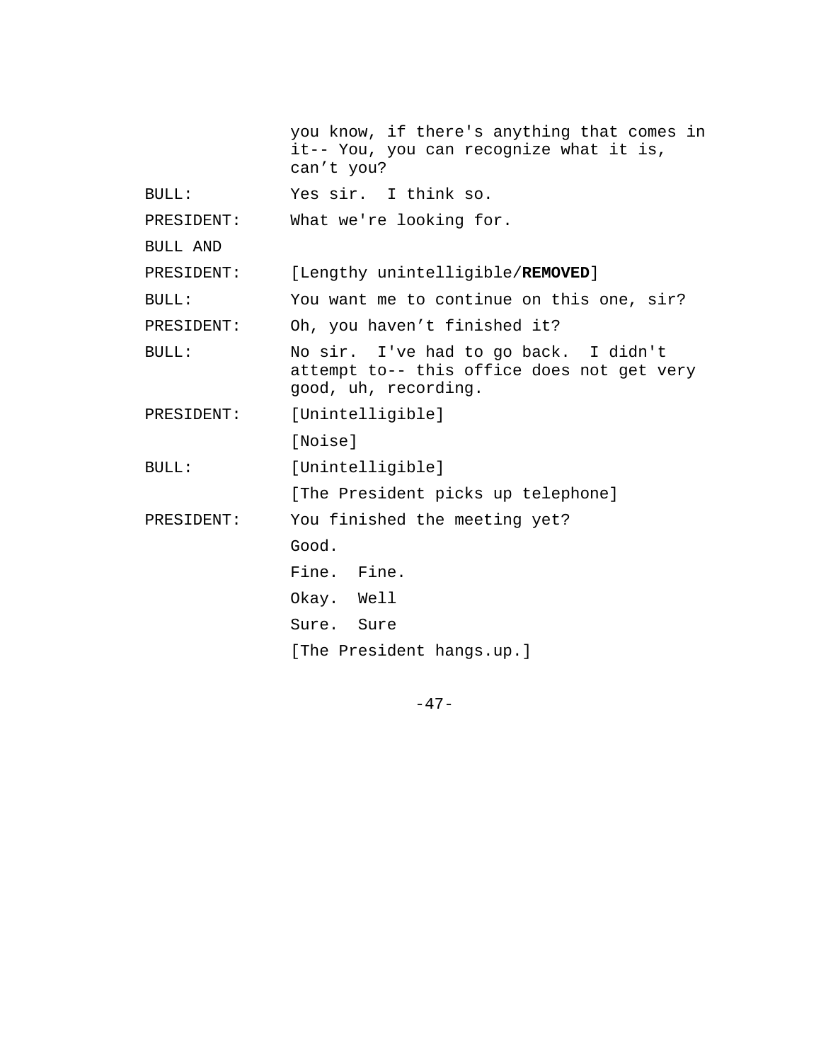you know, if there's anything that comes in it-- You, you can recognize what it is, can't you?

BULL: Yes sir. I think so.

PRESIDENT: What we're looking for.

BULL AND PRESIDENT: [Lengthy unintelligible/**REMOVED**]

BULL: You want me to continue on this one, sir?

PRESIDENT: Oh, you haven't finished it?

BULL: No sir. I've had to go back. I didn't attempt to-- this office does not get very good, uh, recording.

PRESIDENT: [Unintelligible]

[Noise]

BULL: [Unintelligible]

[The President picks up telephone]

PRESIDENT: You finished the meeting yet?

Good.

Fine. Fine.

Okay. Well

Sure. Sure

[The President hangs.up.]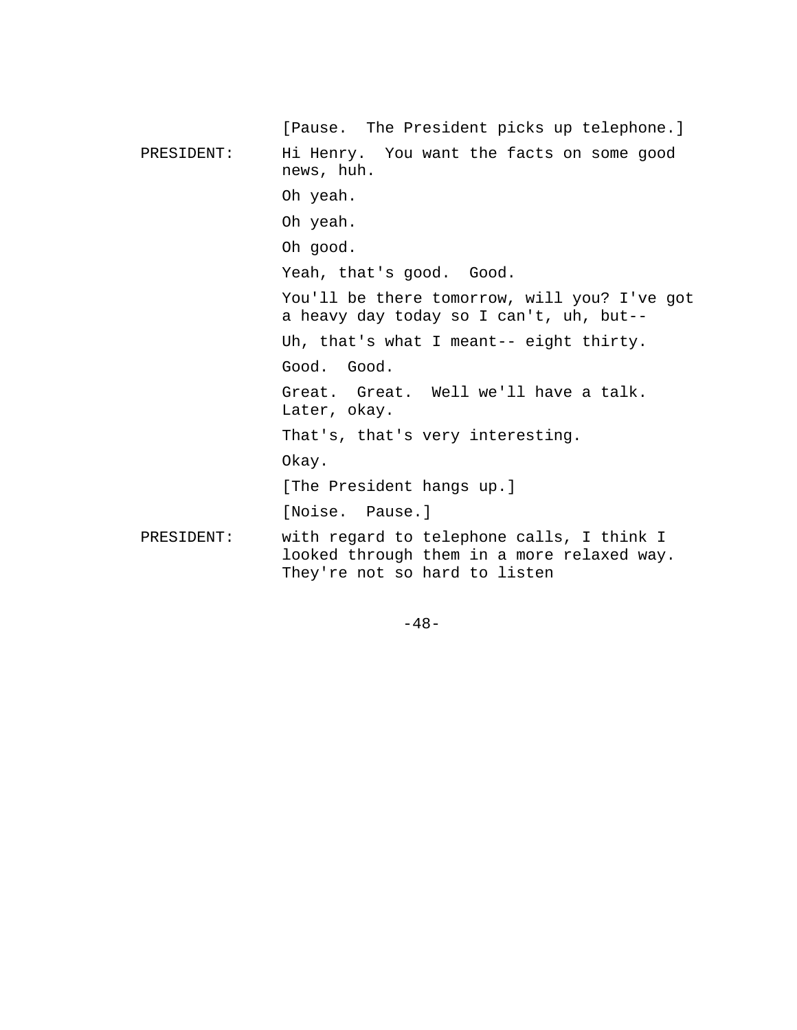[Pause. The President picks up telephone.]

PRESIDENT: Hi Henry. You want the facts on some good news, huh.

Oh yeah.

Oh yeah.

Oh good.

Yeah, that's good. Good.

You'll be there tomorrow, will you? I've got a heavy day today so I can't, uh, but--

Uh, that's what I meant-- eight thirty.

Good. Good.

Great. Great. Well we'll have a talk. Later, okay.

That's, that's very interesting.

Okay.

[The President hangs up.]

[Noise. Pause.]

PRESIDENT: with regard to telephone calls, I think I looked through them in a more relaxed way. They're not so hard to listen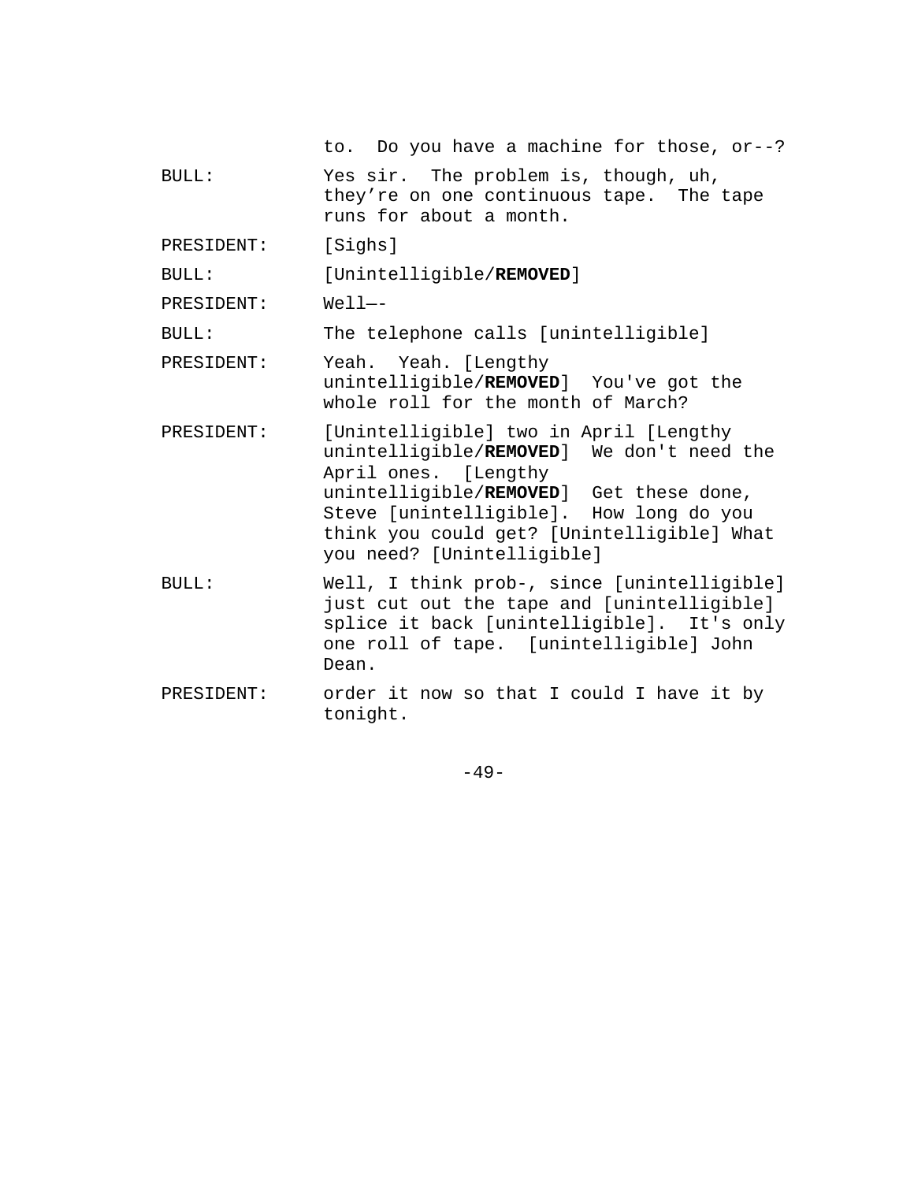to. Do you have a machine for those, or--?

BULL: Yes sir. The problem is, though, uh, they're on one continuous tape. The tape runs for about a month.

PRESIDENT: [Sighs]

BULL: [Unintelligible/**REMOVED**]

PRESIDENT: Well—-

BULL: The telephone calls [unintelligible]

PRESIDENT: Yeah. Yeah. [Lengthy unintelligible/**REMOVED**] You've got the whole roll for the month of March?

PRESIDENT: [Unintelligible] two in April [Lengthy unintelligible/**REMOVED**] We don't need the April ones. [Lengthy unintelligible/**REMOVED**] Get these done, Steve [unintelligible]. How long do you think you could get? [Unintelligible] What you need? [Unintelligible]

BULL: Well, I think prob-, since [unintelligible] just cut out the tape and [unintelligible] splice it back [unintelligible]. It's only one roll of tape. [unintelligible] John Dean.

PRESIDENT: order it now so that I could I have it by tonight.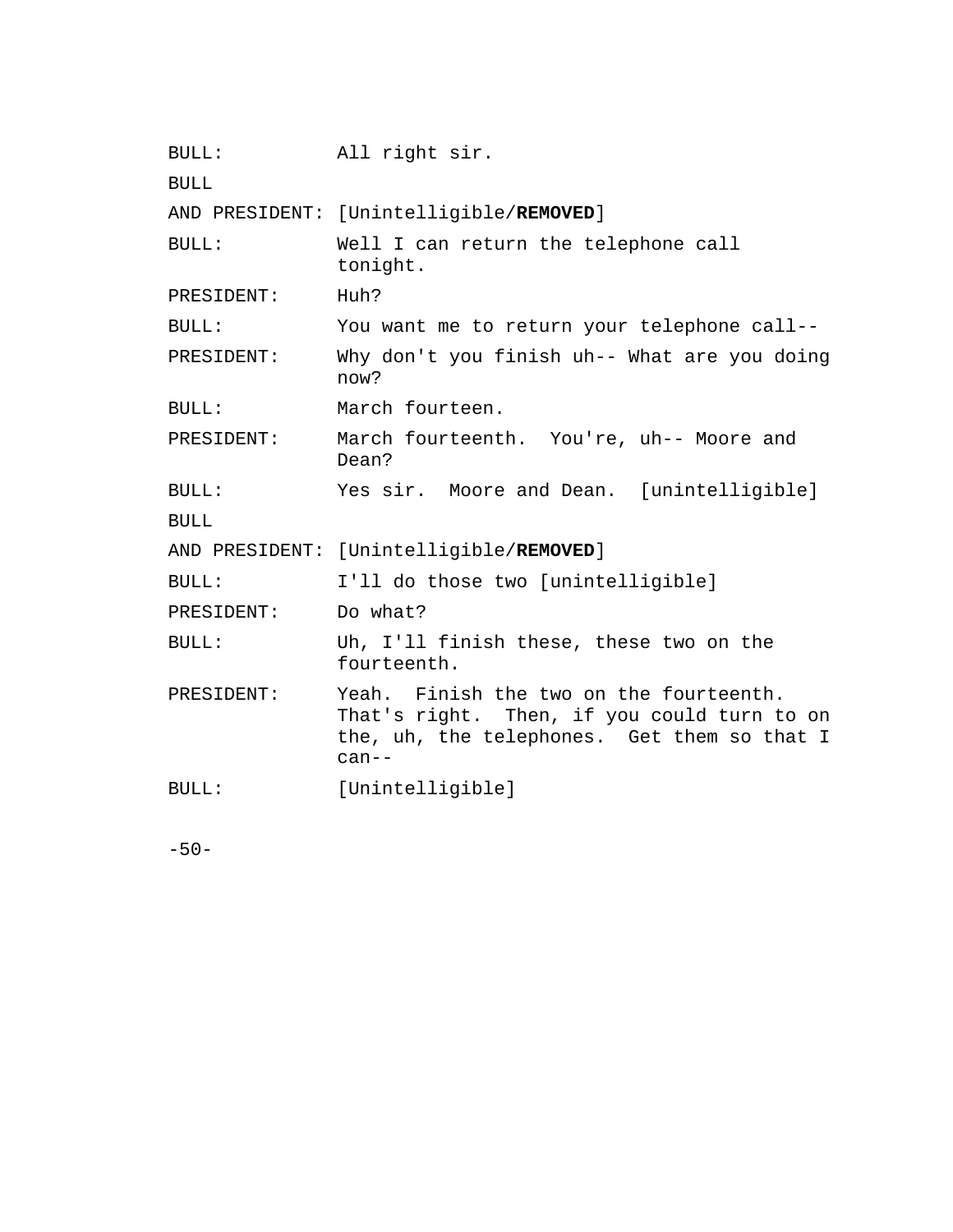BULL: All right sir.

BULL AND PRESIDENT: [Unintelligible/**REMOVED**]

BULL: Well I can return the telephone call tonight.

PRESIDENT: Huh?

BULL: You want me to return your telephone call--

PRESIDENT: Why don't you finish uh-- What are you doing now?

BULL: March fourteen.

PRESIDENT: March fourteenth. You're, uh-- Moore and Dean?

BULL: Yes sir. Moore and Dean. [unintelligible]

BULL AND PRESIDENT: [Unintelligible/**REMOVED**]

BULL: I'll do those two [unintelligible]

PRESIDENT: Do what?

BULL: Uh, I'll finish these, these two on the fourteenth.

PRESIDENT: Yeah. Finish the two on the fourteenth. That's right. Then, if you could turn to on the, uh, the telephones. Get them so that I can--

BULL: [Unintelligible]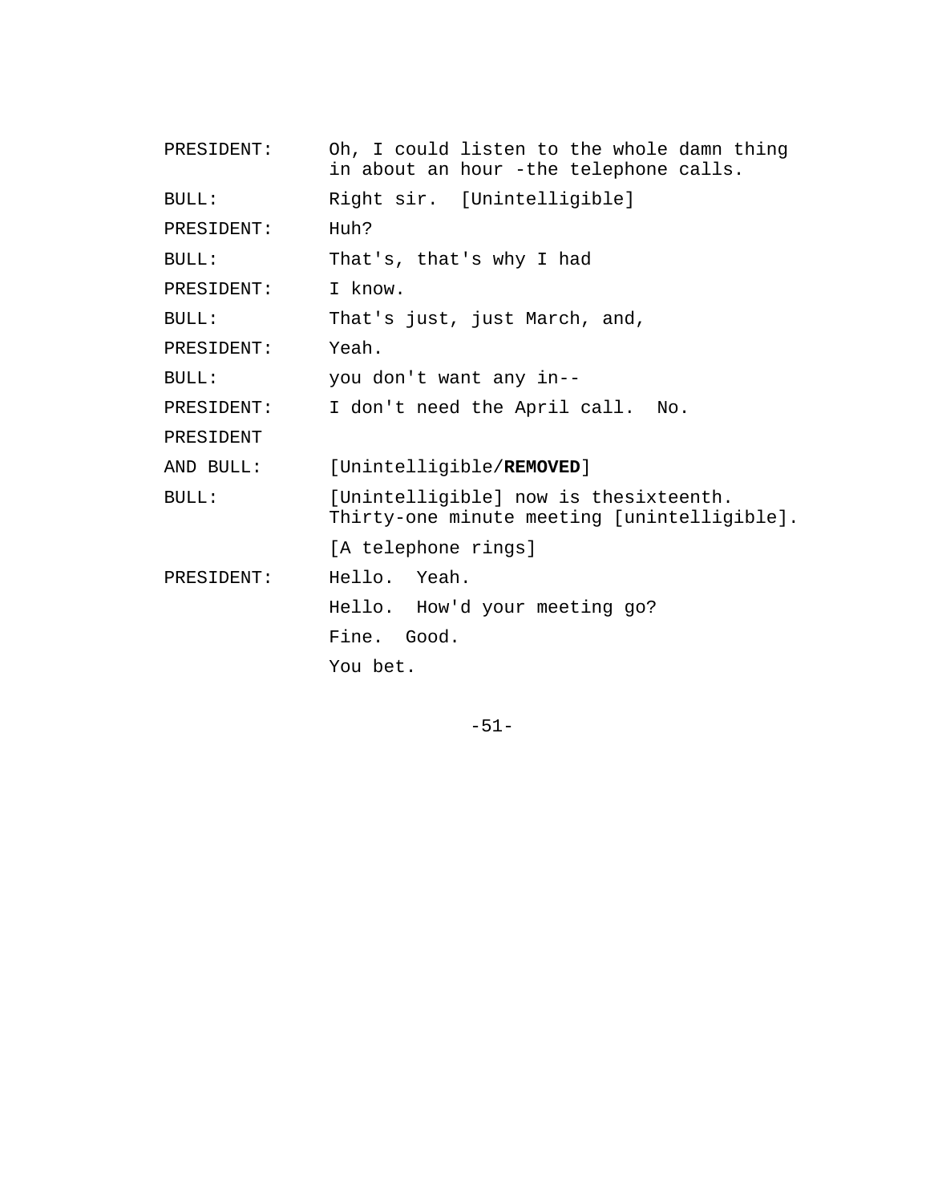PRESIDENT: Oh, I could listen to the whole damn thing in about an hour -the telephone calls.

BULL: Right sir. [Unintelligible]

PRESIDENT: Huh?

BULL: That's, that's why I had

PRESIDENT: I know.

BULL: That's just, just March, and,

PRESIDENT: Yeah.

BULL: you don't want any in--

PRESIDENT: I don't need the April call. No.

PRESIDENT AND BULL: [Unintelligible/**REMOVED**]

BULL: [Unintelligible] now is thesixteenth. Thirty-one minute meeting [unintelligible].

[A telephone rings]

PRESIDENT: Hello. Yeah.

Hello. How'd your meeting go?

Fine. Good.

You bet.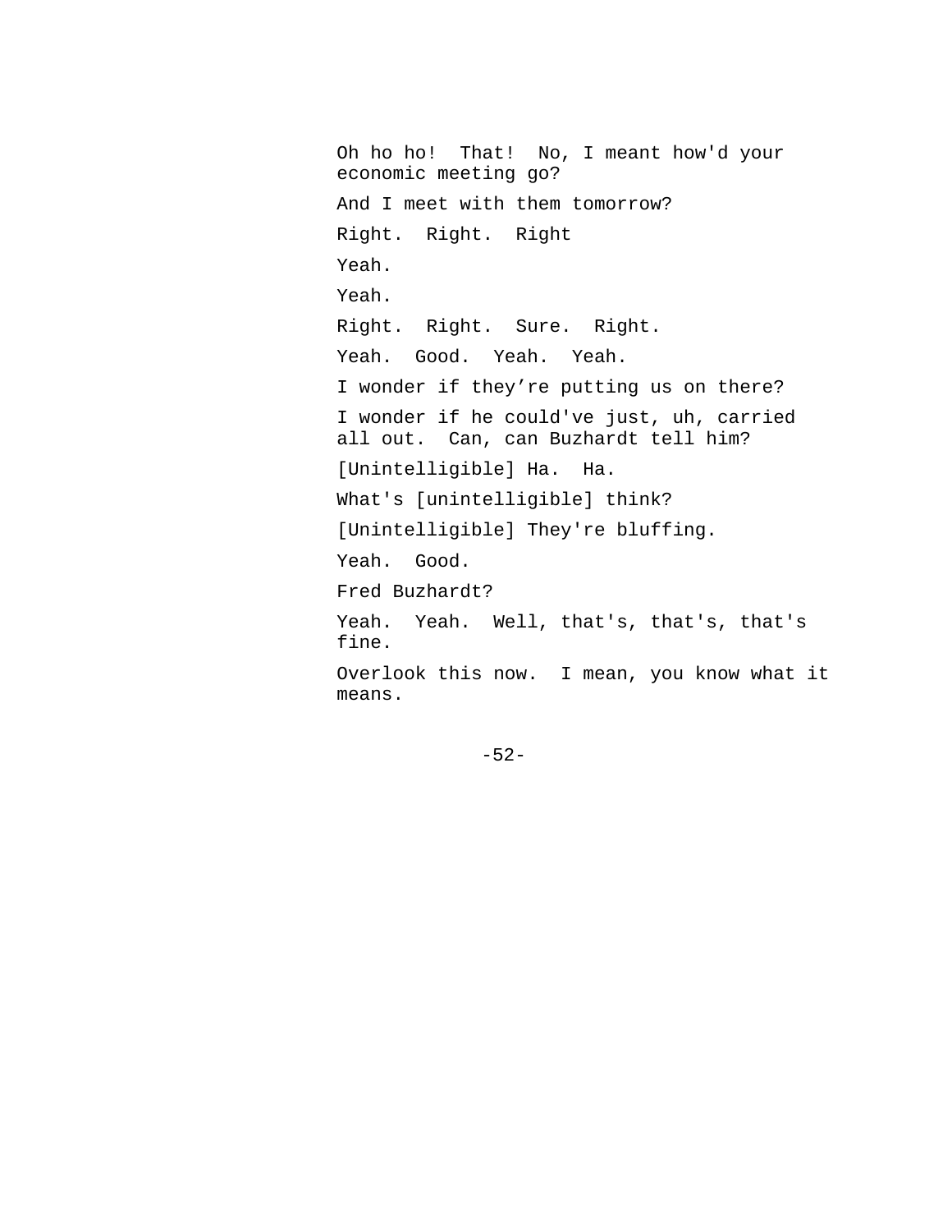Oh ho ho! That! No, I meant how'd your economic meeting go?

And I meet with them tomorrow?

Right. Right. Right

Yeah.

Yeah.

Right. Right. Sure. Right.

Yeah. Good. Yeah. Yeah.

I wonder if they're putting us on there?

I wonder if he could've just, uh, carried all out. Can, can Buzhardt tell him?

[Unintelligible] Ha. Ha.

What's [unintelligible] think?

[Unintelligible] They're bluffing.

Yeah. Good.

Fred Buzhardt?

Yeah. Yeah. Well, that's, that's, that's fine.

Overlook this now. I mean, you know what it means.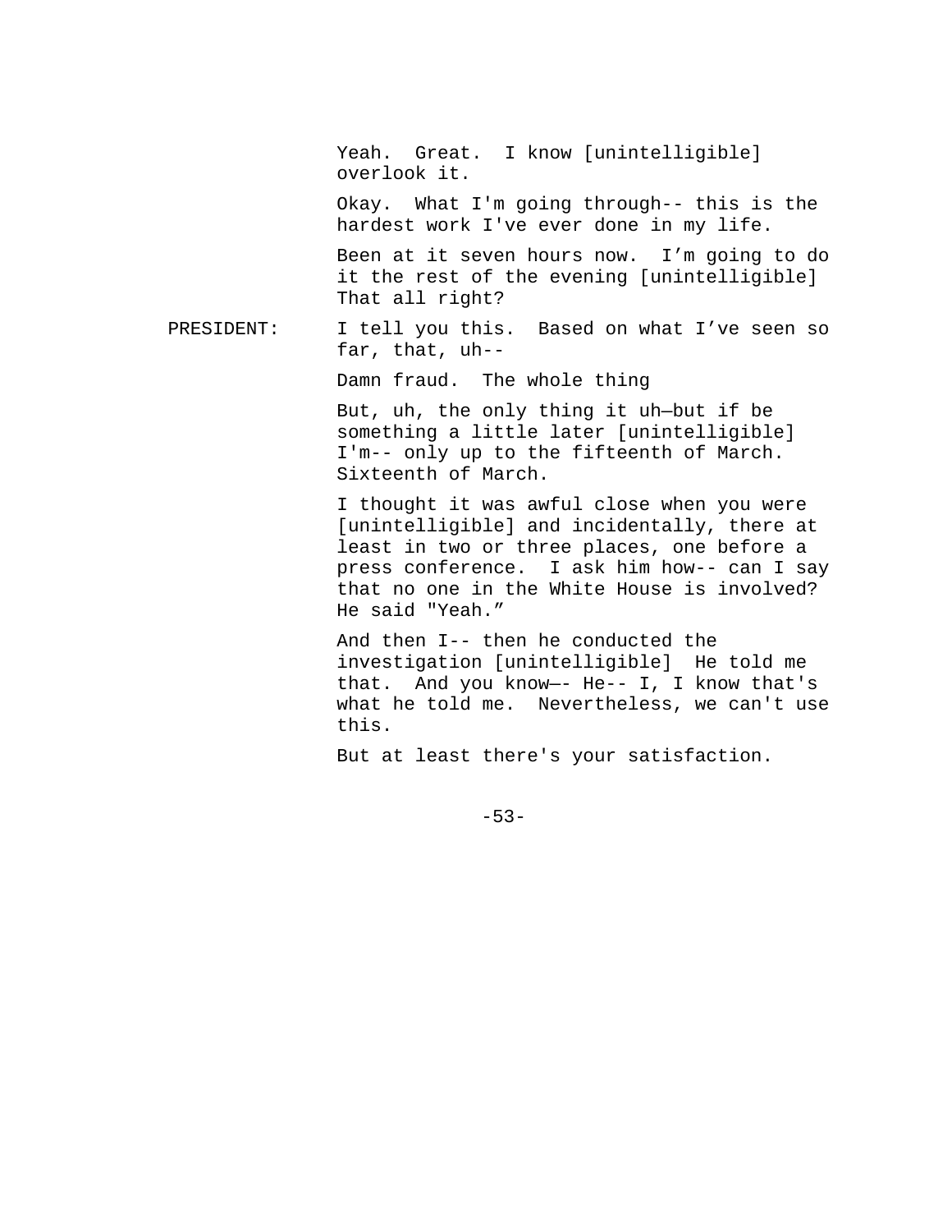Yeah. Great. I know [unintelligible] overlook it.

Okay. What I'm going through-- this is the hardest work I've ever done in my life.

Been at it seven hours now. I'm going to do it the rest of the evening [unintelligible] That all right?

PRESIDENT: I tell you this. Based on what I've seen so far, that, uh--

Damn fraud. The whole thing

But, uh, the only thing it uh—but if be something a little later [unintelligible] I'm-- only up to the fifteenth of March. Sixteenth of March.

I thought it was awful close when you were [unintelligible] and incidentally, there at least in two or three places, one before a press conference. I ask him how-- can I say that no one in the White House is involved? He said "Yeah."

And then I-- then he conducted the investigation [unintelligible] He told me that. And you know—- He-- I, I know that's what he told me. Nevertheless, we can't use this.

But at least there's your satisfaction.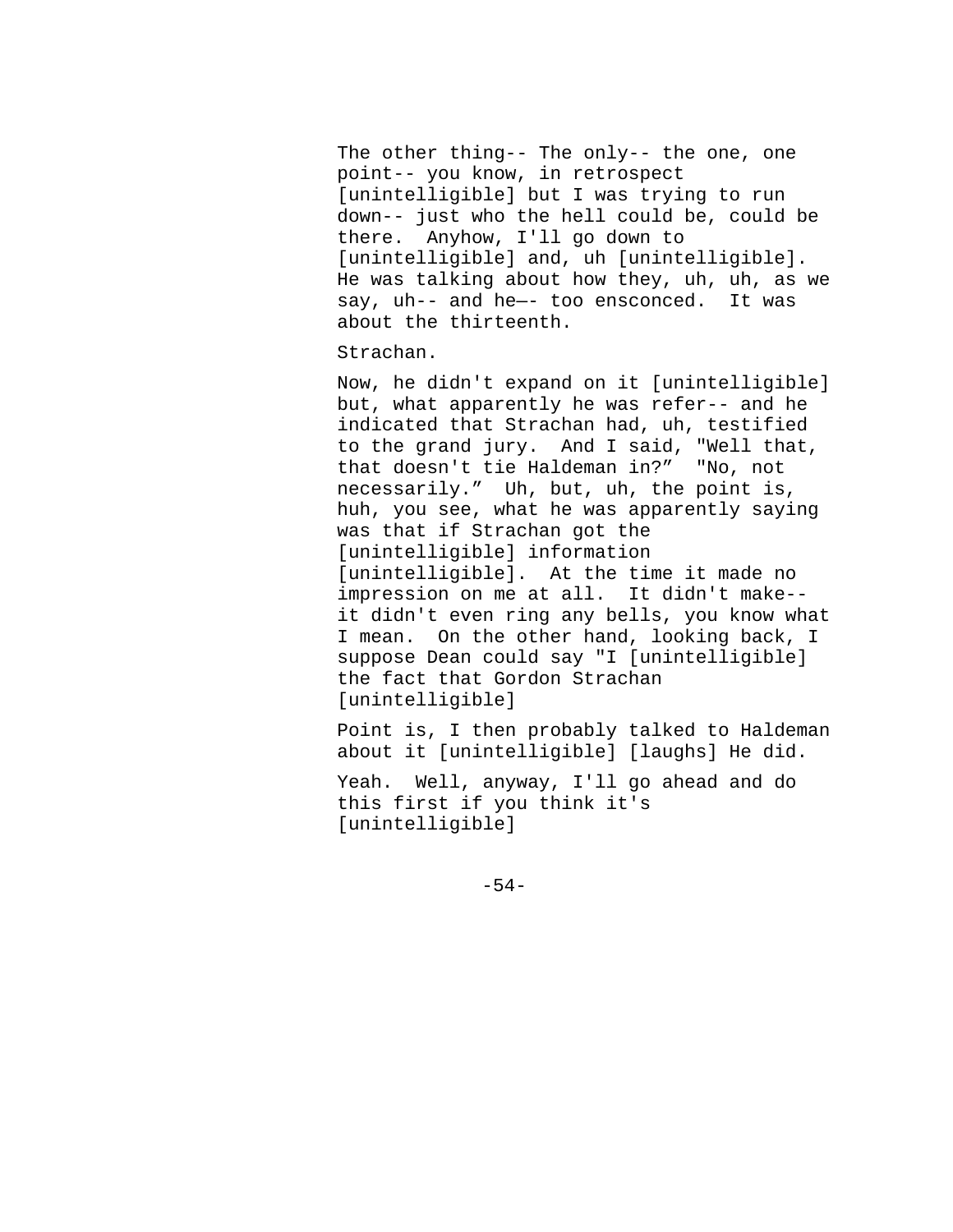The other thing-- The only-- the one, one point-- you know, in retrospect [unintelligible] but I was trying to run down-- just who the hell could be, could be there. Anyhow, I'll go down to [unintelligible] and, uh [unintelligible]. He was talking about how they, uh, uh, as we say, uh-- and he—- too ensconced. It was about the thirteenth.

Strachan.

Now, he didn't expand on it [unintelligible] but, what apparently he was refer-- and he indicated that Strachan had, uh, testified to the grand jury. And I said, "Well that, that doesn't tie Haldeman in?" "No, not necessarily." Uh, but, uh, the point is, huh, you see, what he was apparently saying was that if Strachan got the [unintelligible] information [unintelligible]. At the time it made no impression on me at all. It didn't make-- it didn't even ring any bells, you know what I mean. On the other hand, looking back, I suppose Dean could say "I [unintelligible] the fact that Gordon Strachan [unintelligible]

Point is, I then probably talked to Haldeman about it [unintelligible] [laughs] He did.

Yeah. Well, anyway, I'll go ahead and do this first if you think it's [unintelligible]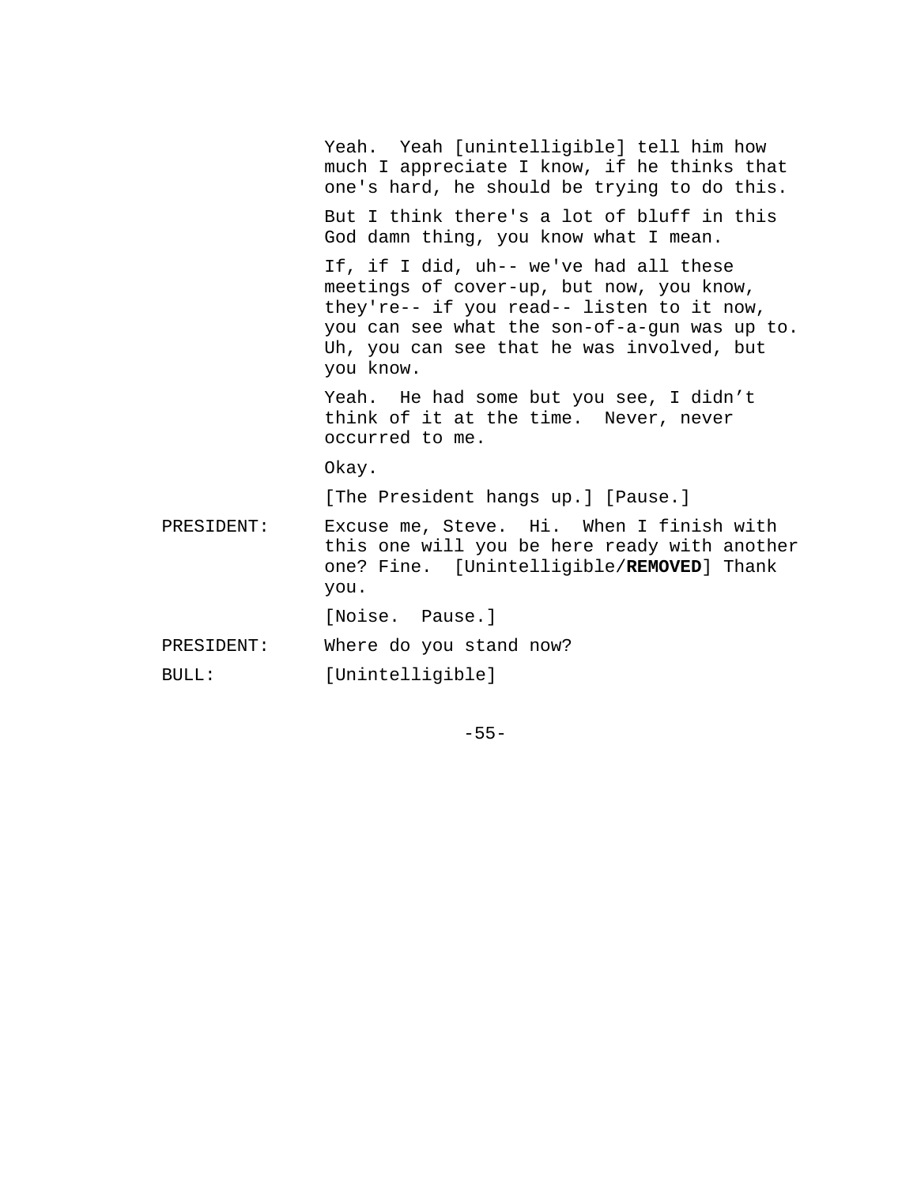Yeah. Yeah [unintelligible] tell him how much I appreciate I know, if he thinks that one's hard, he should be trying to do this.

But I think there's a lot of bluff in this God damn thing, you know what I mean.

If, if I did, uh-- we've had all these meetings of cover-up, but now, you know, they're-- if you read-- listen to it now, you can see what the son-of-a-gun was up to. Uh, you can see that he was involved, but you know.

Yeah. He had some but you see, I didn't think of it at the time. Never, never occurred to me.

Okay.

[The President hangs up.] [Pause.]

PRESIDENT: Excuse me, Steve. Hi. When I finish with this one will you be here ready with another one? Fine. [Unintelligible/**REMOVED**] Thank you.

[Noise. Pause.]

PRESIDENT: Where do you stand now?

BULL: [Unintelligible]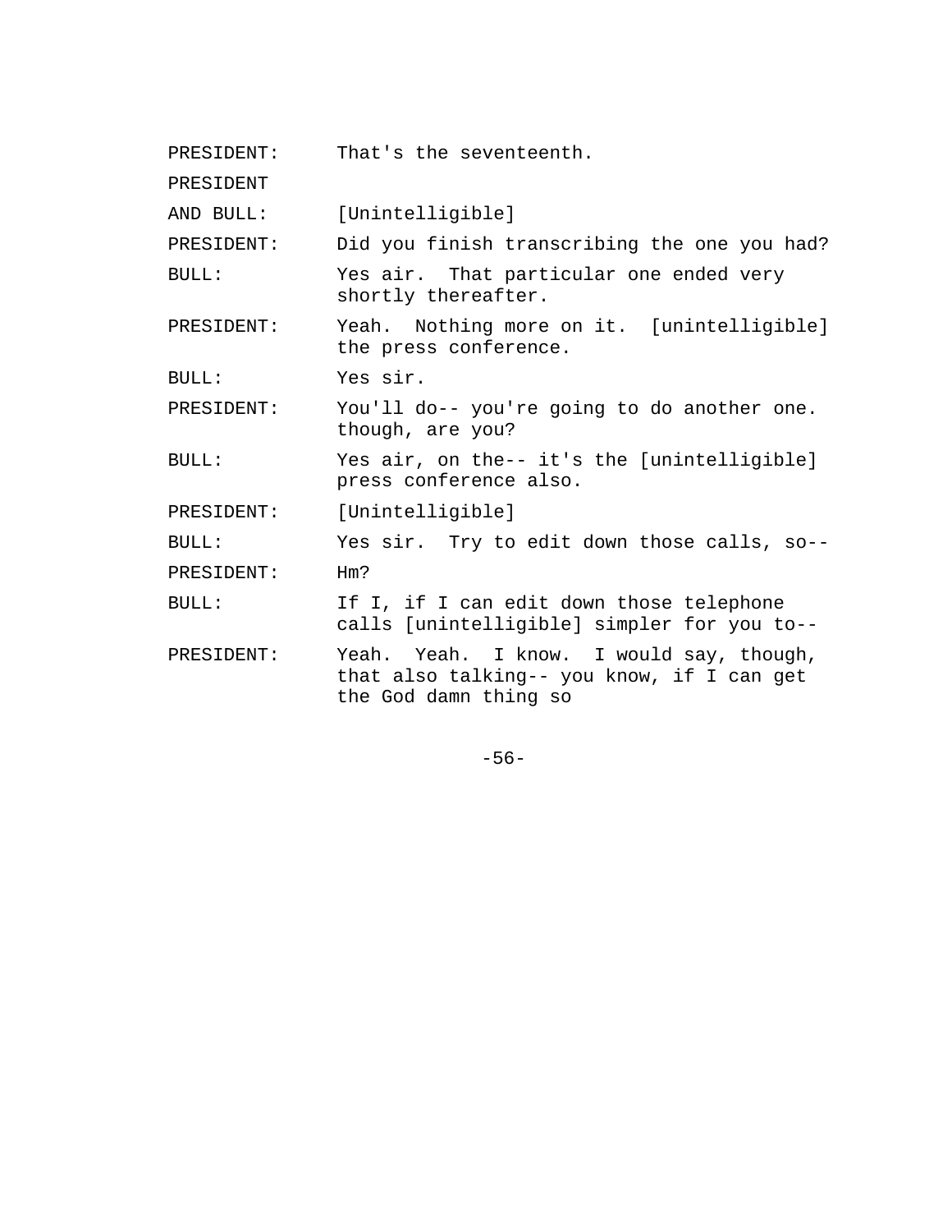PRESIDENT: That's the seventeenth.

PRESIDENT AND BULL: [Unintelligible]

PRESIDENT: Did you finish transcribing the one you had?

BULL: Yes air. That particular one ended very shortly thereafter.

PRESIDENT: Yeah. Nothing more on it. [unintelligible] the press conference.

BULL: Yes sir.

PRESIDENT: You'll do-- you're going to do another one. though, are you?

BULL: Yes air, on the-- it's the [unintelligible] press conference also.

PRESIDENT: [Unintelligible]

BULL: Yes sir. Try to edit down those calls, so--

PRESIDENT: Hm?

BULL: If I, if I can edit down those telephone calls [unintelligible] simpler for you to--

PRESIDENT: Yeah. Yeah. I know. I would say, though, that also talking-- you know, if I can get the God damn thing so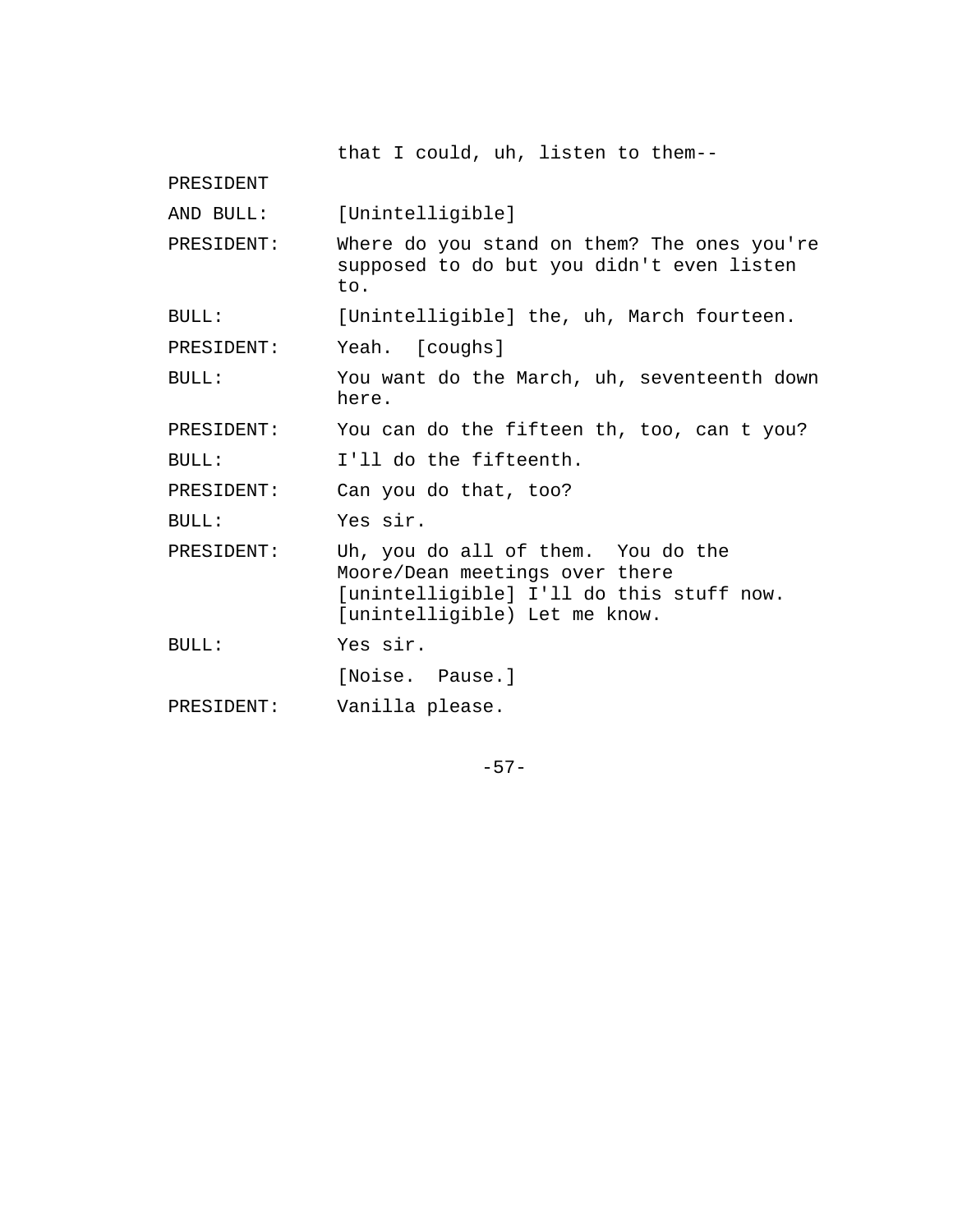that I could, uh, listen to them--

PRESIDENT AND BULL: [Unintelligible]

PRESIDENT: Where do you stand on them? The ones you're supposed to do but you didn't even listen to.

BULL: [Unintelligible] the, uh, March fourteen.

PRESIDENT: Yeah. [coughs]

BULL: You want do the March, uh, seventeenth down here.

PRESIDENT: You can do the fifteen th, too, can t you?

BULL: I'll do the fifteenth.

PRESIDENT: Can you do that, too?

BULL: Yes sir.

PRESIDENT: Uh, you do all of them. You do the Moore/Dean meetings over there [unintelligible] I'll do this stuff now. [unintelligible) Let me know.

BULL: Yes sir.

[Noise. Pause.]

PRESIDENT: Vanilla please.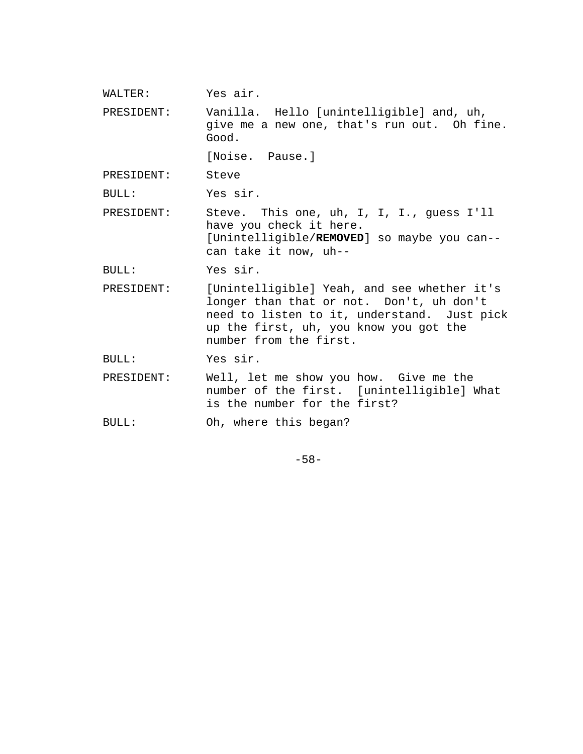WALTER: Yes air.

PRESIDENT: Vanilla. Hello [unintelligible] and, uh, give me a new one, that's run out. Oh fine. Good.

[Noise. Pause.]

PRESIDENT: Steve

BULL: Yes sir.

PRESIDENT: Steve. This one, uh, I, I, I., guess I'll have you check it here. [Unintelligible/**REMOVED**] so maybe you can--can take it now, uh--

BULL: Yes sir.

PRESIDENT: [Unintelligible] Yeah, and see whether it's longer than that or not. Don't, uh don't need to listen to it, understand. Just pick up the first, uh, you know you got the number from the first.

BULL: Yes sir.

PRESIDENT: Well, let me show you how. Give me the number of the first. [unintelligible] What is the number for the first?

BULL: Oh, where this began?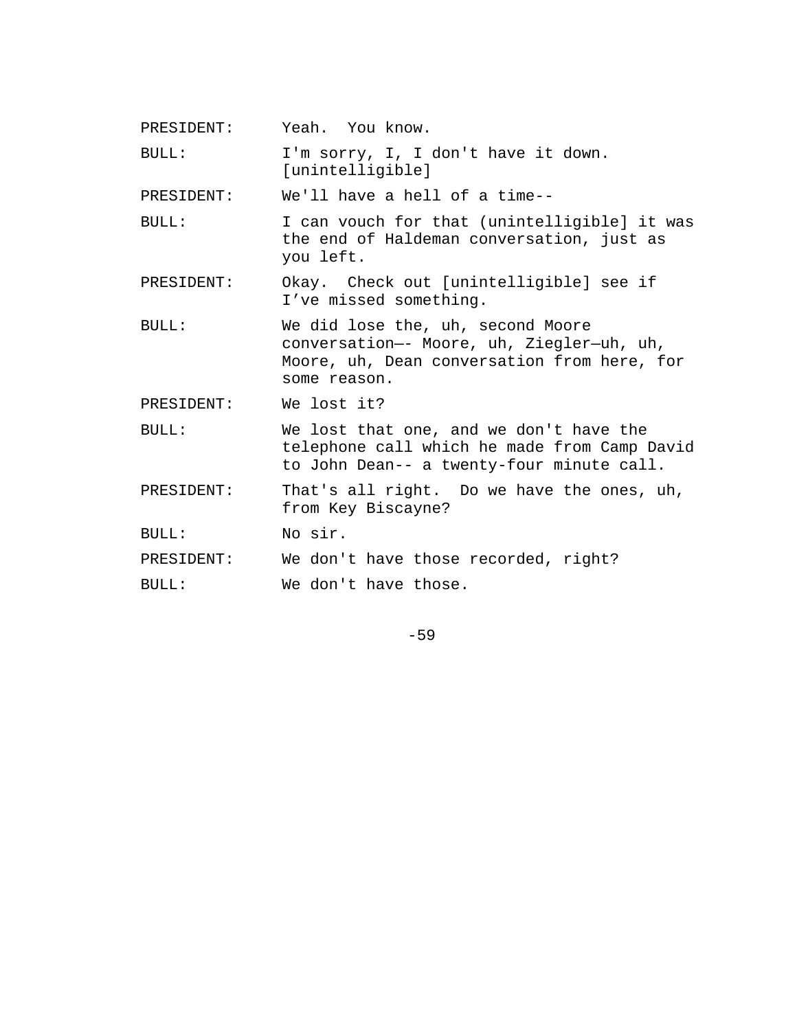PRESIDENT: Yeah. You know.

BULL: I'm sorry, I, I don't have it down. [unintelligible]

PRESIDENT: We'll have a hell of a time--

BULL: I can vouch for that (unintelligible] it was the end of Haldeman conversation, just as you left.

PRESIDENT: Okay. Check out [unintelligible] see if I've missed something.

BULL: We did lose the, uh, second Moore conversation—- Moore, uh, Ziegler—uh, uh, Moore, uh, Dean conversation from here, for some reason.

PRESIDENT: We lost it?

BULL: We lost that one, and we don't have the telephone call which he made from Camp David to John Dean-- a twenty-four minute call.

PRESIDENT: That's all right. Do we have the ones, uh, from Key Biscayne?

BULL: No sir.

PRESIDENT: We don't have those recorded, right?

BULL: We don't have those.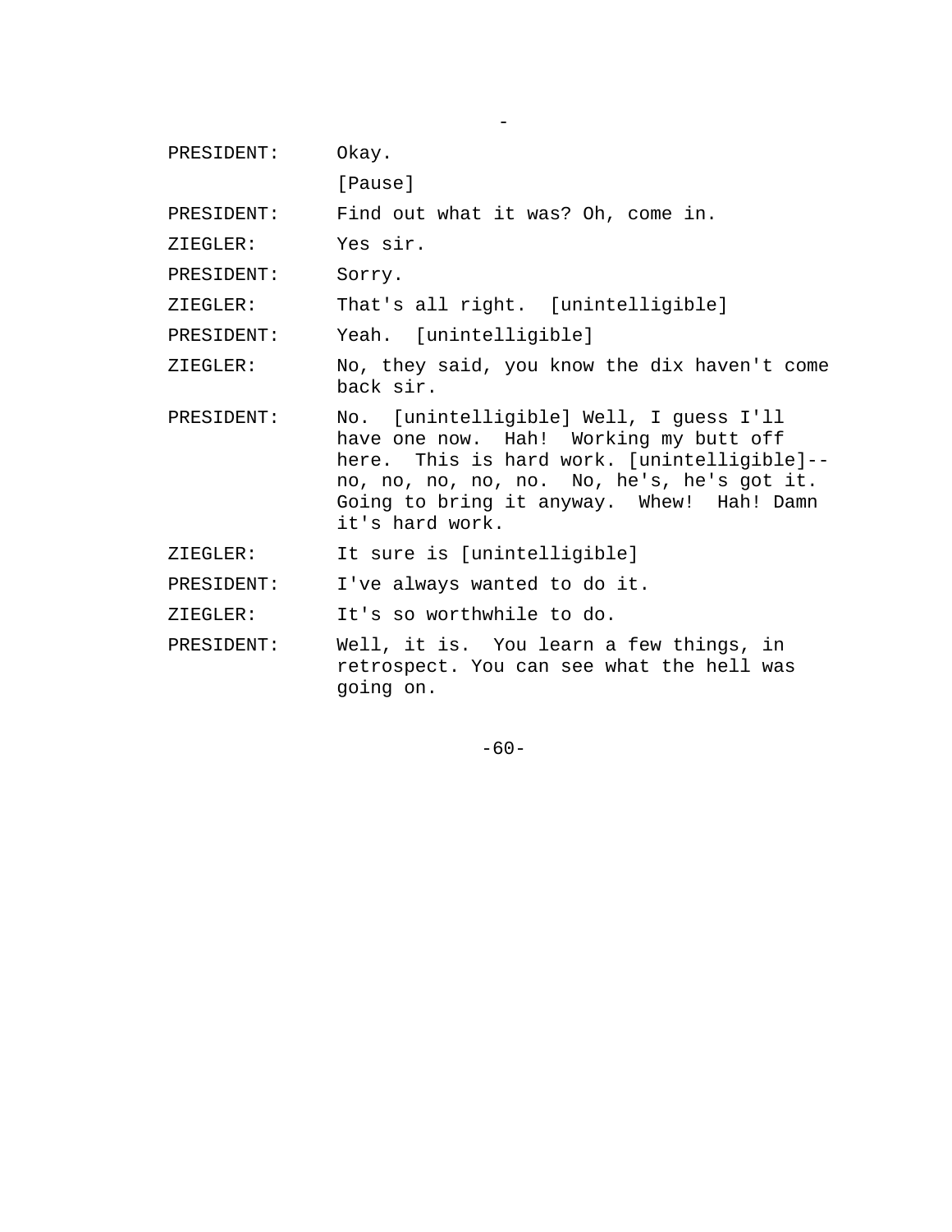PRESIDENT: Okay.

[Pause]

PRESIDENT: Find out what it was? Oh, come in.

ZIEGLER: Yes sir.

PRESIDENT: Sorry.

ZIEGLER: That's all right. [unintelligible]

PRESIDENT: Yeah. [unintelligible]

ZIEGLER: No, they said, you know the dix haven't come back sir.

PRESIDENT: No. [unintelligible] Well, I guess I'll have one now. Hah! Working my butt off here. This is hard work. [unintelligible]--no, no, no, no, no. No, he's, he's got it. Going to bring it anyway. Whew! Hah! Damn it's hard work.

ZIEGLER: It sure is [unintelligible]

PRESIDENT: I've always wanted to do it.

ZIEGLER: It's so worthwhile to do.

PRESIDENT: Well, it is. You learn a few things, in retrospect. You can see what the hell was going on.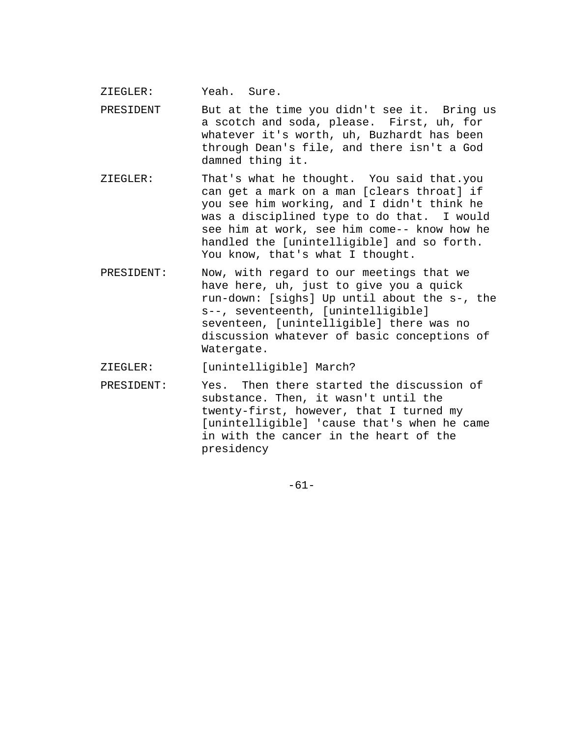ZIEGLER: Yeah. Sure.

PRESIDENT But at the time you didn't see it. Bring us a scotch and soda, please. First, uh, for whatever it's worth, uh, Buzhardt has been through Dean's file, and there isn't a God damned thing it.

ZIEGLER: That's what he thought. You said that.you can get a mark on a man [clears throat] if you see him working, and I didn't think he was a disciplined type to do that. I would see him at work, see him come-- know how he handled the [unintelligible] and so forth. You know, that's what I thought.

PRESIDENT: Now, with regard to our meetings that we have here, uh, just to give you a quick run-down: [sighs] Up until about the s-, the s--, seventeenth, [unintelligible] seventeen, [unintelligible] there was no discussion whatever of basic conceptions of Watergate.

ZIEGLER: [unintelligible] March?

PRESIDENT: Yes. Then there started the discussion of substance. Then, it wasn't until the twenty-first, however, that I turned my [unintelligible] 'cause that's when he came in with the cancer in the heart of the presidency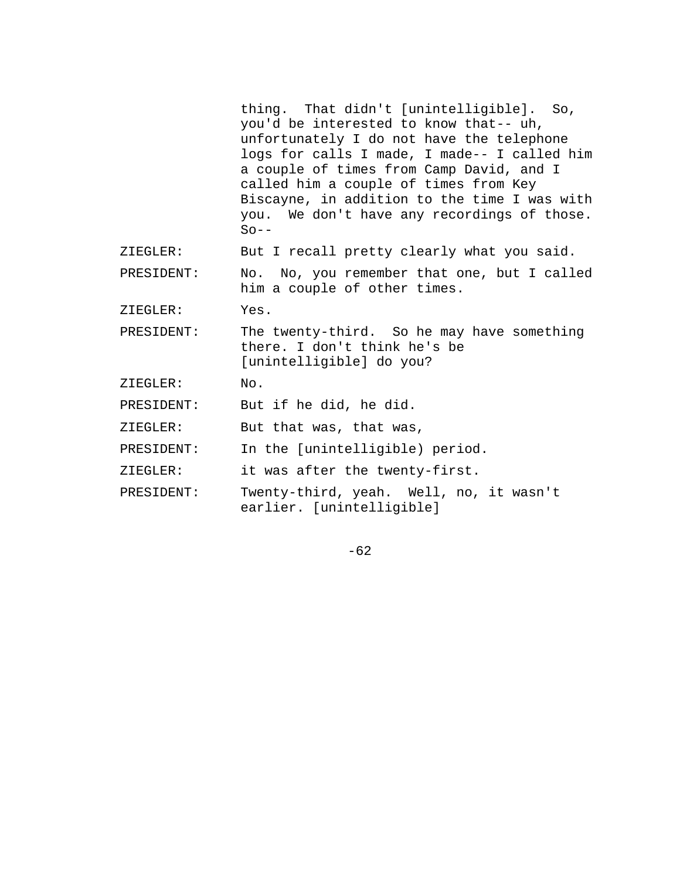thing. That didn't [unintelligible]. So, you'd be interested to know that-- uh, unfortunately I do not have the telephone logs for calls I made, I made-- I called him a couple of times from Camp David, and I called him a couple of times from Key Biscayne, in addition to the time I was with you. We don't have any recordings of those. So--

ZIEGLER: But I recall pretty clearly what you said.

PRESIDENT: No. No, you remember that one, but I called him a couple of other times.

ZIEGLER: Yes.

PRESIDENT: The twenty-third. So he may have something there. I don't think he's be [unintelligible] do you?

ZIEGLER: No.

PRESIDENT: But if he did, he did.

ZIEGLER: But that was, that was,

PRESIDENT: In the [unintelligible) period.

ZIEGLER: it was after the twenty-first.

PRESIDENT: Twenty-third, yeah. Well, no, it wasn't earlier. [unintelligible]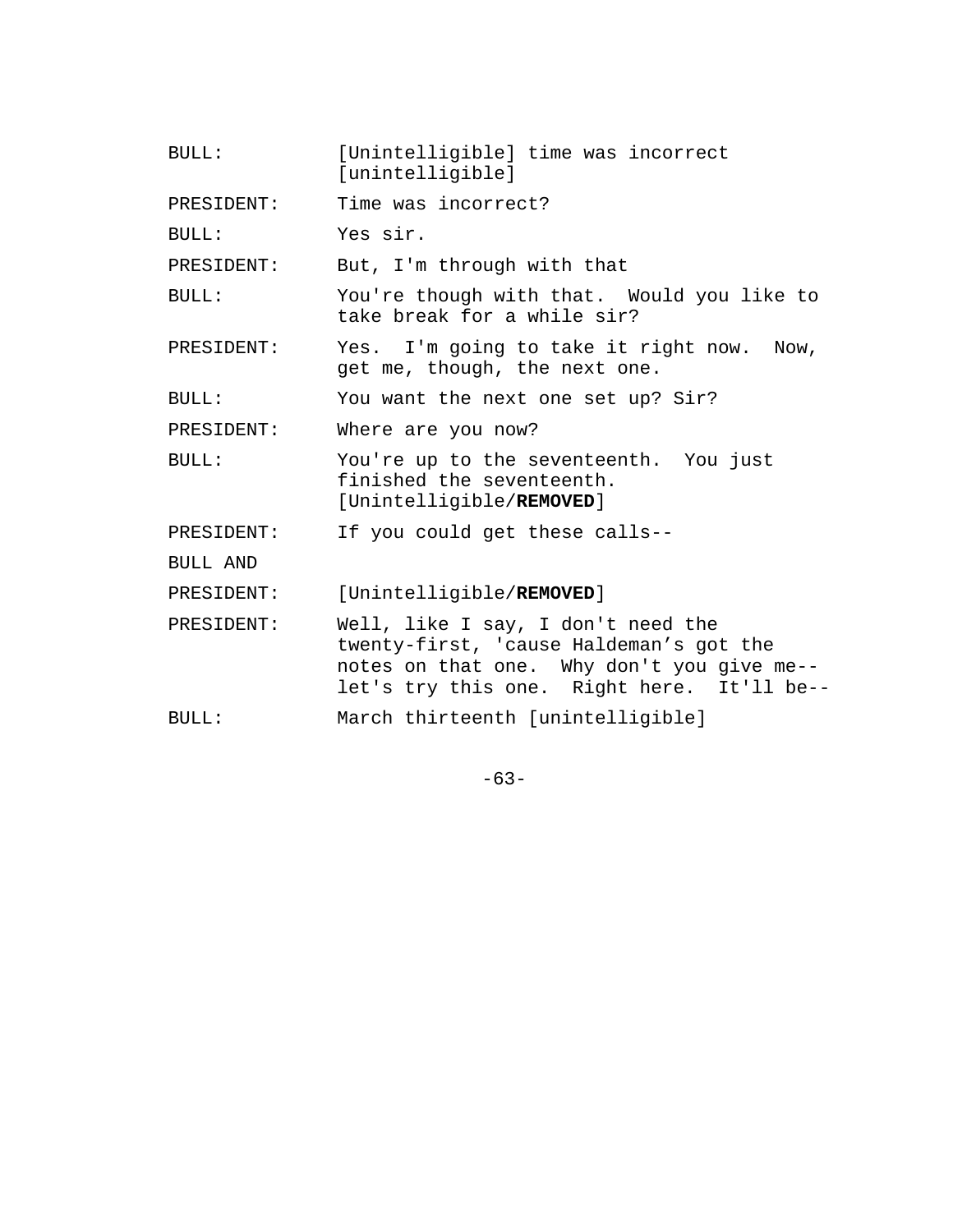BULL: [Unintelligible] time was incorrect [unintelligible]

PRESIDENT: Time was incorrect?

BULL: Yes sir.

PRESIDENT: But, I'm through with that

BULL: You're though with that. Would you like to take break for a while sir?

PRESIDENT: Yes. I'm going to take it right now. Now, get me, though, the next one.

BULL: You want the next one set up? Sir?

PRESIDENT: Where are you now?

BULL: You're up to the seventeenth. You just finished the seventeenth. [Unintelligible/**REMOVED**]

PRESIDENT: If you could get these calls--

BULL AND PRESIDENT: [Unintelligible/**REMOVED**]

PRESIDENT: Well, like I say, I don't need the twenty-first, 'cause Haldeman's got the notes on that one. Why don't you give me--let's try this one. Right here. It'll be--

BULL: March thirteenth [unintelligible]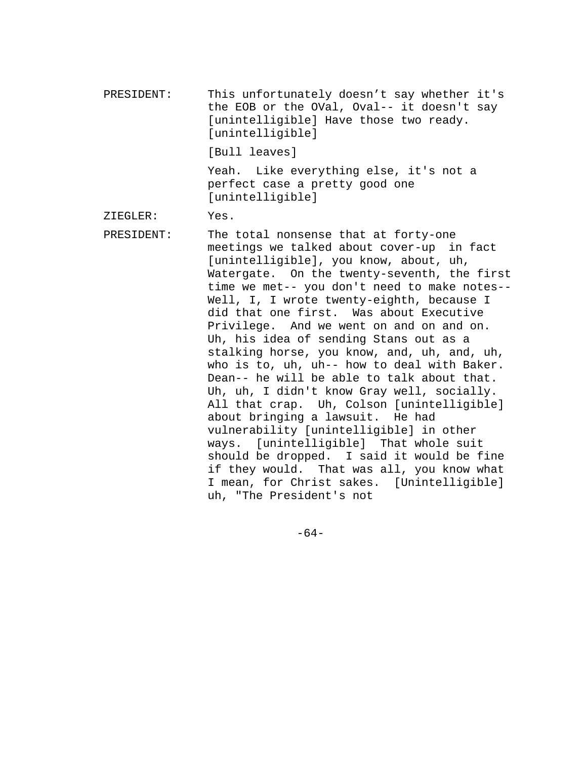PRESIDENT: This unfortunately doesn’t say whether it's the EOB or the OVal, Oval-- it doesn't say [unintelligible] Have those two ready. [unintelligible]

[Bull leaves]

Yeah. Like everything else, it's not a perfect case a pretty good one [unintelligible]

ZIEGLER: Yes.

PRESIDENT: The total nonsense that at forty-one meetings we talked about cover-up in fact [unintelligible], you know, about, uh, Watergate. On the twenty-seventh, the first time we met-- you don't need to make notes-- Well, I, I wrote twenty-eighth, because I did that one first. Was about Executive Privilege. And we went on and on and on. Uh, his idea of sending Stans out as a stalking horse, you know, and, uh, and, uh, who is to, uh, uh-- how to deal with Baker. Dean-- he will be able to talk about that. Uh, uh, I didn't know Gray well, socially. All that crap. Uh, Colson [unintelligible] about bringing a lawsuit. He had vulnerability [unintelligible] in other ways. [unintelligible] That whole suit should be dropped. I said it would be fine if they would. That was all, you know what I mean, for Christ sakes. [Unintelligible] uh, "The President's not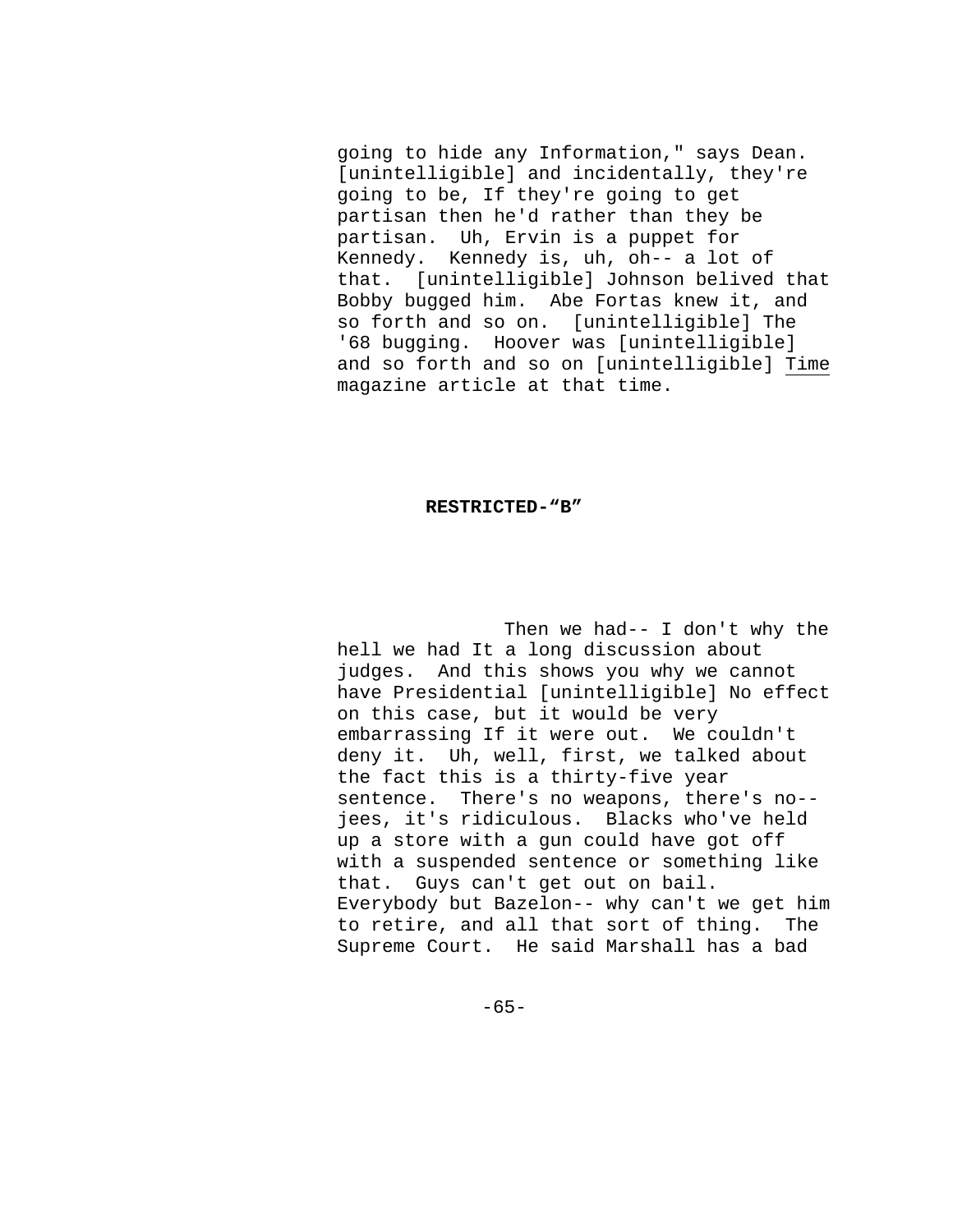going to hide any Information," says Dean. [unintelligible] and incidentally, they're going to be, If they're going to get partisan then he'd rather than they be partisan. Uh, Ervin is a puppet for Kennedy. Kennedy is, uh, oh-- a lot of that. [unintelligible] Johnson belived that Bobby bugged him. Abe Fortas knew it, and so forth and so on. [unintelligible] The '68 bugging. Hoover was [unintelligible] and so forth and so on [unintelligible] Time magazine article at that time.

**RESTRICTED-“B”**

Then we had-- I don't why the hell we had It a long discussion about judges. And this shows you why we cannot have Presidential [unintelligible] No effect on this case, but it would be very embarrassing If it were out. We couldn't deny it. Uh, well, first, we talked about the fact this is a thirty-five year sentence. There's no weapons, there's no-- jees, it's ridiculous. Blacks who've held up a store with a gun could have got off with a suspended sentence or something like that. Guys can't get out on bail. Everybody but Bazelon-- why can't we get him to retire, and all that sort of thing. The Supreme Court. He said Marshall has a bad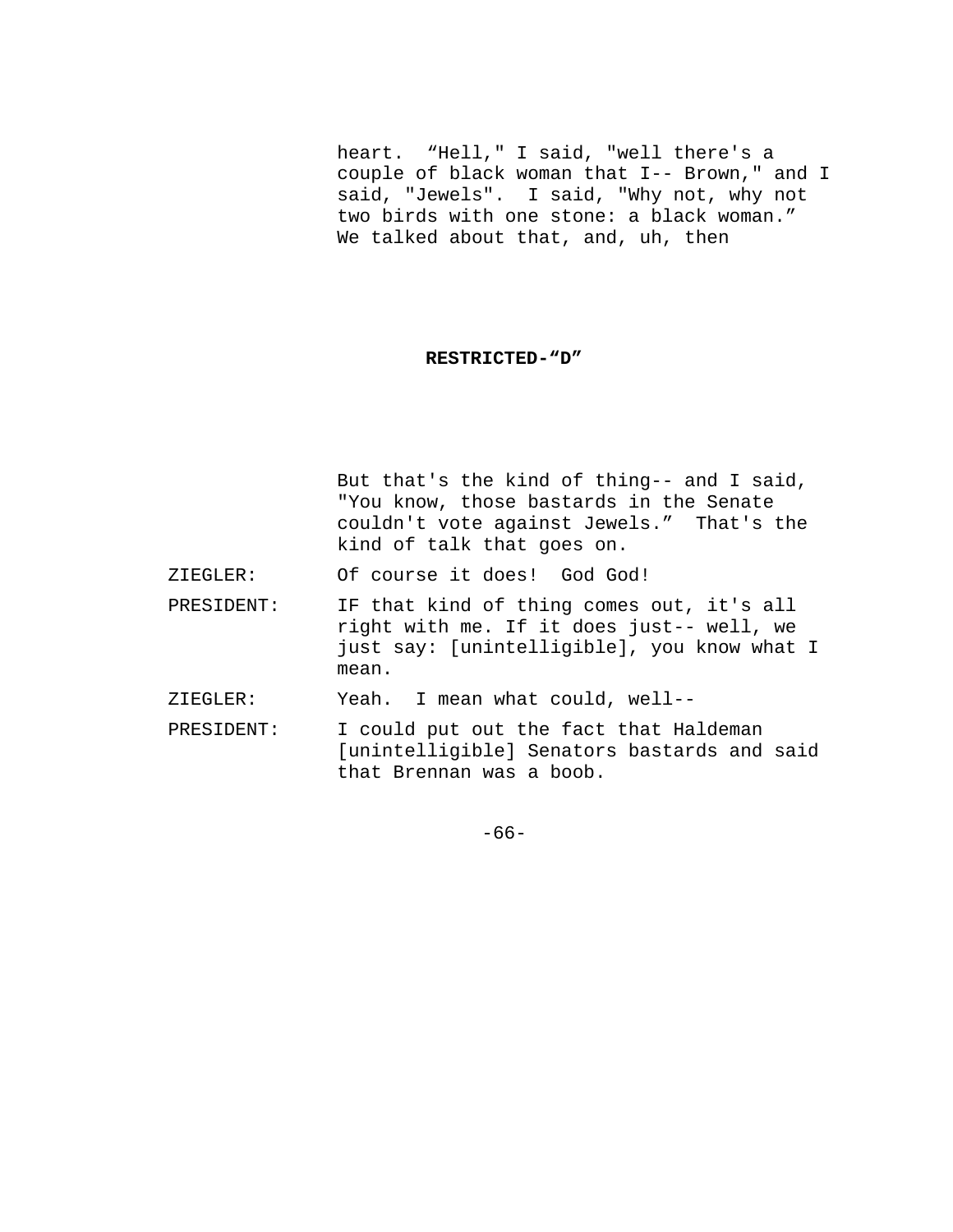heart. “Hell," I said, "well there's a couple of black woman that I-- Brown," and I said, "Jewels". I said, "Why not, why not two birds with one stone: a black woman.” We talked about that, and, uh, then

**RESTRICTED-“D”**

But that's the kind of thing-- and I said, "You know, those bastards in the Senate couldn't vote against Jewels.” That's the kind of talk that goes on.

ZIEGLER: Of course it does! God God!

PRESIDENT: IF that kind of thing comes out, it's all right with me. If it does just-- well, we just say: [unintelligible], you know what I mean.

ZIEGLER: Yeah. I mean what could, well--

PRESIDENT: I could put out the fact that Haldeman [unintelligible] Senators bastards and said that Brennan was a boob.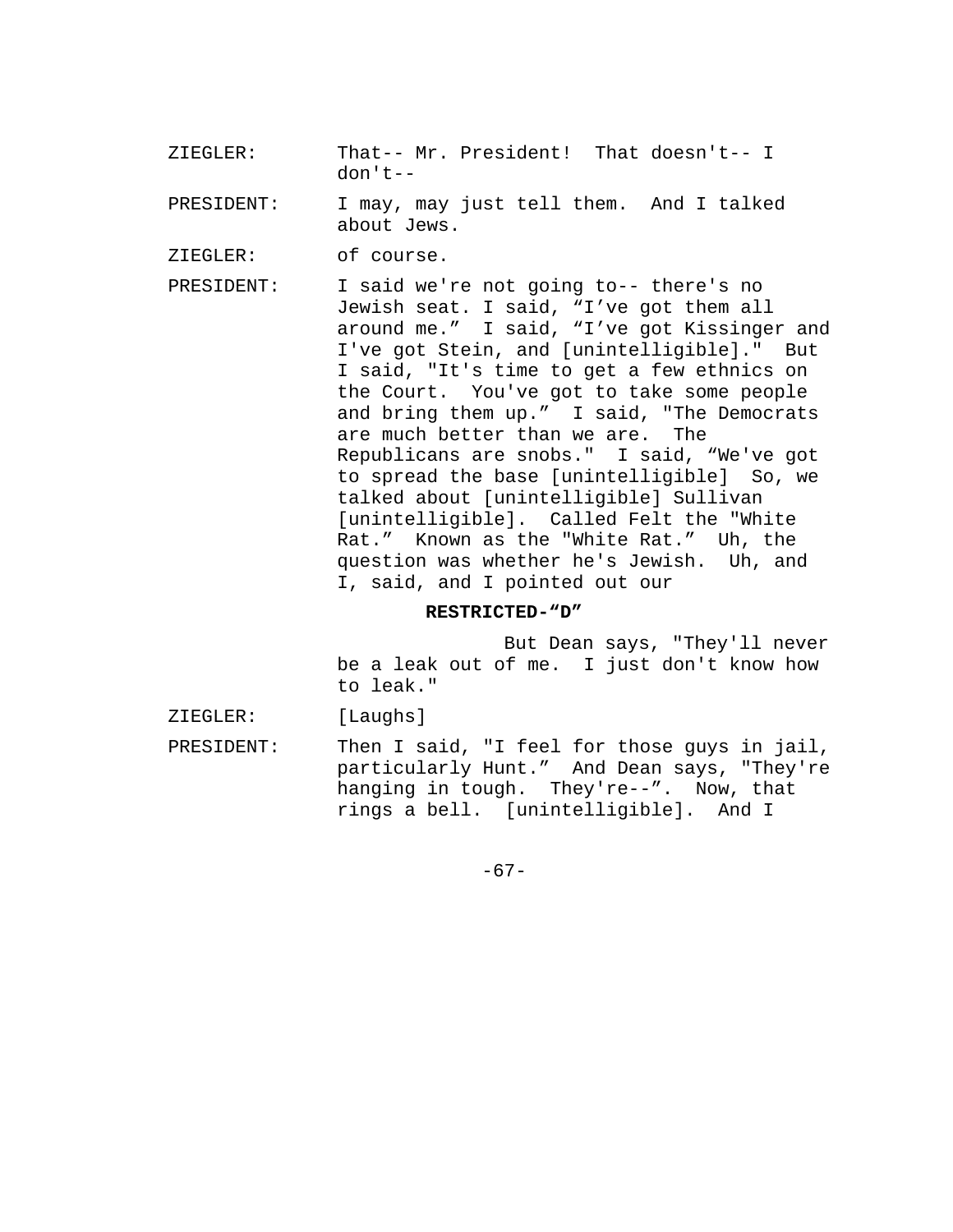ZIEGLER: That-- Mr. President! That doesn't-- I don't--

PRESIDENT: I may, may just tell them. And I talked about Jews.

ZIEGLER: of course.

PRESIDENT: I said we're not going to-- there's no Jewish seat. I said, "I've got them all around me." I said, "I've got Kissinger and I've got Stein, and [unintelligible]." But I said, "It's time to get a few ethnics on the Court. You've got to take some people and bring them up." I said, "The Democrats are much better than we are. The Republicans are snobs." I said, "We've got to spread the base [unintelligible] So, we talked about [unintelligible] Sullivan [unintelligible]. Called Felt the "White Rat." Known as the "White Rat." Uh, the question was whether he's Jewish. Uh, and I, said, and I pointed out our

**RESTRICTED-"D"**

But Dean says, "They'll never be a leak out of me. I just don't know how to leak."

ZIEGLER: [Laughs]

PRESIDENT: Then I said, "I feel for those guys in jail, particularly Hunt." And Dean says, "They're hanging in tough. They're--". Now, that rings a bell. [unintelligible]. And I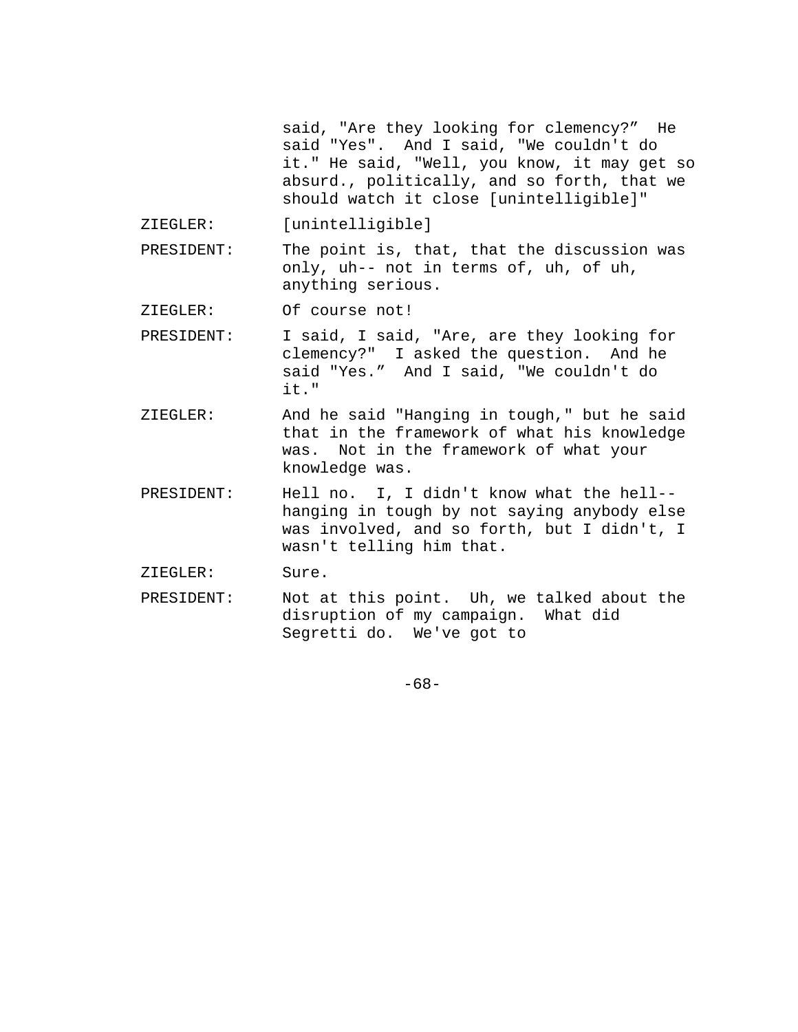said, "Are they looking for clemency?" He said "Yes". And I said, "We couldn't do it." He said, "Well, you know, it may get so absurd., politically, and so forth, that we should watch it close [unintelligible]"

ZIEGLER: [unintelligible]

PRESIDENT: The point is, that, that the discussion was only, uh-- not in terms of, uh, of uh, anything serious.

ZIEGLER: Of course not!

PRESIDENT: I said, I said, "Are, are they looking for clemency?" I asked the question. And he said "Yes." And I said, "We couldn't do it."

ZIEGLER: And he said "Hanging in tough," but he said that in the framework of what his knowledge was. Not in the framework of what your knowledge was.

PRESIDENT: Hell no. I, I didn't know what the hell-- hanging in tough by not saying anybody else was involved, and so forth, but I didn't, I wasn't telling him that.

ZIEGLER: Sure.

PRESIDENT: Not at this point. Uh, we talked about the disruption of my campaign. What did Segretti do. We've got to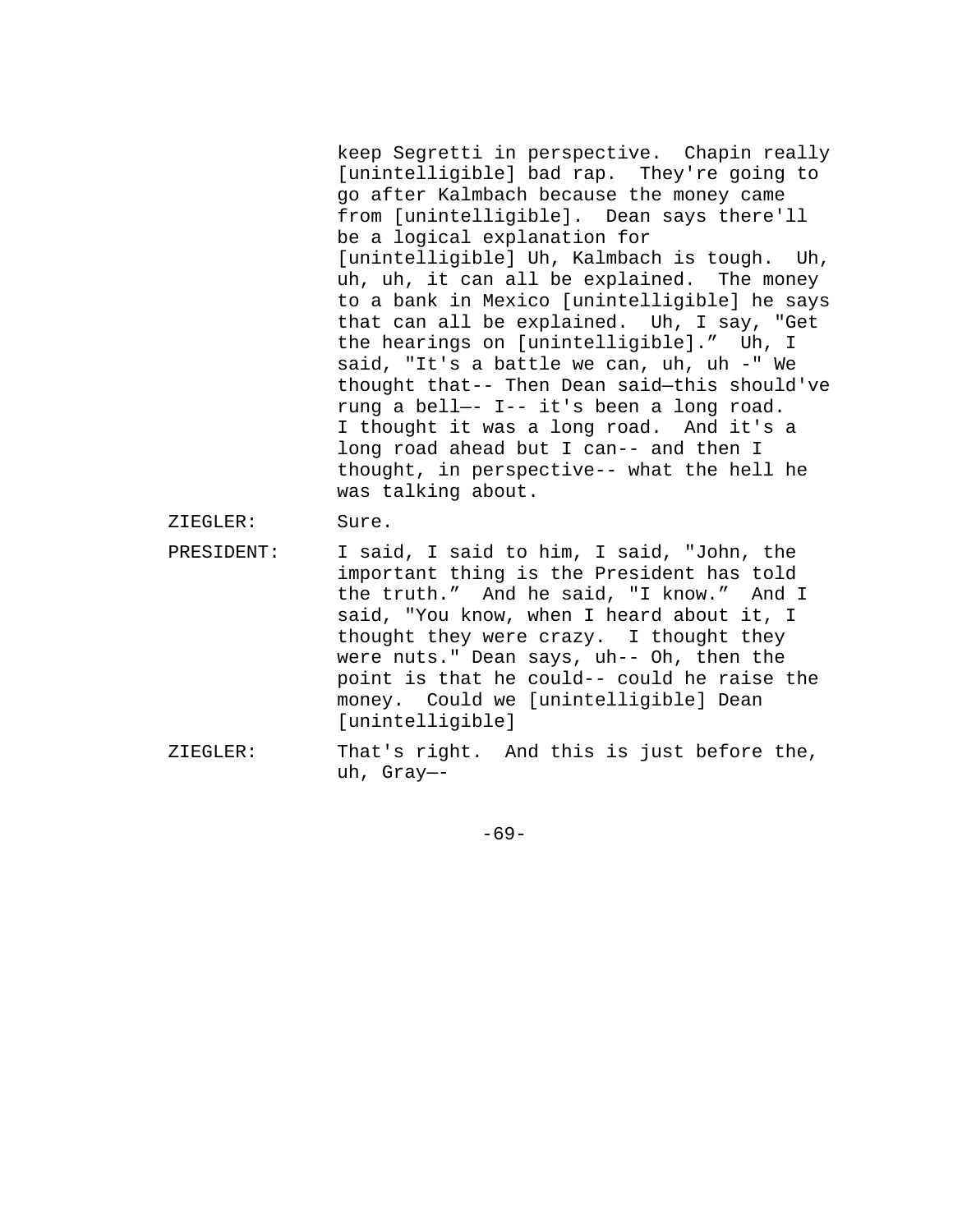keep Segretti in perspective. Chapin really [unintelligible] bad rap. They're going to go after Kalmbach because the money came from [unintelligible]. Dean says there'll be a logical explanation for [unintelligible] Uh, Kalmbach is tough. Uh, uh, uh, it can all be explained. The money to a bank in Mexico [unintelligible] he says that can all be explained. Uh, I say, "Get the hearings on [unintelligible]." Uh, I said, "It's a battle we can, uh, uh -" We thought that-- Then Dean said—this should've rung a bell—- I-- it's been a long road. I thought it was a long road. And it's a long road ahead but I can-- and then I thought, in perspective-- what the hell he was talking about.

ZIEGLER: Sure.

PRESIDENT: I said, I said to him, I said, "John, the important thing is the President has told the truth." And he said, "I know." And I said, "You know, when I heard about it, I thought they were crazy. I thought they were nuts." Dean says, uh-- Oh, then the point is that he could-- could he raise the money. Could we [unintelligible] Dean [unintelligible]

ZIEGLER: That's right. And this is just before the, uh, Gray—-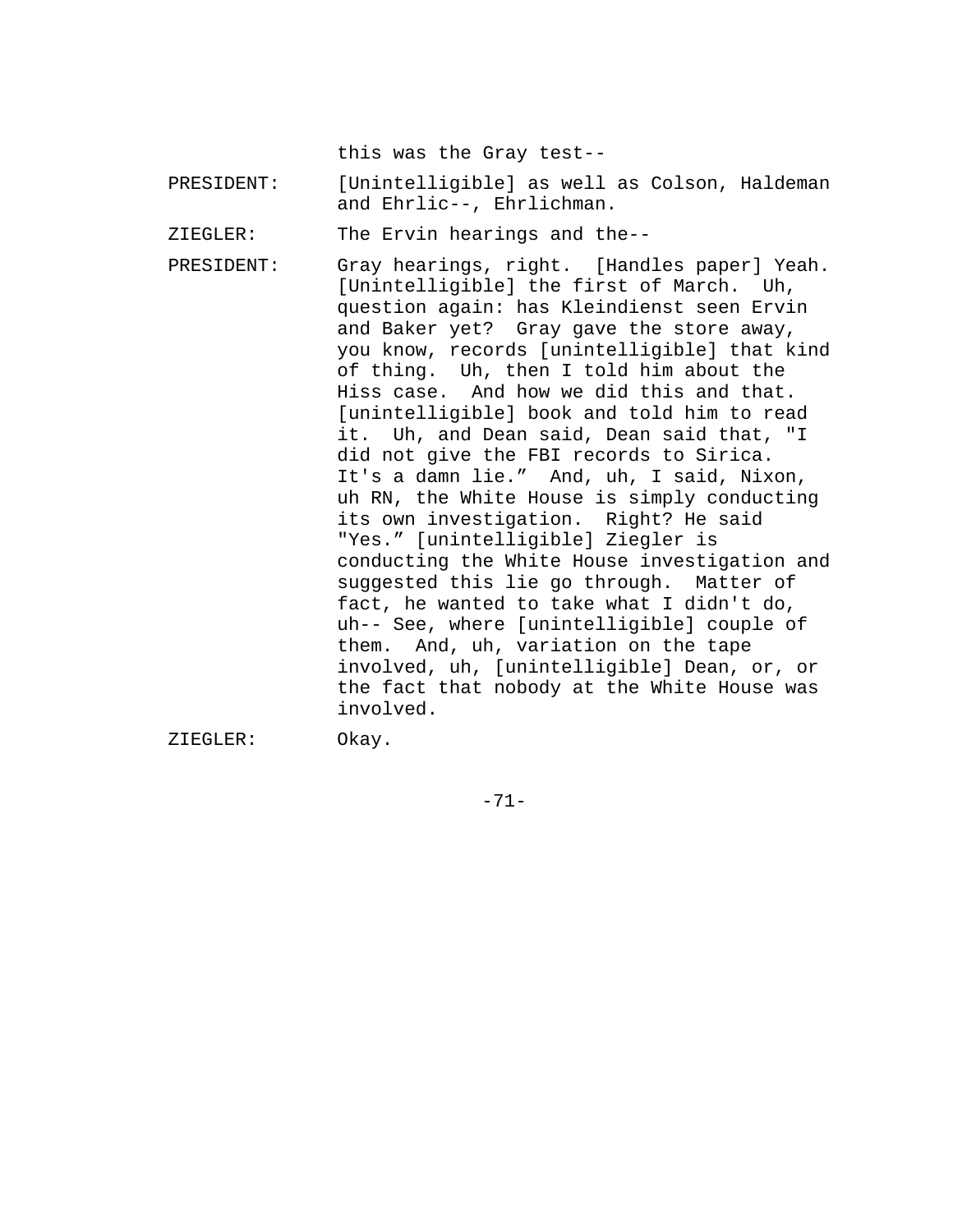this was the Gray test--

PRESIDENT: [Unintelligible] as well as Colson, Haldeman and Ehrlic--, Ehrlichman.

ZIEGLER: The Ervin hearings and the--

PRESIDENT: Gray hearings, right. [Handles paper] Yeah. [Unintelligible] the first of March. Uh, question again: has Kleindienst seen Ervin and Baker yet? Gray gave the store away, you know, records [unintelligible] that kind of thing. Uh, then I told him about the Hiss case. And how we did this and that. [unintelligible] book and told him to read it. Uh, and Dean said, Dean said that, "I did not give the FBI records to Sirica. It's a damn lie." And, uh, I said, Nixon, uh RN, the White House is simply conducting its own investigation. Right? He said "Yes." [unintelligible] Ziegler is conducting the White House investigation and suggested this lie go through. Matter of fact, he wanted to take what I didn't do, uh-- See, where [unintelligible] couple of them. And, uh, variation on the tape involved, uh, [unintelligible] Dean, or, or the fact that nobody at the White House was involved.

ZIEGLER: Okay.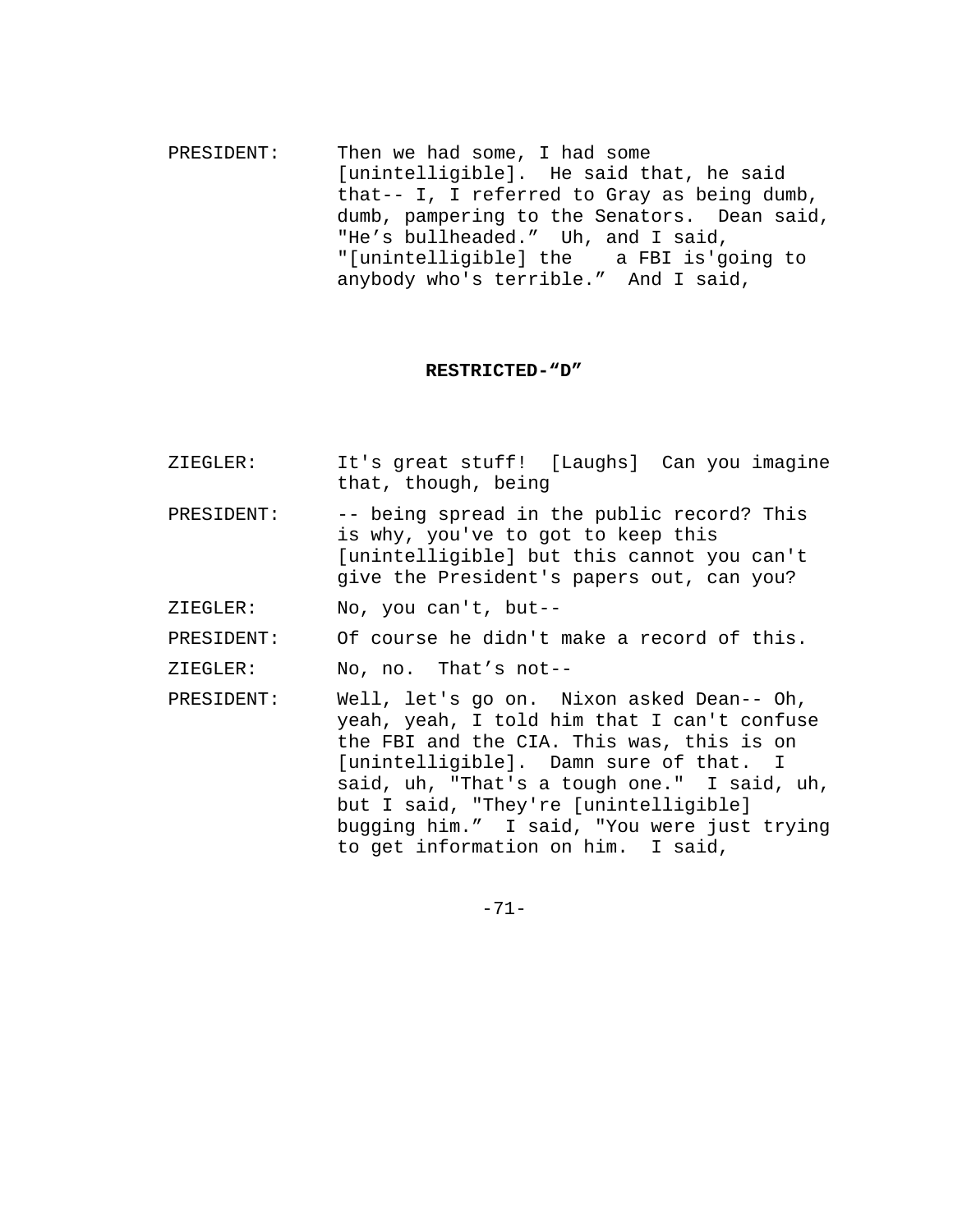PRESIDENT: Then we had some, I had some [unintelligible]. He said that, he said that-- I, I referred to Gray as being dumb, dumb, pampering to the Senators. Dean said, "He’s bullheaded.” Uh, and I said, "[unintelligible] the a FBI is'going to anybody who's terrible.” And I said,

**RESTRICTED-“D”**

ZIEGLER: It's great stuff! [Laughs] Can you imagine that, though, being

PRESIDENT: -- being spread in the public record? This is why, you've to got to keep this [unintelligible] but this cannot you can't give the President's papers out, can you?

ZIEGLER: No, you can't, but--

PRESIDENT: Of course he didn't make a record of this.

ZIEGLER: No, no. That’s not--

PRESIDENT: Well, let's go on. Nixon asked Dean-- Oh, yeah, yeah, I told him that I can't confuse the FBI and the CIA. This was, this is on [unintelligible]. Damn sure of that. I said, uh, "That's a tough one." I said, uh, but I said, "They're [unintelligible] bugging him.” I said, "You were just trying to get information on him. I said,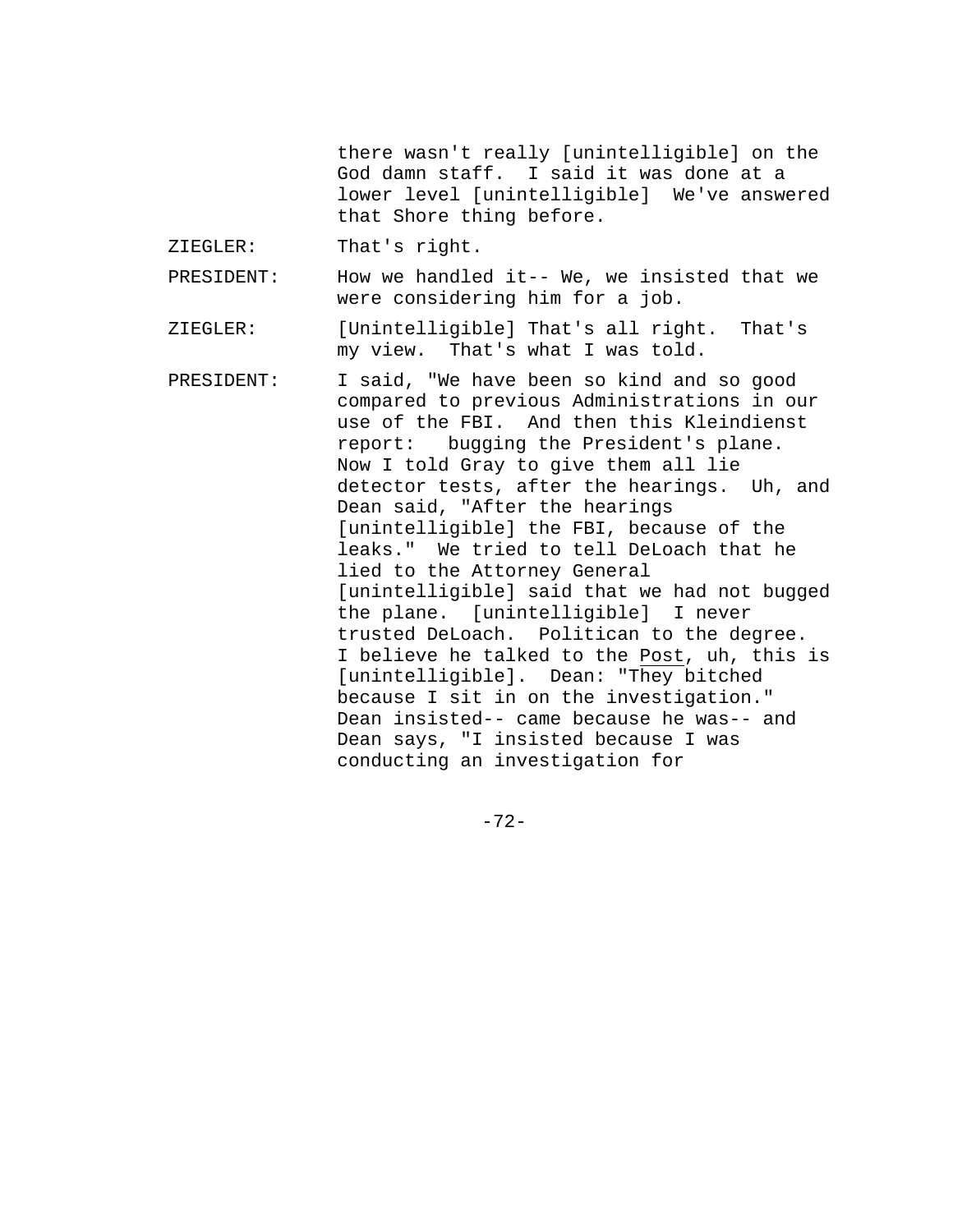there wasn't really [unintelligible] on the God damn staff. I said it was done at a lower level [unintelligible] We've answered that Shore thing before.

ZIEGLER: That's right.

PRESIDENT: How we handled it-- We, we insisted that we were considering him for a job.

ZIEGLER: [Unintelligible] That's all right. That's my view. That's what I was told.

PRESIDENT: I said, "We have been so kind and so good compared to previous Administrations in our use of the FBI. And then this Kleindienst report: bugging the President's plane. Now I told Gray to give them all lie detector tests, after the hearings. Uh, and Dean said, "After the hearings [unintelligible] the FBI, because of the leaks." We tried to tell DeLoach that he lied to the Attorney General [unintelligible] said that we had not bugged the plane. [unintelligible] I never trusted DeLoach. Politican to the degree. I believe he talked to the <u>Post</u>, uh, this is [unintelligible]. Dean: "They bitched because I sit in on the investigation." Dean insisted-- came because he was-- and Dean says, "I insisted because I was conducting an investigation for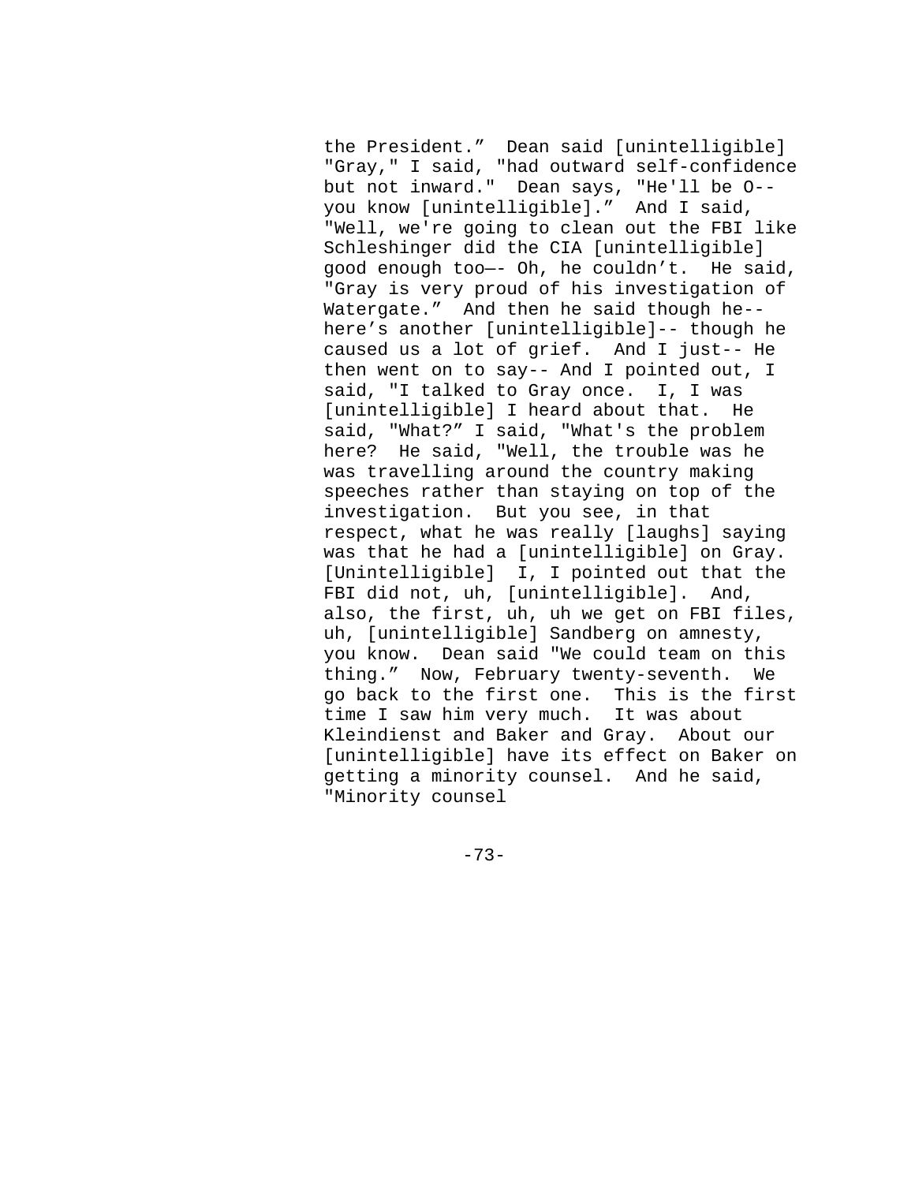the President." Dean said [unintelligible] "Gray," I said, "had outward self-confidence but not inward." Dean says, "He'll be O-- you know [unintelligible]." And I said, "Well, we're going to clean out the FBI like Schleshinger did the CIA [unintelligible] good enough too—- Oh, he couldn't. He said, "Gray is very proud of his investigation of Watergate." And then he said though he-- here's another [unintelligible]-- though he caused us a lot of grief. And I just-- He then went on to say-- And I pointed out, I said, "I talked to Gray once. I, I was [unintelligible] I heard about that. He said, "What?" I said, "What's the problem here? He said, "Well, the trouble was he was travelling around the country making speeches rather than staying on top of the investigation. But you see, in that respect, what he was really [laughs] saying was that he had a [unintelligible] on Gray. [Unintelligible] I, I pointed out that the FBI did not, uh, [unintelligible]. And, also, the first, uh, uh we get on FBI files, uh, [unintelligible] Sandberg on amnesty, you know. Dean said "We could team on this thing." Now, February twenty-seventh. We go back to the first one. This is the first time I saw him very much. It was about Kleindienst and Baker and Gray. About our [unintelligible] have its effect on Baker on getting a minority counsel. And he said, "Minority counsel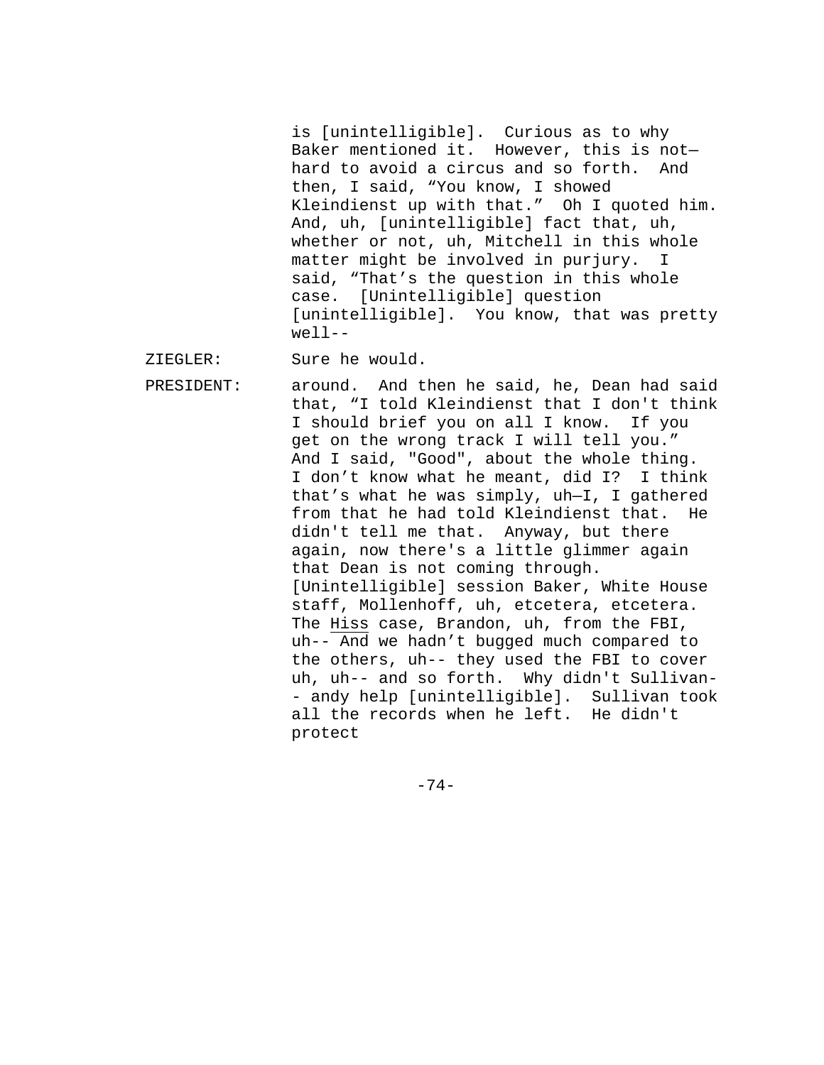is [unintelligible]. Curious as to why Baker mentioned it. However, this is not—hard to avoid a circus and so forth. And then, I said, “You know, I showed Kleindienst up with that.” Oh I quoted him. And, uh, [unintelligible] fact that, uh, whether or not, uh, Mitchell in this whole matter might be involved in purjury. I said, “That’s the question in this whole case. [Unintelligible] question [unintelligible]. You know, that was pretty well--

ZIEGLER: Sure he would.

PRESIDENT: around. And then he said, he, Dean had said that, “I told Kleindienst that I don't think I should brief you on all I know. If you get on the wrong track I will tell you.” And I said, "Good", about the whole thing. I don’t know what he meant, did I? I think that’s what he was simply, uh—I, I gathered from that he had told Kleindienst that. He didn't tell me that. Anyway, but there again, now there's a little glimmer again that Dean is not coming through. [Unintelligible] session Baker, White House staff, Mollenhoff, uh, etcetera, etcetera. The <u>Hiss</u> case, Brandon, uh, from the FBI, uh-- And we hadn’t bugged much compared to the others, uh-- they used the FBI to cover uh, uh-- and so forth. Why didn't Sullivan-- andy help [unintelligible]. Sullivan took all the records when he left. He didn't protect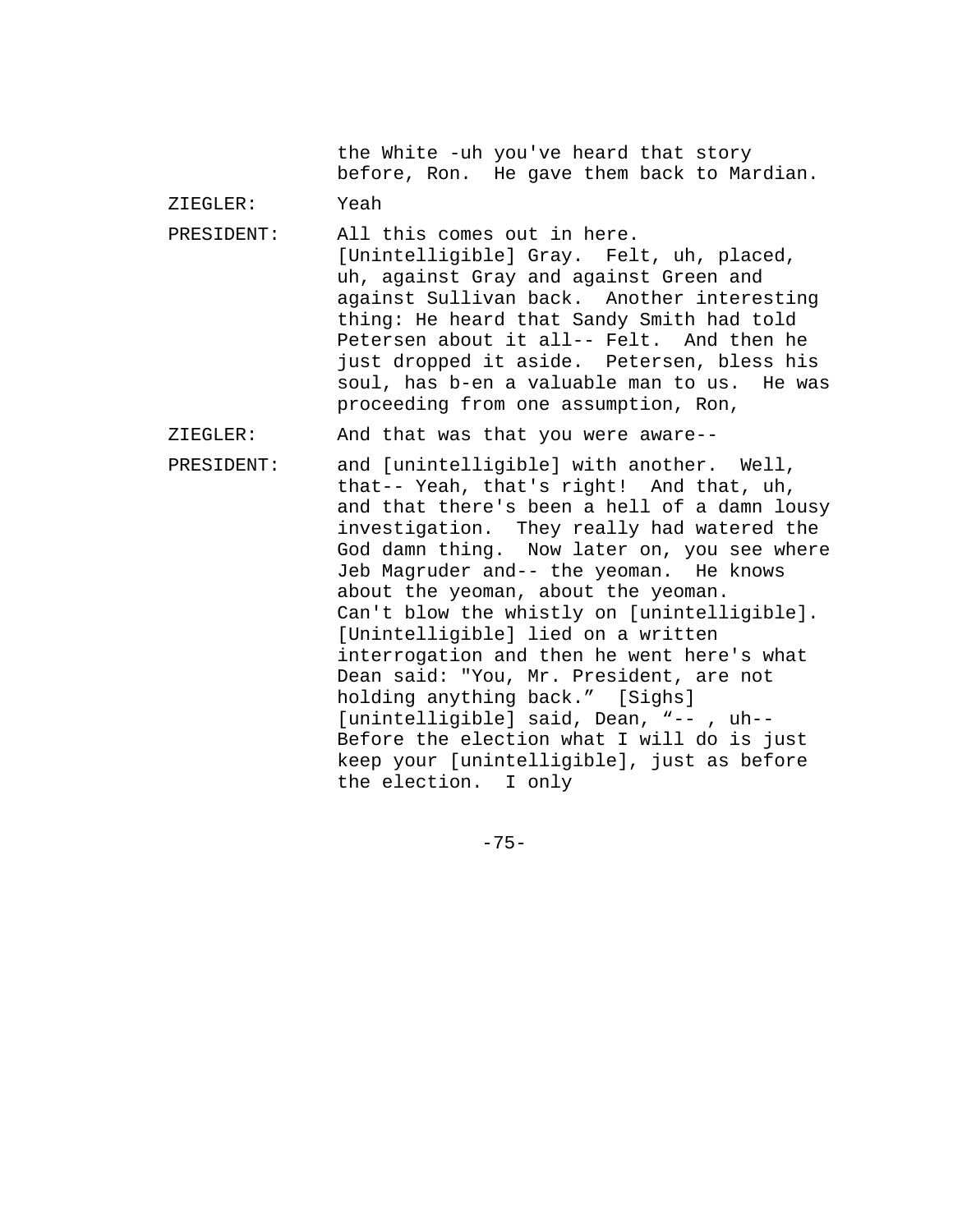the White -uh you've heard that story before, Ron. He gave them back to Mardian.

ZIEGLER: Yeah

PRESIDENT: All this comes out in here. [Unintelligible] Gray. Felt, uh, placed, uh, against Gray and against Green and against Sullivan back. Another interesting thing: He heard that Sandy Smith had told Petersen about it all-- Felt. And then he just dropped it aside. Petersen, bless his soul, has b-en a valuable man to us. He was proceeding from one assumption, Ron,

ZIEGLER: And that was that you were aware--

PRESIDENT: and [unintelligible] with another. Well, that-- Yeah, that's right! And that, uh, and that there's been a hell of a damn lousy investigation. They really had watered the God damn thing. Now later on, you see where Jeb Magruder and-- the yeoman. He knows about the yeoman, about the yeoman. Can't blow the whistly on [unintelligible]. [Unintelligible] lied on a written interrogation and then he went here's what Dean said: "You, Mr. President, are not holding anything back." [Sighs] [unintelligible] said, Dean, "-- , uh-- Before the election what I will do is just keep your [unintelligible], just as before the election. I only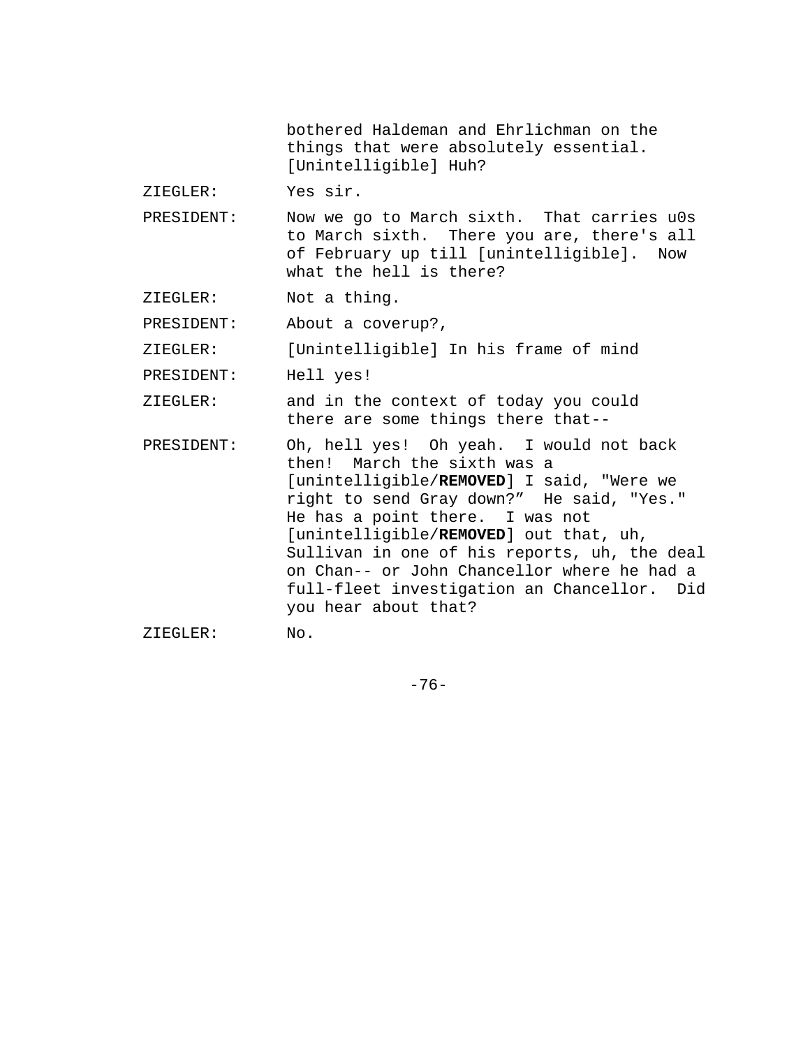bothered Haldeman and Ehrlichman on the things that were absolutely essential. [Unintelligible] Huh?

ZIEGLER: Yes sir.

PRESIDENT: Now we go to March sixth. That carries u0s to March sixth. There you are, there's all of February up till [unintelligible]. Now what the hell is there?

ZIEGLER: Not a thing.

PRESIDENT: About a coverup?,

ZIEGLER: [Unintelligible] In his frame of mind

PRESIDENT: Hell yes!

ZIEGLER: and in the context of today you could there are some things there that--

PRESIDENT: Oh, hell yes! Oh yeah. I would not back then! March the sixth was a [unintelligible/**REMOVED**] I said, "Were we right to send Gray down?" He said, "Yes." He has a point there. I was not [unintelligible/**REMOVED**] out that, uh, Sullivan in one of his reports, uh, the deal on Chan-- or John Chancellor where he had a full-fleet investigation an Chancellor. Did you hear about that?

ZIEGLER: No.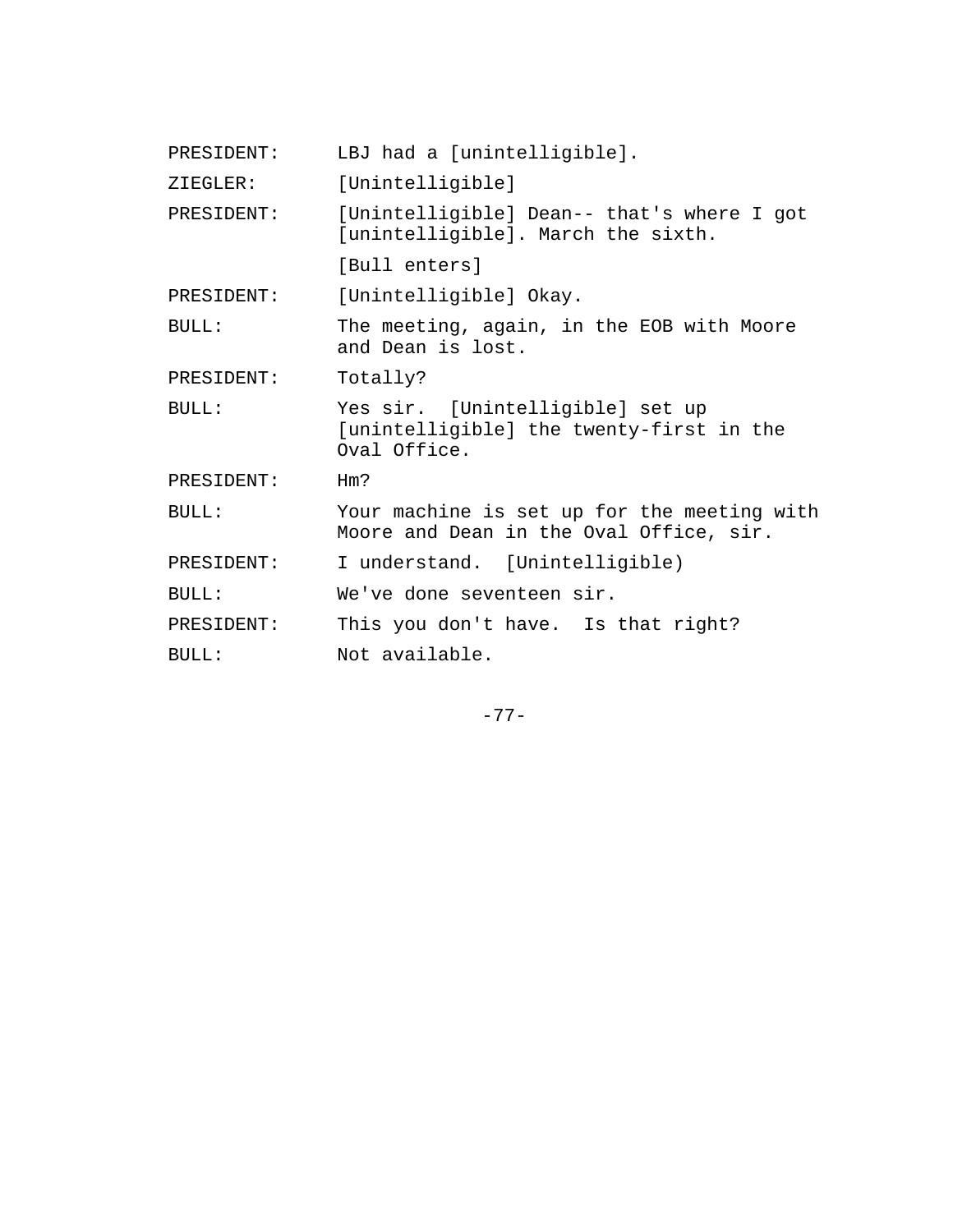PRESIDENT: LBJ had a [unintelligible].

ZIEGLER: [Unintelligible]

PRESIDENT: [Unintelligible] Dean-- that's where I got [unintelligible]. March the sixth.

[Bull enters]

PRESIDENT: [Unintelligible] Okay.

BULL: The meeting, again, in the EOB with Moore and Dean is lost.

PRESIDENT: Totally?

BULL: Yes sir. [Unintelligible] set up [unintelligible] the twenty-first in the Oval Office.

PRESIDENT: Hm?

BULL: Your machine is set up for the meeting with Moore and Dean in the Oval Office, sir.

PRESIDENT: I understand. [Unintelligible)

BULL: We've done seventeen sir.

PRESIDENT: This you don't have. Is that right?

BULL: Not available.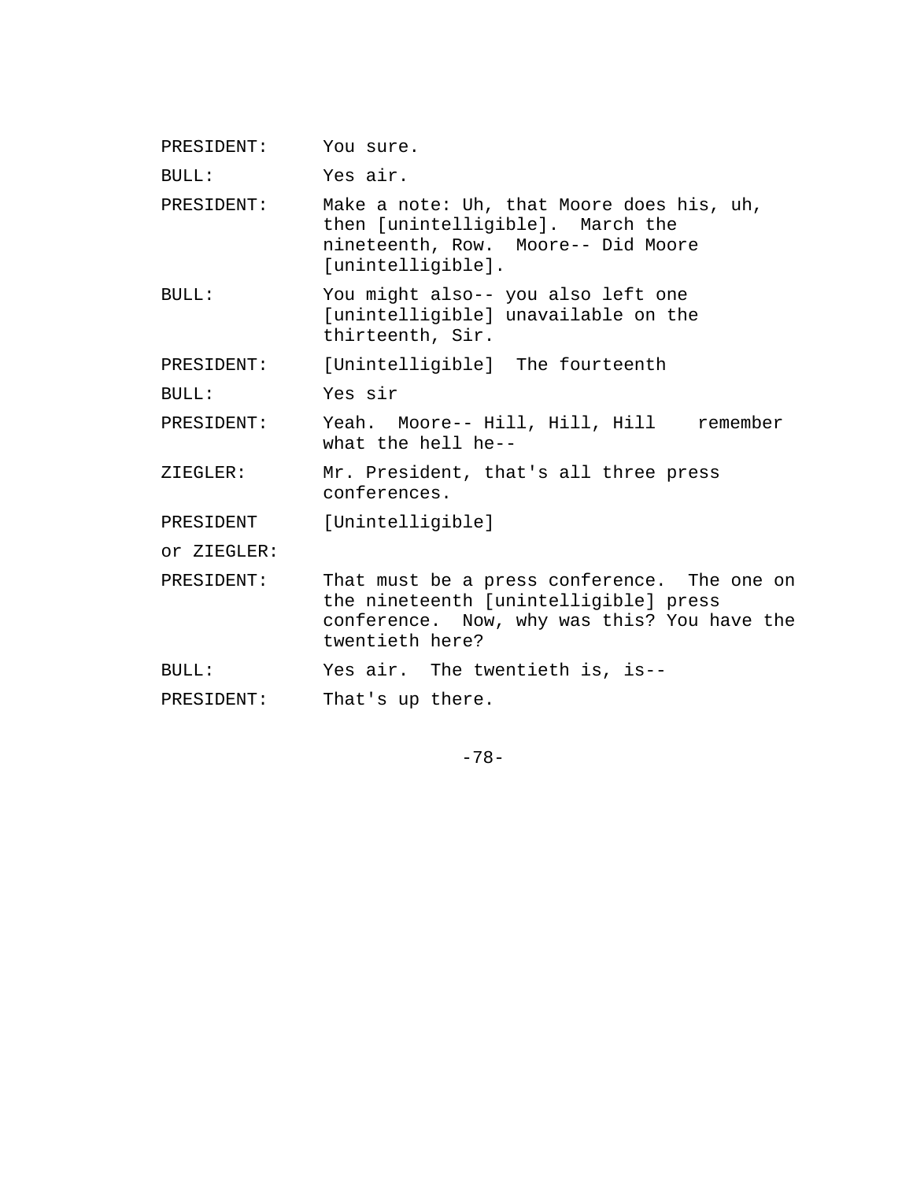PRESIDENT: You sure.

BULL: Yes air.

PRESIDENT: Make a note: Uh, that Moore does his, uh, then [unintelligible]. March the nineteenth, Row. Moore-- Did Moore [unintelligible].

BULL: You might also-- you also left one [unintelligible] unavailable on the thirteenth, Sir.

PRESIDENT: [Unintelligible] The fourteenth

BULL: Yes sir

PRESIDENT: Yeah. Moore-- Hill, Hill, Hill remember what the hell he--

ZIEGLER: Mr. President, that's all three press conferences.

PRESIDENT or ZIEGLER: [Unintelligible]

PRESIDENT: That must be a press conference. The one on the nineteenth [unintelligible] press conference. Now, why was this? You have the twentieth here?

BULL: Yes air. The twentieth is, is--

PRESIDENT: That's up there.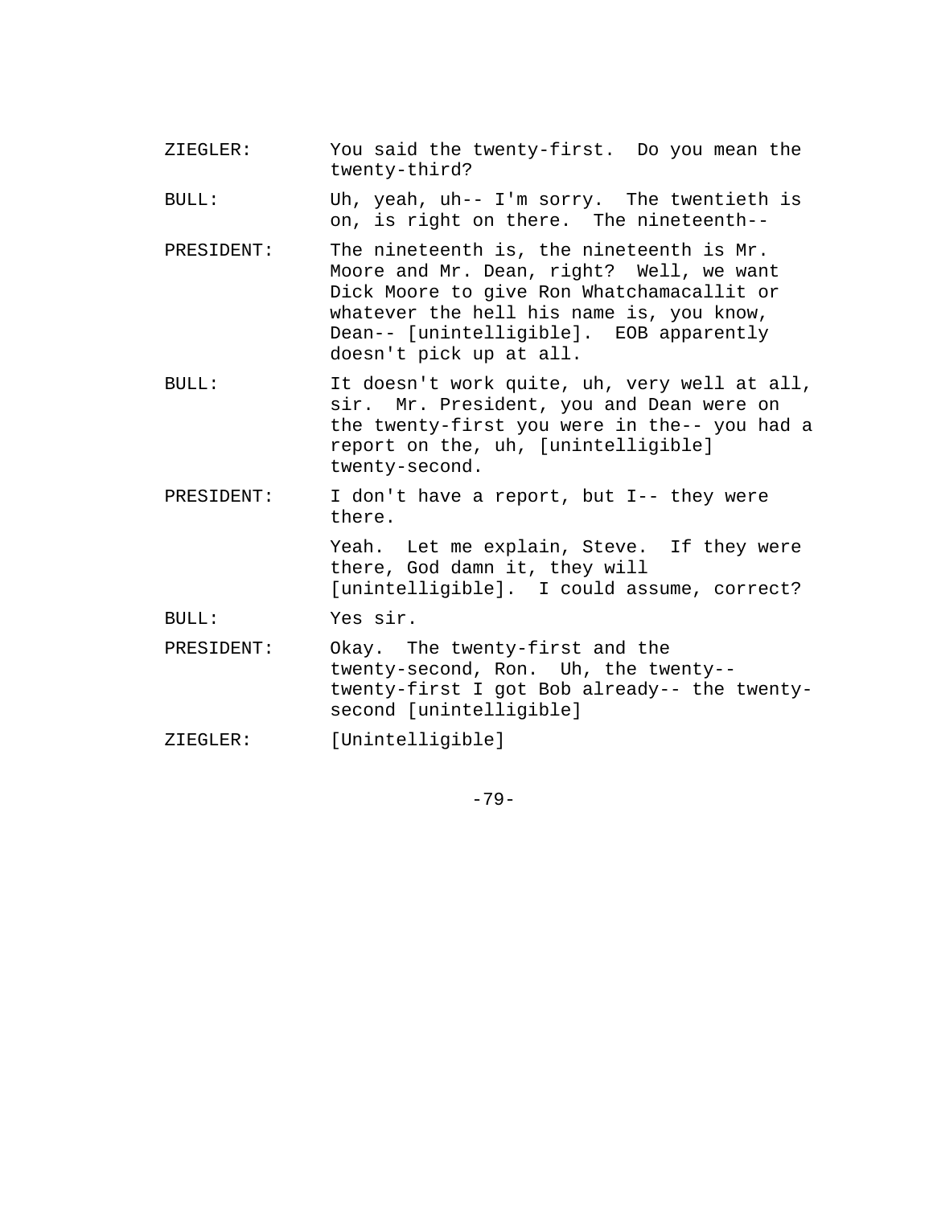ZIEGLER: You said the twenty-first. Do you mean the twenty-third?

BULL: Uh, yeah, uh-- I'm sorry. The twentieth is on, is right on there. The nineteenth--

PRESIDENT: The nineteenth is, the nineteenth is Mr. Moore and Mr. Dean, right? Well, we want Dick Moore to give Ron Whatchamacallit or whatever the hell his name is, you know, Dean-- [unintelligible]. EOB apparently doesn't pick up at all.

BULL: It doesn't work quite, uh, very well at all, sir. Mr. President, you and Dean were on the twenty-first you were in the-- you had a report on the, uh, [unintelligible] twenty-second.

PRESIDENT: I don't have a report, but I-- they were there.

Yeah. Let me explain, Steve. If they were there, God damn it, they will [unintelligible]. I could assume, correct?

BULL: Yes sir.

PRESIDENT: Okay. The twenty-first and the twenty-second, Ron. Uh, the twenty-- twenty-first I got Bob already-- the twenty-second [unintelligible]

ZIEGLER: [Unintelligible]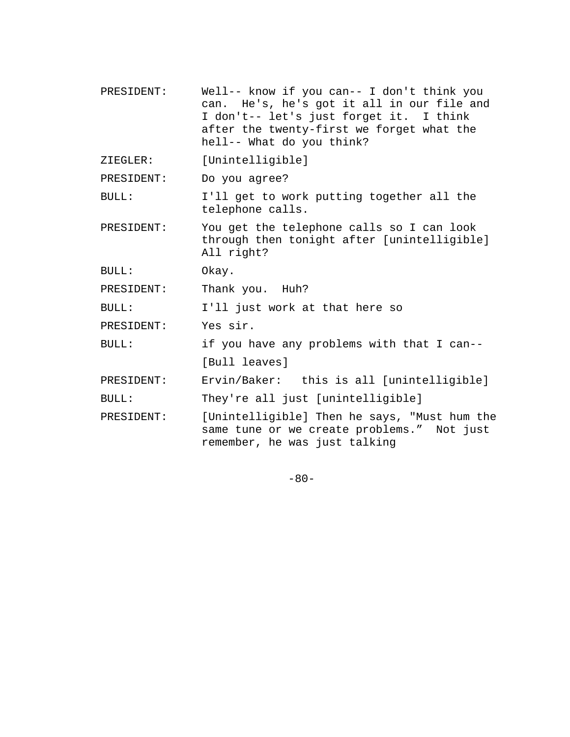PRESIDENT: Well-- know if you can-- I don't think you can. He's, he's got it all in our file and I don't-- let's just forget it. I think after the twenty-first we forget what the hell-- What do you think?

ZIEGLER: [Unintelligible]

PRESIDENT: Do you agree?

BULL: I'll get to work putting together all the telephone calls.

PRESIDENT: You get the telephone calls so I can look through then tonight after [unintelligible] All right?

BULL: Okay.

PRESIDENT: Thank you. Huh?

BULL: I'll just work at that here so

PRESIDENT: Yes sir.

BULL: if you have any problems with that I can--

[Bull leaves]

PRESIDENT: Ervin/Baker: this is all [unintelligible]

BULL: They're all just [unintelligible]

PRESIDENT: [Unintelligible] Then he says, "Must hum the same tune or we create problems." Not just remember, he was just talking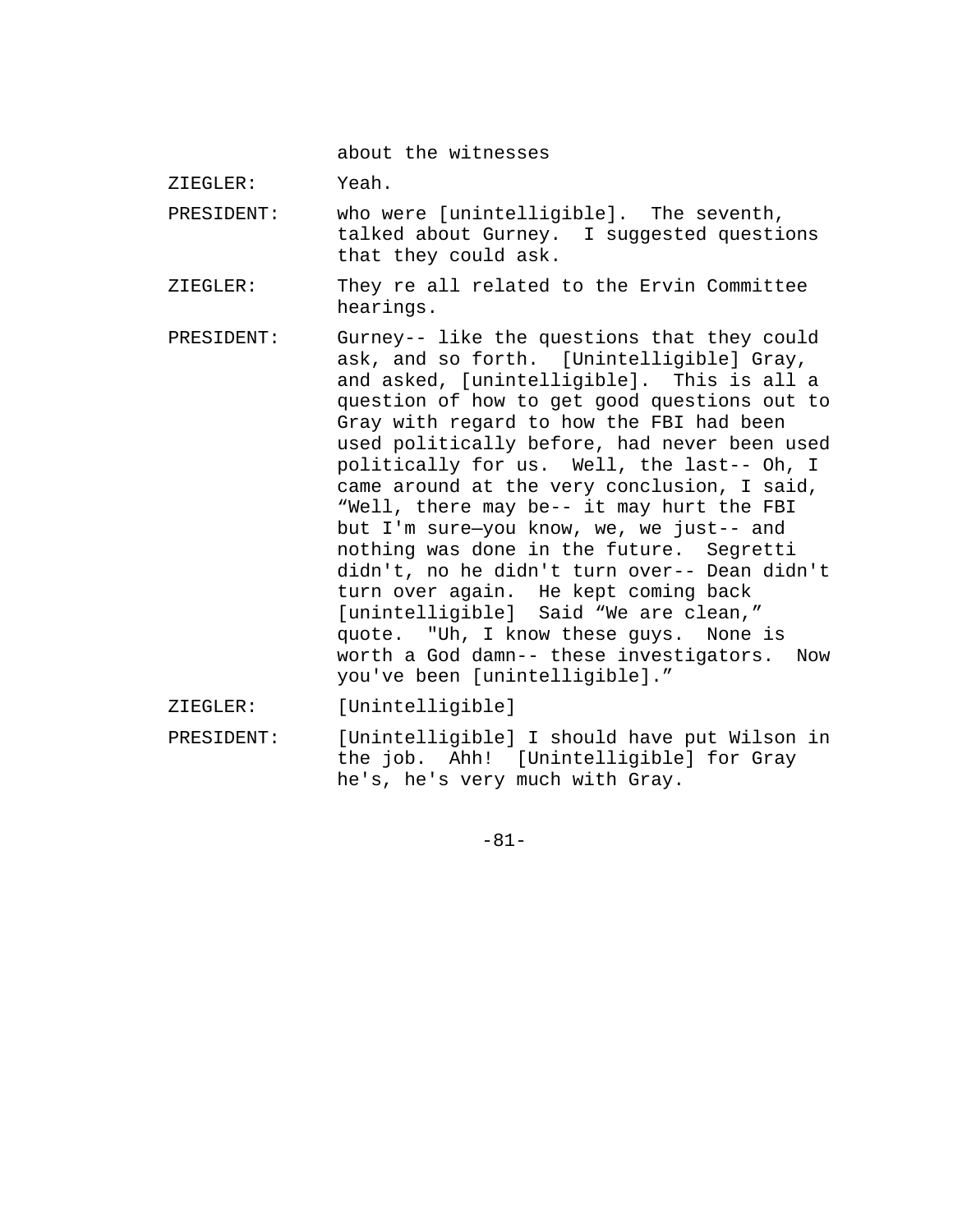about the witnesses

ZIEGLER: Yeah.

PRESIDENT: who were [unintelligible]. The seventh, talked about Gurney. I suggested questions that they could ask.

ZIEGLER: They re all related to the Ervin Committee hearings.

PRESIDENT: Gurney-- like the questions that they could ask, and so forth. [Unintelligible] Gray, and asked, [unintelligible]. This is all a question of how to get good questions out to Gray with regard to how the FBI had been used politically before, had never been used politically for us. Well, the last-- Oh, I came around at the very conclusion, I said, "Well, there may be-- it may hurt the FBI but I'm sure—you know, we, we just-- and nothing was done in the future. Segretti didn't, no he didn't turn over-- Dean didn't turn over again. He kept coming back [unintelligible] Said "We are clean," quote. "Uh, I know these guys. None is worth a God damn-- these investigators. Now you've been [unintelligible]."

ZIEGLER: [Unintelligible]

PRESIDENT: [Unintelligible] I should have put Wilson in the job. Ahh! [Unintelligible] for Gray he's, he's very much with Gray.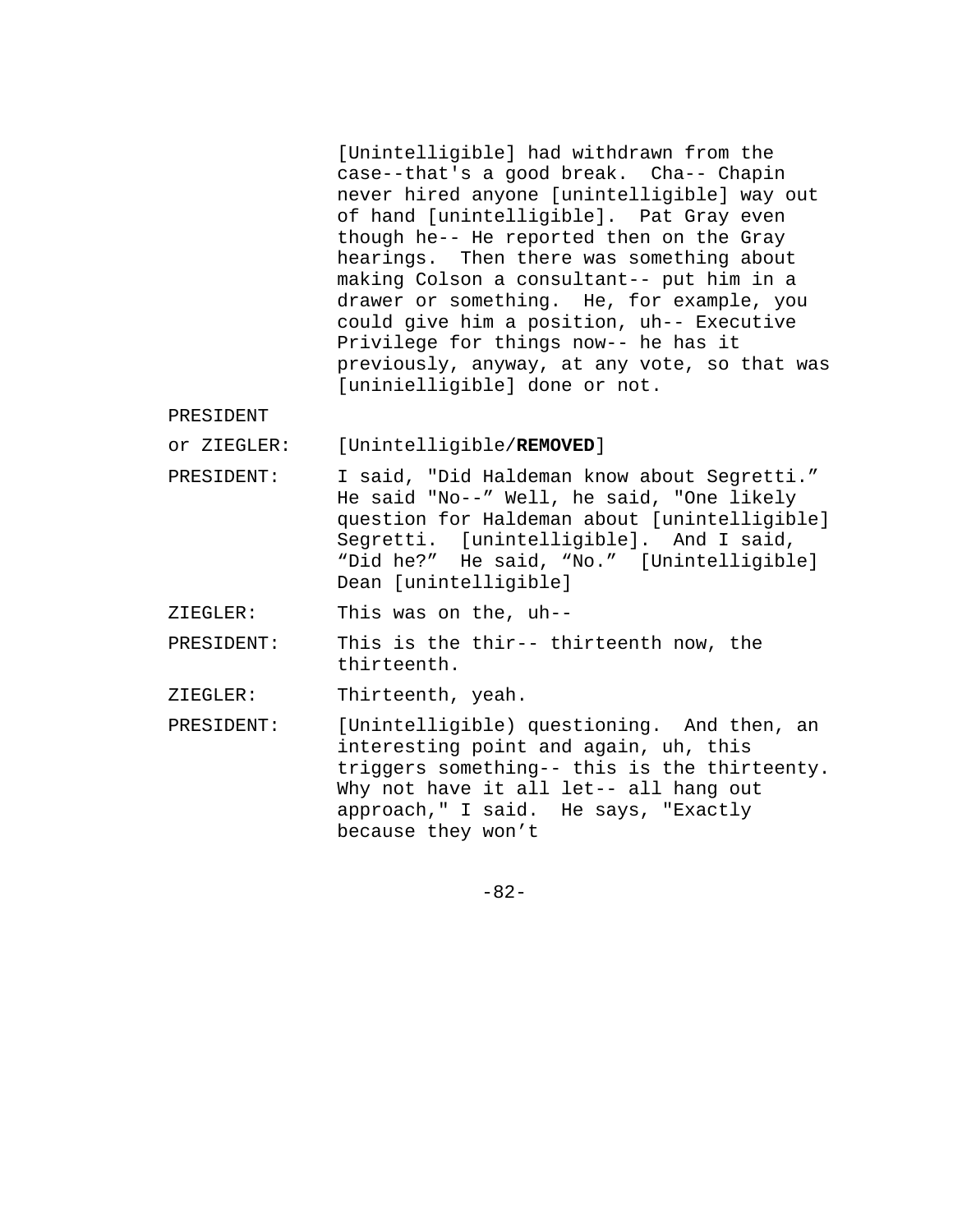[Unintelligible] had withdrawn from the case--that's a good break. Cha-- Chapin never hired anyone [unintelligible] way out of hand [unintelligible]. Pat Gray even though he-- He reported then on the Gray hearings. Then there was something about making Colson a consultant-- put him in a drawer or something. He, for example, you could give him a position, uh-- Executive Privilege for things now-- he has it previously, anyway, at any vote, so that was [uninielligible] done or not.

PRESIDENT or ZIEGLER: [Unintelligible/**REMOVED**]

PRESIDENT: I said, "Did Haldeman know about Segretti." He said "No--" Well, he said, "One likely question for Haldeman about [unintelligible] Segretti. [unintelligible]. And I said, "Did he?" He said, "No." [Unintelligible] Dean [unintelligible]

ZIEGLER: This was on the, uh--

PRESIDENT: This is the thir-- thirteenth now, the thirteenth.

ZIEGLER: Thirteenth, yeah.

PRESIDENT: [Unintelligible) questioning. And then, an interesting point and again, uh, this triggers something-- this is the thirteenty. Why not have it all let-- all hang out approach," I said. He says, "Exactly because they won't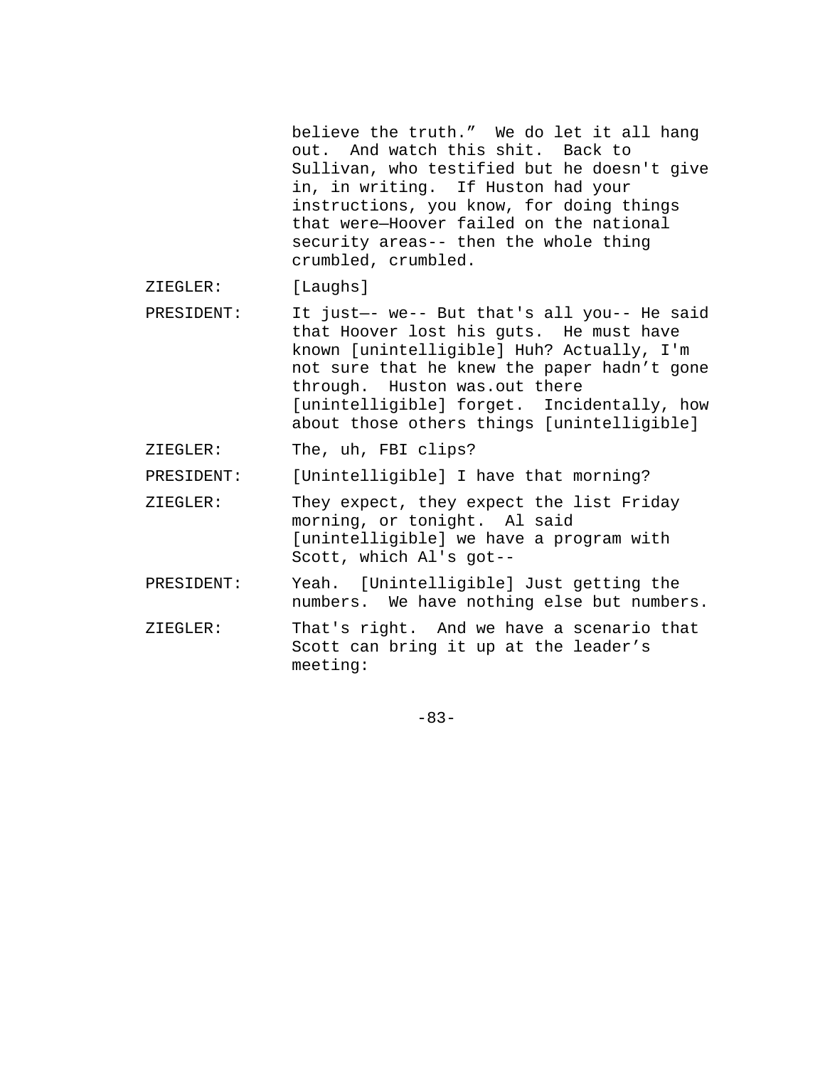believe the truth." We do let it all hang out. And watch this shit. Back to Sullivan, who testified but he doesn't give in, in writing. If Huston had your instructions, you know, for doing things that were—Hoover failed on the national security areas-- then the whole thing crumbled, crumbled.

ZIEGLER: [Laughs]

PRESIDENT: It just—- we-- But that's all you-- He said that Hoover lost his guts. He must have known [unintelligible] Huh? Actually, I'm not sure that he knew the paper hadn't gone through. Huston was.out there [unintelligible] forget. Incidentally, how about those others things [unintelligible]

ZIEGLER: The, uh, FBI clips?

PRESIDENT: [Unintelligible] I have that morning?

ZIEGLER: They expect, they expect the list Friday morning, or tonight. Al said [unintelligible] we have a program with Scott, which Al's got--

PRESIDENT: Yeah. [Unintelligible] Just getting the numbers. We have nothing else but numbers.

ZIEGLER: That's right. And we have a scenario that Scott can bring it up at the leader's meeting: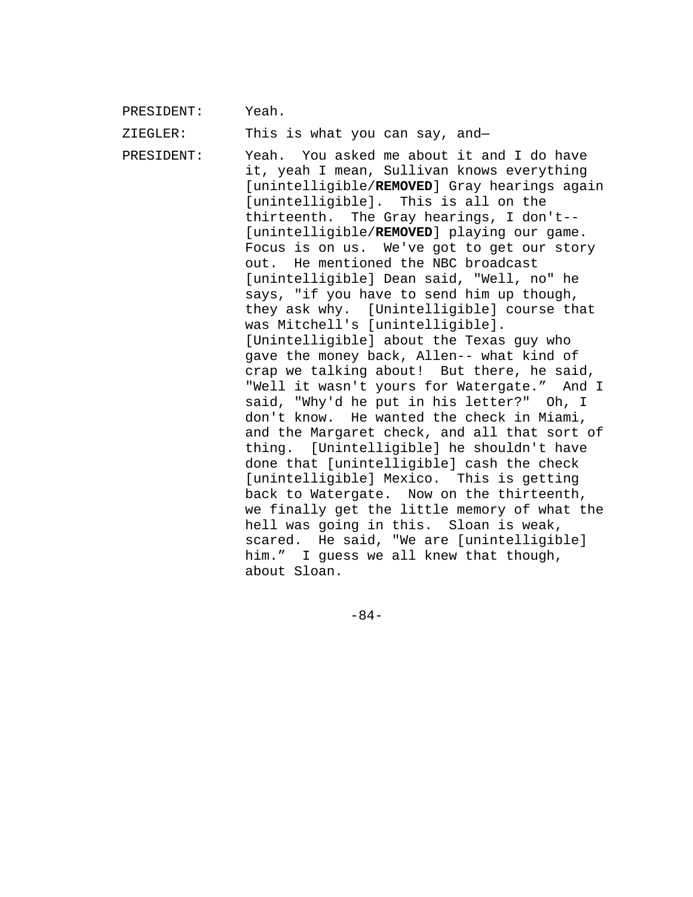PRESIDENT: Yeah.

ZIEGLER: This is what you can say, and—

PRESIDENT: Yeah. You asked me about it and I do have it, yeah I mean, Sullivan knows everything [unintelligible/**REMOVED**] Gray hearings again [unintelligible]. This is all on the thirteenth. The Gray hearings, I don't-- [unintelligible/**REMOVED**] playing our game. Focus is on us. We've got to get our story out. He mentioned the NBC broadcast [unintelligible] Dean said, "Well, no" he says, "if you have to send him up though, they ask why. [Unintelligible] course that was Mitchell's [unintelligible]. [Unintelligible] about the Texas guy who gave the money back, Allen-- what kind of crap we talking about! But there, he said, "Well it wasn't yours for Watergate." And I said, "Why'd he put in his letter?" Oh, I don't know. He wanted the check in Miami, and the Margaret check, and all that sort of thing. [Unintelligible] he shouldn't have done that [unintelligible] cash the check [unintelligible] Mexico. This is getting back to Watergate. Now on the thirteenth, we finally get the little memory of what the hell was going in this. Sloan is weak, scared. He said, "We are [unintelligible] him." I guess we all knew that though, about Sloan.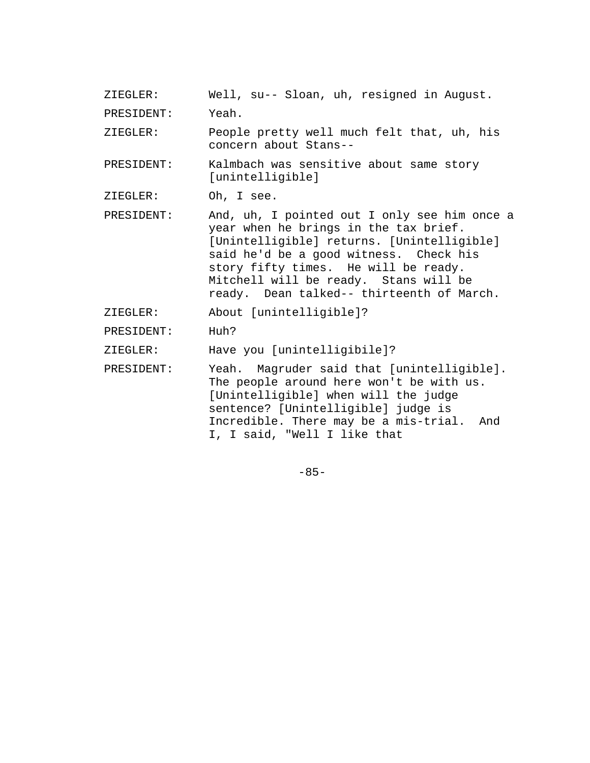ZIEGLER: Well, su-- Sloan, uh, resigned in August.

PRESIDENT: Yeah.

ZIEGLER: People pretty well much felt that, uh, his concern about Stans--

PRESIDENT: Kalmbach was sensitive about same story [unintelligible]

ZIEGLER: Oh, I see.

PRESIDENT: And, uh, I pointed out I only see him once a year when he brings in the tax brief. [Unintelligible] returns. [Unintelligible] said he'd be a good witness. Check his story fifty times. He will be ready. Mitchell will be ready. Stans will be ready. Dean talked-- thirteenth of March.

ZIEGLER: About [unintelligible]?

PRESIDENT: Huh?

ZIEGLER: Have you [unintelligibile]?

PRESIDENT: Yeah. Magruder said that [unintelligible]. The people around here won't be with us. [Unintelligible] when will the judge sentence? [Unintelligible] judge is Incredible. There may be a mis-trial. And I, I said, "Well I like that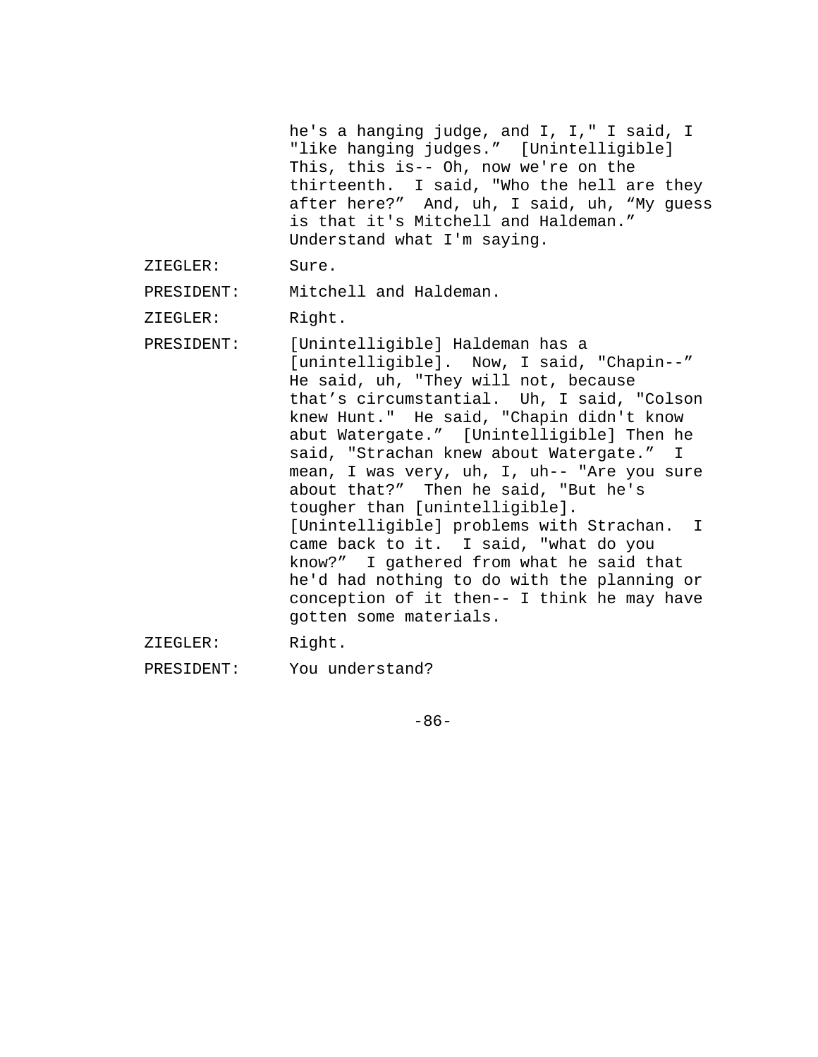he's a hanging judge, and I, I," I said, I "like hanging judges." [Unintelligible] This, this is-- Oh, now we're on the thirteenth. I said, "Who the hell are they after here?" And, uh, I said, uh, "My guess is that it's Mitchell and Haldeman." Understand what I'm saying.

ZIEGLER: Sure.

PRESIDENT: Mitchell and Haldeman.

ZIEGLER: Right.

PRESIDENT: [Unintelligible] Haldeman has a [unintelligible]. Now, I said, "Chapin--" He said, uh, "They will not, because that's circumstantial. Uh, I said, "Colson knew Hunt." He said, "Chapin didn't know abut Watergate." [Unintelligible] Then he said, "Strachan knew about Watergate." I mean, I was very, uh, I, uh-- "Are you sure about that?" Then he said, "But he's tougher than [unintelligible]. [Unintelligible] problems with Strachan. I came back to it. I said, "what do you know?" I gathered from what he said that he'd had nothing to do with the planning or conception of it then-- I think he may have gotten some materials.

ZIEGLER: Right.

PRESIDENT: You understand?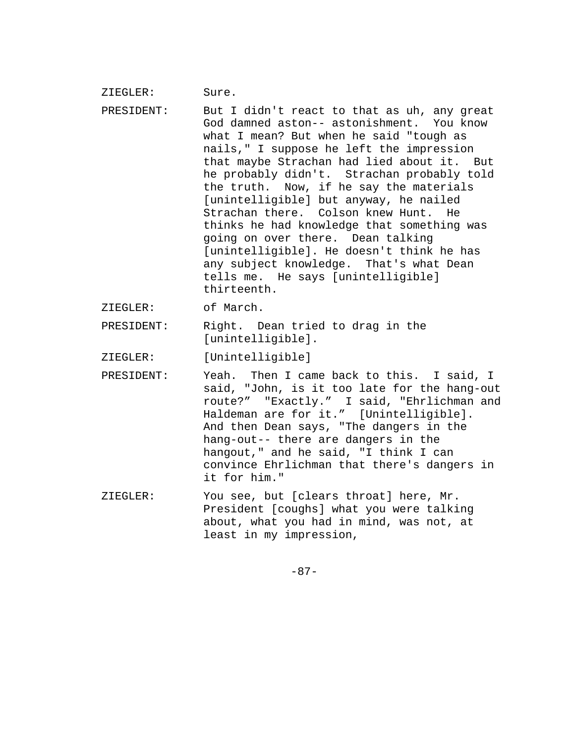ZIEGLER: Sure.

PRESIDENT: But I didn't react to that as uh, any great God damned aston-- astonishment. You know what I mean? But when he said "tough as nails," I suppose he left the impression that maybe Strachan had lied about it. But he probably didn't. Strachan probably told the truth. Now, if he say the materials [unintelligible] but anyway, he nailed Strachan there. Colson knew Hunt. He thinks he had knowledge that something was going on over there. Dean talking [unintelligible]. He doesn't think he has any subject knowledge. That's what Dean tells me. He says [unintelligible] thirteenth.

ZIEGLER: of March.

PRESIDENT: Right. Dean tried to drag in the [unintelligible].

ZIEGLER: [Unintelligible]

PRESIDENT: Yeah. Then I came back to this. I said, I said, "John, is it too late for the hang-out route?" "Exactly." I said, "Ehrlichman and Haldeman are for it." [Unintelligible]. And then Dean says, "The dangers in the hang-out-- there are dangers in the hangout," and he said, "I think I can convince Ehrlichman that there's dangers in it for him."

ZIEGLER: You see, but [clears throat] here, Mr. President [coughs] what you were talking about, what you had in mind, was not, at least in my impression,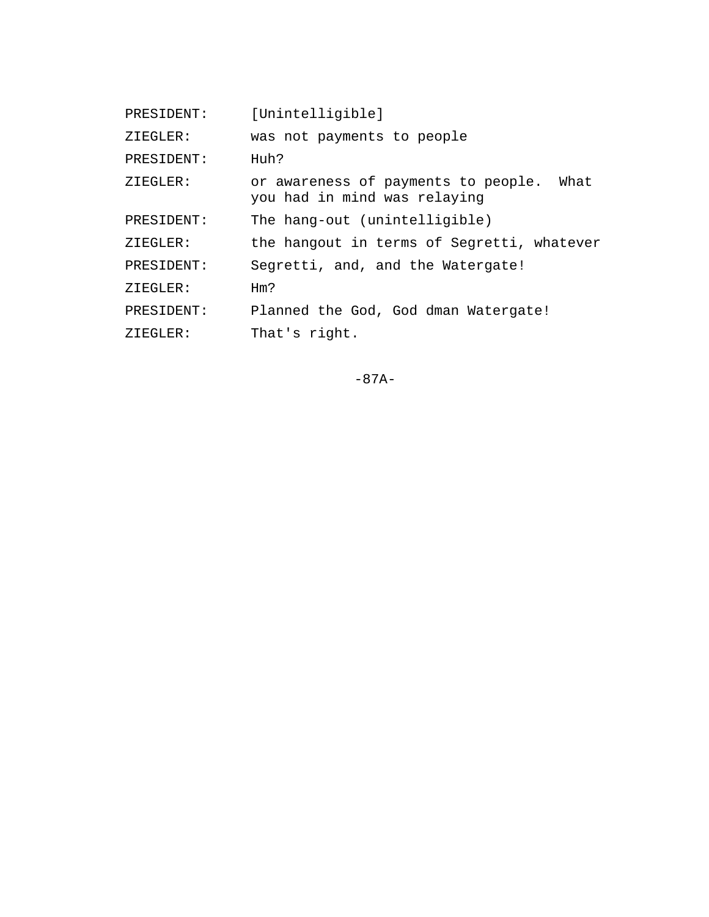PRESIDENT: [Unintelligible]

ZIEGLER: was not payments to people

PRESIDENT: Huh?

ZIEGLER: or awareness of payments to people. What you had in mind was relaying

PRESIDENT: The hang-out (unintelligible)

ZIEGLER: the hangout in terms of Segretti, whatever

PRESIDENT: Segretti, and, and the Watergate!

ZIEGLER: Hm?

PRESIDENT: Planned the God, God dman Watergate!

ZIEGLER: That's right.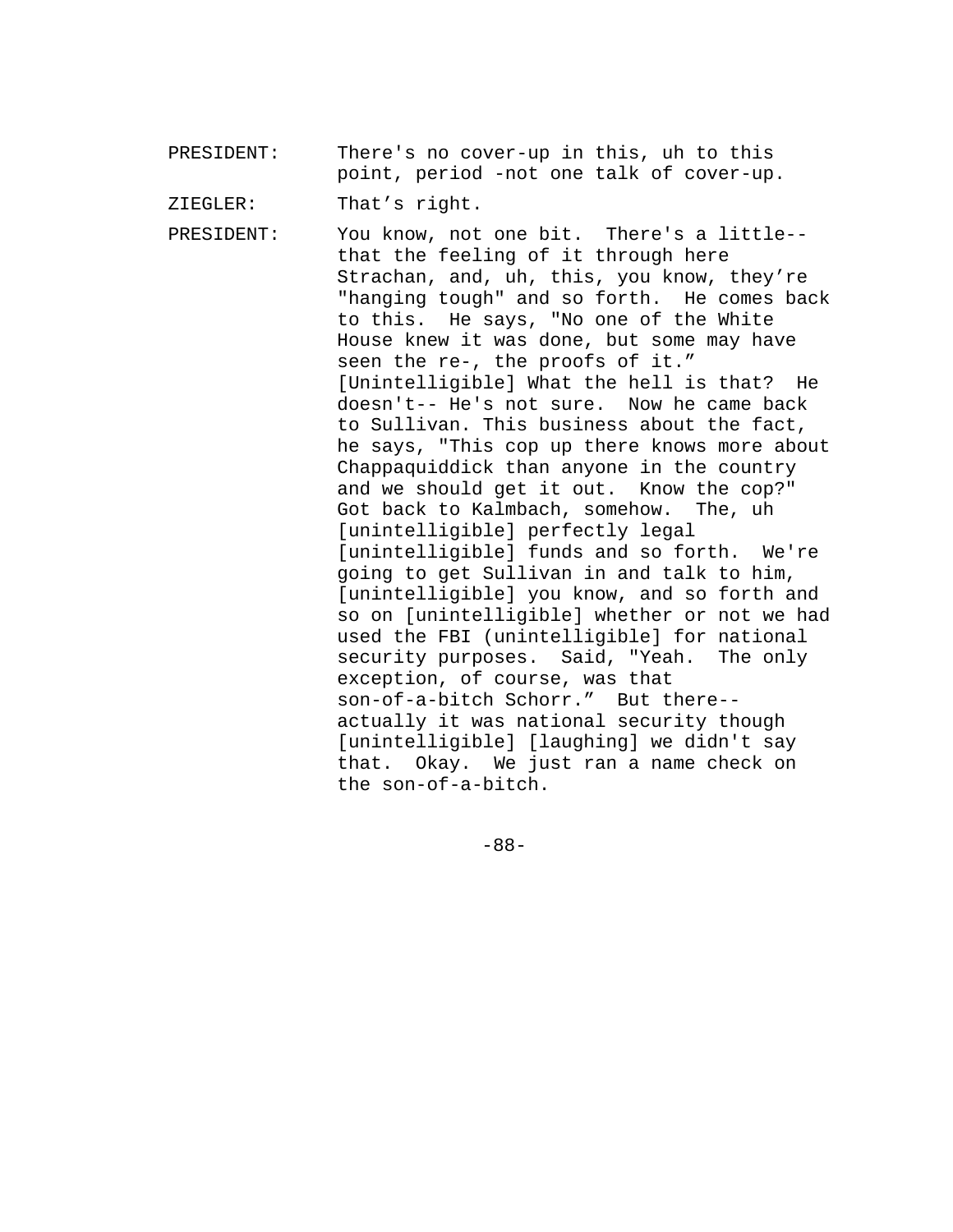PRESIDENT: There's no cover-up in this, uh to this point, period -not one talk of cover-up.

ZIEGLER: That’s right.

PRESIDENT: You know, not one bit. There's a little--that the feeling of it through here Strachan, and, uh, this, you know, they’re "hanging tough" and so forth. He comes back to this. He says, "No one of the White House knew it was done, but some may have seen the re-, the proofs of it.” [Unintelligible] What the hell is that? He doesn't-- He's not sure. Now he came back to Sullivan. This business about the fact, he says, "This cop up there knows more about Chappaquiddick than anyone in the country and we should get it out. Know the cop?" Got back to Kalmbach, somehow. The, uh [unintelligible] perfectly legal [unintelligible] funds and so forth. We're going to get Sullivan in and talk to him, [unintelligible] you know, and so forth and so on [unintelligible] whether or not we had used the FBI (unintelligible] for national security purposes. Said, "Yeah. The only exception, of course, was that son-of-a-bitch Schorr.” But there--actually it was national security though [unintelligible] [laughing] we didn't say that. Okay. We just ran a name check on the son-of-a-bitch.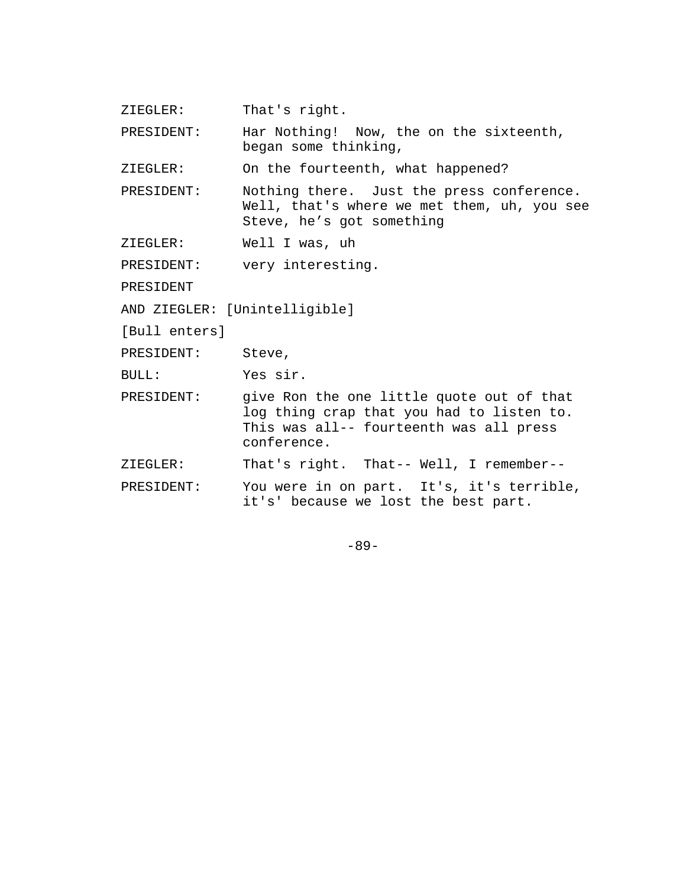ZIEGLER: That's right.

PRESIDENT: Har Nothing! Now, the on the sixteenth, began some thinking,

ZIEGLER: On the fourteenth, what happened?

PRESIDENT: Nothing there. Just the press conference. Well, that's where we met them, uh, you see Steve, he's got something

ZIEGLER: Well I was, uh

PRESIDENT: very interesting.

PRESIDENT
AND ZIEGLER: [Unintelligible]

[Bull enters]

PRESIDENT: Steve,

BULL: Yes sir.

PRESIDENT: give Ron the one little quote out of that log thing crap that you had to listen to. This was all-- fourteenth was all press conference.

ZIEGLER: That's right. That-- Well, I remember--

PRESIDENT: You were in on part. It's, it's terrible, it's' because we lost the best part.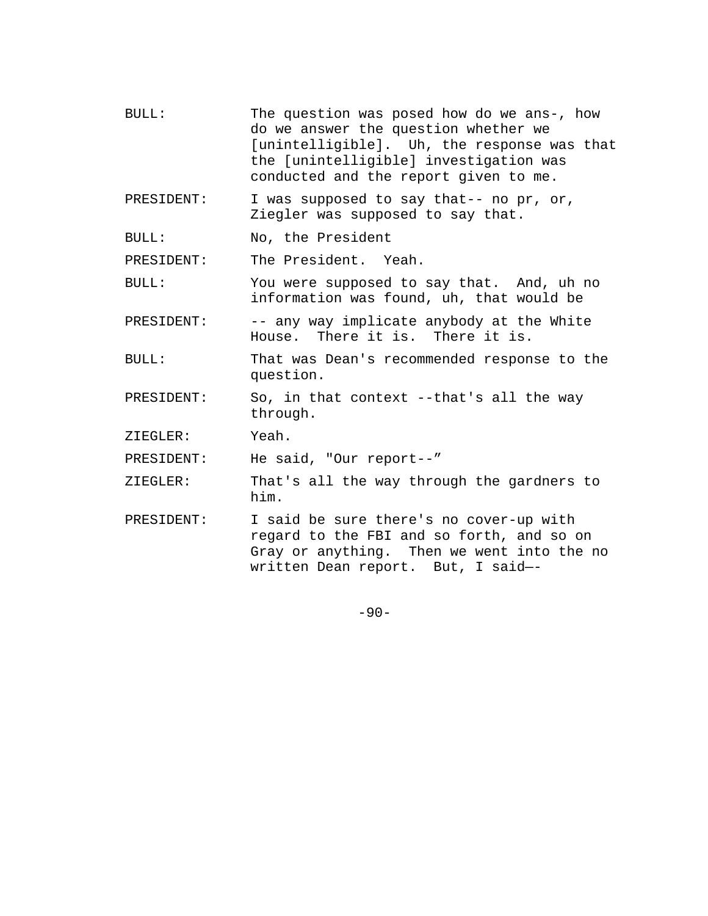BULL: The question was posed how do we ans-, how do we answer the question whether we [unintelligible]. Uh, the response was that the [unintelligible] investigation was conducted and the report given to me.

PRESIDENT: I was supposed to say that-- no pr, or, Ziegler was supposed to say that.

BULL: No, the President

PRESIDENT: The President. Yeah.

BULL: You were supposed to say that. And, uh no information was found, uh, that would be

PRESIDENT: -- any way implicate anybody at the White House. There it is. There it is.

BULL: That was Dean's recommended response to the question.

PRESIDENT: So, in that context --that's all the way through.

ZIEGLER: Yeah.

PRESIDENT: He said, "Our report--”

ZIEGLER: That's all the way through the gardners to him.

PRESIDENT: I said be sure there's no cover-up with regard to the FBI and so forth, and so on Gray or anything. Then we went into the no written Dean report. But, I said—-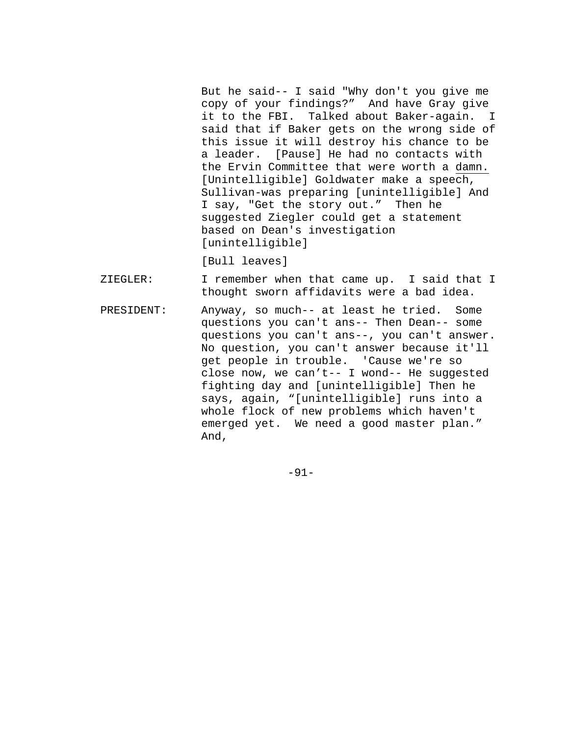But he said-- I said "Why don't you give me copy of your findings?" And have Gray give it to the FBI. Talked about Baker-again. I said that if Baker gets on the wrong side of this issue it will destroy his chance to be a leader. [Pause] He had no contacts with the Ervin Committee that were worth a damn. [Unintelligible] Goldwater make a speech, Sullivan-was preparing [unintelligible] And I say, "Get the story out." Then he suggested Ziegler could get a statement based on Dean's investigation [unintelligible]

[Bull leaves]

ZIEGLER: I remember when that came up. I said that I thought sworn affidavits were a bad idea.

PRESIDENT: Anyway, so much-- at least he tried. Some questions you can't ans-- Then Dean-- some questions you can't ans--, you can't answer. No question, you can't answer because it'll get people in trouble. 'Cause we're so close now, we can't-- I wond-- He suggested fighting day and [unintelligible] Then he says, again, "[unintelligible] runs into a whole flock of new problems which haven't emerged yet. We need a good master plan." And,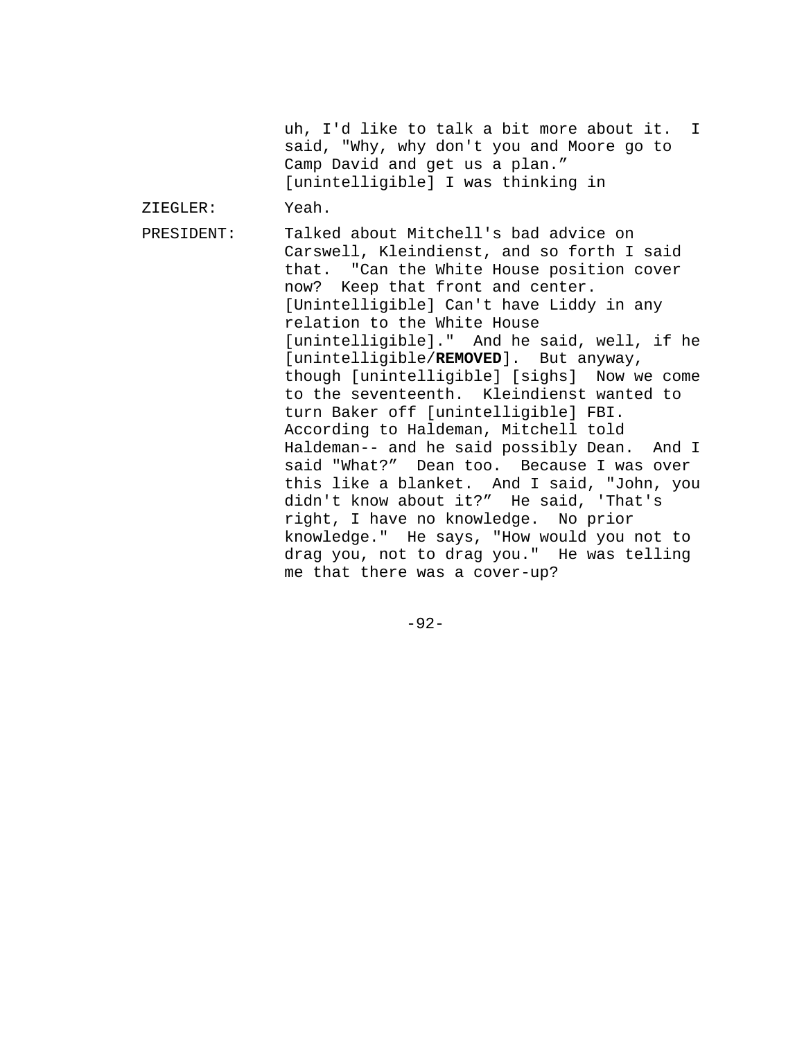uh, I'd like to talk a bit more about it. I said, "Why, why don't you and Moore go to Camp David and get us a plan." [unintelligible] I was thinking in

ZIEGLER: Yeah.

PRESIDENT: Talked about Mitchell's bad advice on Carswell, Kleindienst, and so forth I said that. "Can the White House position cover now? Keep that front and center. [Unintelligible] Can't have Liddy in any relation to the White House [unintelligible]." And he said, well, if he [unintelligible/**REMOVED**]. But anyway, though [unintelligible] [sighs] Now we come to the seventeenth. Kleindienst wanted to turn Baker off [unintelligible] FBI. According to Haldeman, Mitchell told Haldeman-- and he said possibly Dean. And I said "What?" Dean too. Because I was over this like a blanket. And I said, "John, you didn't know about it?" He said, 'That's right, I have no knowledge. No prior knowledge." He says, "How would you not to drag you, not to drag you." He was telling me that there was a cover-up?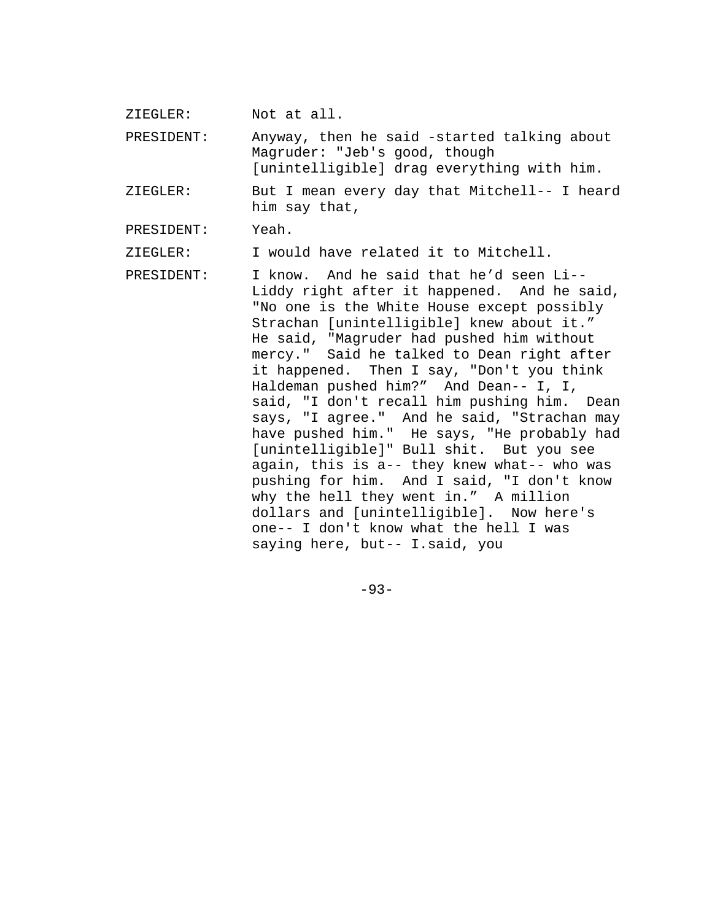ZIEGLER: Not at all.

PRESIDENT: Anyway, then he said -started talking about Magruder: "Jeb's good, though [unintelligible] drag everything with him.

ZIEGLER: But I mean every day that Mitchell-- I heard him say that,

PRESIDENT: Yeah.

ZIEGLER: I would have related it to Mitchell.

PRESIDENT: I know. And he said that he'd seen Li-- Liddy right after it happened. And he said, "No one is the White House except possibly Strachan [unintelligible] knew about it." He said, "Magruder had pushed him without mercy." Said he talked to Dean right after it happened. Then I say, "Don't you think Haldeman pushed him?" And Dean-- I, I, said, "I don't recall him pushing him. Dean says, "I agree." And he said, "Strachan may have pushed him." He says, "He probably had [unintelligible]" Bull shit. But you see again, this is a-- they knew what-- who was pushing for him. And I said, "I don't know why the hell they went in." A million dollars and [unintelligible]. Now here's one-- I don't know what the hell I was saying here, but-- I.said, you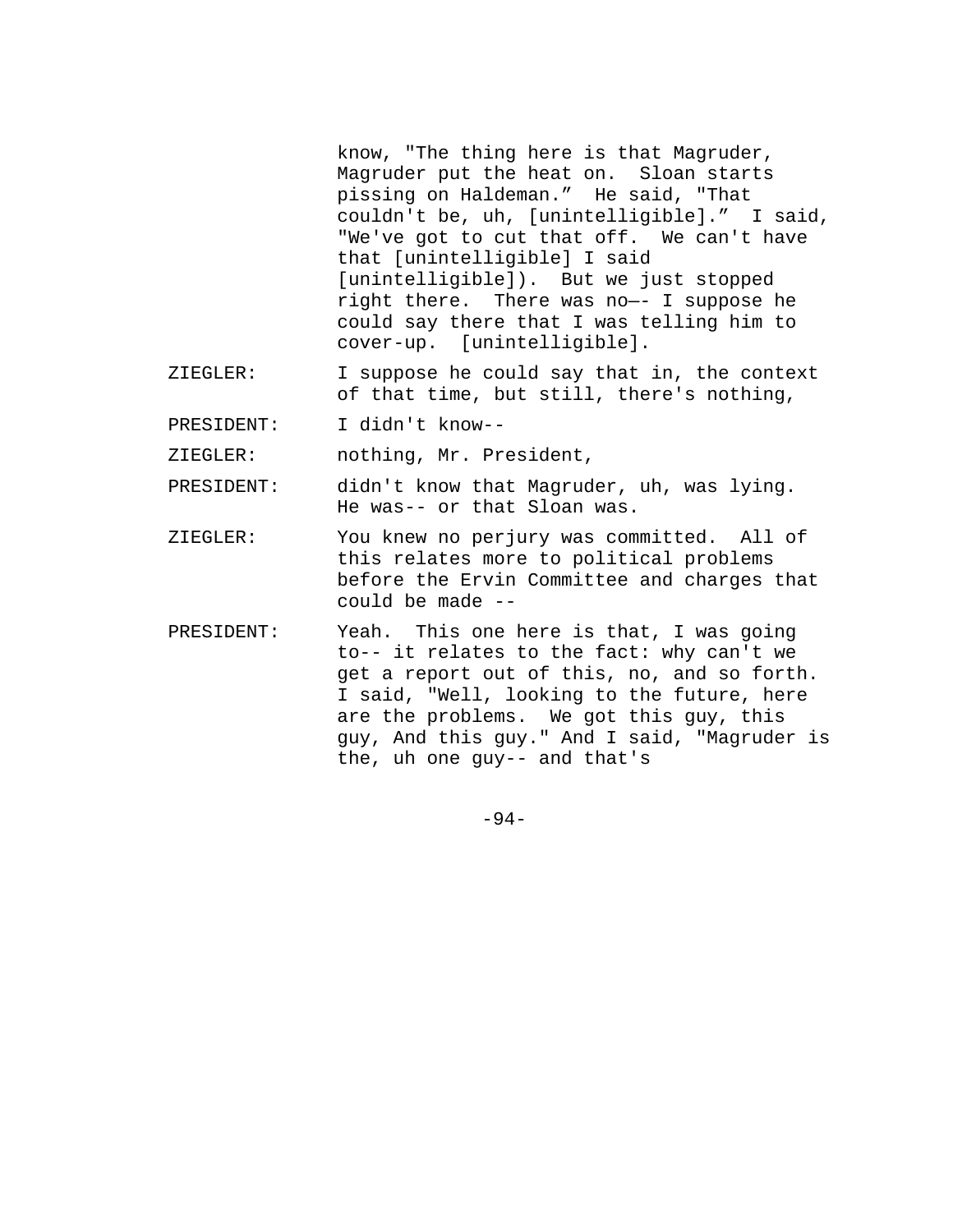know, "The thing here is that Magruder, Magruder put the heat on. Sloan starts pissing on Haldeman." He said, "That couldn't be, uh, [unintelligible]." I said, "We've got to cut that off. We can't have that [unintelligible] I said [unintelligible]). But we just stopped right there. There was no—- I suppose he could say there that I was telling him to cover-up. [unintelligible].

ZIEGLER: I suppose he could say that in, the context of that time, but still, there's nothing,

PRESIDENT: I didn't know--

ZIEGLER: nothing, Mr. President,

PRESIDENT: didn't know that Magruder, uh, was lying. He was-- or that Sloan was.

ZIEGLER: You knew no perjury was committed. All of this relates more to political problems before the Ervin Committee and charges that could be made --

PRESIDENT: Yeah. This one here is that, I was going to-- it relates to the fact: why can't we get a report out of this, no, and so forth. I said, "Well, looking to the future, here are the problems. We got this guy, this guy, And this guy." And I said, "Magruder is the, uh one guy-- and that's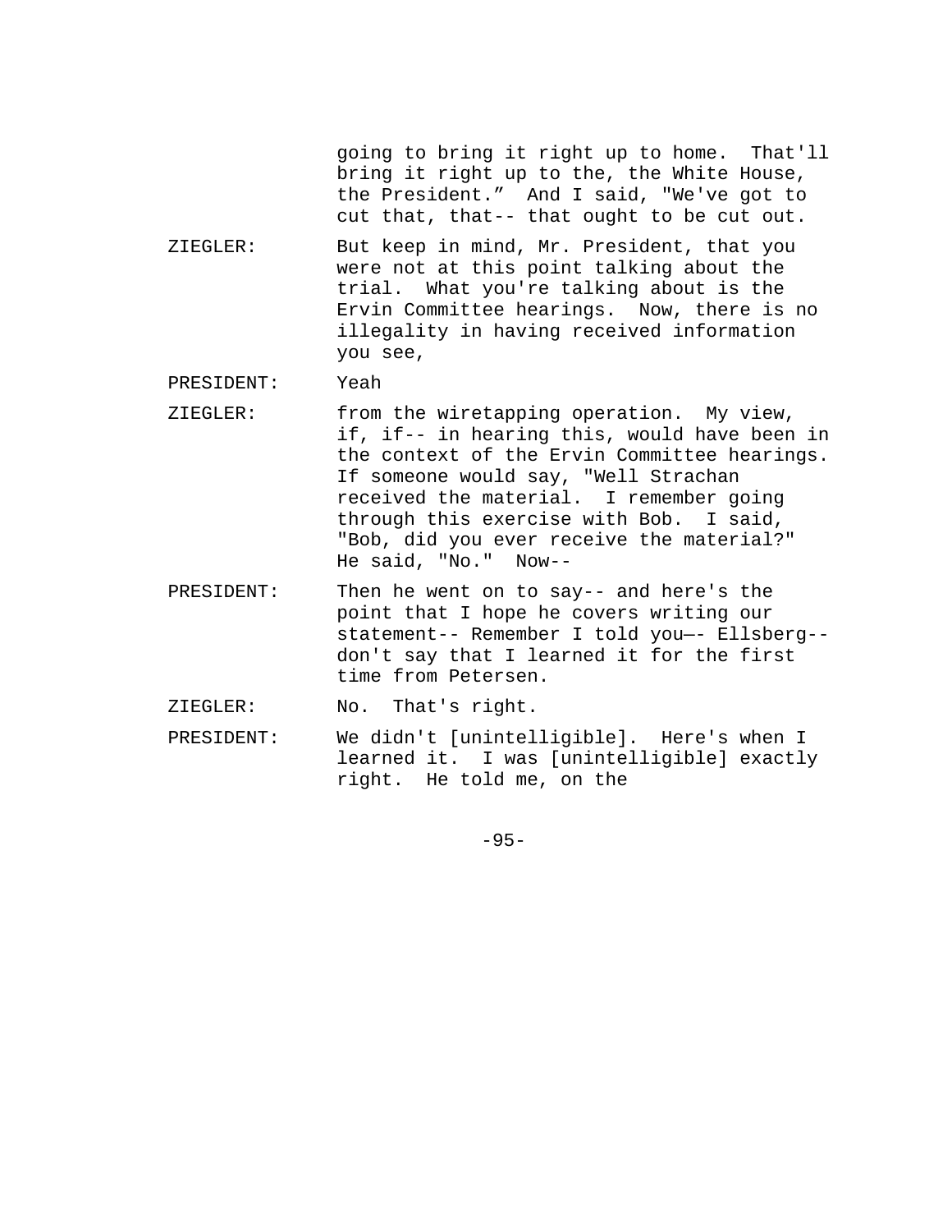going to bring it right up to home. That'll bring it right up to the, the White House, the President." And I said, "We've got to cut that, that-- that ought to be cut out.

ZIEGLER: But keep in mind, Mr. President, that you were not at this point talking about the trial. What you're talking about is the Ervin Committee hearings. Now, there is no illegality in having received information you see,

PRESIDENT: Yeah

ZIEGLER: from the wiretapping operation. My view, if, if-- in hearing this, would have been in the context of the Ervin Committee hearings. If someone would say, "Well Strachan received the material. I remember going through this exercise with Bob. I said, "Bob, did you ever receive the material?" He said, "No." Now--

PRESIDENT: Then he went on to say-- and here's the point that I hope he covers writing our statement-- Remember I told you—- Ellsberg-- don't say that I learned it for the first time from Petersen.

ZIEGLER: No. That's right.

PRESIDENT: We didn't [unintelligible]. Here's when I learned it. I was [unintelligible] exactly right. He told me, on the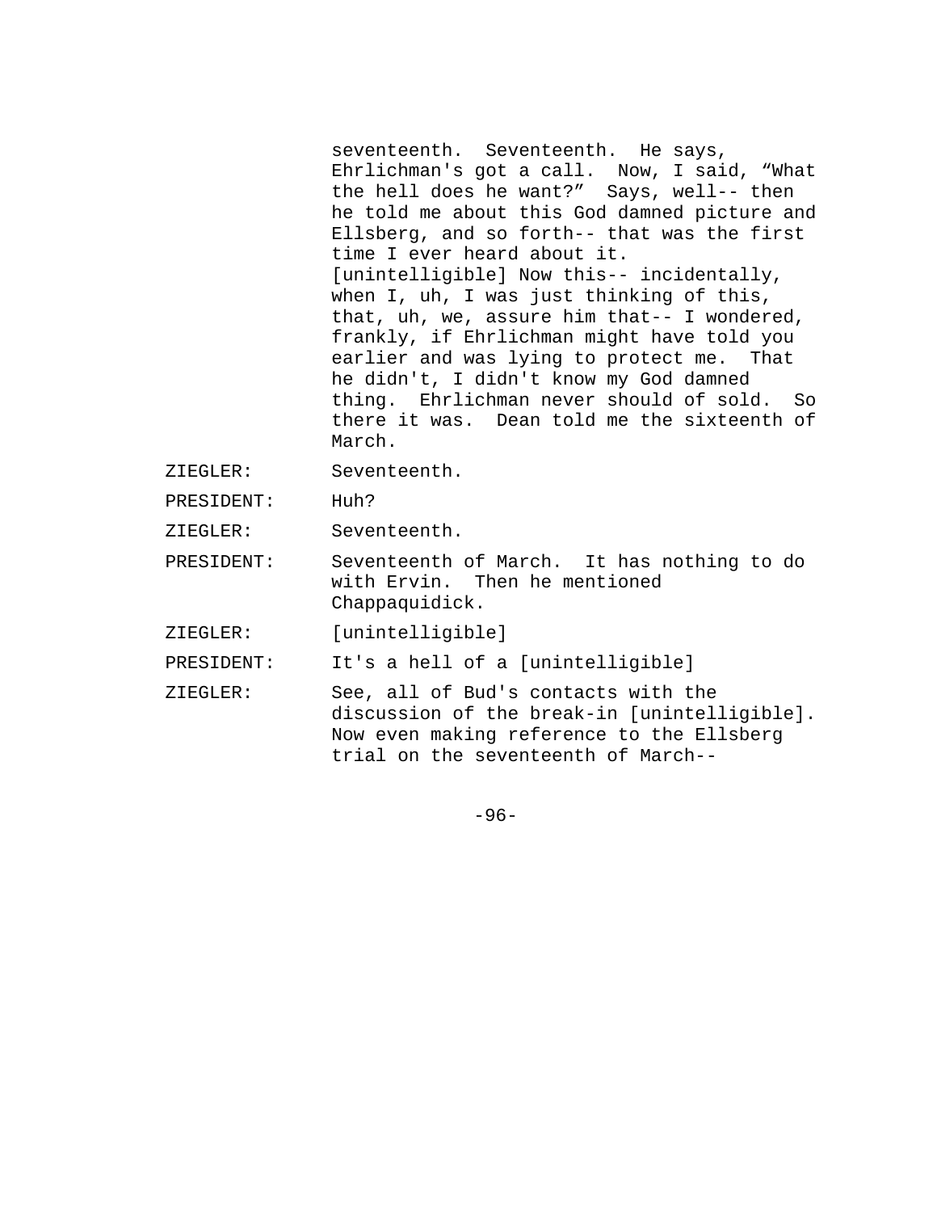seventeenth. Seventeenth. He says, Ehrlichman's got a call. Now, I said, "What the hell does he want?" Says, well-- then he told me about this God damned picture and Ellsberg, and so forth-- that was the first time I ever heard about it. [unintelligible] Now this-- incidentally, when I, uh, I was just thinking of this, that, uh, we, assure him that-- I wondered, frankly, if Ehrlichman might have told you earlier and was lying to protect me. That he didn't, I didn't know my God damned thing. Ehrlichman never should of sold. So there it was. Dean told me the sixteenth of March.

ZIEGLER: Seventeenth.

PRESIDENT: Huh?

ZIEGLER: Seventeenth.

PRESIDENT: Seventeenth of March. It has nothing to do with Ervin. Then he mentioned Chappaquidick.

ZIEGLER: [unintelligible]

PRESIDENT: It's a hell of a [unintelligible]

ZIEGLER: See, all of Bud's contacts with the discussion of the break-in [unintelligible]. Now even making reference to the Ellsberg trial on the seventeenth of March--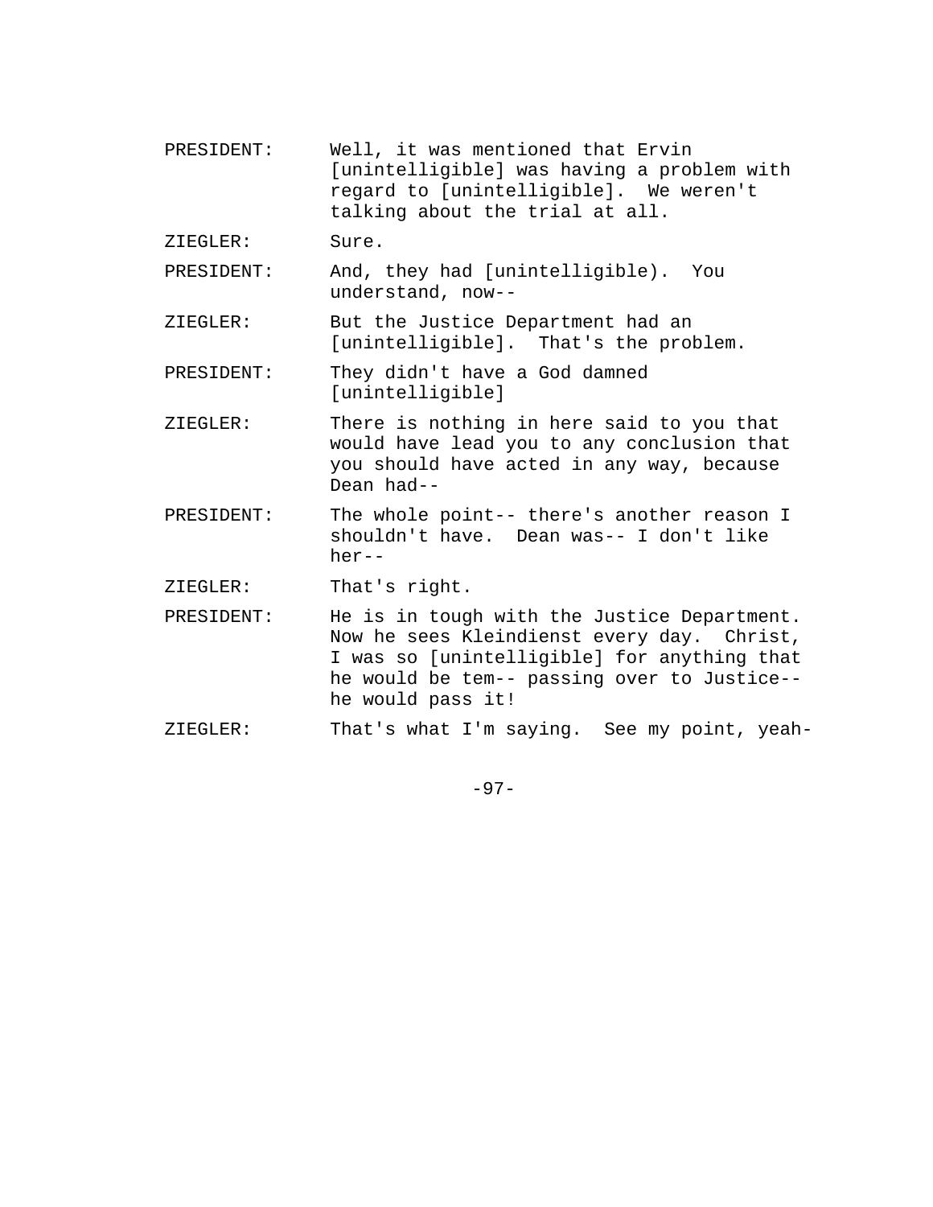PRESIDENT: Well, it was mentioned that Ervin [unintelligible] was having a problem with regard to [unintelligible]. We weren't talking about the trial at all.

ZIEGLER: Sure.

PRESIDENT: And, they had [unintelligible). You understand, now--

ZIEGLER: But the Justice Department had an [unintelligible]. That's the problem.

PRESIDENT: They didn't have a God damned [unintelligible]

ZIEGLER: There is nothing in here said to you that would have lead you to any conclusion that you should have acted in any way, because Dean had--

PRESIDENT: The whole point-- there's another reason I shouldn't have. Dean was-- I don't like her--

ZIEGLER: That's right.

PRESIDENT: He is in tough with the Justice Department. Now he sees Kleindienst every day. Christ, I was so [unintelligible] for anything that he would be tem-- passing over to Justice-- he would pass it!

ZIEGLER: That's what I'm saying. See my point, yeah-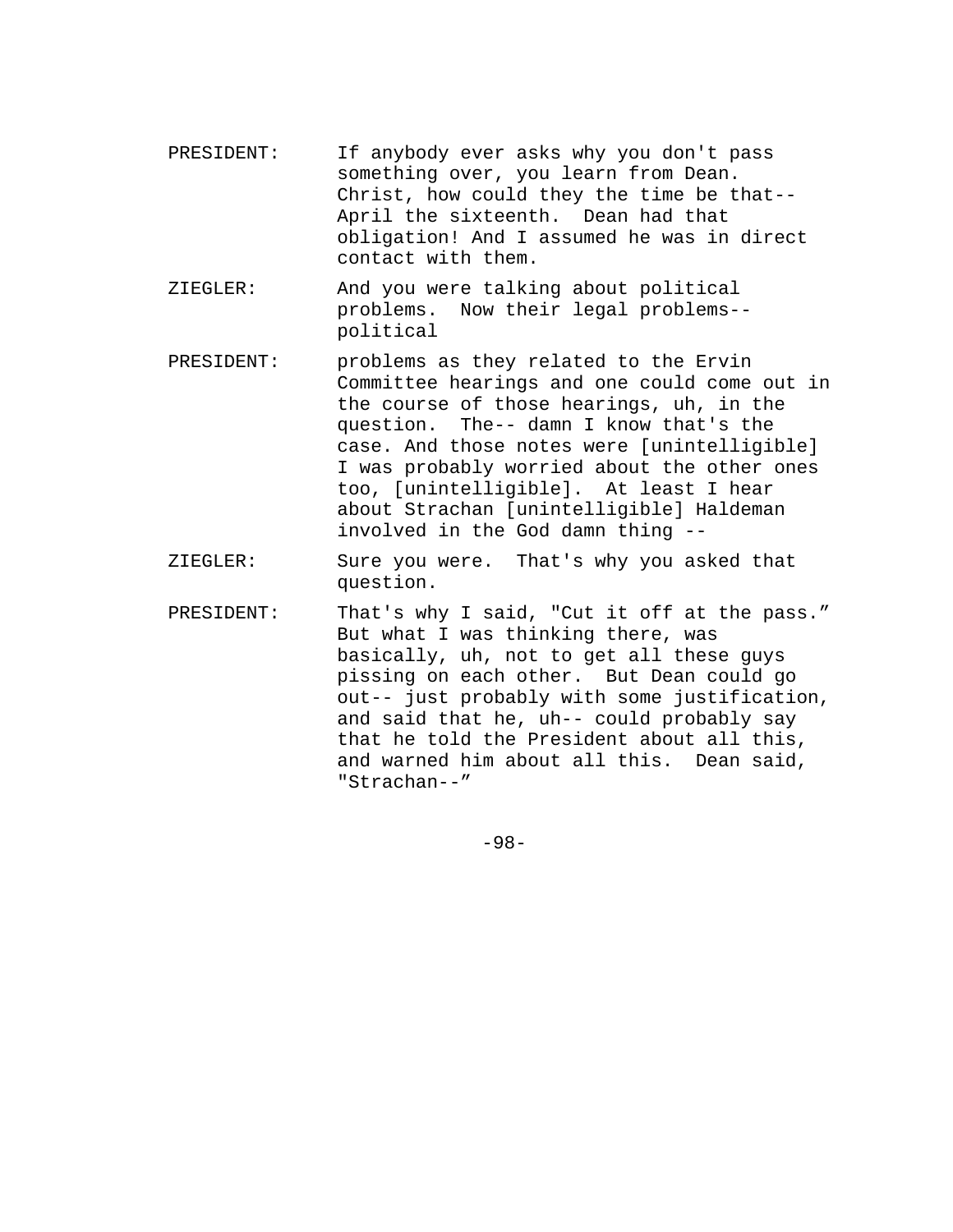PRESIDENT: If anybody ever asks why you don't pass something over, you learn from Dean. Christ, how could they the time be that-- April the sixteenth. Dean had that obligation! And I assumed he was in direct contact with them.

ZIEGLER: And you were talking about political problems. Now their legal problems-- political

PRESIDENT: problems as they related to the Ervin Committee hearings and one could come out in the course of those hearings, uh, in the question. The-- damn I know that's the case. And those notes were [unintelligible] I was probably worried about the other ones too, [unintelligible]. At least I hear about Strachan [unintelligible] Haldeman involved in the God damn thing --

ZIEGLER: Sure you were. That's why you asked that question.

PRESIDENT: That's why I said, "Cut it off at the pass.” But what I was thinking there, was basically, uh, not to get all these guys pissing on each other. But Dean could go out-- just probably with some justification, and said that he, uh-- could probably say that he told the President about all this, and warned him about all this. Dean said, "Strachan--”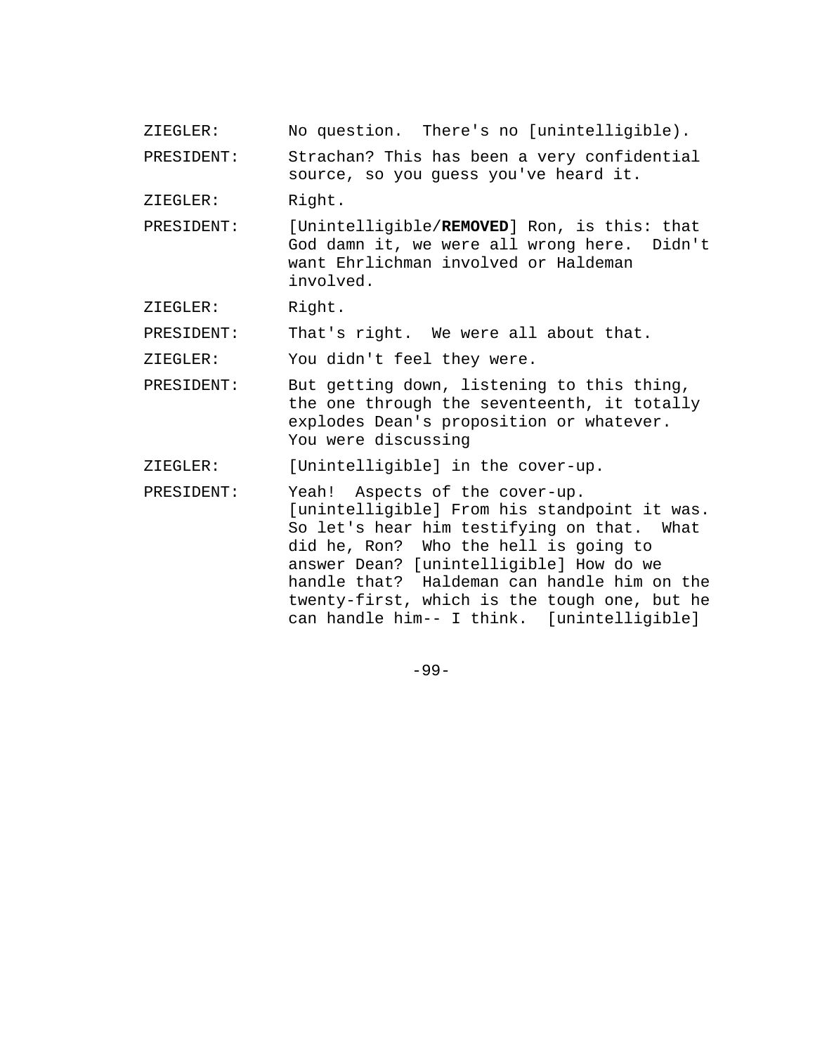ZIEGLER: No question. There's no [unintelligible).

PRESIDENT: Strachan? This has been a very confidential source, so you guess you've heard it.

ZIEGLER: Right.

PRESIDENT: [Unintelligible/**REMOVED**] Ron, is this: that God damn it, we were all wrong here. Didn't want Ehrlichman involved or Haldeman involved.

ZIEGLER: Right.

PRESIDENT: That's right. We were all about that.

ZIEGLER: You didn't feel they were.

PRESIDENT: But getting down, listening to this thing, the one through the seventeenth, it totally explodes Dean's proposition or whatever. You were discussing

ZIEGLER: [Unintelligible] in the cover-up.

PRESIDENT: Yeah! Aspects of the cover-up. [unintelligible] From his standpoint it was. So let's hear him testifying on that. What did he, Ron? Who the hell is going to answer Dean? [unintelligible] How do we handle that? Haldeman can handle him on the twenty-first, which is the tough one, but he can handle him-- I think. [unintelligible]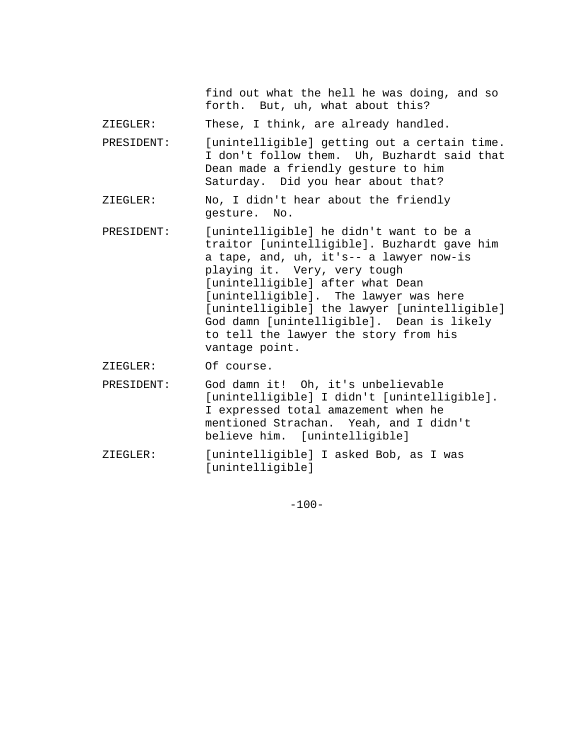find out what the hell he was doing, and so forth. But, uh, what about this?

ZIEGLER: These, I think, are already handled.

PRESIDENT: [unintelligible] getting out a certain time. I don't follow them. Uh, Buzhardt said that Dean made a friendly gesture to him Saturday. Did you hear about that?

ZIEGLER: No, I didn't hear about the friendly gesture. No.

PRESIDENT: [unintelligible] he didn't want to be a traitor [unintelligible]. Buzhardt gave him a tape, and, uh, it's-- a lawyer now-is playing it. Very, very tough [unintelligible] after what Dean [unintelligible]. The lawyer was here [unintelligible] the lawyer [unintelligible] God damn [unintelligible]. Dean is likely to tell the lawyer the story from his vantage point.

ZIEGLER: Of course.

PRESIDENT: God damn it! Oh, it's unbelievable [unintelligible] I didn't [unintelligible]. I expressed total amazement when he mentioned Strachan. Yeah, and I didn't believe him. [unintelligible]

ZIEGLER: [unintelligible] I asked Bob, as I was [unintelligible]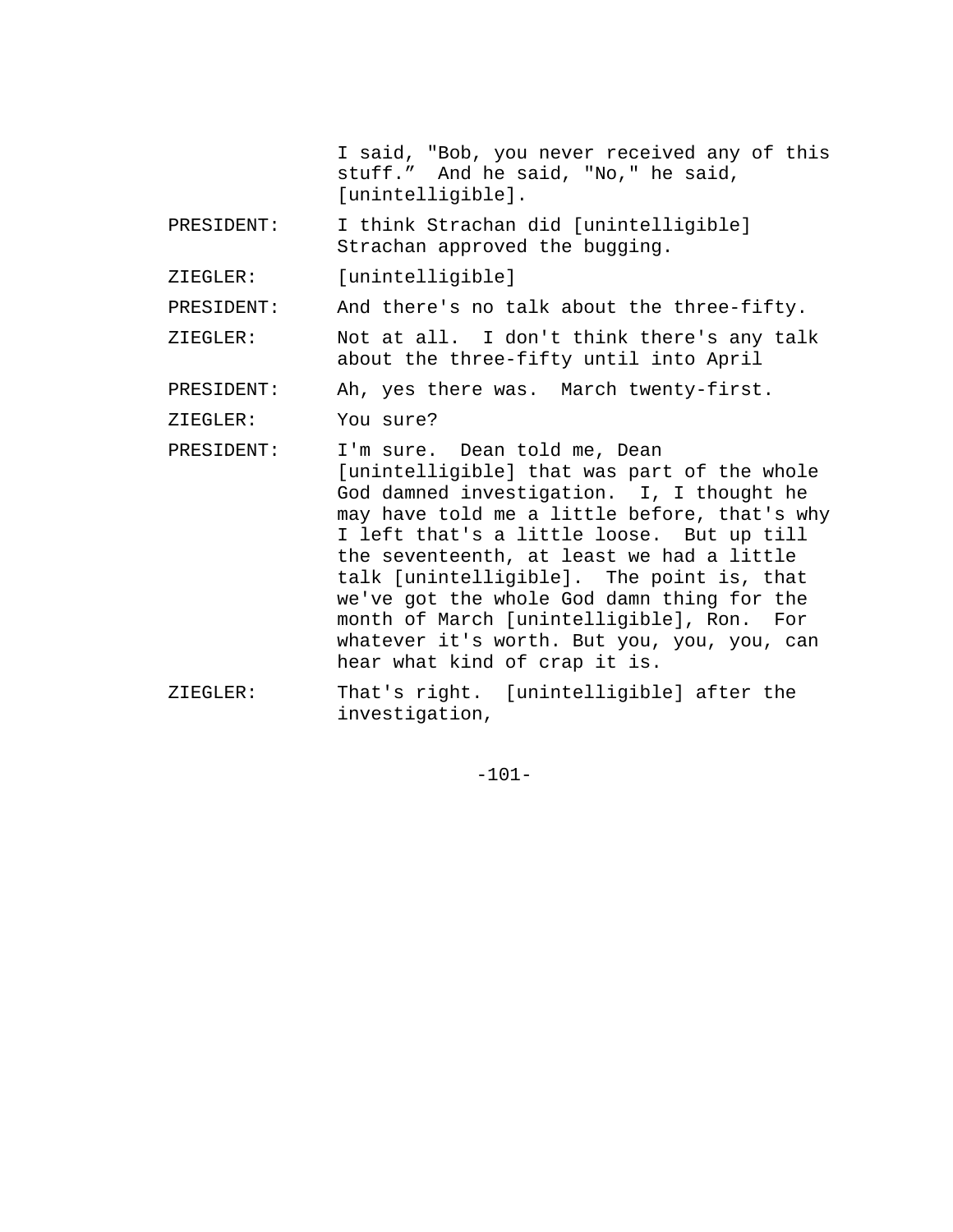I said, "Bob, you never received any of this stuff." And he said, "No," he said, [unintelligible].

PRESIDENT: I think Strachan did [unintelligible] Strachan approved the bugging.

ZIEGLER: [unintelligible]

PRESIDENT: And there's no talk about the three-fifty.

ZIEGLER: Not at all. I don't think there's any talk about the three-fifty until into April

PRESIDENT: Ah, yes there was. March twenty-first.

ZIEGLER: You sure?

PRESIDENT: I'm sure. Dean told me, Dean [unintelligible] that was part of the whole God damned investigation. I, I thought he may have told me a little before, that's why I left that's a little loose. But up till the seventeenth, at least we had a little talk [unintelligible]. The point is, that we've got the whole God damn thing for the month of March [unintelligible], Ron. For whatever it's worth. But you, you, you, can hear what kind of crap it is.

ZIEGLER: That's right. [unintelligible] after the investigation,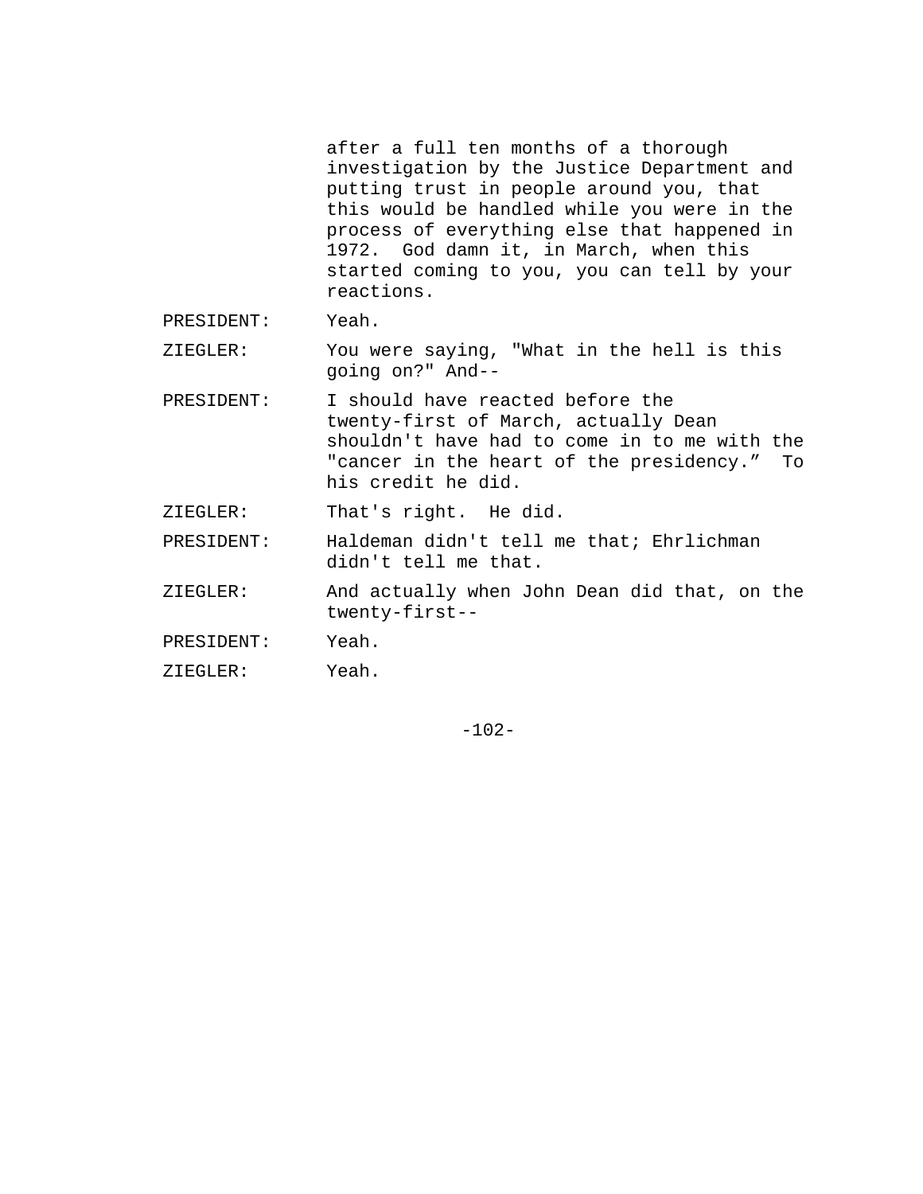after a full ten months of a thorough investigation by the Justice Department and putting trust in people around you, that this would be handled while you were in the process of everything else that happened in 1972. God damn it, in March, when this started coming to you, you can tell by your reactions.

PRESIDENT: Yeah.

ZIEGLER: You were saying, "What in the hell is this going on?" And--

PRESIDENT: I should have reacted before the twenty-first of March, actually Dean shouldn't have had to come in to me with the "cancer in the heart of the presidency." To his credit he did.

ZIEGLER: That's right. He did.

PRESIDENT: Haldeman didn't tell me that; Ehrlichman didn't tell me that.

ZIEGLER: And actually when John Dean did that, on the twenty-first--

PRESIDENT: Yeah.

ZIEGLER: Yeah.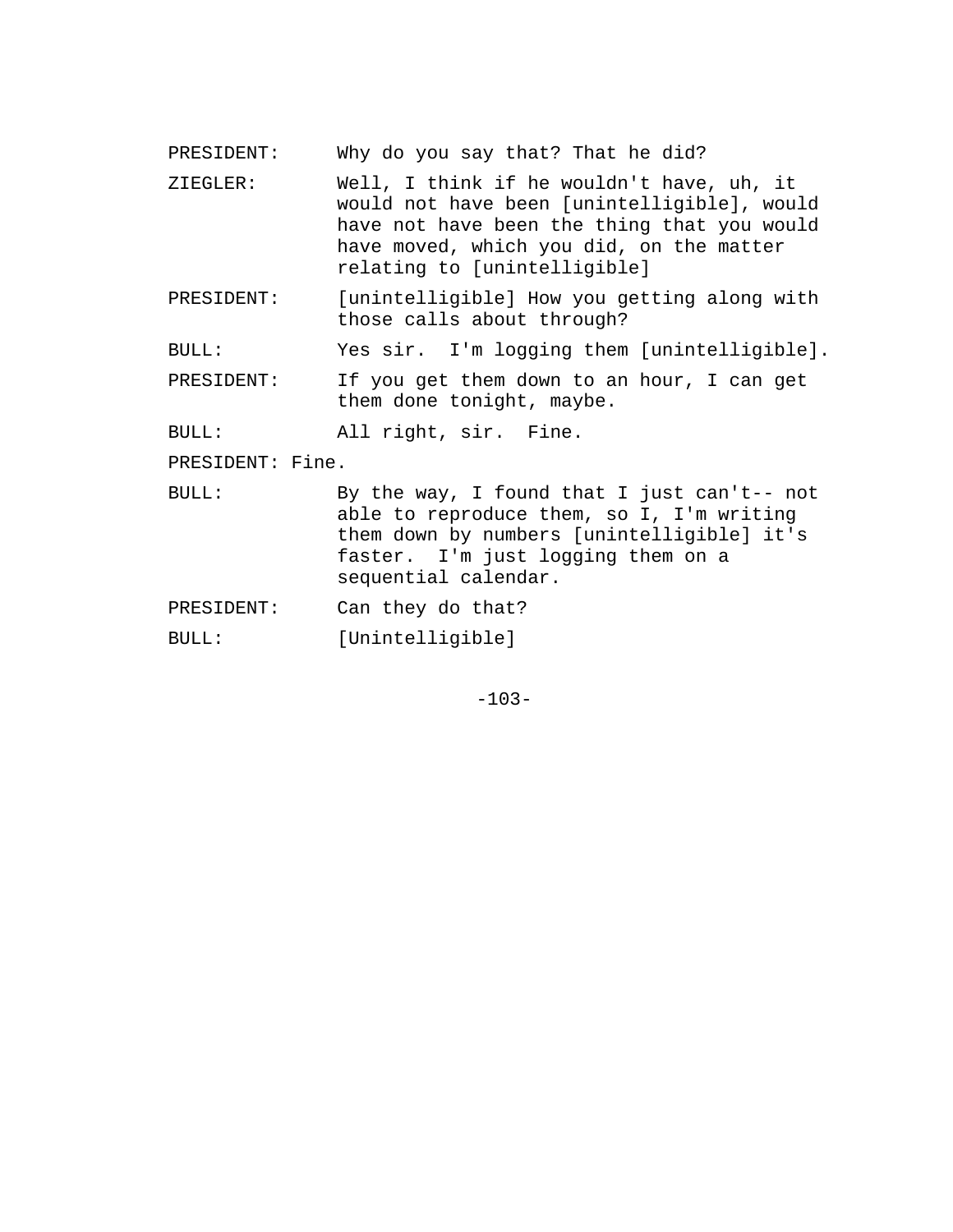PRESIDENT: Why do you say that? That he did?

ZIEGLER: Well, I think if he wouldn't have, uh, it would not have been [unintelligible], would have not have been the thing that you would have moved, which you did, on the matter relating to [unintelligible]

PRESIDENT: [unintelligible] How you getting along with those calls about through?

BULL: Yes sir. I'm logging them [unintelligible].

PRESIDENT: If you get them down to an hour, I can get them done tonight, maybe.

BULL: All right, sir. Fine.

PRESIDENT: Fine.

BULL: By the way, I found that I just can't-- not able to reproduce them, so I, I'm writing them down by numbers [unintelligible] it's faster. I'm just logging them on a sequential calendar.

PRESIDENT: Can they do that?

BULL: [Unintelligible]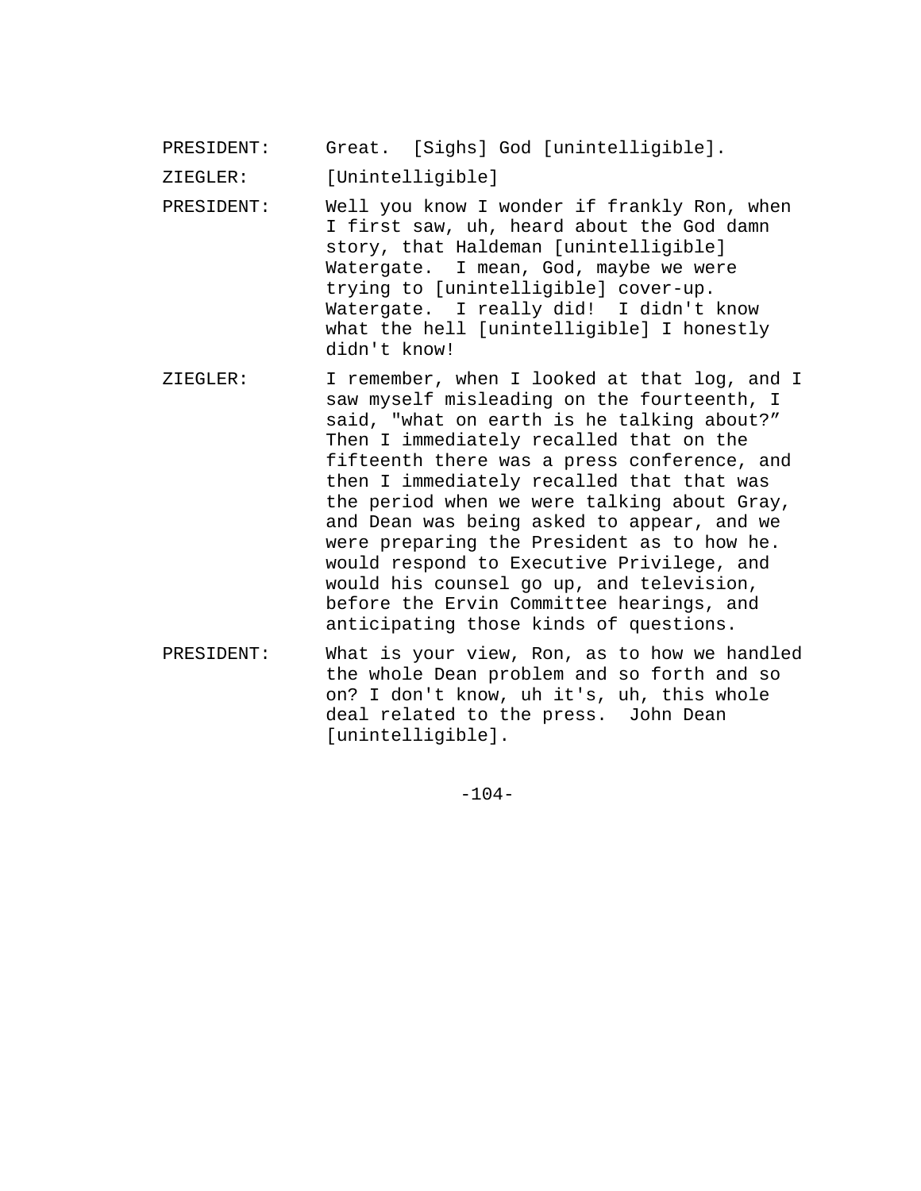PRESIDENT: Great. [Sighs] God [unintelligible].

ZIEGLER: [Unintelligible]

PRESIDENT: Well you know I wonder if frankly Ron, when I first saw, uh, heard about the God damn story, that Haldeman [unintelligible] Watergate. I mean, God, maybe we were trying to [unintelligible] cover-up. Watergate. I really did! I didn't know what the hell [unintelligible] I honestly didn't know!

ZIEGLER: I remember, when I looked at that log, and I saw myself misleading on the fourteenth, I said, "what on earth is he talking about?" Then I immediately recalled that on the fifteenth there was a press conference, and then I immediately recalled that that was the period when we were talking about Gray, and Dean was being asked to appear, and we were preparing the President as to how he. would respond to Executive Privilege, and would his counsel go up, and television, before the Ervin Committee hearings, and anticipating those kinds of questions.

PRESIDENT: What is your view, Ron, as to how we handled the whole Dean problem and so forth and so on? I don't know, uh it's, uh, this whole deal related to the press. John Dean [unintelligible].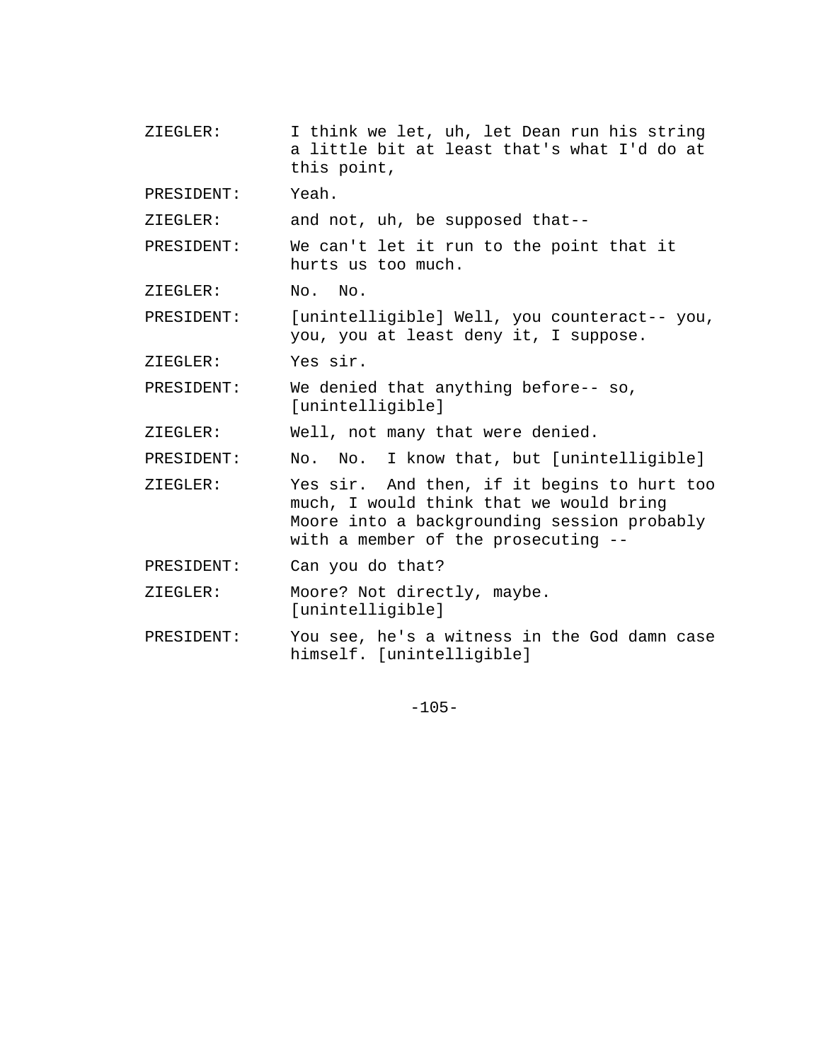ZIEGLER: I think we let, uh, let Dean run his string a little bit at least that's what I'd do at this point,

PRESIDENT: Yeah.

ZIEGLER: and not, uh, be supposed that--

PRESIDENT: We can't let it run to the point that it hurts us too much.

ZIEGLER: No. No.

PRESIDENT: [unintelligible] Well, you counteract-- you, you, you at least deny it, I suppose.

ZIEGLER: Yes sir.

PRESIDENT: We denied that anything before-- so, [unintelligible]

ZIEGLER: Well, not many that were denied.

PRESIDENT: No. No. I know that, but [unintelligible]

ZIEGLER: Yes sir. And then, if it begins to hurt too much, I would think that we would bring Moore into a backgrounding session probably with a member of the prosecuting --

PRESIDENT: Can you do that?

ZIEGLER: Moore? Not directly, maybe. [unintelligible]

PRESIDENT: You see, he's a witness in the God damn case himself. [unintelligible]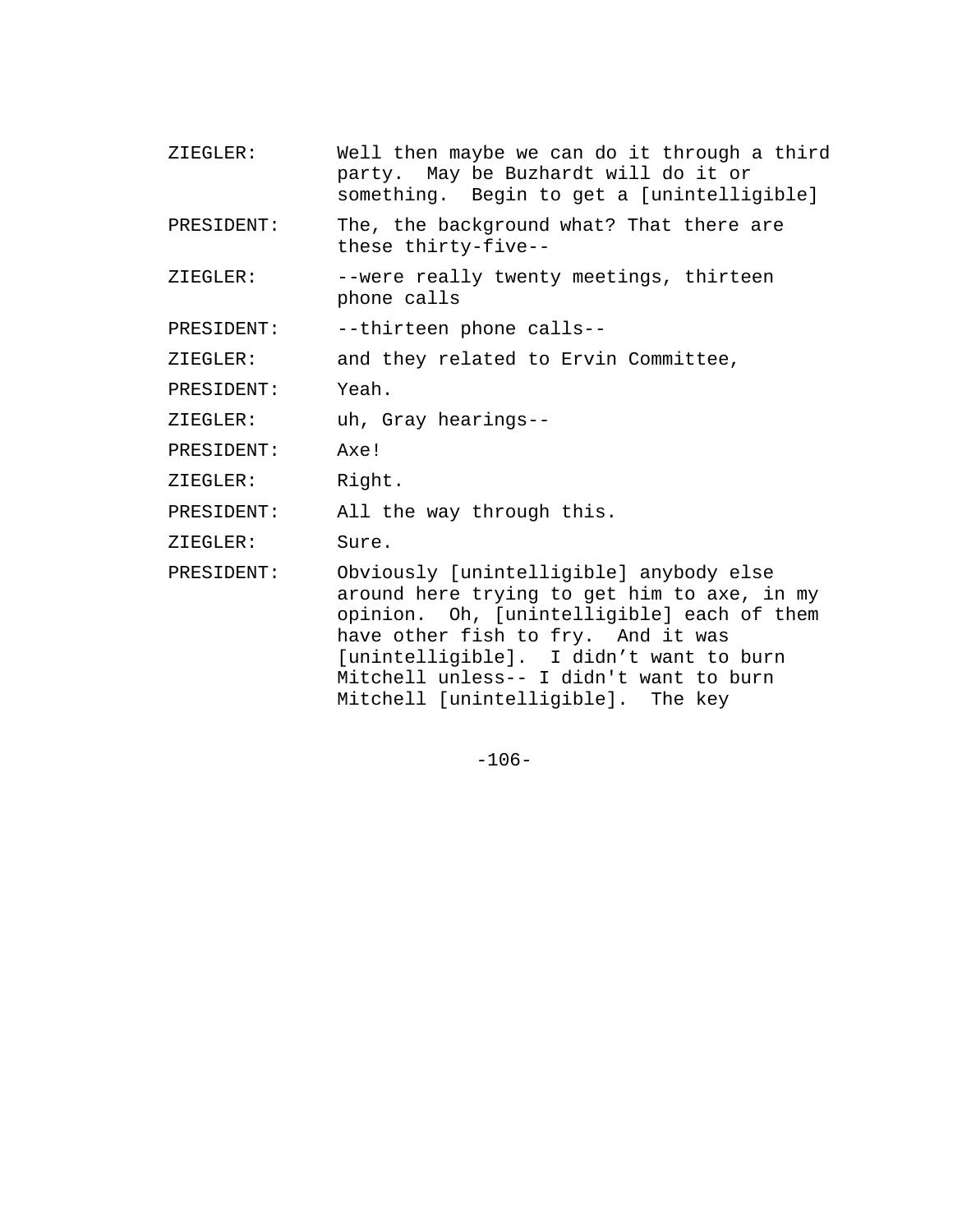ZIEGLER: Well then maybe we can do it through a third party. May be Buzhardt will do it or something. Begin to get a [unintelligible]

PRESIDENT: The, the background what? That there are these thirty-five--

ZIEGLER: --were really twenty meetings, thirteen phone calls

PRESIDENT: --thirteen phone calls--

ZIEGLER: and they related to Ervin Committee,

PRESIDENT: Yeah.

ZIEGLER: uh, Gray hearings--

PRESIDENT: Axe!

ZIEGLER: Right.

PRESIDENT: All the way through this.

ZIEGLER: Sure.

PRESIDENT: Obviously [unintelligible] anybody else around here trying to get him to axe, in my opinion. Oh, [unintelligible] each of them have other fish to fry. And it was [unintelligible]. I didn’t want to burn Mitchell unless-- I didn't want to burn Mitchell [unintelligible]. The key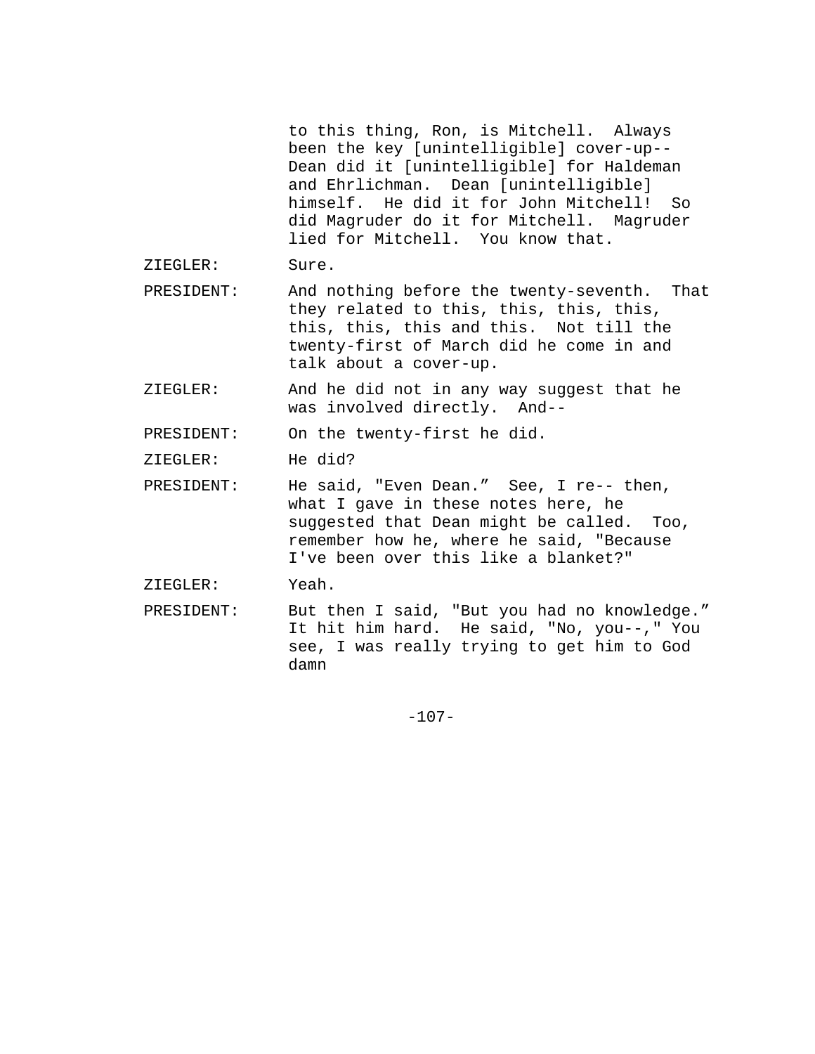to this thing, Ron, is Mitchell. Always been the key [unintelligible] cover-up-- Dean did it [unintelligible] for Haldeman and Ehrlichman. Dean [unintelligible] himself. He did it for John Mitchell! So did Magruder do it for Mitchell. Magruder lied for Mitchell. You know that.

ZIEGLER: Sure.

PRESIDENT: And nothing before the twenty-seventh. That they related to this, this, this, this, this, this, this and this. Not till the twenty-first of March did he come in and talk about a cover-up.

ZIEGLER: And he did not in any way suggest that he was involved directly. And--

PRESIDENT: On the twenty-first he did.

ZIEGLER: He did?

PRESIDENT: He said, "Even Dean." See, I re-- then, what I gave in these notes here, he suggested that Dean might be called. Too, remember how he, where he said, "Because I've been over this like a blanket?"

ZIEGLER: Yeah.

PRESIDENT: But then I said, "But you had no knowledge." It hit him hard. He said, "No, you--," You see, I was really trying to get him to God damn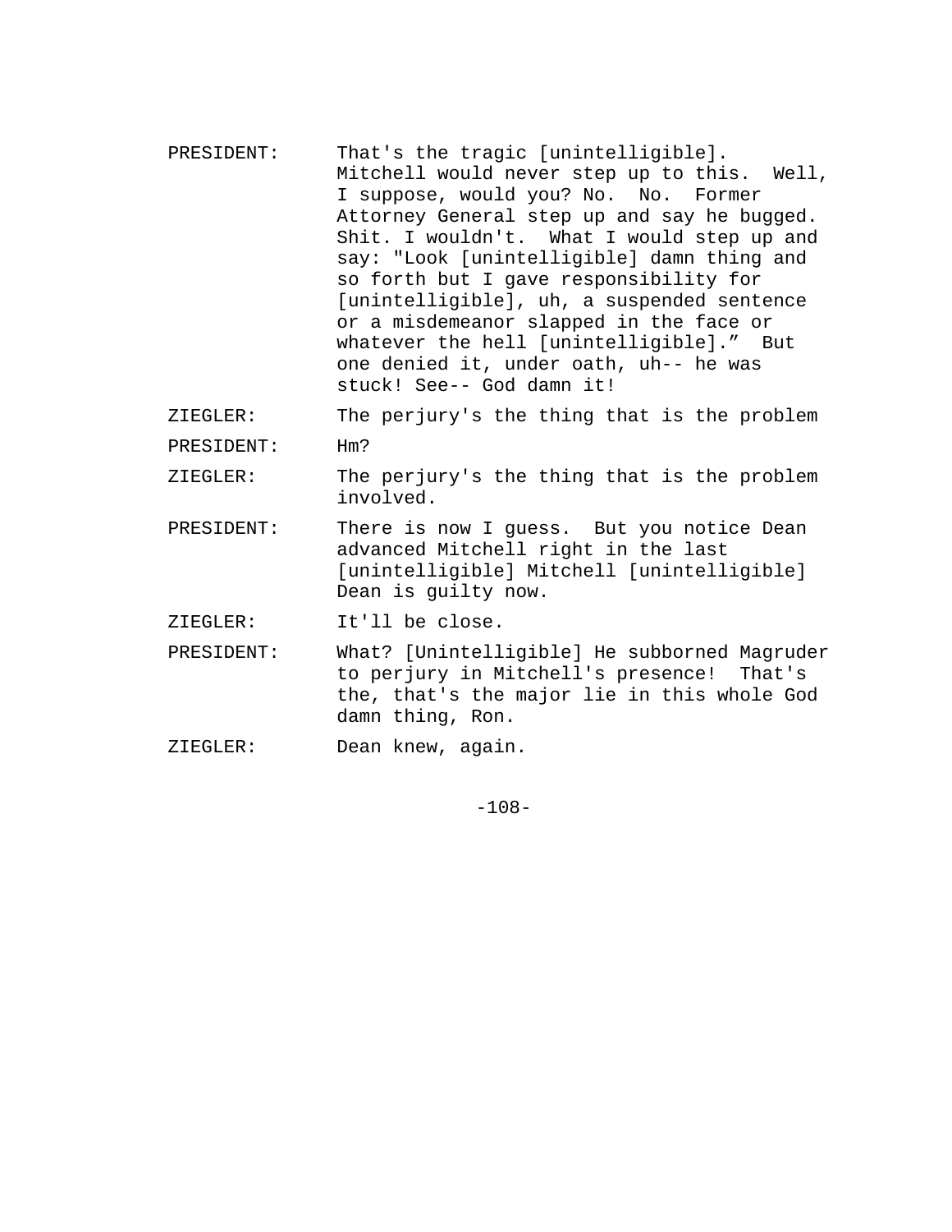PRESIDENT: That's the tragic [unintelligible]. Mitchell would never step up to this. Well, I suppose, would you? No. No. Former Attorney General step up and say he bugged. Shit. I wouldn't. What I would step up and say: "Look [unintelligible] damn thing and so forth but I gave responsibility for [unintelligible], uh, a suspended sentence or a misdemeanor slapped in the face or whatever the hell [unintelligible]." But one denied it, under oath, uh-- he was stuck! See-- God damn it!

ZIEGLER: The perjury's the thing that is the problem

PRESIDENT: Hm?

ZIEGLER: The perjury's the thing that is the problem involved.

PRESIDENT: There is now I guess. But you notice Dean advanced Mitchell right in the last [unintelligible] Mitchell [unintelligible] Dean is guilty now.

ZIEGLER: It'll be close.

PRESIDENT: What? [Unintelligible] He subborned Magruder to perjury in Mitchell's presence! That's the, that's the major lie in this whole God damn thing, Ron.

ZIEGLER: Dean knew, again.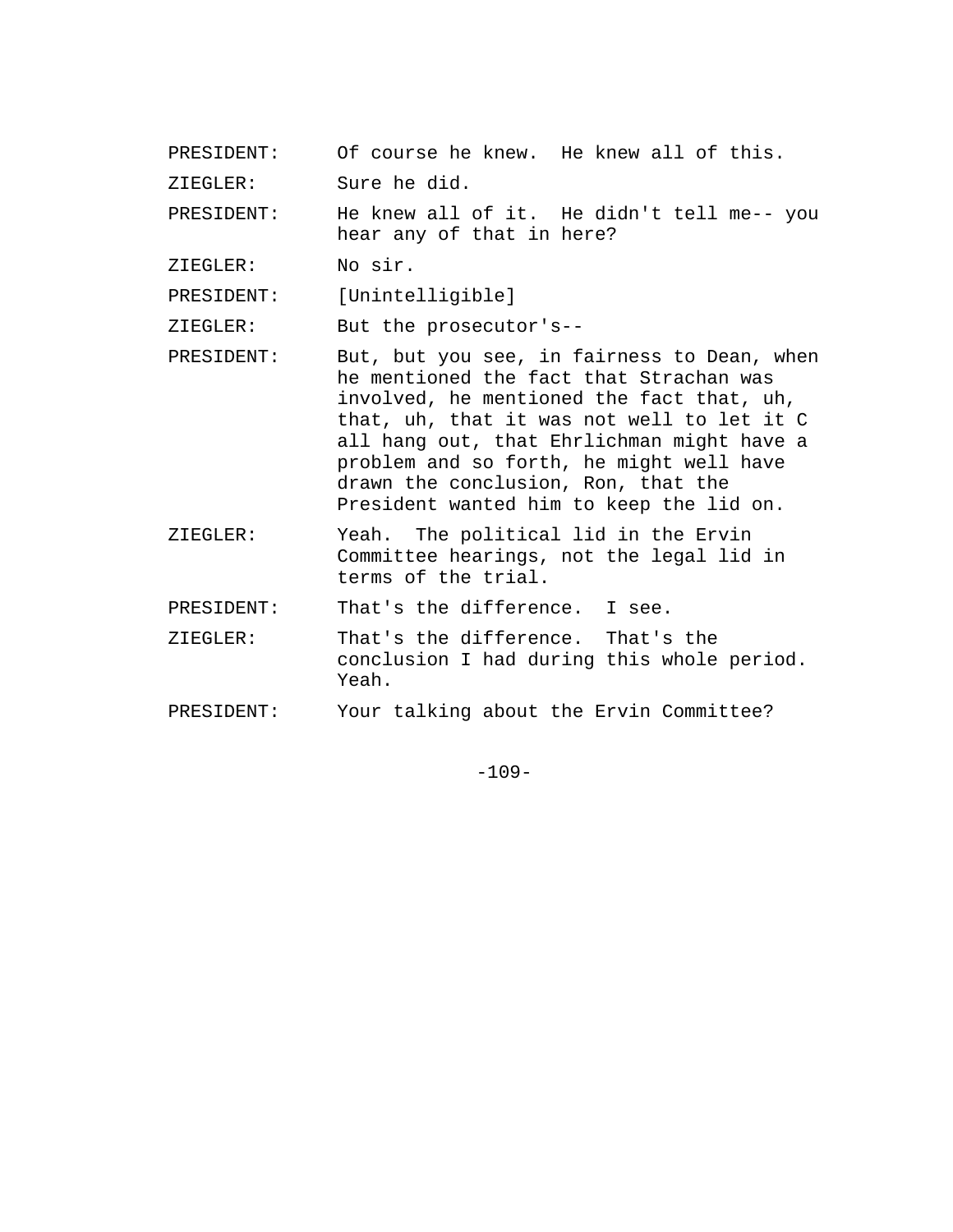PRESIDENT: Of course he knew. He knew all of this.

ZIEGLER: Sure he did.

PRESIDENT: He knew all of it. He didn't tell me-- you hear any of that in here?

ZIEGLER: No sir.

PRESIDENT: [Unintelligible]

ZIEGLER: But the prosecutor's--

PRESIDENT: But, but you see, in fairness to Dean, when he mentioned the fact that Strachan was involved, he mentioned the fact that, uh, that, uh, that it was not well to let it C all hang out, that Ehrlichman might have a problem and so forth, he might well have drawn the conclusion, Ron, that the President wanted him to keep the lid on.

ZIEGLER: Yeah. The political lid in the Ervin Committee hearings, not the legal lid in terms of the trial.

PRESIDENT: That's the difference. I see.

ZIEGLER: That's the difference. That's the conclusion I had during this whole period. Yeah.

PRESIDENT: Your talking about the Ervin Committee?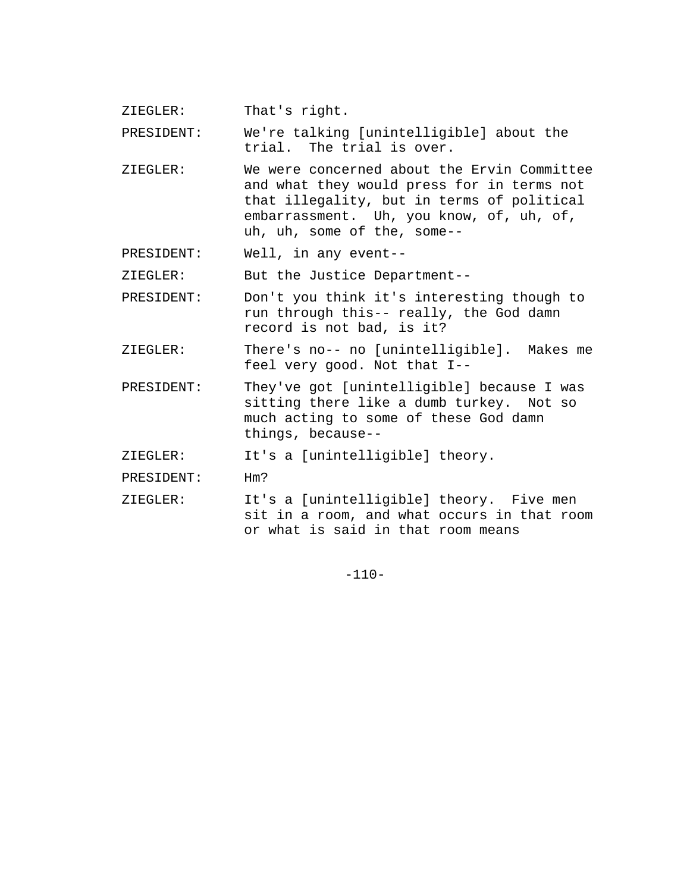ZIEGLER: That's right.

PRESIDENT: We're talking [unintelligible] about the trial. The trial is over.

ZIEGLER: We were concerned about the Ervin Committee and what they would press for in terms not that illegality, but in terms of political embarrassment. Uh, you know, of, uh, of, uh, uh, some of the, some--

PRESIDENT: Well, in any event--

ZIEGLER: But the Justice Department--

PRESIDENT: Don't you think it's interesting though to run through this-- really, the God damn record is not bad, is it?

ZIEGLER: There's no-- no [unintelligible]. Makes me feel very good. Not that I--

PRESIDENT: They've got [unintelligible] because I was sitting there like a dumb turkey. Not so much acting to some of these God damn things, because--

ZIEGLER: It's a [unintelligible] theory.

PRESIDENT: Hm?

ZIEGLER: It's a [unintelligible] theory. Five men sit in a room, and what occurs in that room or what is said in that room means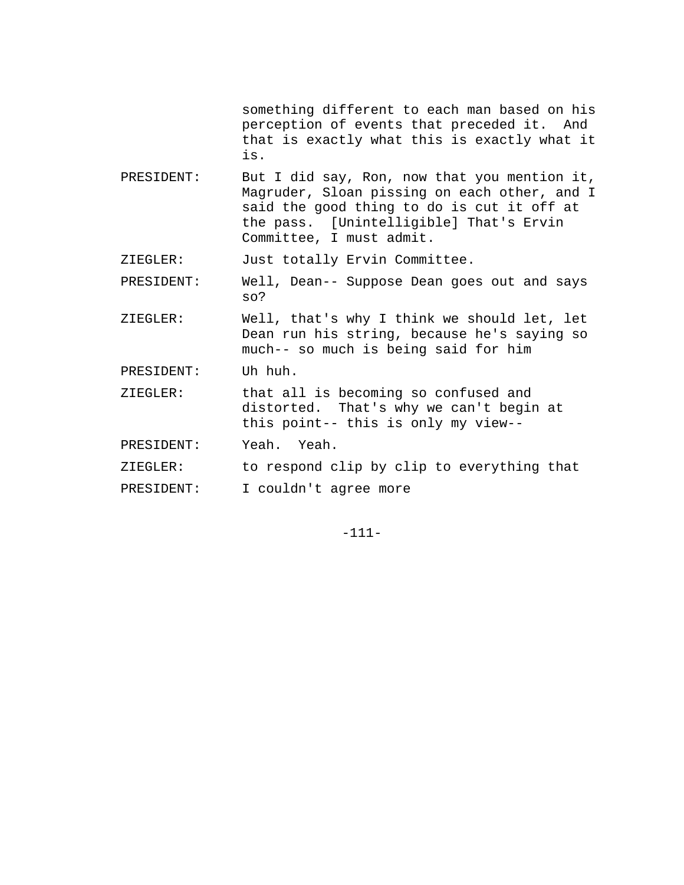something different to each man based on his perception of events that preceded it. And that is exactly what this is exactly what it is.

PRESIDENT: But I did say, Ron, now that you mention it, Magruder, Sloan pissing on each other, and I said the good thing to do is cut it off at the pass. [Unintelligible] That's Ervin Committee, I must admit.

ZIEGLER: Just totally Ervin Committee.

PRESIDENT: Well, Dean-- Suppose Dean goes out and says so?

ZIEGLER: Well, that's why I think we should let, let Dean run his string, because he's saying so much-- so much is being said for him

PRESIDENT: Uh huh.

ZIEGLER: that all is becoming so confused and distorted. That's why we can't begin at this point-- this is only my view--

PRESIDENT: Yeah. Yeah.

ZIEGLER: to respond clip by clip to everything that

PRESIDENT: I couldn't agree more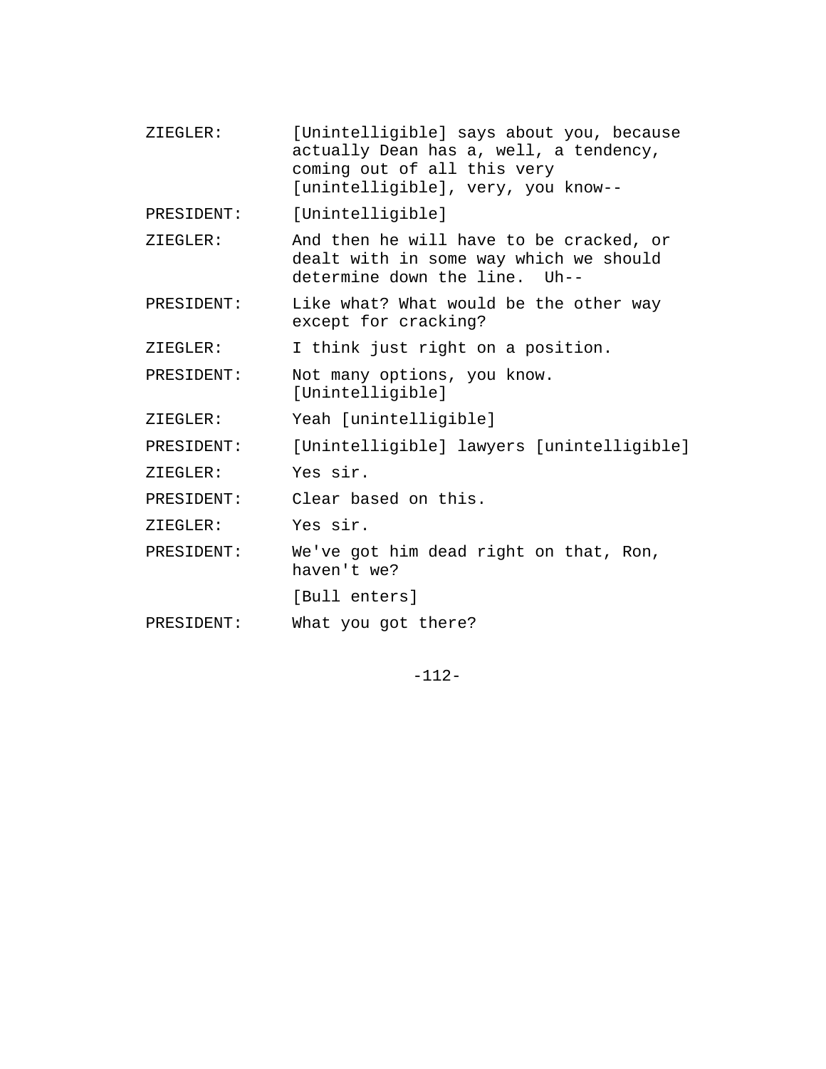ZIEGLER: [Unintelligible] says about you, because actually Dean has a, well, a tendency, coming out of all this very [unintelligible], very, you know--

PRESIDENT: [Unintelligible]

ZIEGLER: And then he will have to be cracked, or dealt with in some way which we should determine down the line. Uh--

PRESIDENT: Like what? What would be the other way except for cracking?

ZIEGLER: I think just right on a position.

PRESIDENT: Not many options, you know. [Unintelligible]

ZIEGLER: Yeah [unintelligible]

PRESIDENT: [Unintelligible] lawyers [unintelligible]

ZIEGLER: Yes sir.

PRESIDENT: Clear based on this.

ZIEGLER: Yes sir.

PRESIDENT: We've got him dead right on that, Ron, haven't we?

[Bull enters]

PRESIDENT: What you got there?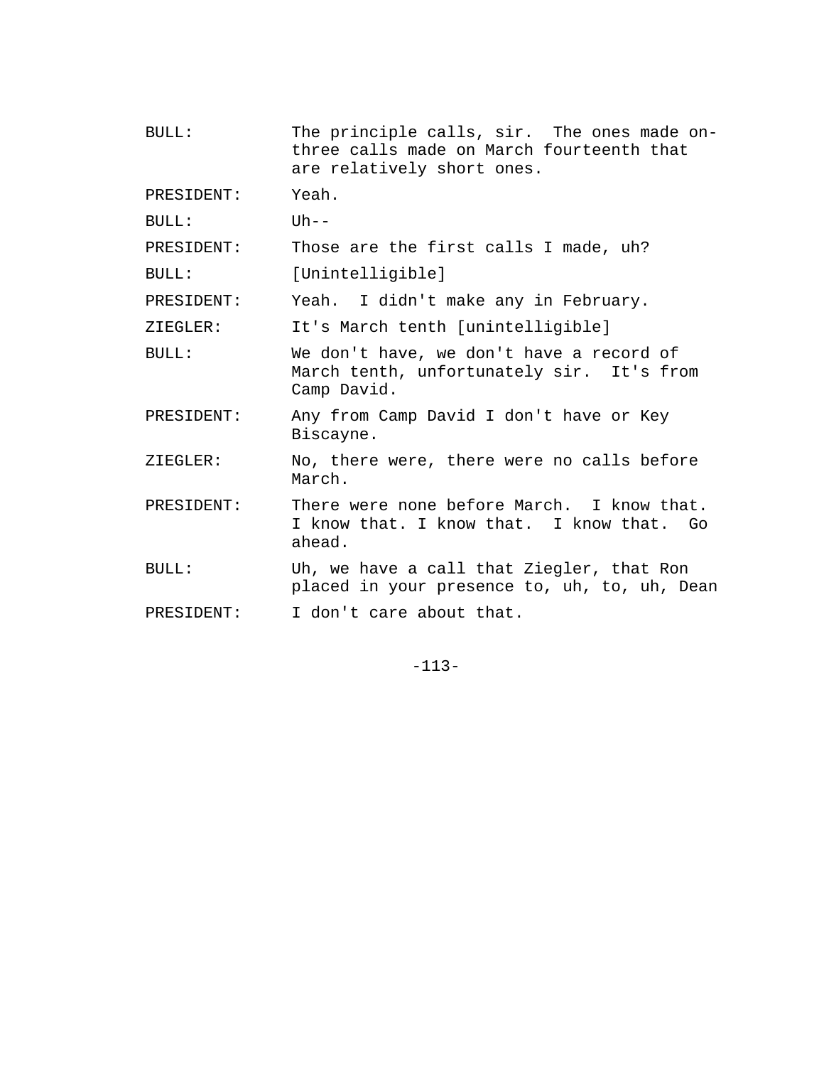BULL: The principle calls, sir. The ones made on- three calls made on March fourteenth that are relatively short ones.

PRESIDENT: Yeah.

BULL: Uh--

PRESIDENT: Those are the first calls I made, uh?

BULL: [Unintelligible]

PRESIDENT: Yeah. I didn't make any in February.

ZIEGLER: It's March tenth [unintelligible]

BULL: We don't have, we don't have a record of March tenth, unfortunately sir. It's from Camp David.

PRESIDENT: Any from Camp David I don't have or Key Biscayne.

ZIEGLER: No, there were, there were no calls before March.

PRESIDENT: There were none before March. I know that. I know that. I know that. I know that. Go ahead.

BULL: Uh, we have a call that Ziegler, that Ron placed in your presence to, uh, to, uh, Dean

PRESIDENT: I don't care about that.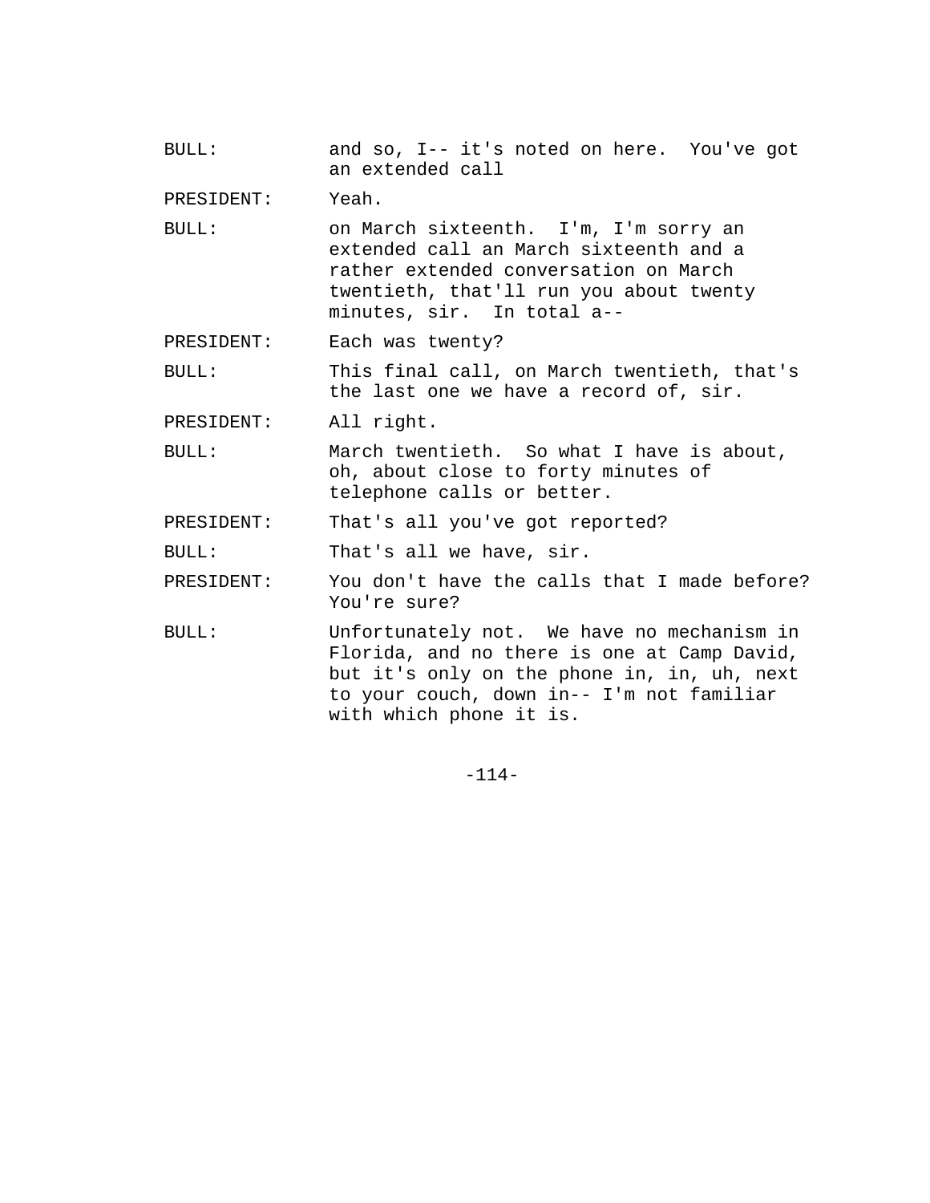BULL: and so, I-- it's noted on here. You've got an extended call

PRESIDENT: Yeah.

BULL: on March sixteenth. I'm, I'm sorry an extended call an March sixteenth and a rather extended conversation on March twentieth, that'll run you about twenty minutes, sir. In total a--

PRESIDENT: Each was twenty?

BULL: This final call, on March twentieth, that's the last one we have a record of, sir.

PRESIDENT: All right.

BULL: March twentieth. So what I have is about, oh, about close to forty minutes of telephone calls or better.

PRESIDENT: That's all you've got reported?

BULL: That's all we have, sir.

PRESIDENT: You don't have the calls that I made before? You're sure?

BULL: Unfortunately not. We have no mechanism in Florida, and no there is one at Camp David, but it's only on the phone in, in, uh, next to your couch, down in-- I'm not familiar with which phone it is.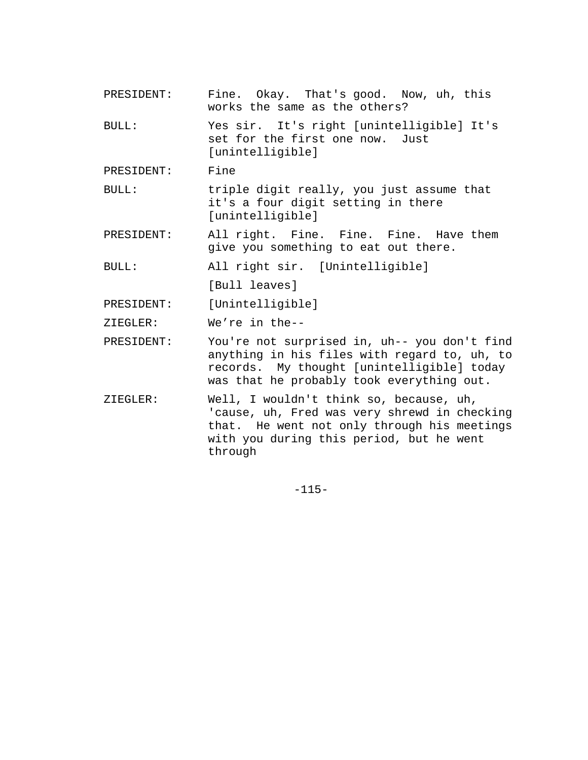PRESIDENT: Fine. Okay. That's good. Now, uh, this works the same as the others?

BULL: Yes sir. It's right [unintelligible] It's set for the first one now. Just [unintelligible]

PRESIDENT: Fine

BULL: triple digit really, you just assume that it's a four digit setting in there [unintelligible]

PRESIDENT: All right. Fine. Fine. Fine. Have them give you something to eat out there.

BULL: All right sir. [Unintelligible]

[Bull leaves]

PRESIDENT: [Unintelligible]

ZIEGLER: We're in the--

PRESIDENT: You're not surprised in, uh-- you don't find anything in his files with regard to, uh, to records. My thought [unintelligible] today was that he probably took everything out.

ZIEGLER: Well, I wouldn't think so, because, uh, 'cause, uh, Fred was very shrewd in checking that. He went not only through his meetings with you during this period, but he went through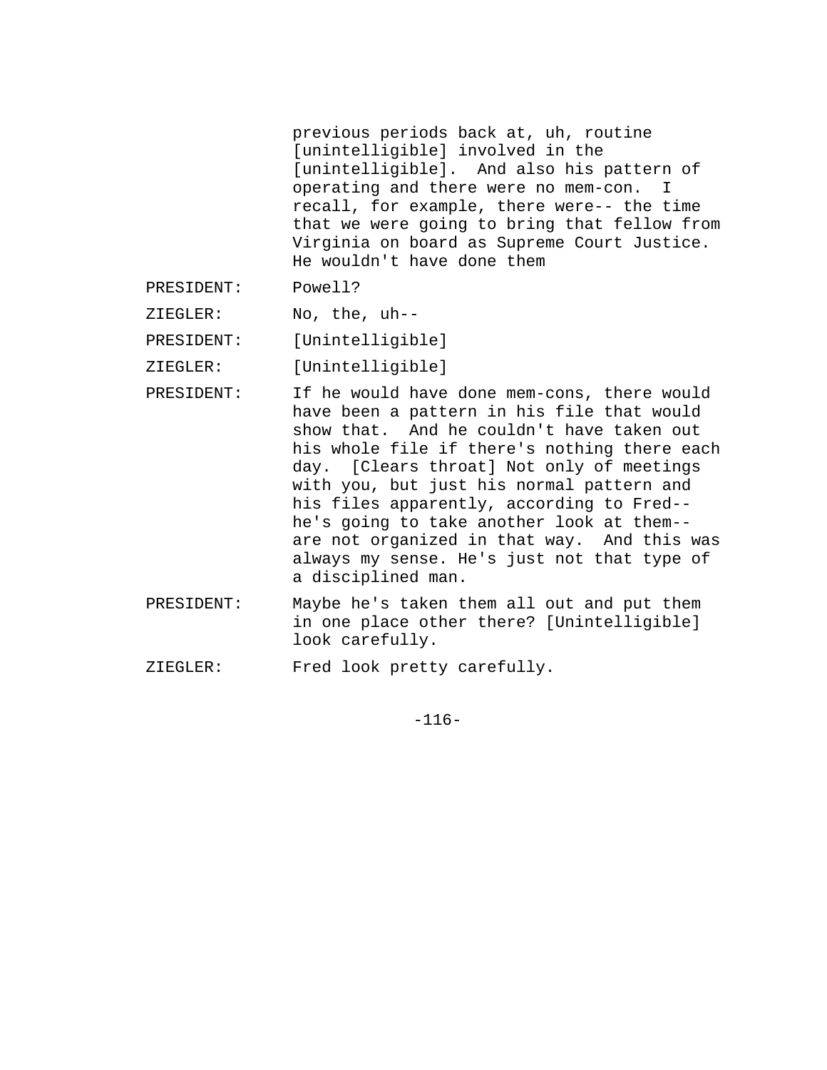previous periods back at, uh, routine [unintelligible] involved in the [unintelligible]. And also his pattern of operating and there were no mem-con. I recall, for example, there were-- the time that we were going to bring that fellow from Virginia on board as Supreme Court Justice. He wouldn't have done them

PRESIDENT: Powell?

ZIEGLER: No, the, uh--

PRESIDENT: [Unintelligible]

ZIEGLER: [Unintelligible]

PRESIDENT: If he would have done mem-cons, there would have been a pattern in his file that would show that. And he couldn't have taken out his whole file if there's nothing there each day. [Clears throat] Not only of meetings with you, but just his normal pattern and his files apparently, according to Fred-- he's going to take another look at them-- are not organized in that way. And this was always my sense. He's just not that type of a disciplined man.

PRESIDENT: Maybe he's taken them all out and put them in one place other there? [Unintelligible] look carefully.

ZIEGLER: Fred look pretty carefully.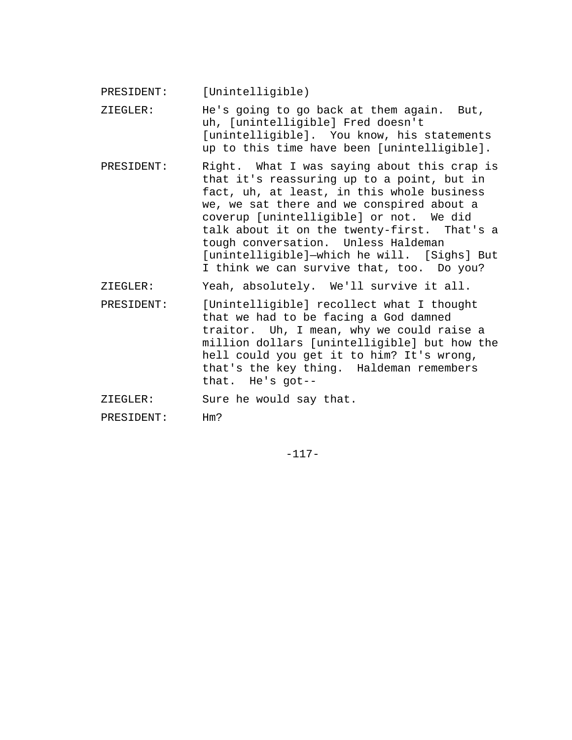PRESIDENT: [Unintelligible)

ZIEGLER: He's going to go back at them again. But, uh, [unintelligible] Fred doesn't [unintelligible]. You know, his statements up to this time have been [unintelligible].

PRESIDENT: Right. What I was saying about this crap is that it's reassuring up to a point, but in fact, uh, at least, in this whole business we, we sat there and we conspired about a coverup [unintelligible] or not. We did talk about it on the twenty-first. That's a tough conversation. Unless Haldeman [unintelligible]—which he will. [Sighs] But I think we can survive that, too. Do you?

ZIEGLER: Yeah, absolutely. We'll survive it all.

PRESIDENT: [Unintelligible] recollect what I thought that we had to be facing a God damned traitor. Uh, I mean, why we could raise a million dollars [unintelligible] but how the hell could you get it to him? It's wrong, that's the key thing. Haldeman remembers that. He's got--

ZIEGLER: Sure he would say that.

PRESIDENT: Hm?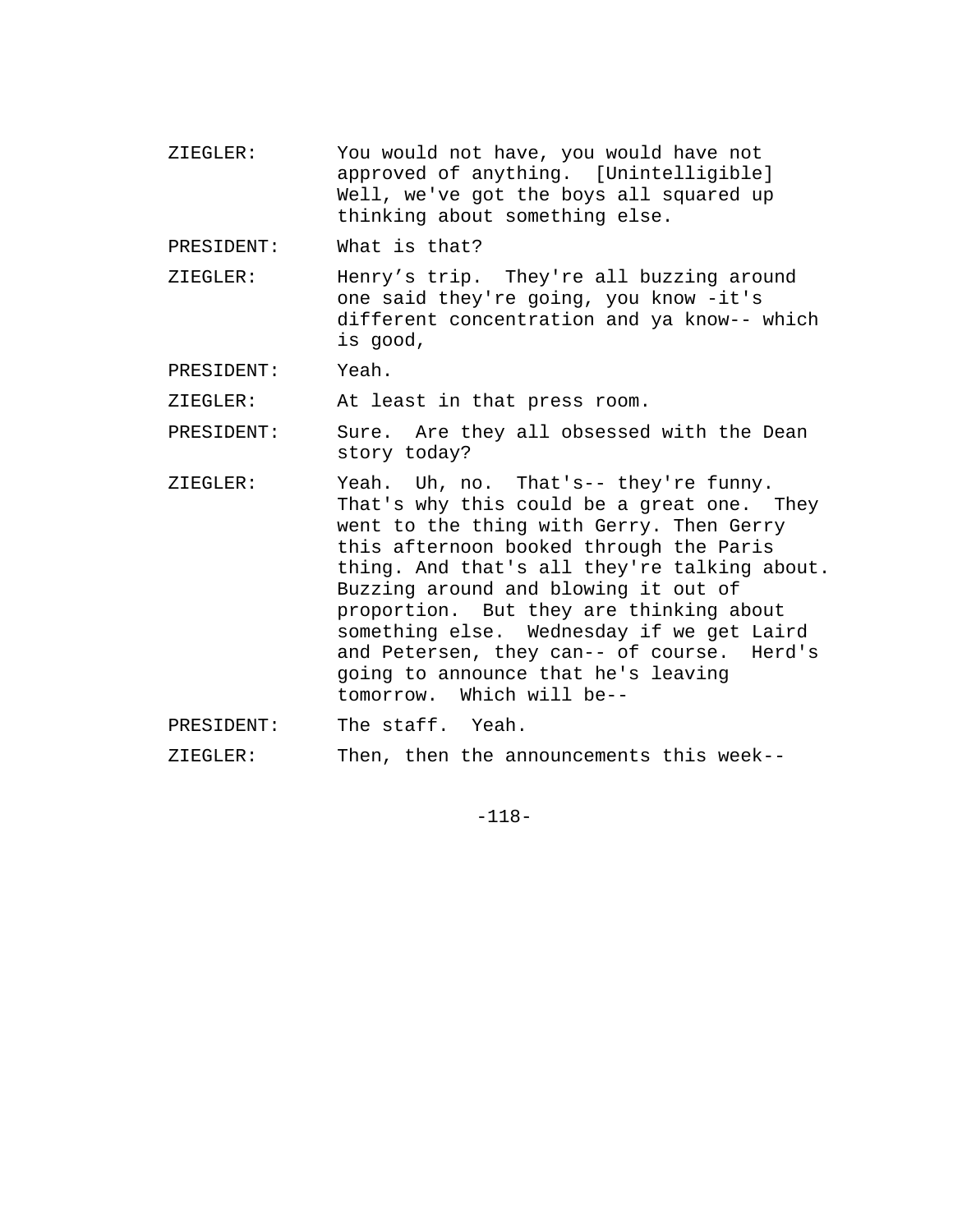ZIEGLER: You would not have, you would have not approved of anything. [Unintelligible] Well, we've got the boys all squared up thinking about something else.

PRESIDENT: What is that?

ZIEGLER: Henry’s trip. They're all buzzing around one said they're going, you know -it's different concentration and ya know-- which is good,

PRESIDENT: Yeah.

ZIEGLER: At least in that press room.

PRESIDENT: Sure. Are they all obsessed with the Dean story today?

ZIEGLER: Yeah. Uh, no. That's-- they're funny. That's why this could be a great one. They went to the thing with Gerry. Then Gerry this afternoon booked through the Paris thing. And that's all they're talking about. Buzzing around and blowing it out of proportion. But they are thinking about something else. Wednesday if we get Laird and Petersen, they can-- of course. Herd's going to announce that he's leaving tomorrow. Which will be--

PRESIDENT: The staff. Yeah.

ZIEGLER: Then, then the announcements this week--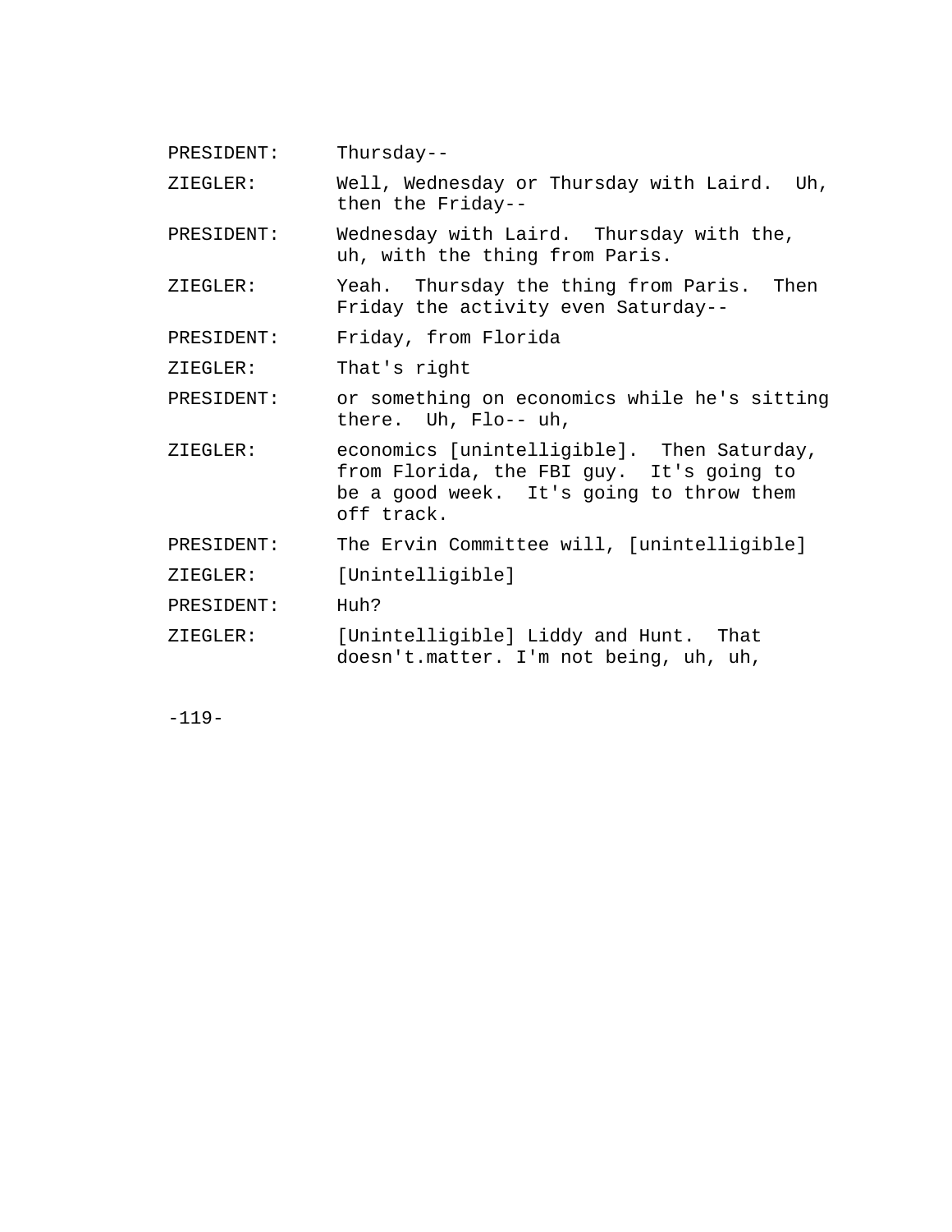PRESIDENT: Thursday--

ZIEGLER: Well, Wednesday or Thursday with Laird. Uh, then the Friday--

PRESIDENT: Wednesday with Laird. Thursday with the, uh, with the thing from Paris.

ZIEGLER: Yeah. Thursday the thing from Paris. Then Friday the activity even Saturday--

PRESIDENT: Friday, from Florida

ZIEGLER: That's right

PRESIDENT: or something on economics while he's sitting there. Uh, Flo-- uh,

ZIEGLER: economics [unintelligible]. Then Saturday, from Florida, the FBI guy. It's going to be a good week. It's going to throw them off track.

PRESIDENT: The Ervin Committee will, [unintelligible]

ZIEGLER: [Unintelligible]

PRESIDENT: Huh?

ZIEGLER: [Unintelligible] Liddy and Hunt. That doesn't.matter. I'm not being, uh, uh,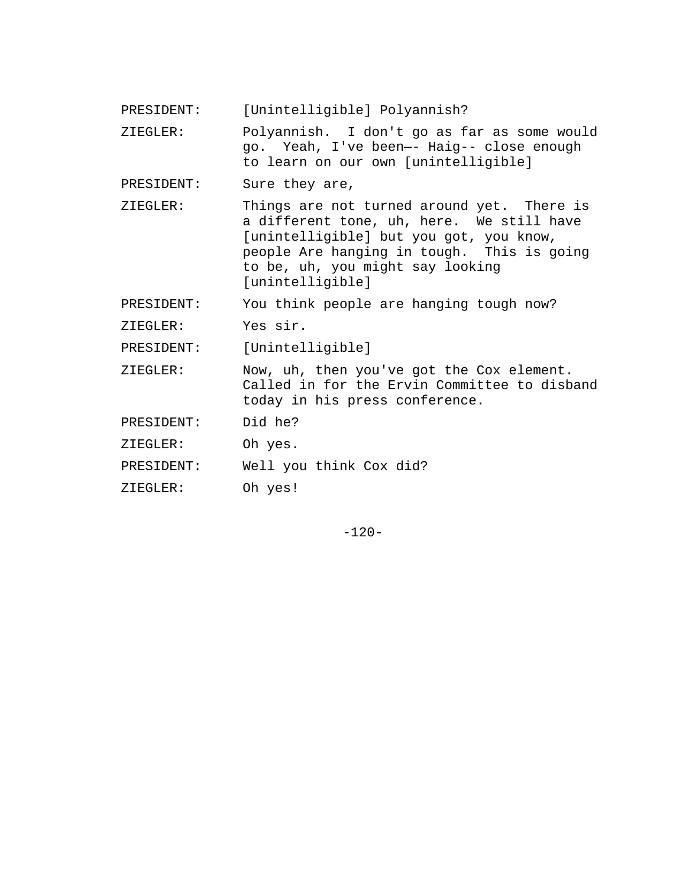PRESIDENT: [Unintelligible] Polyannish?

ZIEGLER: Polyannish. I don't go as far as some would go. Yeah, I've been—- Haig-- close enough to learn on our own [unintelligible]

PRESIDENT: Sure they are,

ZIEGLER: Things are not turned around yet. There is a different tone, uh, here. We still have [unintelligible] but you got, you know, people Are hanging in tough. This is going to be, uh, you might say looking [unintelligible]

PRESIDENT: You think people are hanging tough now?

ZIEGLER: Yes sir.

PRESIDENT: [Unintelligible]

ZIEGLER: Now, uh, then you've got the Cox element. Called in for the Ervin Committee to disband today in his press conference.

PRESIDENT: Did he?

ZIEGLER: Oh yes.

PRESIDENT: Well you think Cox did?

ZIEGLER: Oh yes!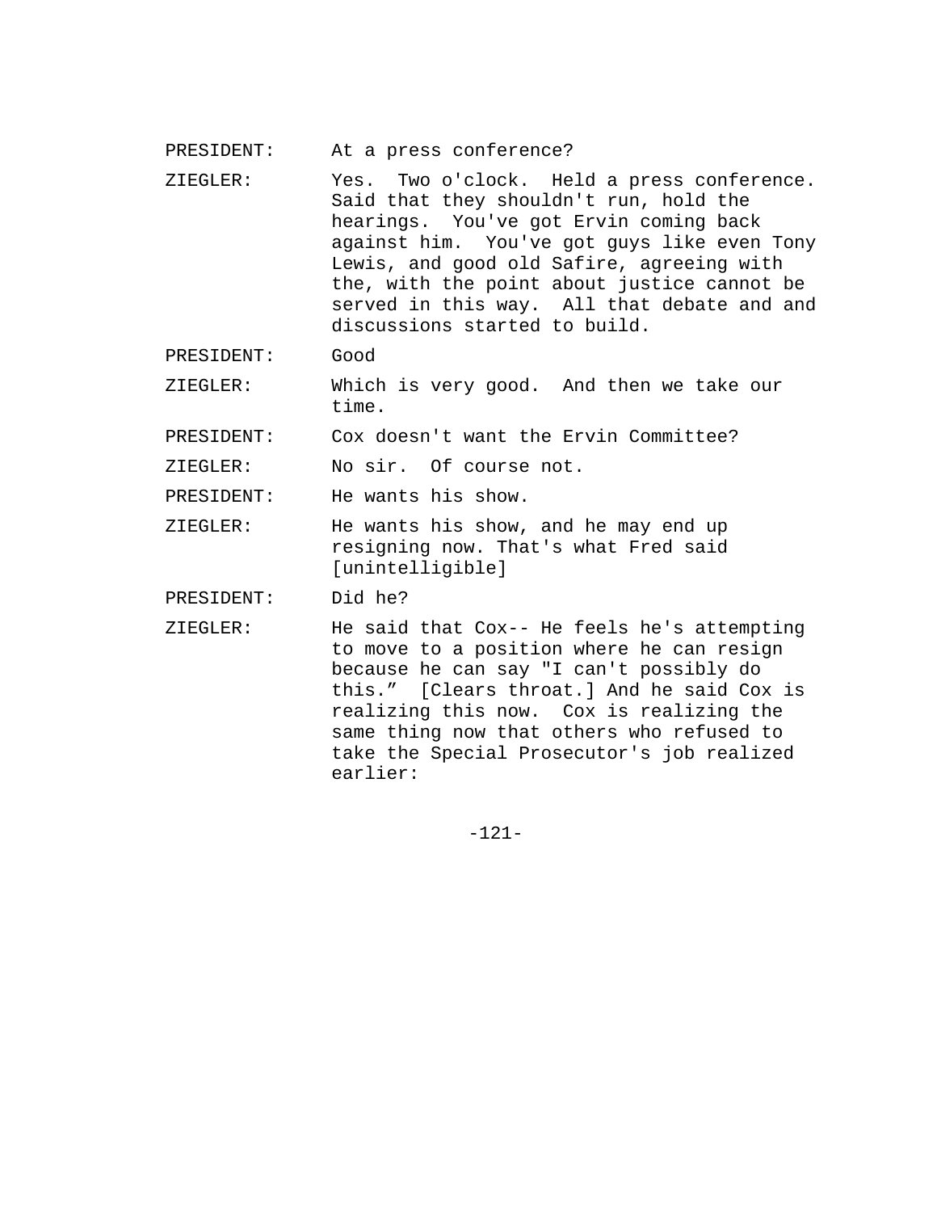PRESIDENT: At a press conference?

ZIEGLER: Yes. Two o'clock. Held a press conference. Said that they shouldn't run, hold the hearings. You've got Ervin coming back against him. You've got guys like even Tony Lewis, and good old Safire, agreeing with the, with the point about justice cannot be served in this way. All that debate and and discussions started to build.

PRESIDENT: Good

ZIEGLER: Which is very good. And then we take our time.

PRESIDENT: Cox doesn't want the Ervin Committee?

ZIEGLER: No sir. Of course not.

PRESIDENT: He wants his show.

ZIEGLER: He wants his show, and he may end up resigning now. That's what Fred said [unintelligible]

PRESIDENT: Did he?

ZIEGLER: He said that Cox-- He feels he's attempting to move to a position where he can resign because he can say "I can't possibly do this." [Clears throat.] And he said Cox is realizing this now. Cox is realizing the same thing now that others who refused to take the Special Prosecutor's job realized earlier: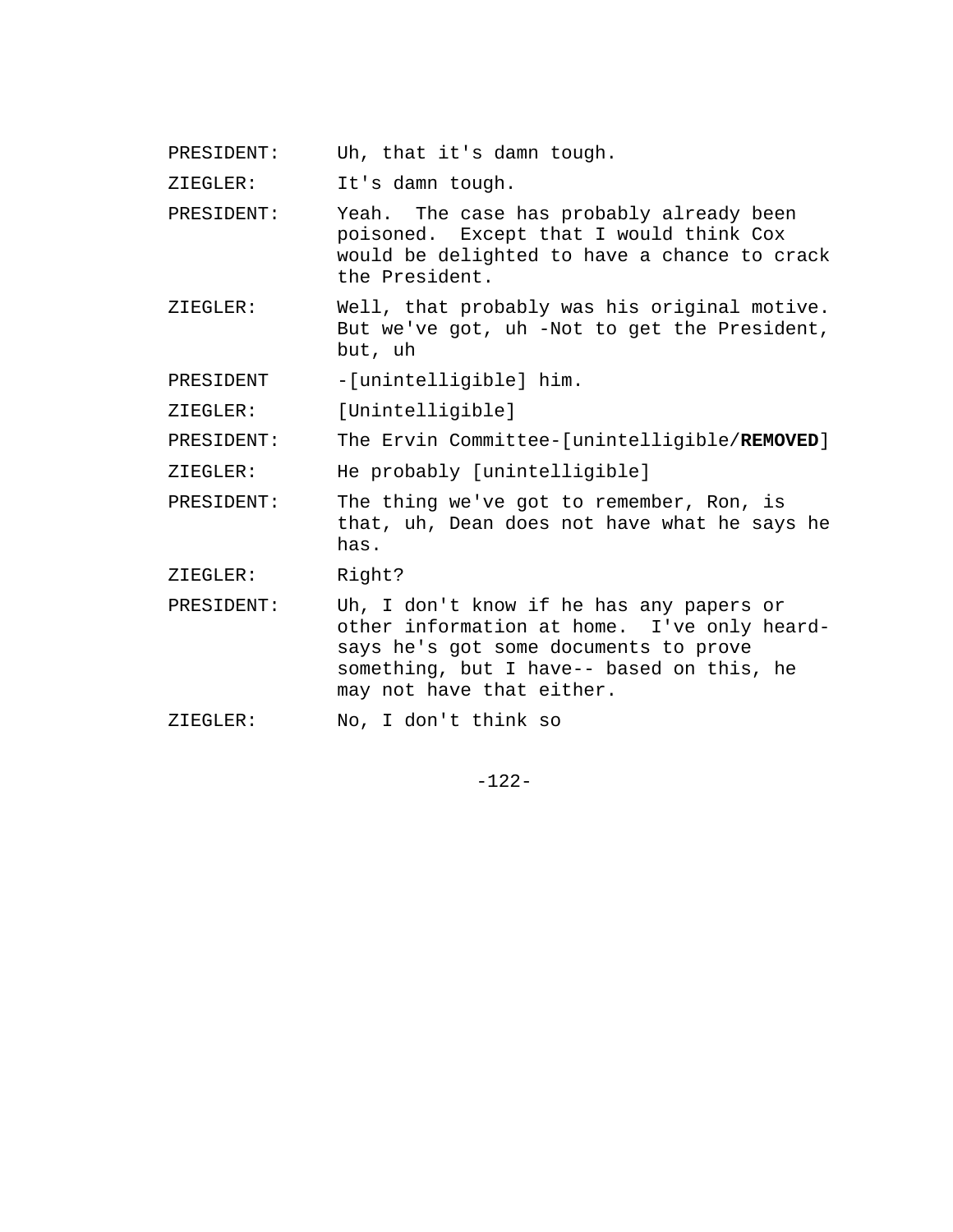PRESIDENT: Uh, that it's damn tough.

ZIEGLER: It's damn tough.

PRESIDENT: Yeah. The case has probably already been poisoned. Except that I would think Cox would be delighted to have a chance to crack the President.

ZIEGLER: Well, that probably was his original motive. But we've got, uh -Not to get the President, but, uh

PRESIDENT -[unintelligible] him.

ZIEGLER: [Unintelligible]

PRESIDENT: The Ervin Committee-[unintelligible/**REMOVED**]

ZIEGLER: He probably [unintelligible]

PRESIDENT: The thing we've got to remember, Ron, is that, uh, Dean does not have what he says he has.

ZIEGLER: Right?

PRESIDENT: Uh, I don't know if he has any papers or other information at home. I've only heard-says he's got some documents to prove something, but I have-- based on this, he may not have that either.

ZIEGLER: No, I don't think so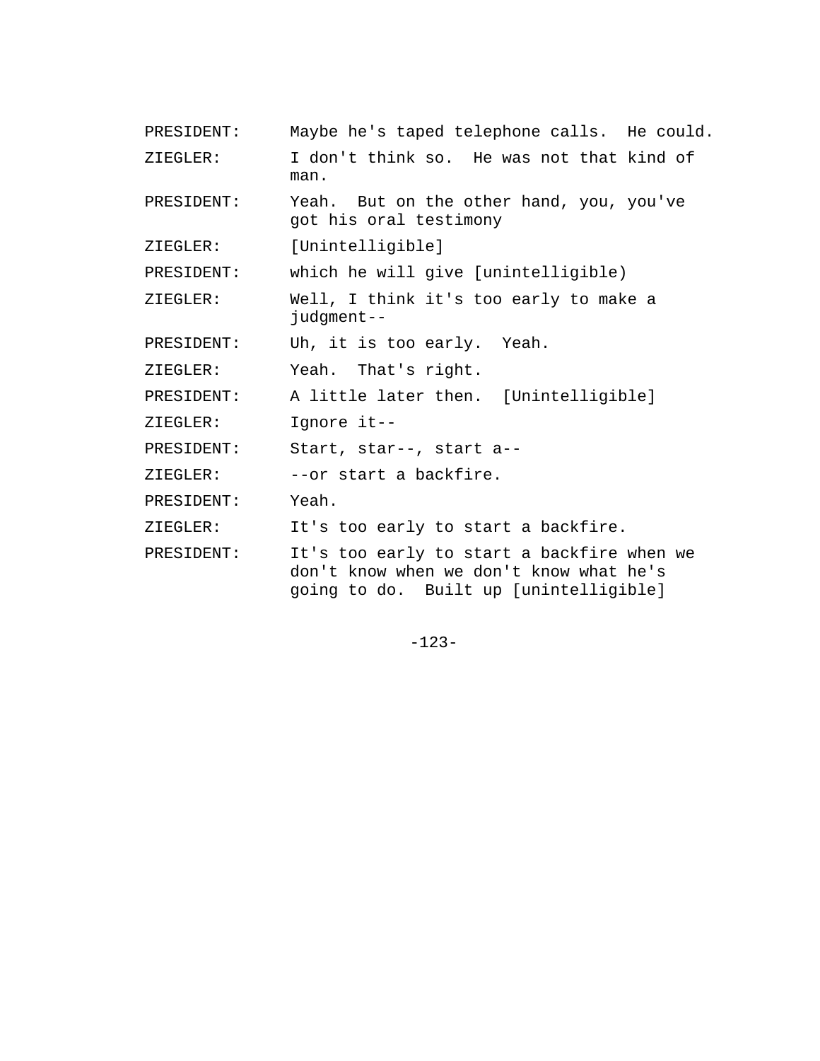PRESIDENT: Maybe he's taped telephone calls. He could.

ZIEGLER: I don't think so. He was not that kind of man.

PRESIDENT: Yeah. But on the other hand, you, you've got his oral testimony

ZIEGLER: [Unintelligible]

PRESIDENT: which he will give [unintelligible)

ZIEGLER: Well, I think it's too early to make a judgment--

PRESIDENT: Uh, it is too early. Yeah.

ZIEGLER: Yeah. That's right.

PRESIDENT: A little later then. [Unintelligible]

ZIEGLER: Ignore it--

PRESIDENT: Start, star--, start a--

ZIEGLER: --or start a backfire.

PRESIDENT: Yeah.

ZIEGLER: It's too early to start a backfire.

PRESIDENT: It's too early to start a backfire when we don't know when we don't know what he's going to do. Built up [unintelligible]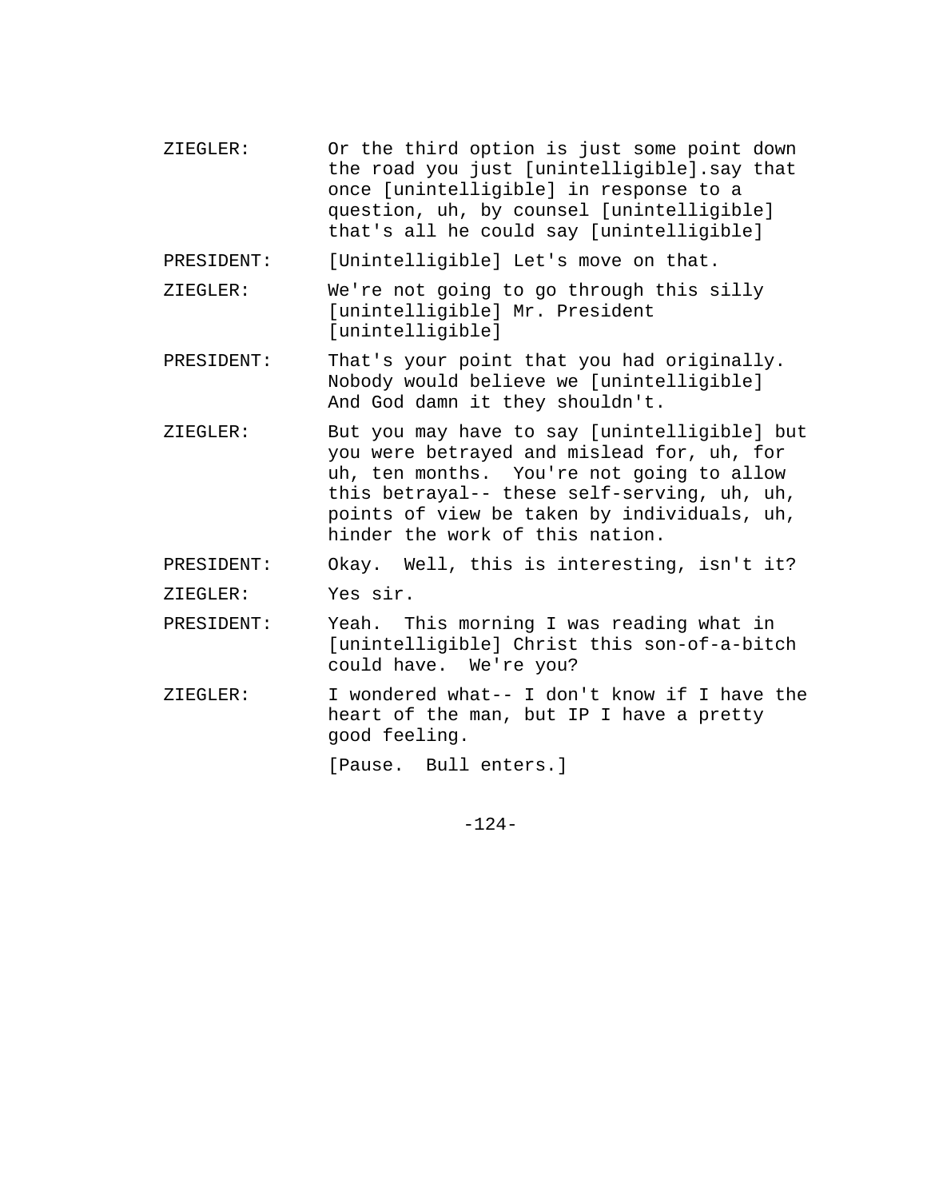ZIEGLER: Or the third option is just some point down the road you just [unintelligible].say that once [unintelligible] in response to a question, uh, by counsel [unintelligible] that's all he could say [unintelligible]

PRESIDENT: [Unintelligible] Let's move on that.

ZIEGLER: We're not going to go through this silly [unintelligible] Mr. President [unintelligible]

PRESIDENT: That's your point that you had originally. Nobody would believe we [unintelligible] And God damn it they shouldn't.

ZIEGLER: But you may have to say [unintelligible] but you were betrayed and mislead for, uh, for uh, ten months. You're not going to allow this betrayal-- these self-serving, uh, uh, points of view be taken by individuals, uh, hinder the work of this nation.

PRESIDENT: Okay. Well, this is interesting, isn't it?

ZIEGLER: Yes sir.

PRESIDENT: Yeah. This morning I was reading what in [unintelligible] Christ this son-of-a-bitch could have. We're you?

ZIEGLER: I wondered what-- I don't know if I have the heart of the man, but IP I have a pretty good feeling.

[Pause. Bull enters.]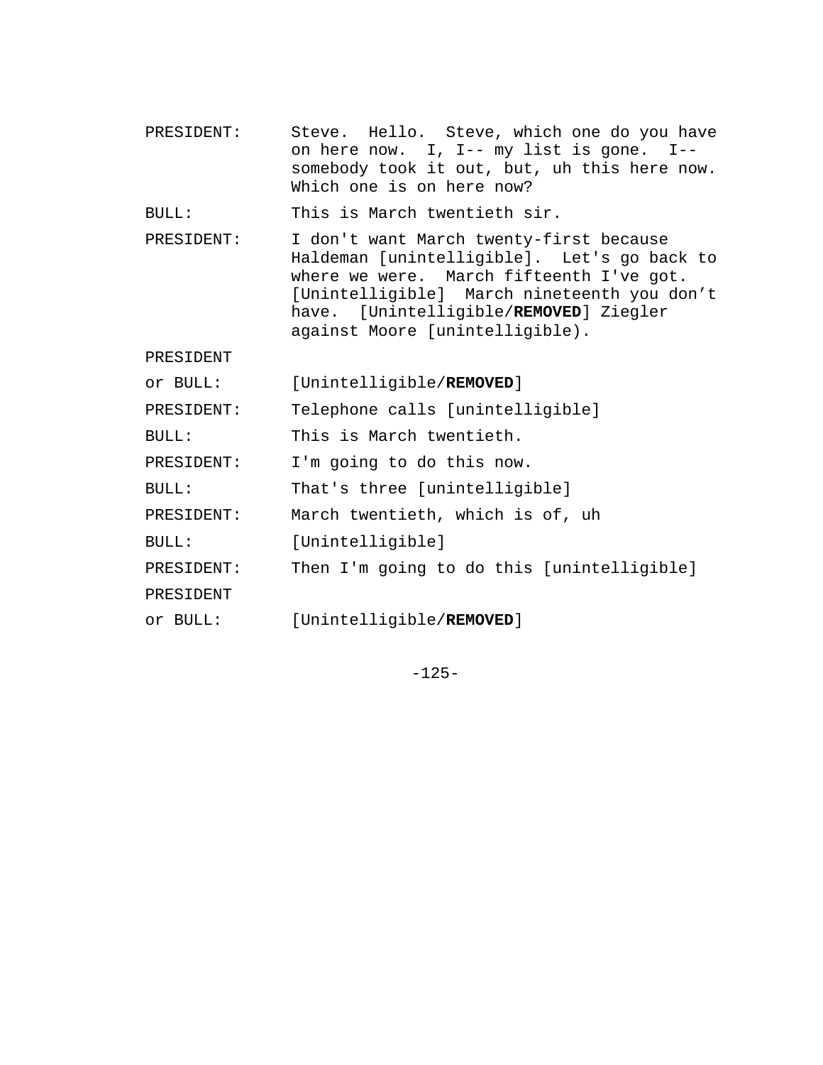PRESIDENT: Steve. Hello. Steve, which one do you have on here now. I, I-- my list is gone. I-- somebody took it out, but, uh this here now. Which one is on here now?

BULL: This is March twentieth sir.

PRESIDENT: I don't want March twenty-first because Haldeman [unintelligible]. Let's go back to where we were. March fifteenth I've got. [Unintelligible] March nineteenth you don't have. [Unintelligible/**REMOVED**] Ziegler against Moore [unintelligible).

PRESIDENT or BULL: [Unintelligible/**REMOVED**]

PRESIDENT: Telephone calls [unintelligible]

BULL: This is March twentieth.

PRESIDENT: I'm going to do this now.

BULL: That's three [unintelligible]

PRESIDENT: March twentieth, which is of, uh

BULL: [Unintelligible]

PRESIDENT: Then I'm going to do this [unintelligible]

PRESIDENT or BULL: [Unintelligible/**REMOVED**]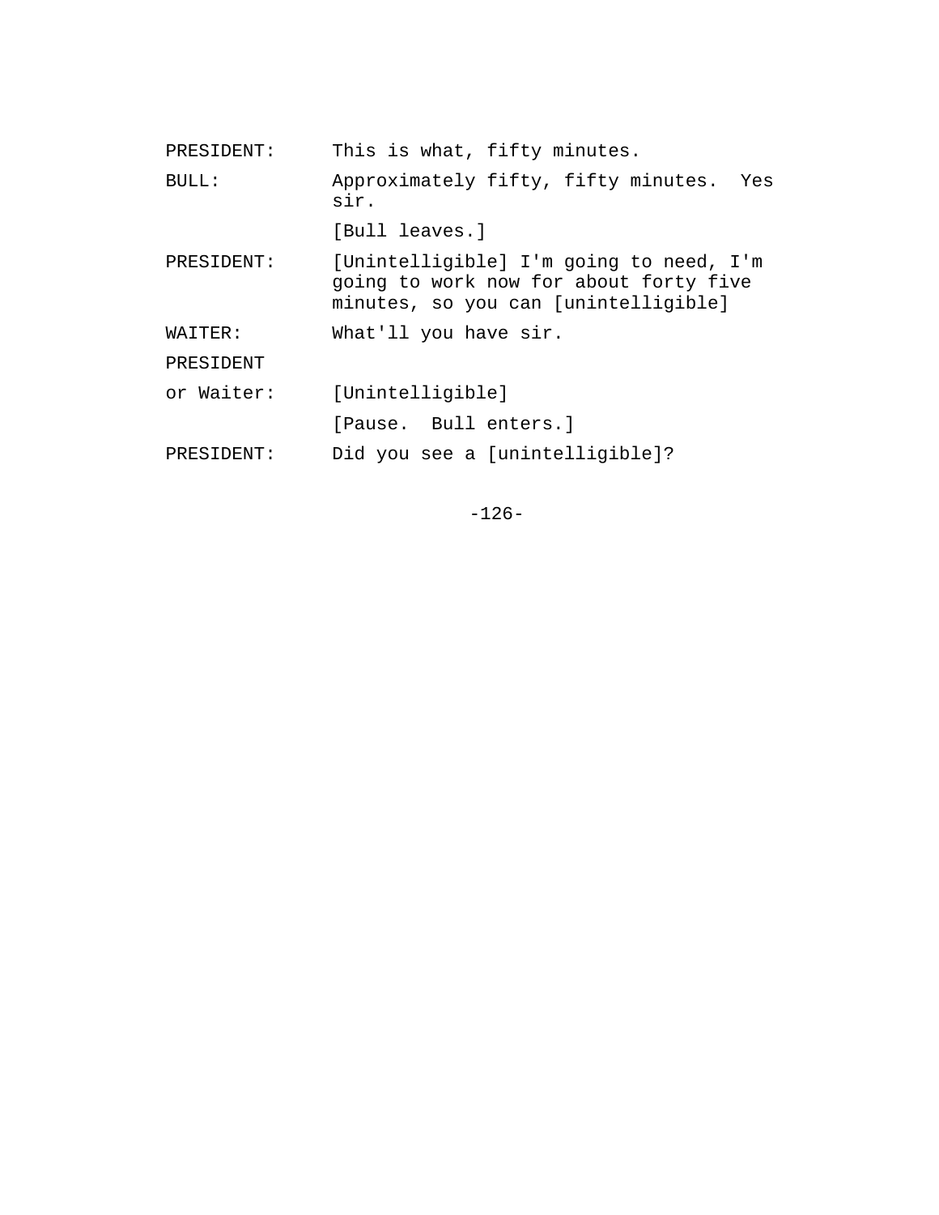PRESIDENT: This is what, fifty minutes.

BULL: Approximately fifty, fifty minutes. Yes sir.

[Bull leaves.]

PRESIDENT: [Unintelligible] I'm going to need, I'm going to work now for about forty five minutes, so you can [unintelligible]

WAITER: What'll you have sir.

PRESIDENT or Waiter: [Unintelligible]

[Pause. Bull enters.]

PRESIDENT: Did you see a [unintelligible]?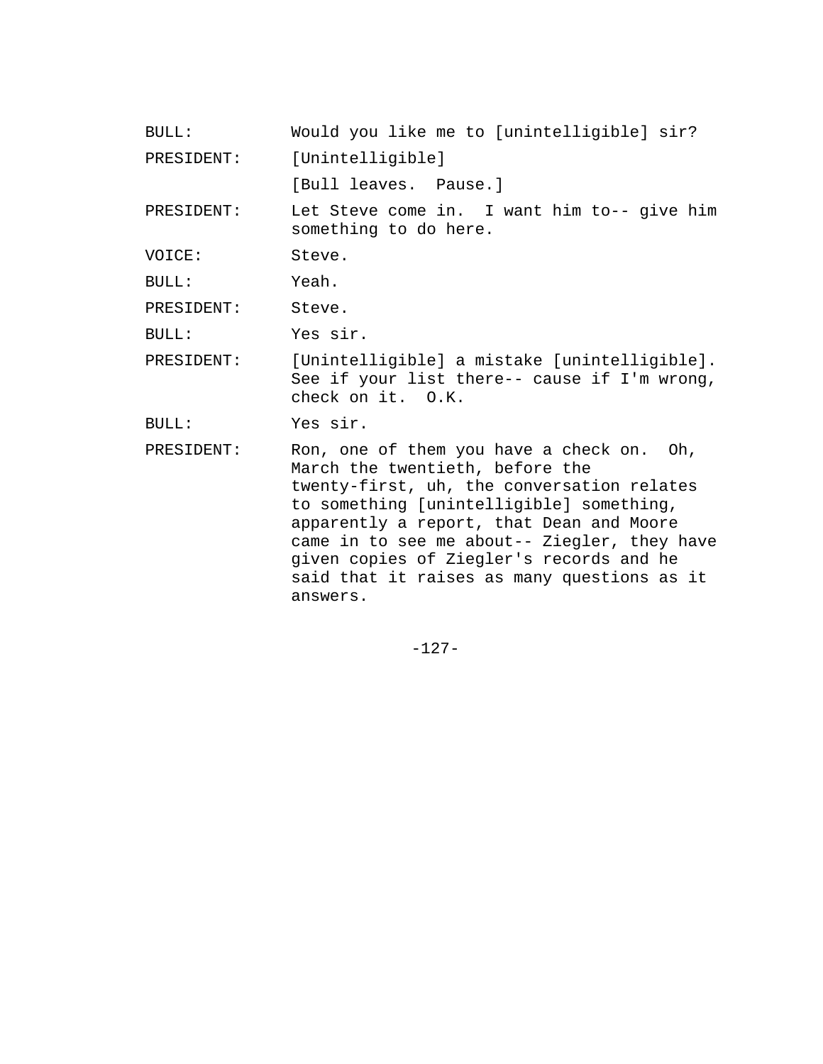BULL: Would you like me to [unintelligible] sir?

PRESIDENT: [Unintelligible]

[Bull leaves. Pause.]

PRESIDENT: Let Steve come in. I want him to-- give him something to do here.

VOICE: Steve.

BULL: Yeah.

PRESIDENT: Steve.

BULL: Yes sir.

PRESIDENT: [Unintelligible] a mistake [unintelligible]. See if your list there-- cause if I'm wrong, check on it. O.K.

BULL: Yes sir.

PRESIDENT: Ron, one of them you have a check on. Oh, March the twentieth, before the twenty-first, uh, the conversation relates to something [unintelligible] something, apparently a report, that Dean and Moore came in to see me about-- Ziegler, they have given copies of Ziegler's records and he said that it raises as many questions as it answers.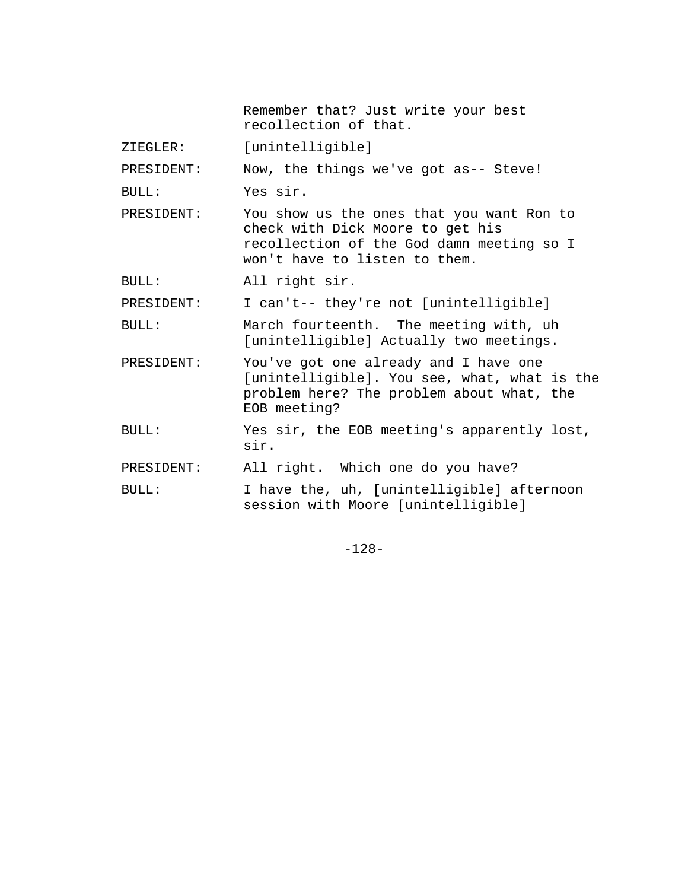Remember that? Just write your best recollection of that.

ZIEGLER: [unintelligible]

PRESIDENT: Now, the things we've got as-- Steve!

BULL: Yes sir.

PRESIDENT: You show us the ones that you want Ron to check with Dick Moore to get his recollection of the God damn meeting so I won't have to listen to them.

BULL: All right sir.

PRESIDENT: I can't-- they're not [unintelligible]

BULL: March fourteenth. The meeting with, uh [unintelligible] Actually two meetings.

PRESIDENT: You've got one already and I have one [unintelligible]. You see, what, what is the problem here? The problem about what, the EOB meeting?

BULL: Yes sir, the EOB meeting's apparently lost, sir.

PRESIDENT: All right. Which one do you have?

BULL: I have the, uh, [unintelligible] afternoon session with Moore [unintelligible]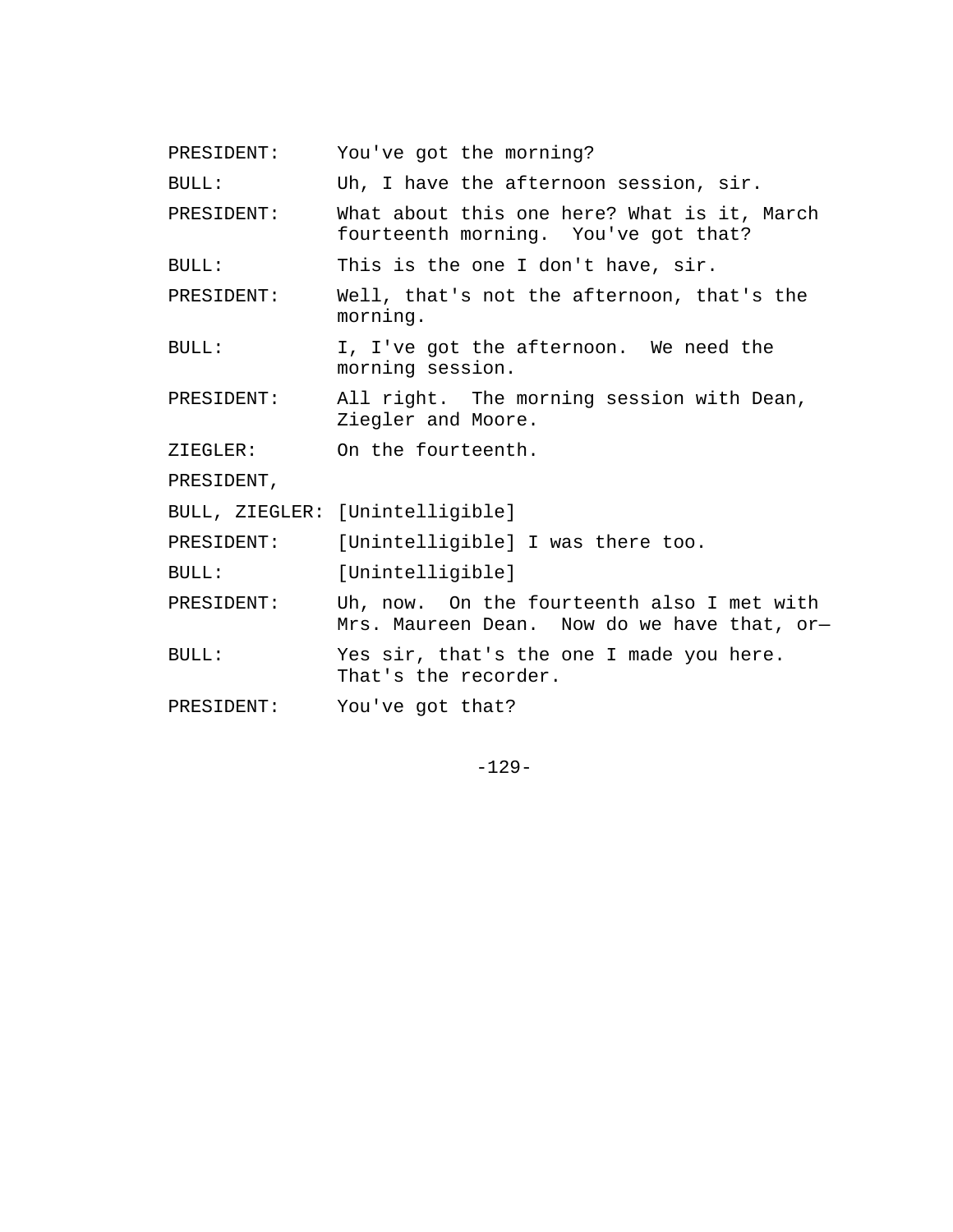PRESIDENT: You've got the morning?

BULL: Uh, I have the afternoon session, sir.

PRESIDENT: What about this one here? What is it, March fourteenth morning. You've got that?

BULL: This is the one I don't have, sir.

PRESIDENT: Well, that's not the afternoon, that's the morning.

BULL: I, I've got the afternoon. We need the morning session.

PRESIDENT: All right. The morning session with Dean, Ziegler and Moore.

ZIEGLER: On the fourteenth.

PRESIDENT, BULL, ZIEGLER: [Unintelligible]

PRESIDENT: [Unintelligible] I was there too.

BULL: [Unintelligible]

PRESIDENT: Uh, now. On the fourteenth also I met with Mrs. Maureen Dean. Now do we have that, or—

BULL: Yes sir, that's the one I made you here. That's the recorder.

PRESIDENT: You've got that?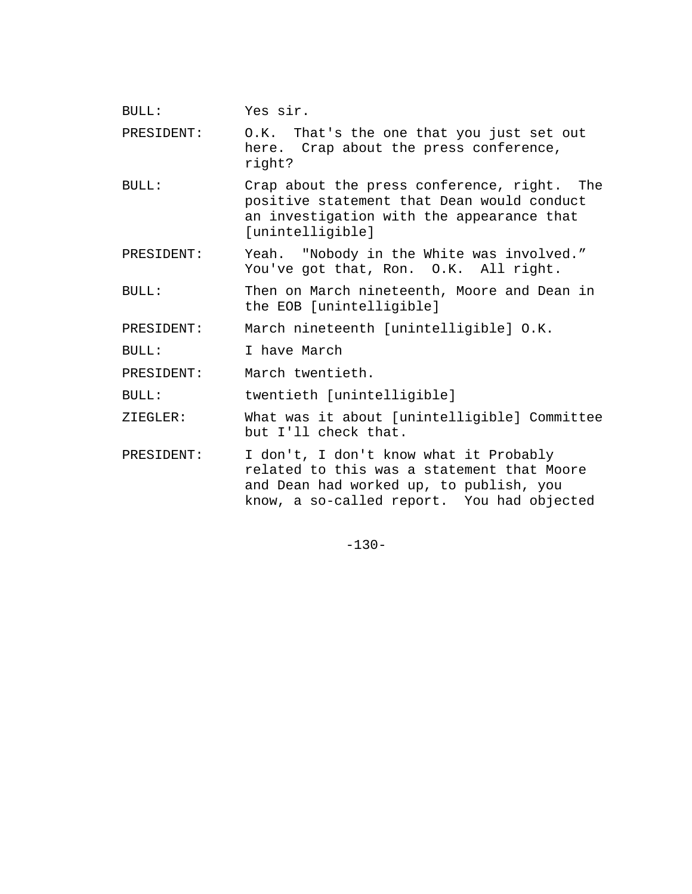BULL: Yes sir.

PRESIDENT: O.K. That's the one that you just set out here. Crap about the press conference, right?

BULL: Crap about the press conference, right. The positive statement that Dean would conduct an investigation with the appearance that [unintelligible]

PRESIDENT: Yeah. "Nobody in the White was involved." You've got that, Ron. O.K. All right.

BULL: Then on March nineteenth, Moore and Dean in the EOB [unintelligible]

PRESIDENT: March nineteenth [unintelligible] O.K.

BULL: I have March

PRESIDENT: March twentieth.

BULL: twentieth [unintelligible]

ZIEGLER: What was it about [unintelligible] Committee but I'll check that.

PRESIDENT: I don't, I don't know what it Probably related to this was a statement that Moore and Dean had worked up, to publish, you know, a so-called report. You had objected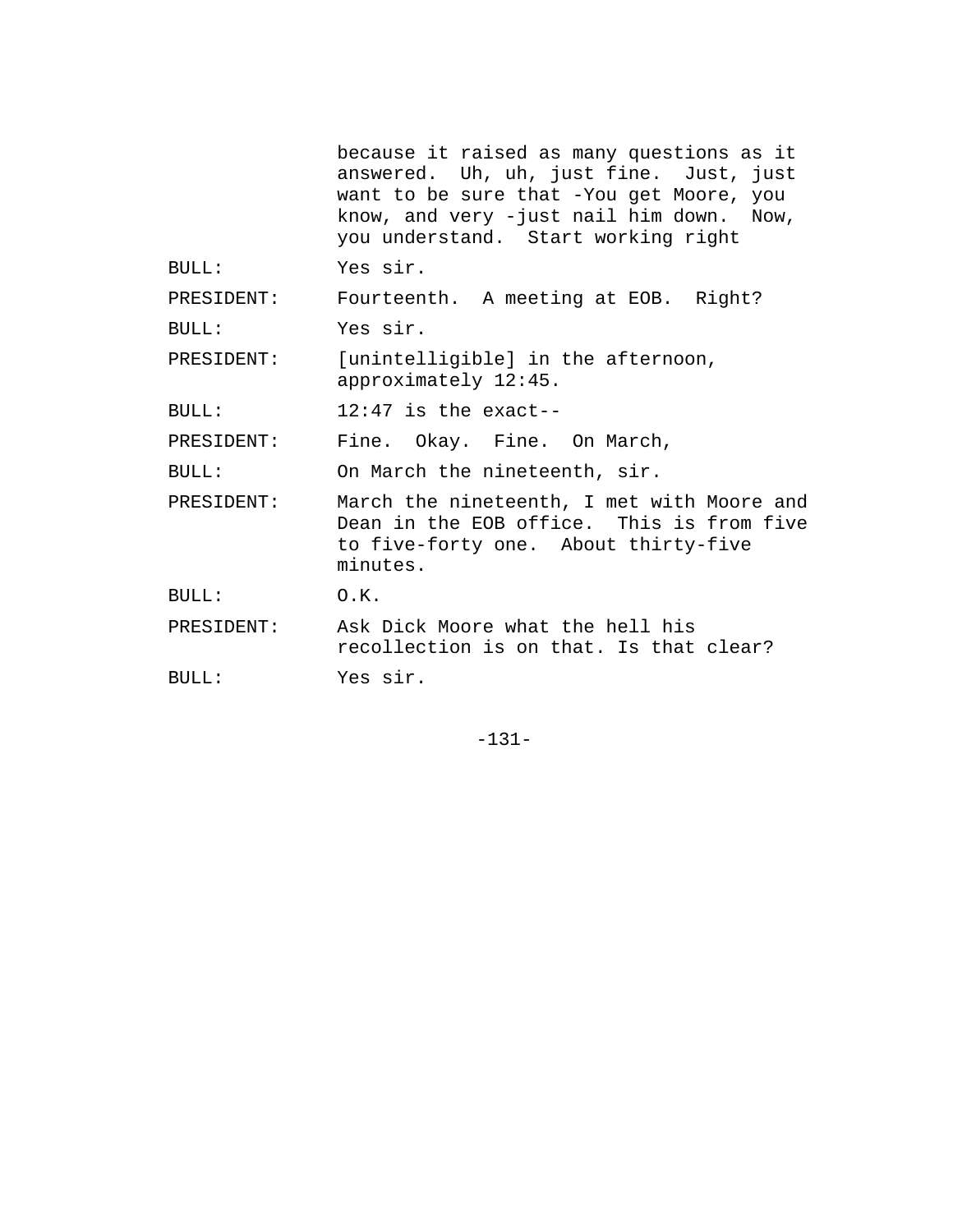because it raised as many questions as it answered. Uh, uh, just fine. Just, just want to be sure that -You get Moore, you know, and very -just nail him down. Now, you understand. Start working right

BULL: Yes sir.

PRESIDENT: Fourteenth. A meeting at EOB. Right?

BULL: Yes sir.

PRESIDENT: [unintelligible] in the afternoon, approximately 12:45.

BULL: 12:47 is the exact--

PRESIDENT: Fine. Okay. Fine. On March,

BULL: On March the nineteenth, sir.

PRESIDENT: March the nineteenth, I met with Moore and Dean in the EOB office. This is from five to five-forty one. About thirty-five minutes.

BULL: O.K.

PRESIDENT: Ask Dick Moore what the hell his recollection is on that. Is that clear?

BULL: Yes sir.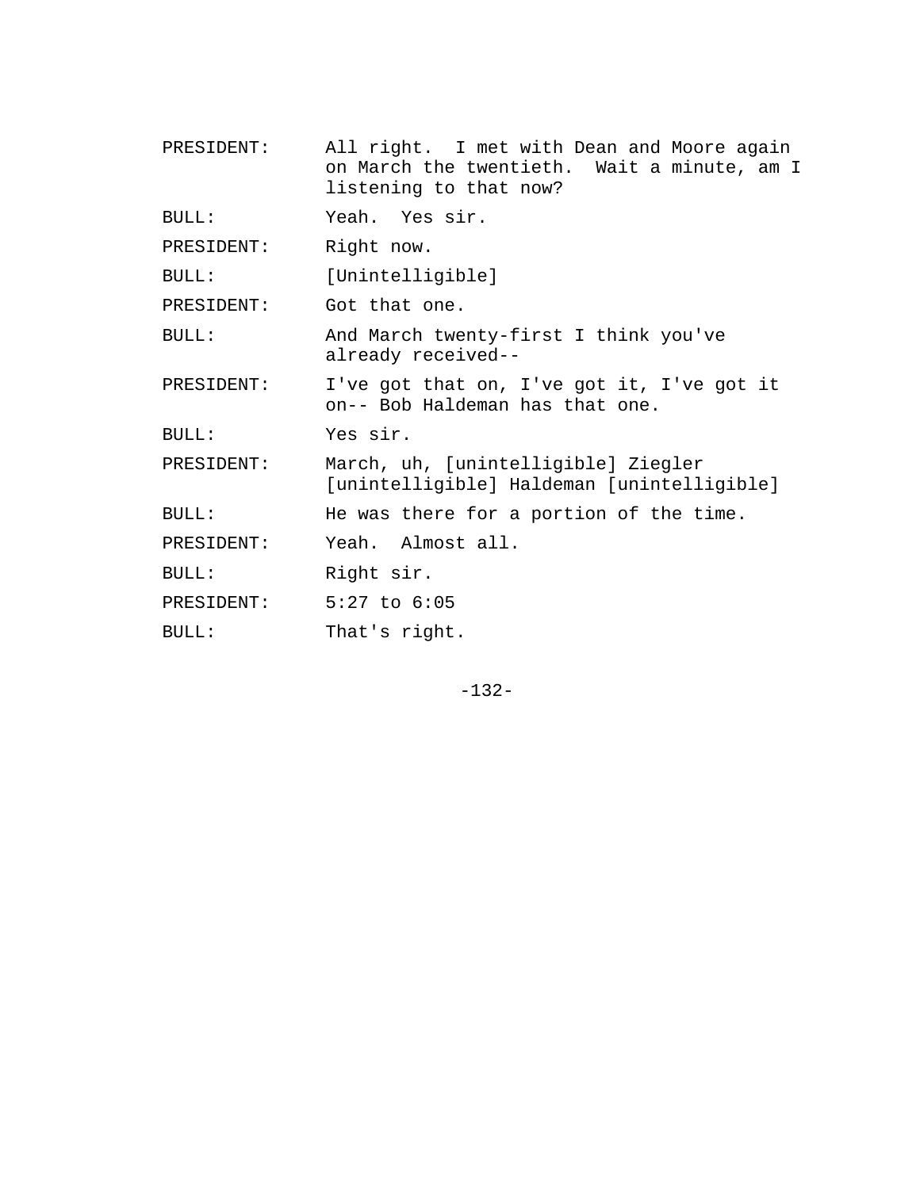PRESIDENT: All right. I met with Dean and Moore again on March the twentieth. Wait a minute, am I listening to that now?

BULL: Yeah. Yes sir.

PRESIDENT: Right now.

BULL: [Unintelligible]

PRESIDENT: Got that one.

BULL: And March twenty-first I think you've already received--

PRESIDENT: I've got that on, I've got it, I've got it on-- Bob Haldeman has that one.

BULL: Yes sir.

PRESIDENT: March, uh, [unintelligible] Ziegler [unintelligible] Haldeman [unintelligible]

BULL: He was there for a portion of the time.

PRESIDENT: Yeah. Almost all.

BULL: Right sir.

PRESIDENT: 5:27 to 6:05

BULL: That's right.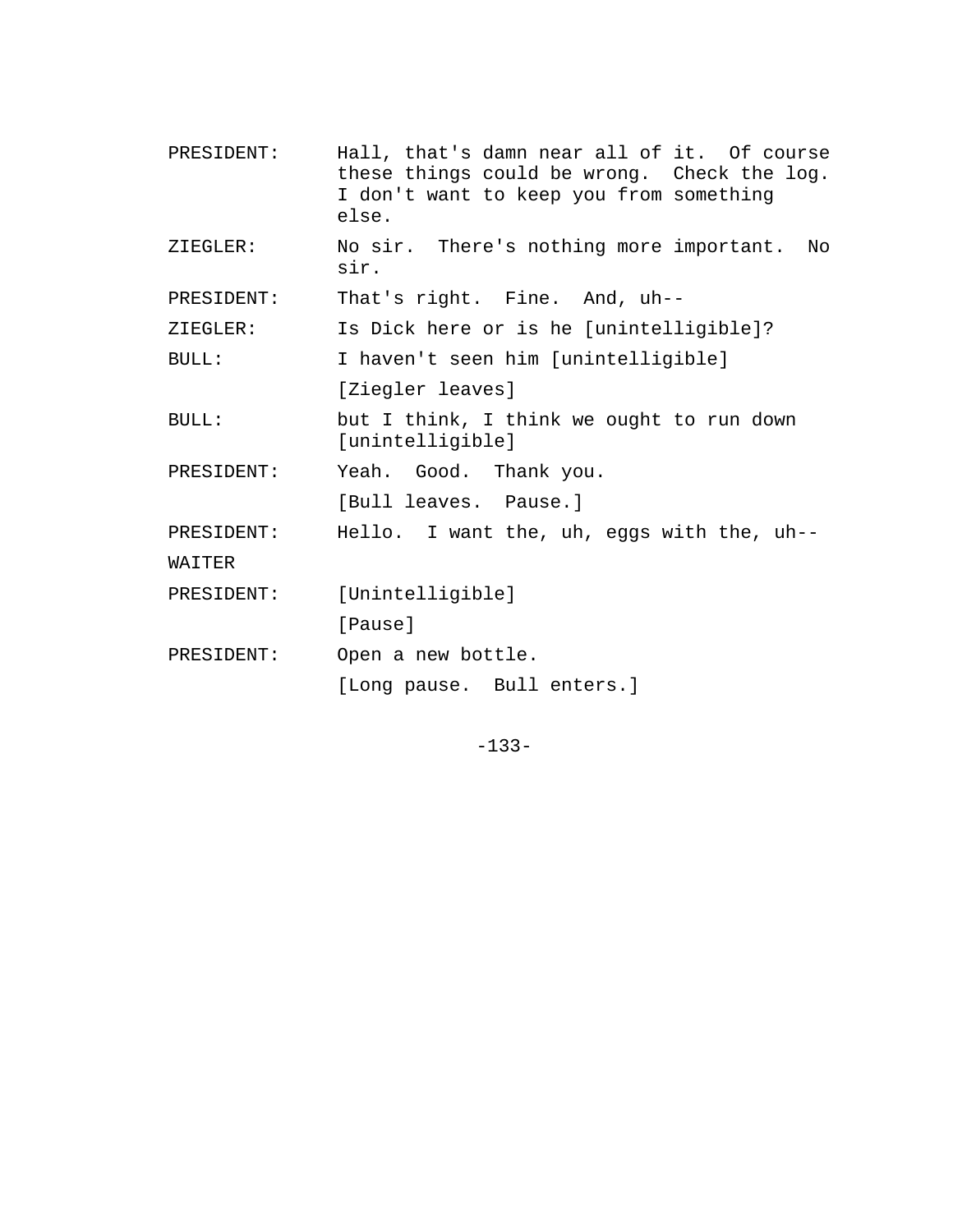PRESIDENT: Hall, that's damn near all of it. Of course these things could be wrong. Check the log. I don't want to keep you from something else.

ZIEGLER: No sir. There's nothing more important. No sir.

PRESIDENT: That's right. Fine. And, uh--

ZIEGLER: Is Dick here or is he [unintelligible]?

BULL: I haven't seen him [unintelligible]

[Ziegler leaves]

BULL: but I think, I think we ought to run down [unintelligible]

PRESIDENT: Yeah. Good. Thank you.

[Bull leaves. Pause.]

PRESIDENT: Hello. I want the, uh, eggs with the, uh--

WAITER

PRESIDENT: [Unintelligible]

[Pause]

PRESIDENT: Open a new bottle.

[Long pause. Bull enters.]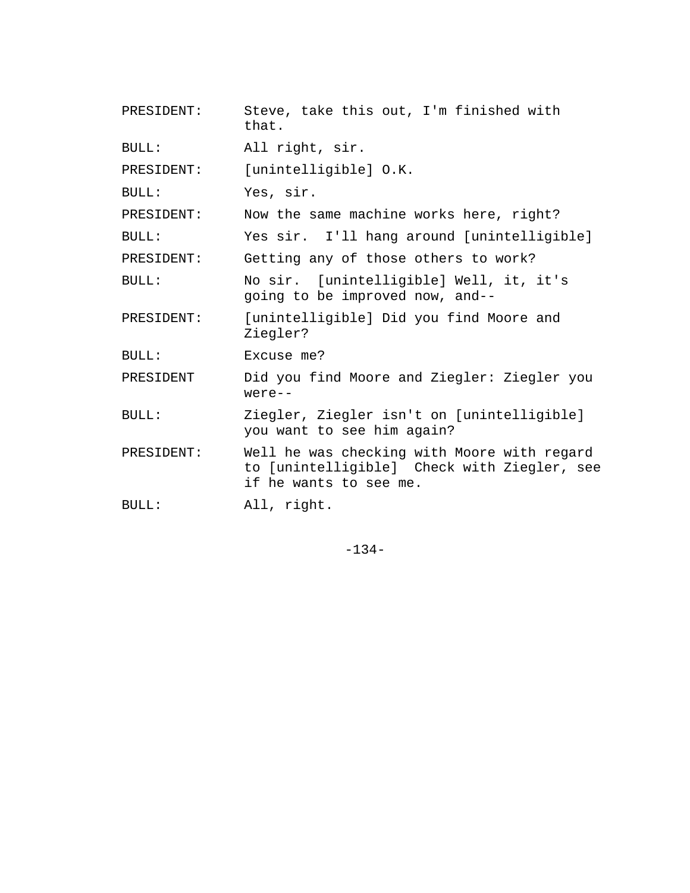PRESIDENT: Steve, take this out, I'm finished with that.

BULL: All right, sir.

PRESIDENT: [unintelligible] O.K.

BULL: Yes, sir.

PRESIDENT: Now the same machine works here, right?

BULL: Yes sir. I'll hang around [unintelligible]

PRESIDENT: Getting any of those others to work?

BULL: No sir. [unintelligible] Well, it, it's going to be improved now, and--

PRESIDENT: [unintelligible] Did you find Moore and Ziegler?

BULL: Excuse me?

PRESIDENT Did you find Moore and Ziegler: Ziegler you were--

BULL: Ziegler, Ziegler isn't on [unintelligible] you want to see him again?

PRESIDENT: Well he was checking with Moore with regard to [unintelligible] Check with Ziegler, see if he wants to see me.

BULL: All, right.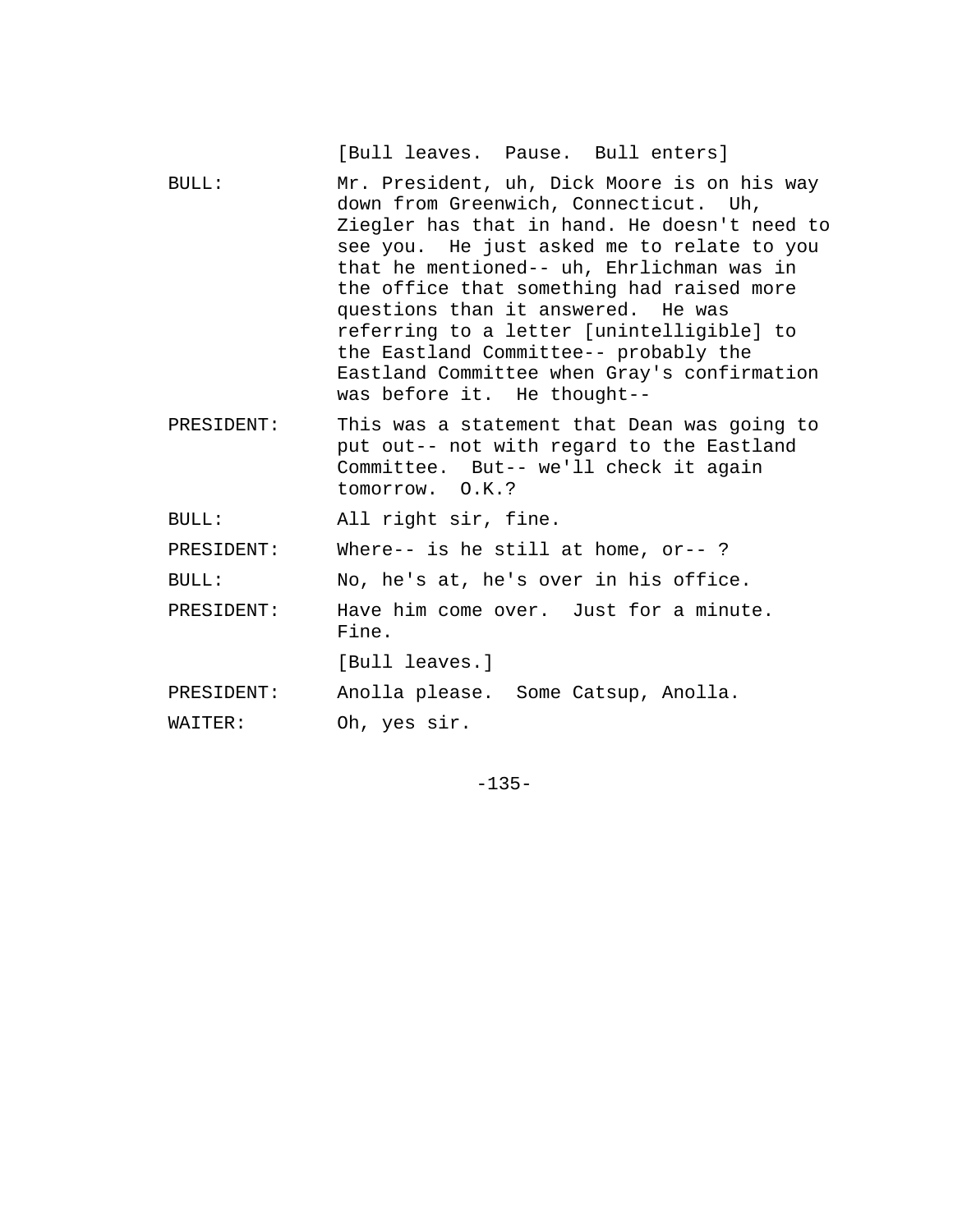[Bull leaves. Pause. Bull enters]

BULL: Mr. President, uh, Dick Moore is on his way down from Greenwich, Connecticut. Uh, Ziegler has that in hand. He doesn't need to see you. He just asked me to relate to you that he mentioned-- uh, Ehrlichman was in the office that something had raised more questions than it answered. He was referring to a letter [unintelligible] to the Eastland Committee-- probably the Eastland Committee when Gray's confirmation was before it. He thought--

PRESIDENT: This was a statement that Dean was going to put out-- not with regard to the Eastland Committee. But-- we'll check it again tomorrow. O.K.?

BULL: All right sir, fine.

PRESIDENT: Where-- is he still at home, or-- ?

BULL: No, he's at, he's over in his office.

PRESIDENT: Have him come over. Just for a minute. Fine.

[Bull leaves.]

PRESIDENT: Anolla please. Some Catsup, Anolla.

WAITER: Oh, yes sir.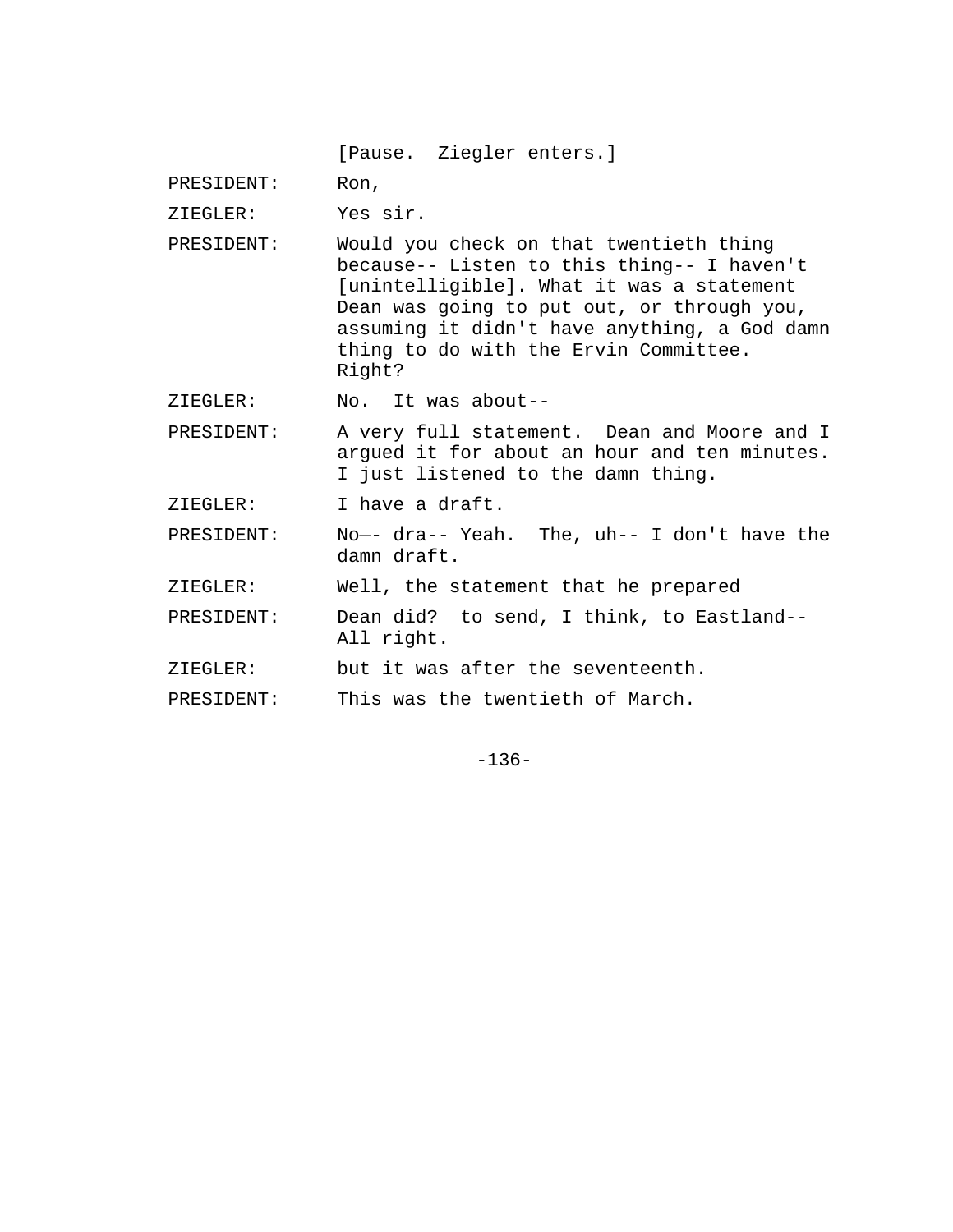[Pause. Ziegler enters.]

PRESIDENT: Ron,

ZIEGLER: Yes sir.

PRESIDENT: Would you check on that twentieth thing because-- Listen to this thing-- I haven't [unintelligible]. What it was a statement Dean was going to put out, or through you, assuming it didn't have anything, a God damn thing to do with the Ervin Committee. Right?

ZIEGLER: No. It was about--

PRESIDENT: A very full statement. Dean and Moore and I argued it for about an hour and ten minutes. I just listened to the damn thing.

ZIEGLER: I have a draft.

PRESIDENT: No—- dra-- Yeah. The, uh-- I don't have the damn draft.

ZIEGLER: Well, the statement that he prepared

PRESIDENT: Dean did? to send, I think, to Eastland-- All right.

ZIEGLER: but it was after the seventeenth.

PRESIDENT: This was the twentieth of March.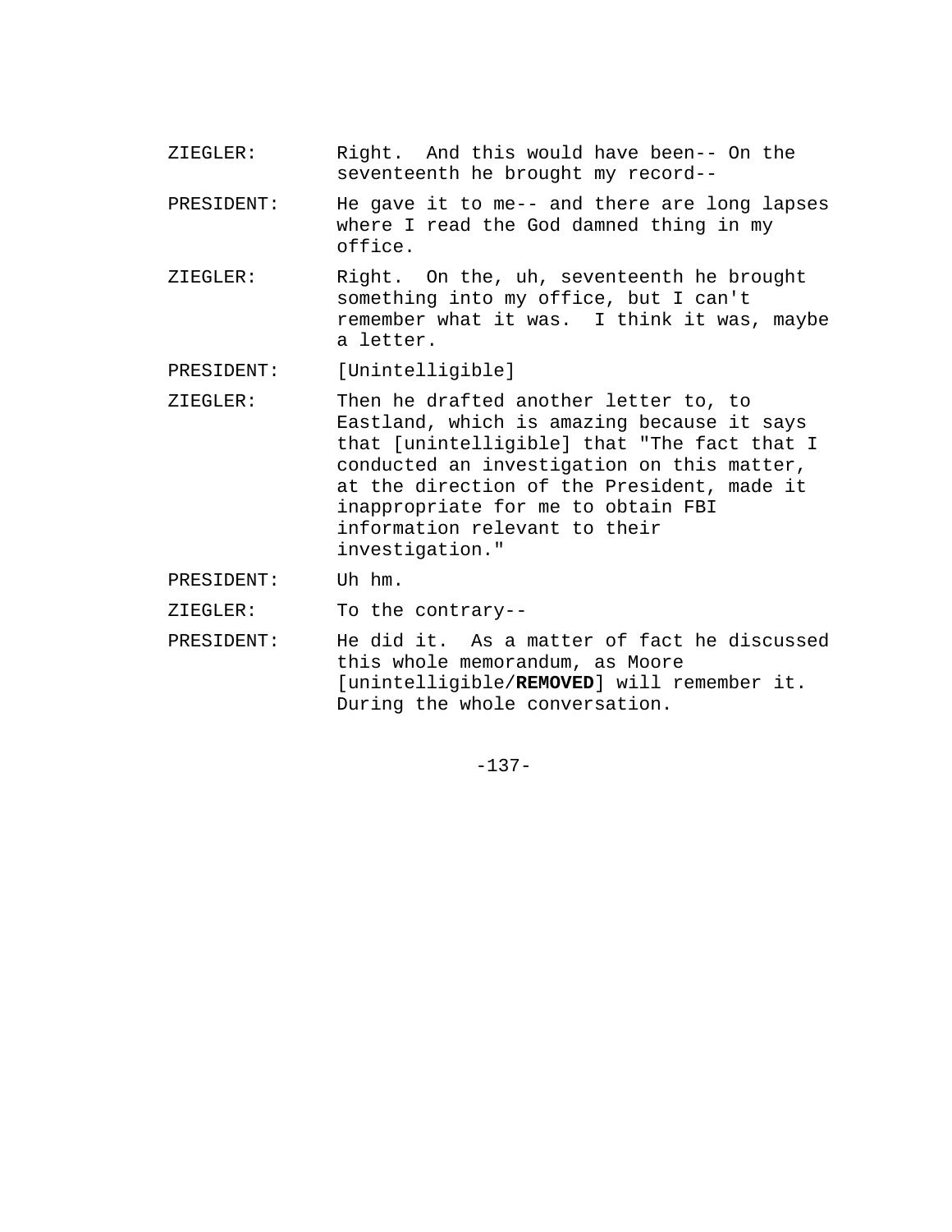ZIEGLER: Right. And this would have been-- On the seventeenth he brought my record--

PRESIDENT: He gave it to me-- and there are long lapses where I read the God damned thing in my office.

ZIEGLER: Right. On the, uh, seventeenth he brought something into my office, but I can't remember what it was. I think it was, maybe a letter.

PRESIDENT: [Unintelligible]

ZIEGLER: Then he drafted another letter to, to Eastland, which is amazing because it says that [unintelligible] that "The fact that I conducted an investigation on this matter, at the direction of the President, made it inappropriate for me to obtain FBI information relevant to their investigation."

PRESIDENT: Uh hm.

ZIEGLER: To the contrary--

PRESIDENT: He did it. As a matter of fact he discussed this whole memorandum, as Moore [unintelligible/**REMOVED**] will remember it. During the whole conversation.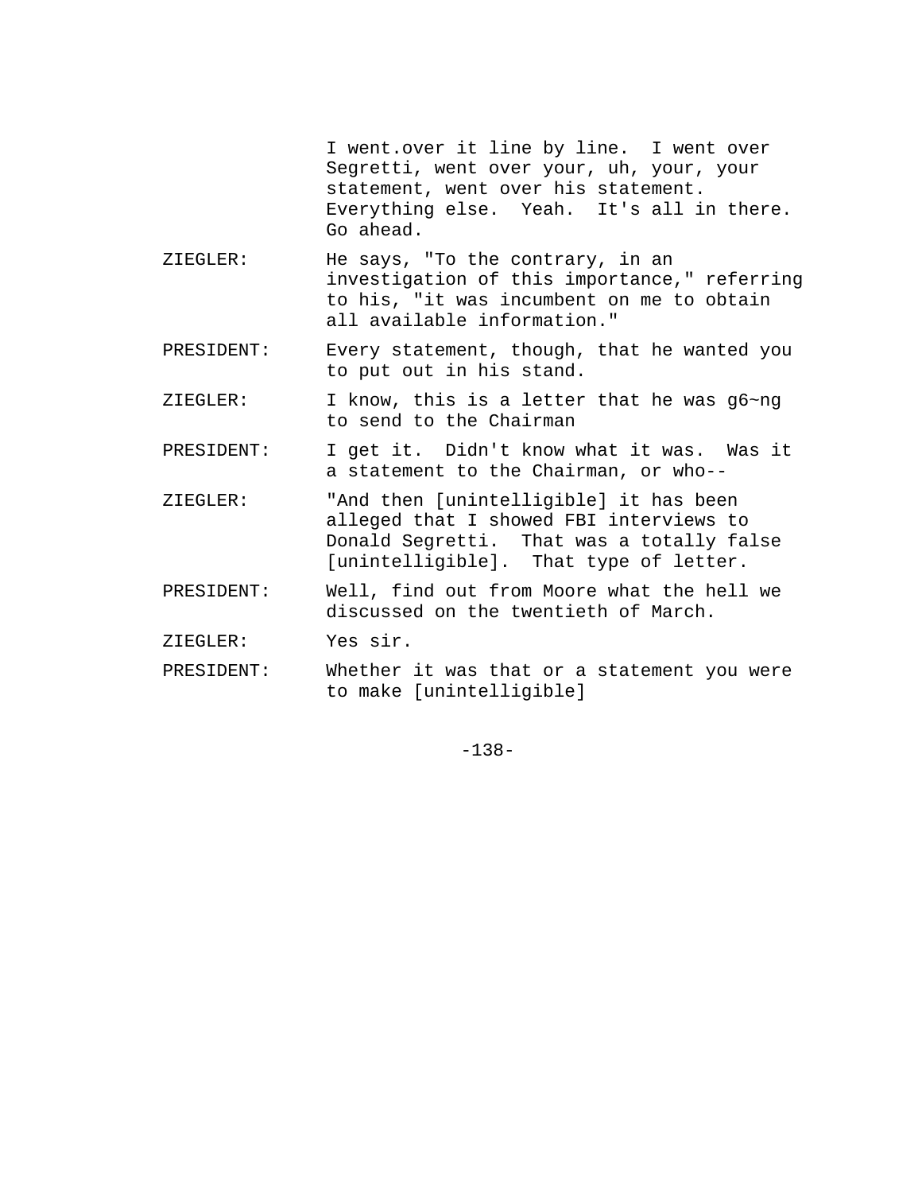I went.over it line by line. I went over Segretti, went over your, uh, your, your statement, went over his statement. Everything else. Yeah. It's all in there. Go ahead.

ZIEGLER: He says, "To the contrary, in an investigation of this importance," referring to his, "it was incumbent on me to obtain all available information."

PRESIDENT: Every statement, though, that he wanted you to put out in his stand.

ZIEGLER: I know, this is a letter that he was g6~ng to send to the Chairman

PRESIDENT: I get it. Didn't know what it was. Was it a statement to the Chairman, or who--

ZIEGLER: "And then [unintelligible] it has been alleged that I showed FBI interviews to Donald Segretti. That was a totally false [unintelligible]. That type of letter.

PRESIDENT: Well, find out from Moore what the hell we discussed on the twentieth of March.

ZIEGLER: Yes sir.

PRESIDENT: Whether it was that or a statement you were to make [unintelligible]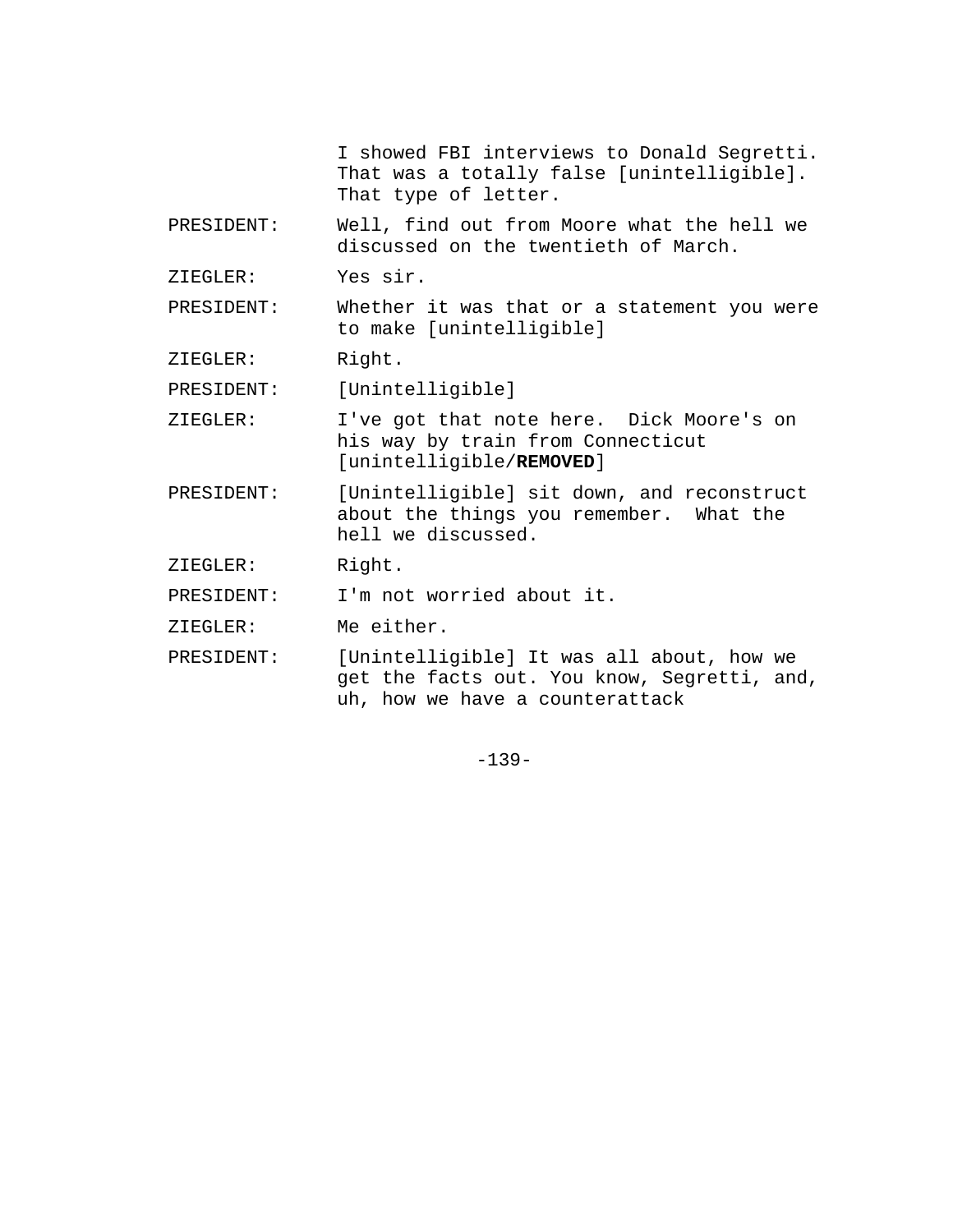I showed FBI interviews to Donald Segretti. That was a totally false [unintelligible]. That type of letter.

PRESIDENT: Well, find out from Moore what the hell we discussed on the twentieth of March.

ZIEGLER: Yes sir.

PRESIDENT: Whether it was that or a statement you were to make [unintelligible]

ZIEGLER: Right.

PRESIDENT: [Unintelligible]

ZIEGLER: I've got that note here. Dick Moore's on his way by train from Connecticut [unintelligible/**REMOVED**]

PRESIDENT: [Unintelligible] sit down, and reconstruct about the things you remember. What the hell we discussed.

ZIEGLER: Right.

PRESIDENT: I'm not worried about it.

ZIEGLER: Me either.

PRESIDENT: [Unintelligible] It was all about, how we get the facts out. You know, Segretti, and, uh, how we have a counterattack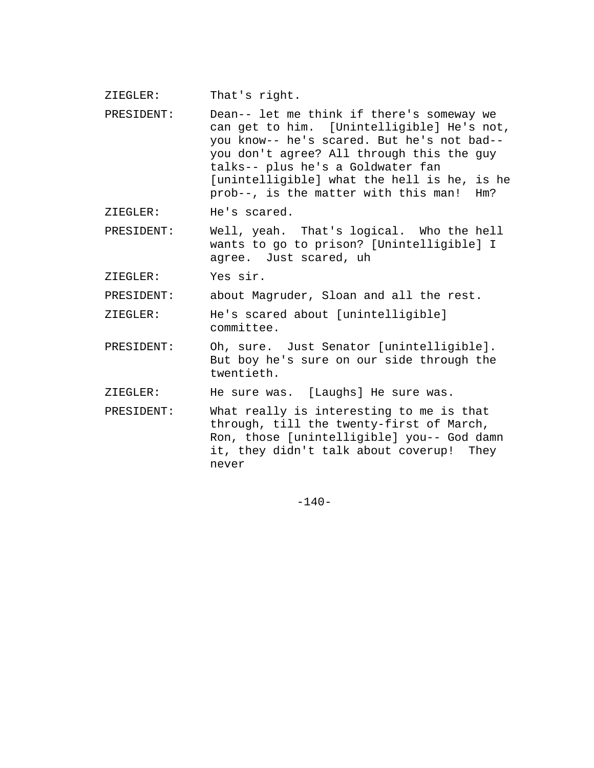ZIEGLER: That's right.

PRESIDENT: Dean-- let me think if there's someway we can get to him. [Unintelligible] He's not, you know-- he's scared. But he's not bad-- you don't agree? All through this the guy talks-- plus he's a Goldwater fan [unintelligible] what the hell is he, is he prob--, is the matter with this man! Hm?

ZIEGLER: He's scared.

PRESIDENT: Well, yeah. That's logical. Who the hell wants to go to prison? [Unintelligible] I agree. Just scared, uh

ZIEGLER: Yes sir.

PRESIDENT: about Magruder, Sloan and all the rest.

ZIEGLER: He's scared about [unintelligible] committee.

PRESIDENT: Oh, sure. Just Senator [unintelligible]. But boy he's sure on our side through the twentieth.

ZIEGLER: He sure was. [Laughs] He sure was.

PRESIDENT: What really is interesting to me is that through, till the twenty-first of March, Ron, those [unintelligible] you-- God damn it, they didn't talk about coverup! They never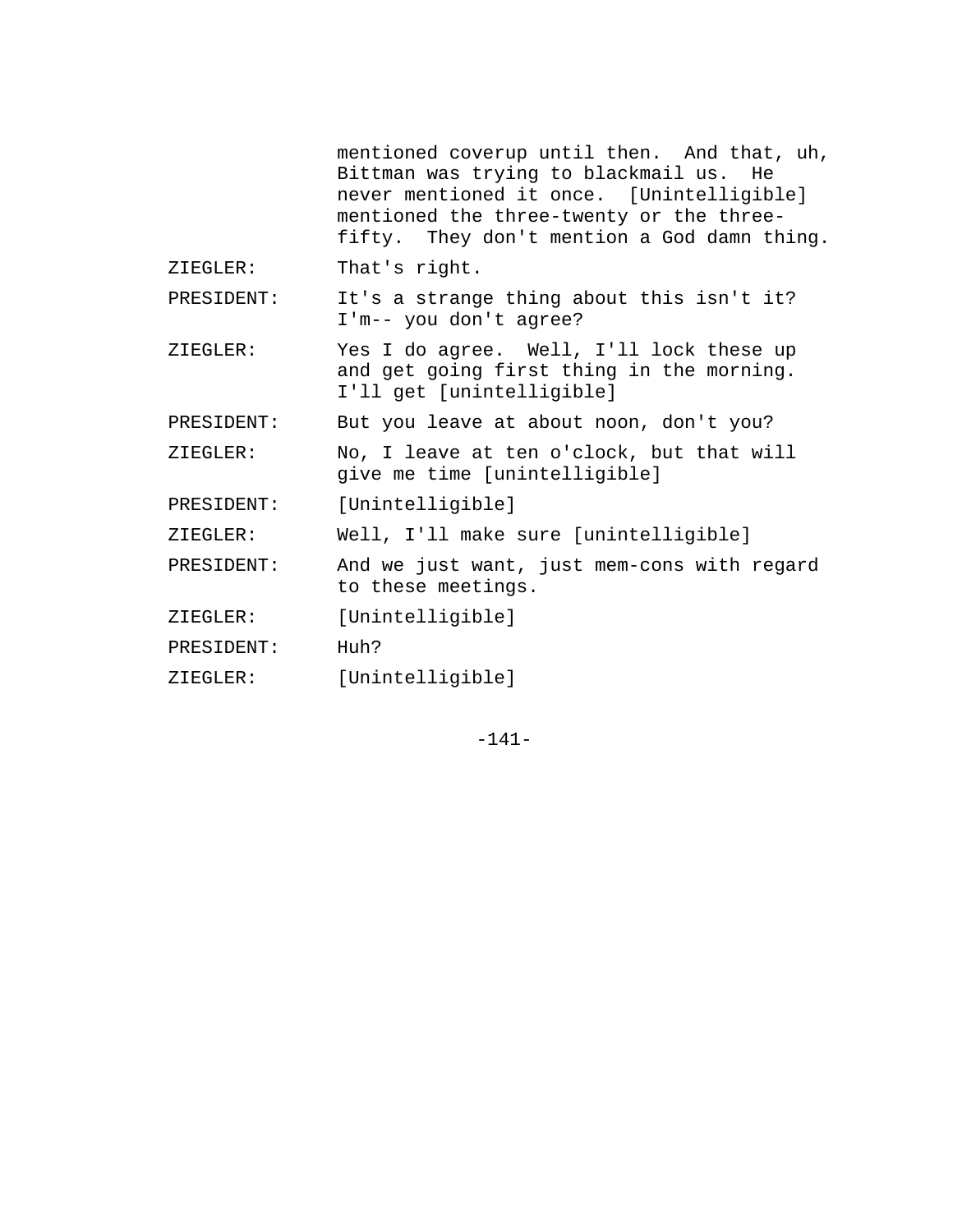mentioned coverup until then. And that, uh, Bittman was trying to blackmail us. He never mentioned it once. [Unintelligible] mentioned the three-twenty or the three-fifty. They don't mention a God damn thing.

ZIEGLER: That's right.

PRESIDENT: It's a strange thing about this isn't it? I'm-- you don't agree?

ZIEGLER: Yes I do agree. Well, I'll lock these up and get going first thing in the morning. I'll get [unintelligible]

PRESIDENT: But you leave at about noon, don't you?

ZIEGLER: No, I leave at ten o'clock, but that will give me time [unintelligible]

PRESIDENT: [Unintelligible]

ZIEGLER: Well, I'll make sure [unintelligible]

PRESIDENT: And we just want, just mem-cons with regard to these meetings.

ZIEGLER: [Unintelligible]

PRESIDENT: Huh?

ZIEGLER: [Unintelligible]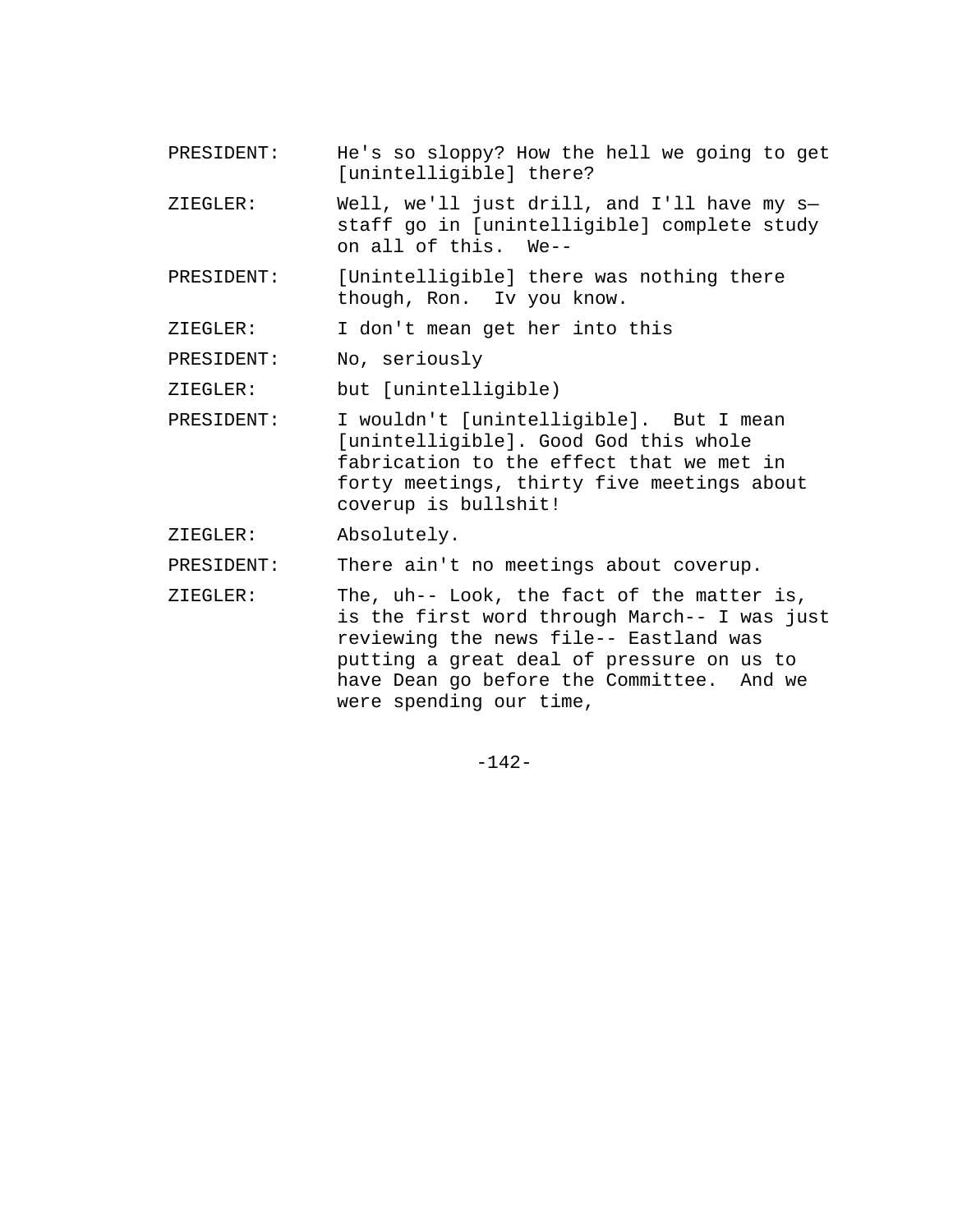PRESIDENT: He's so sloppy? How the hell we going to get [unintelligible] there?

ZIEGLER: Well, we'll just drill, and I'll have my s— staff go in [unintelligible] complete study on all of this. We--

PRESIDENT: [Unintelligible] there was nothing there though, Ron. Iv you know.

ZIEGLER: I don't mean get her into this

PRESIDENT: No, seriously

ZIEGLER: but [unintelligible)

PRESIDENT: I wouldn't [unintelligible]. But I mean [unintelligible]. Good God this whole fabrication to the effect that we met in forty meetings, thirty five meetings about coverup is bullshit!

ZIEGLER: Absolutely.

PRESIDENT: There ain't no meetings about coverup.

ZIEGLER: The, uh-- Look, the fact of the matter is, is the first word through March-- I was just reviewing the news file-- Eastland was putting a great deal of pressure on us to have Dean go before the Committee. And we were spending our time,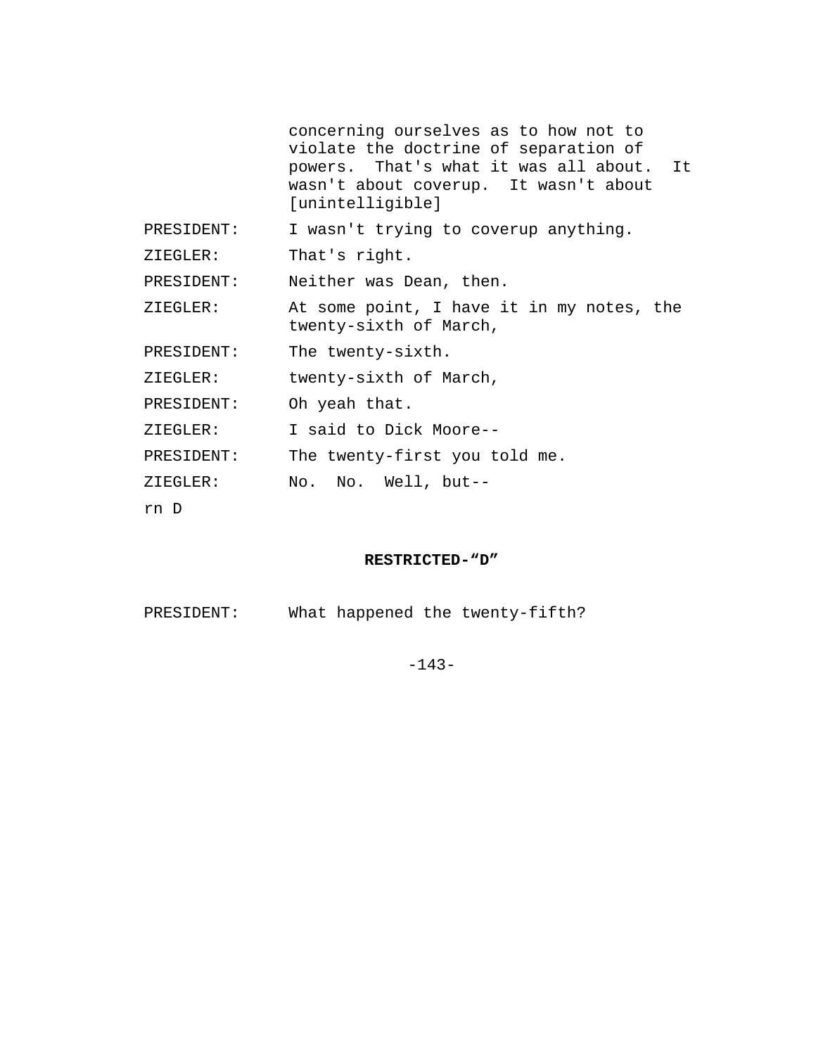concerning ourselves as to how not to violate the doctrine of separation of powers. That's what it was all about. It wasn't about coverup. It wasn't about [unintelligible]

PRESIDENT: I wasn't trying to coverup anything.

ZIEGLER: That's right.

PRESIDENT: Neither was Dean, then.

ZIEGLER: At some point, I have it in my notes, the twenty-sixth of March,

PRESIDENT: The twenty-sixth.

ZIEGLER: twenty-sixth of March,

PRESIDENT: Oh yeah that.

ZIEGLER: I said to Dick Moore--

PRESIDENT: The twenty-first you told me.

ZIEGLER: No. No. Well, but--

rn D

**RESTRICTED-“D”**

PRESIDENT: What happened the twenty-fifth?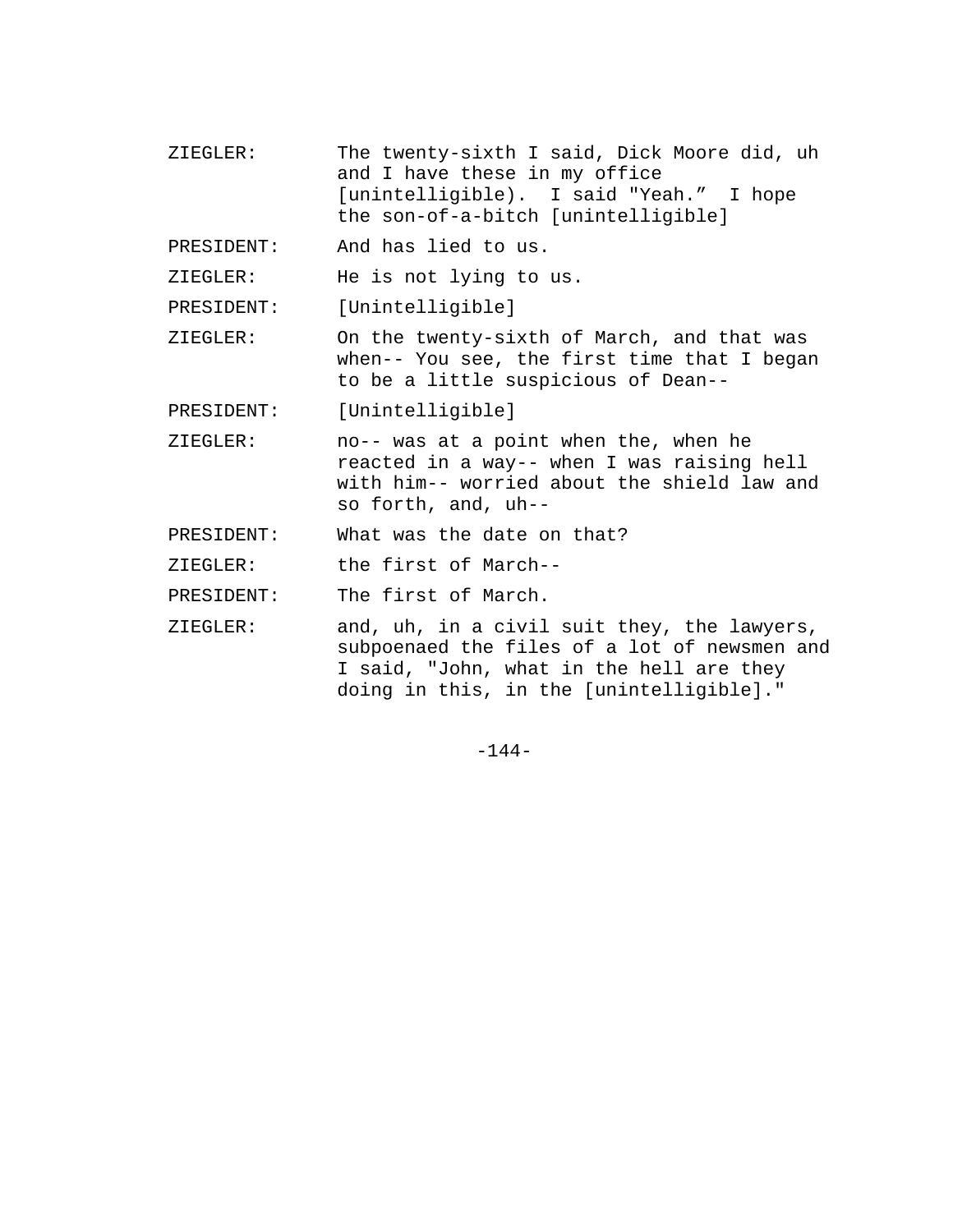ZIEGLER: The twenty-sixth I said, Dick Moore did, uh and I have these in my office [unintelligible]. I said "Yeah.” I hope the son-of-a-bitch [unintelligible]

PRESIDENT: And has lied to us.

ZIEGLER: He is not lying to us.

PRESIDENT: [Unintelligible]

ZIEGLER: On the twenty-sixth of March, and that was when-- You see, the first time that I began to be a little suspicious of Dean--

PRESIDENT: [Unintelligible]

ZIEGLER: no-- was at a point when the, when he reacted in a way-- when I was raising hell with him-- worried about the shield law and so forth, and, uh--

PRESIDENT: What was the date on that?

ZIEGLER: the first of March--

PRESIDENT: The first of March.

ZIEGLER: and, uh, in a civil suit they, the lawyers, subpoenaed the files of a lot of newsmen and I said, "John, what in the hell are they doing in this, in the [unintelligible]."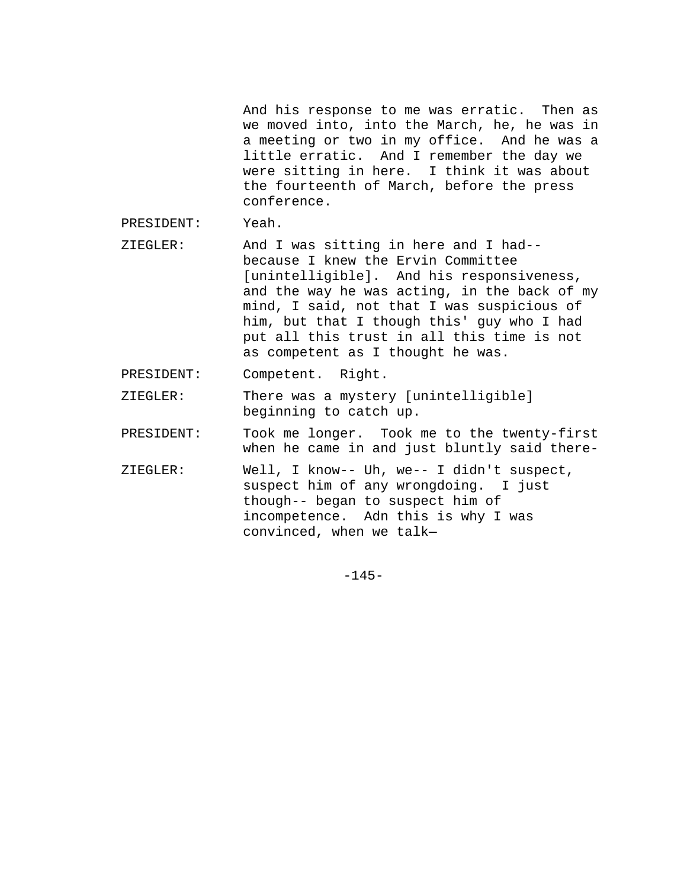And his response to me was erratic. Then as we moved into, into the March, he, he was in a meeting or two in my office. And he was a little erratic. And I remember the day we were sitting in here. I think it was about the fourteenth of March, before the press conference.

PRESIDENT: Yeah.

ZIEGLER: And I was sitting in here and I had-- because I knew the Ervin Committee [unintelligible]. And his responsiveness, and the way he was acting, in the back of my mind, I said, not that I was suspicious of him, but that I though this' guy who I had put all this trust in all this time is not as competent as I thought he was.

PRESIDENT: Competent. Right.

ZIEGLER: There was a mystery [unintelligible] beginning to catch up.

PRESIDENT: Took me longer. Took me to the twenty-first when he came in and just bluntly said there-

ZIEGLER: Well, I know-- Uh, we-- I didn't suspect, suspect him of any wrongdoing. I just though-- began to suspect him of incompetence. Adn this is why I was convinced, when we talk—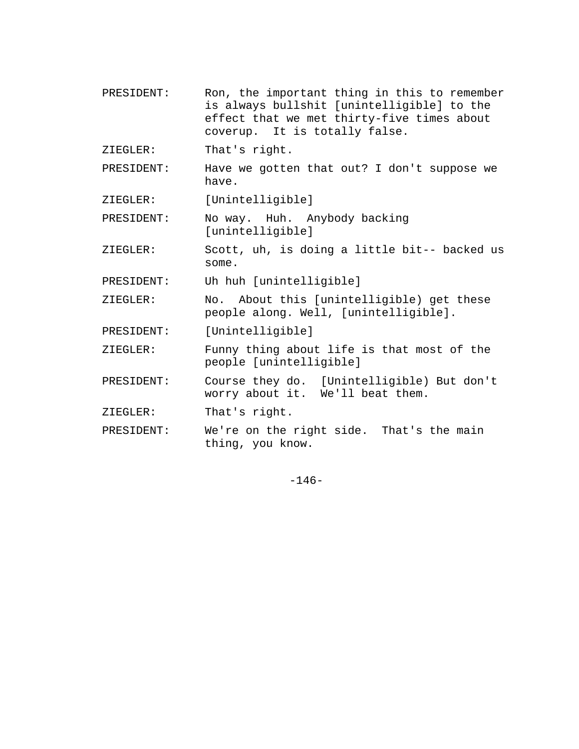PRESIDENT: Ron, the important thing in this to remember is always bullshit [unintelligible] to the effect that we met thirty-five times about coverup. It is totally false.

ZIEGLER: That's right.

PRESIDENT: Have we gotten that out? I don't suppose we have.

ZIEGLER: [Unintelligible]

PRESIDENT: No way. Huh. Anybody backing [unintelligible]

ZIEGLER: Scott, uh, is doing a little bit-- backed us some.

PRESIDENT: Uh huh [unintelligible]

ZIEGLER: No. About this [unintelligible) get these people along. Well, [unintelligible].

PRESIDENT: [Unintelligible]

ZIEGLER: Funny thing about life is that most of the people [unintelligible]

PRESIDENT: Course they do. [Unintelligible) But don't worry about it. We'll beat them.

ZIEGLER: That's right.

PRESIDENT: We're on the right side. That's the main thing, you know.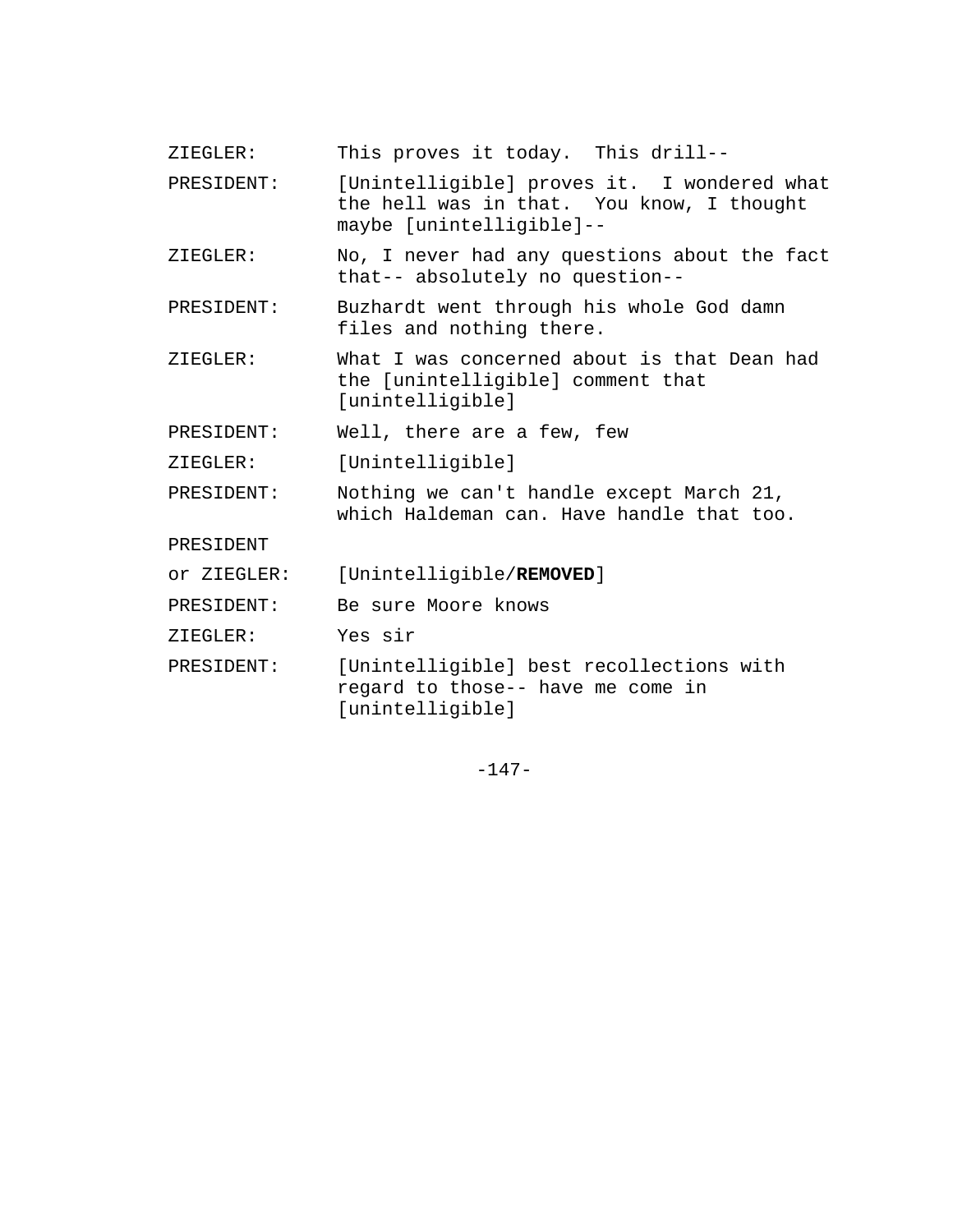ZIEGLER: This proves it today. This drill--

PRESIDENT: [Unintelligible] proves it. I wondered what the hell was in that. You know, I thought maybe [unintelligible]--

ZIEGLER: No, I never had any questions about the fact that-- absolutely no question--

PRESIDENT: Buzhardt went through his whole God damn files and nothing there.

ZIEGLER: What I was concerned about is that Dean had the [unintelligible] comment that [unintelligible]

PRESIDENT: Well, there are a few, few

ZIEGLER: [Unintelligible]

PRESIDENT: Nothing we can't handle except March 21, which Haldeman can. Have handle that too.

PRESIDENT or ZIEGLER: [Unintelligible/**REMOVED**]

PRESIDENT: Be sure Moore knows

ZIEGLER: Yes sir

PRESIDENT: [Unintelligible] best recollections with regard to those-- have me come in [unintelligible]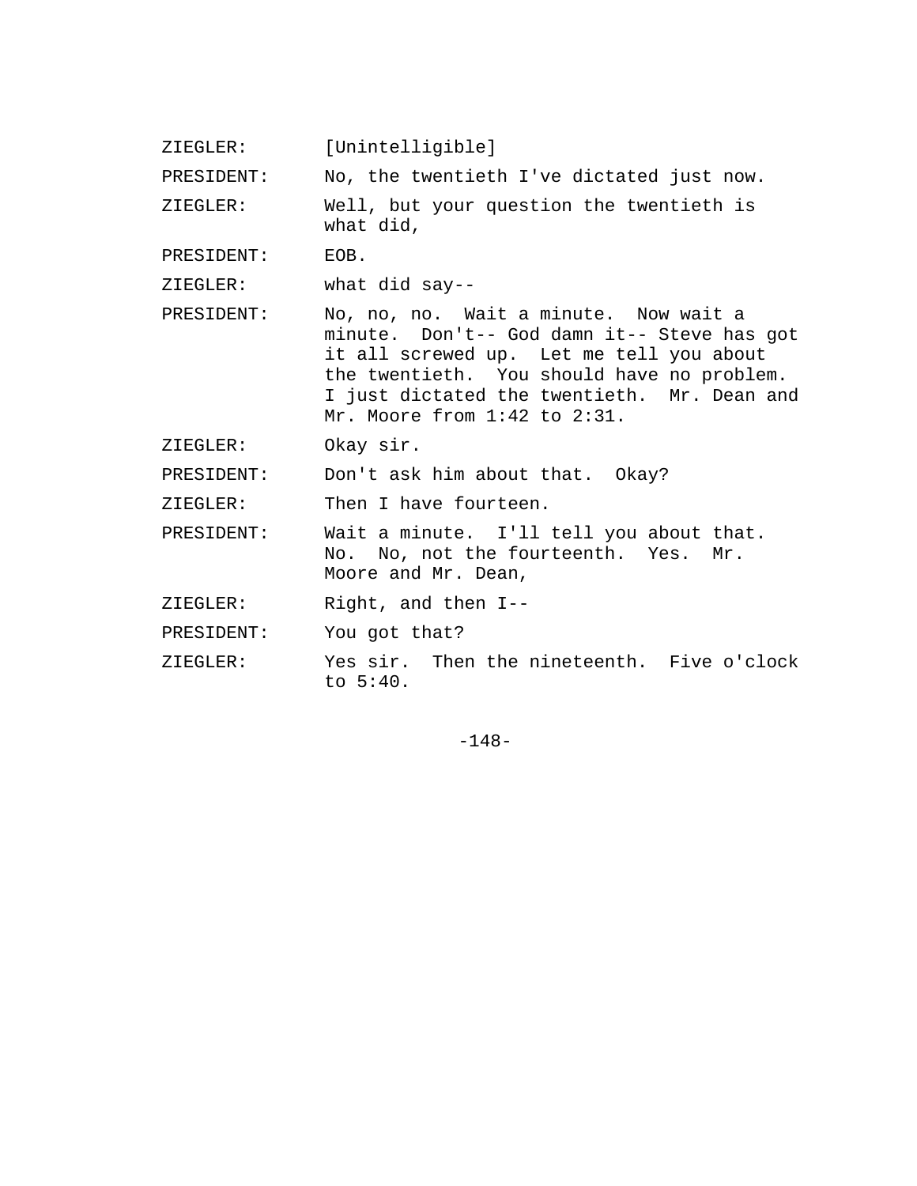ZIEGLER: [Unintelligible]

PRESIDENT: No, the twentieth I've dictated just now.

ZIEGLER: Well, but your question the twentieth is what did,

PRESIDENT: EOB.

ZIEGLER: what did say--

PRESIDENT: No, no, no. Wait a minute. Now wait a minute. Don't-- God damn it-- Steve has got it all screwed up. Let me tell you about the twentieth. You should have no problem. I just dictated the twentieth. Mr. Dean and Mr. Moore from 1:42 to 2:31.

ZIEGLER: Okay sir.

PRESIDENT: Don't ask him about that. Okay?

ZIEGLER: Then I have fourteen.

PRESIDENT: Wait a minute. I'll tell you about that. No. No, not the fourteenth. Yes. Mr. Moore and Mr. Dean,

ZIEGLER: Right, and then I--

PRESIDENT: You got that?

ZIEGLER: Yes sir. Then the nineteenth. Five o'clock to 5:40.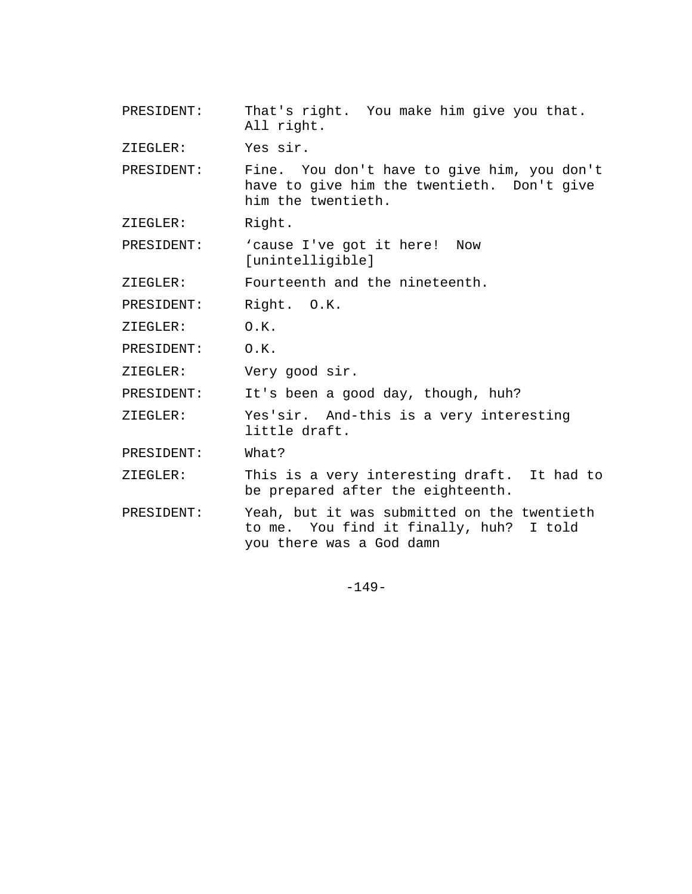PRESIDENT: That's right. You make him give you that. All right.

ZIEGLER: Yes sir.

PRESIDENT: Fine. You don't have to give him, you don't have to give him the twentieth. Don't give him the twentieth.

ZIEGLER: Right.

PRESIDENT: ‘cause I've got it here! Now [unintelligible]

ZIEGLER: Fourteenth and the nineteenth.

PRESIDENT: Right. O.K.

ZIEGLER: O.K.

PRESIDENT: O.K.

ZIEGLER: Very good sir.

PRESIDENT: It's been a good day, though, huh?

ZIEGLER: Yes'sir. And-this is a very interesting little draft.

PRESIDENT: What?

ZIEGLER: This is a very interesting draft. It had to be prepared after the eighteenth.

PRESIDENT: Yeah, but it was submitted on the twentieth to me. You find it finally, huh? I told you there was a God damn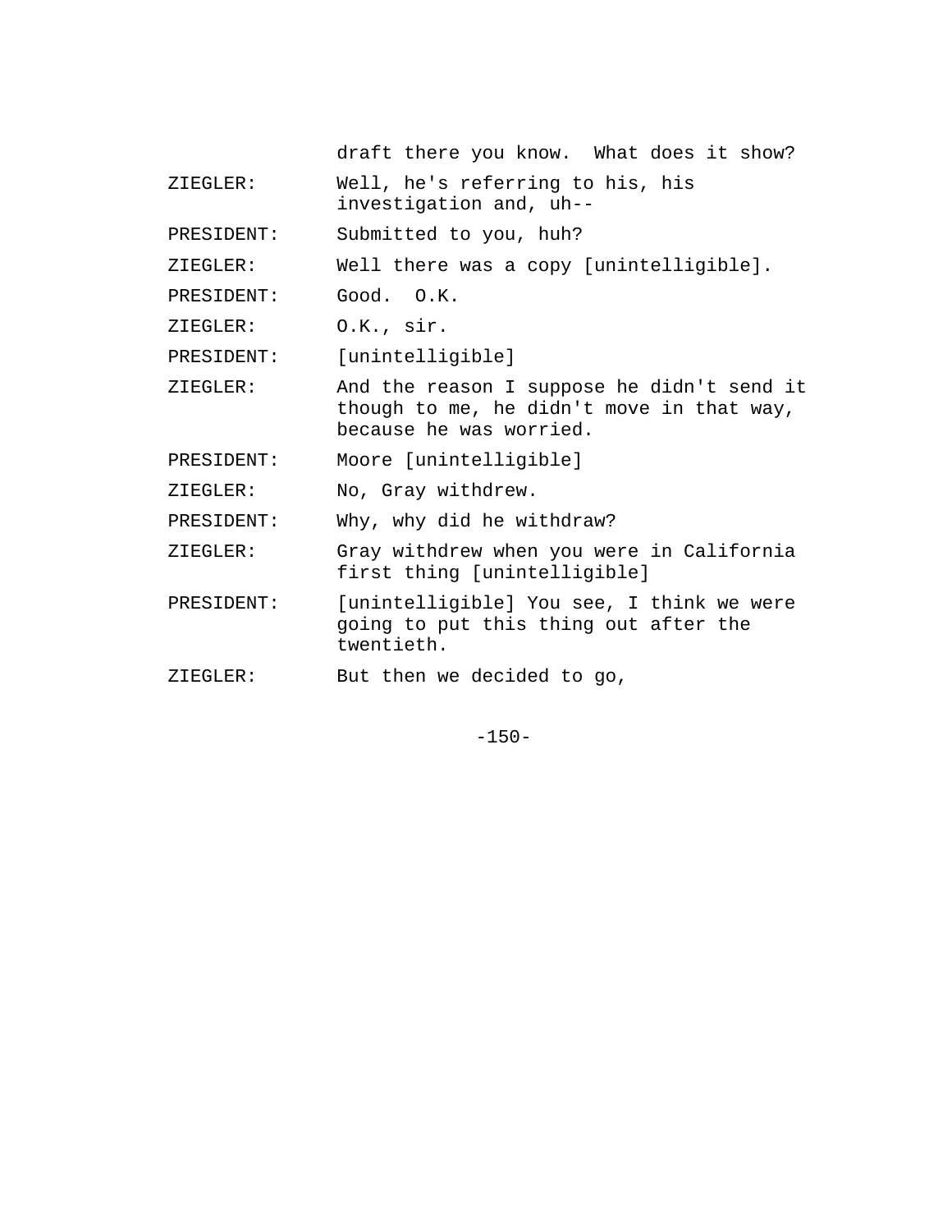draft there you know. What does it show?

ZIEGLER: Well, he's referring to his, his investigation and, uh--

PRESIDENT: Submitted to you, huh?

ZIEGLER: Well there was a copy [unintelligible].

PRESIDENT: Good. O.K.

ZIEGLER: O.K., sir.

PRESIDENT: [unintelligible]

ZIEGLER: And the reason I suppose he didn't send it though to me, he didn't move in that way, because he was worried.

PRESIDENT: Moore [unintelligible]

ZIEGLER: No, Gray withdrew.

PRESIDENT: Why, why did he withdraw?

ZIEGLER: Gray withdrew when you were in California first thing [unintelligible]

PRESIDENT: [unintelligible] You see, I think we were going to put this thing out after the twentieth.

ZIEGLER: But then we decided to go,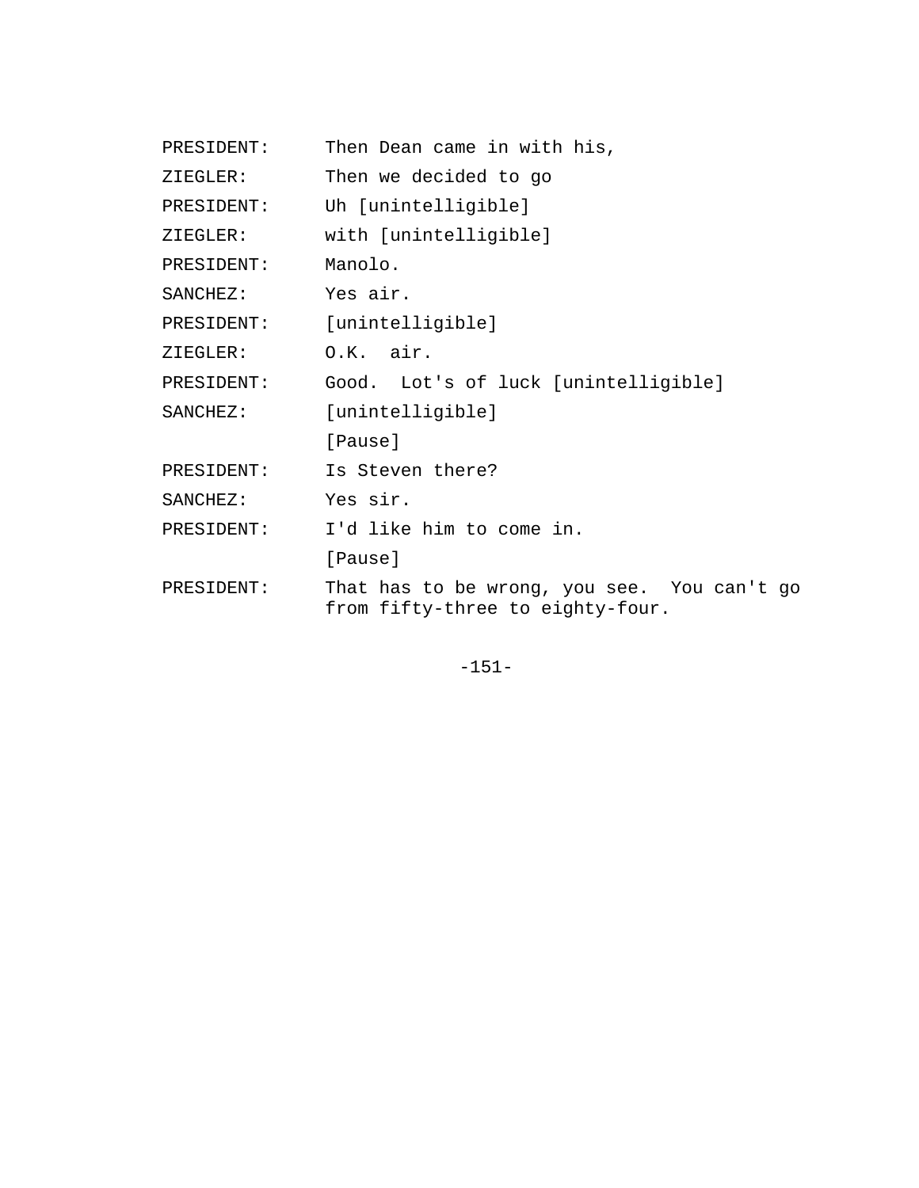PRESIDENT: Then Dean came in with his,

ZIEGLER: Then we decided to go

PRESIDENT: Uh [unintelligible]

ZIEGLER: with [unintelligible]

PRESIDENT: Manolo.

SANCHEZ: Yes air.

PRESIDENT: [unintelligible]

ZIEGLER: O.K. air.

PRESIDENT: Good. Lot's of luck [unintelligible]

SANCHEZ: [unintelligible]

[Pause]

PRESIDENT: Is Steven there?

SANCHEZ: Yes sir.

PRESIDENT: I'd like him to come in.

[Pause]

PRESIDENT: That has to be wrong, you see. You can't go from fifty-three to eighty-four.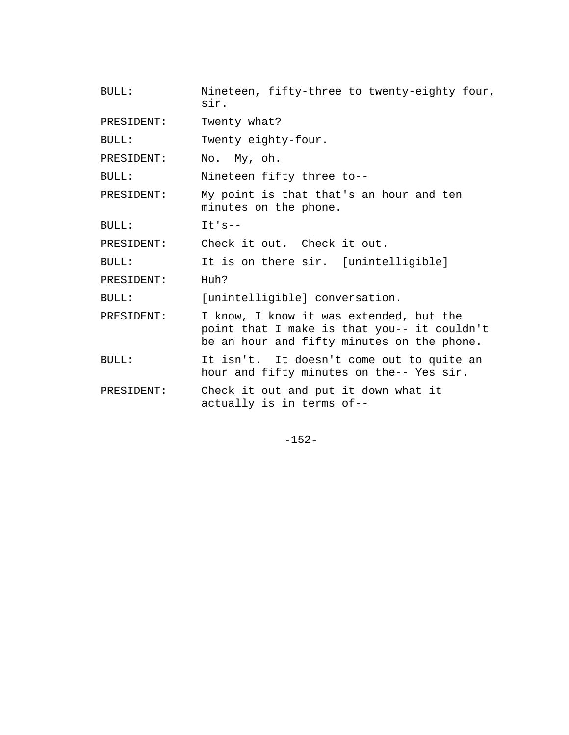BULL: Nineteen, fifty-three to twenty-eighty four, sir.

PRESIDENT: Twenty what?

BULL: Twenty eighty-four.

PRESIDENT: No. My, oh.

BULL: Nineteen fifty three to--

PRESIDENT: My point is that that's an hour and ten minutes on the phone.

BULL: It's--

PRESIDENT: Check it out. Check it out.

BULL: It is on there sir. [unintelligible]

PRESIDENT: Huh?

BULL: [unintelligible] conversation.

PRESIDENT: I know, I know it was extended, but the point that I make is that you-- it couldn't be an hour and fifty minutes on the phone.

BULL: It isn't. It doesn't come out to quite an hour and fifty minutes on the-- Yes sir.

PRESIDENT: Check it out and put it down what it actually is in terms of--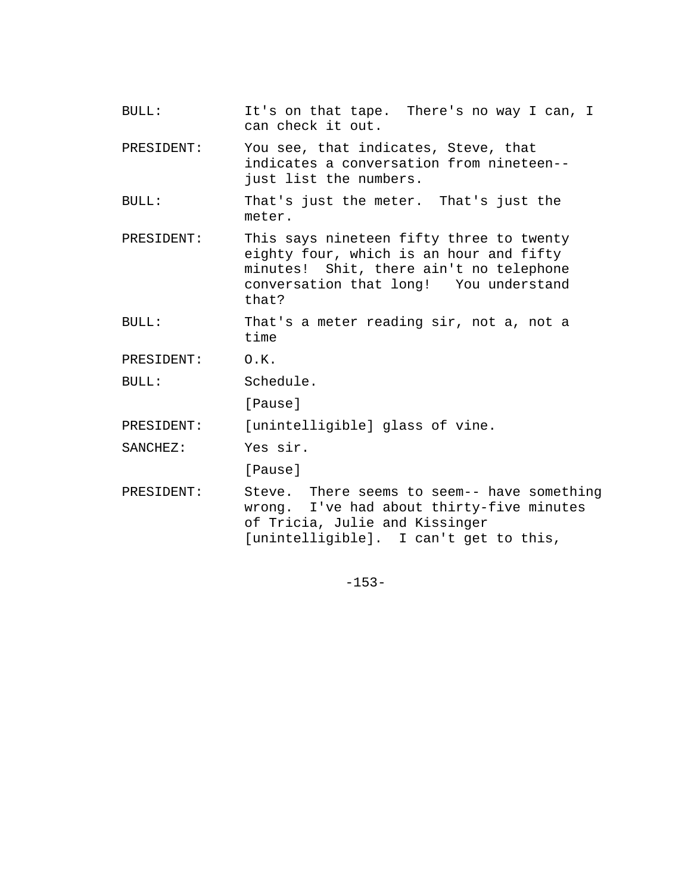BULL: It's on that tape. There's no way I can, I can check it out.

PRESIDENT: You see, that indicates, Steve, that indicates a conversation from nineteen-- just list the numbers.

BULL: That's just the meter. That's just the meter.

PRESIDENT: This says nineteen fifty three to twenty eighty four, which is an hour and fifty minutes! Shit, there ain't no telephone conversation that long! You understand that?

BULL: That's a meter reading sir, not a, not a time

PRESIDENT: O.K.

BULL: Schedule.

[Pause]

PRESIDENT: [unintelligible] glass of vine.

SANCHEZ: Yes sir.

[Pause]

PRESIDENT: Steve. There seems to seem-- have something wrong. I've had about thirty-five minutes of Tricia, Julie and Kissinger [unintelligible]. I can't get to this,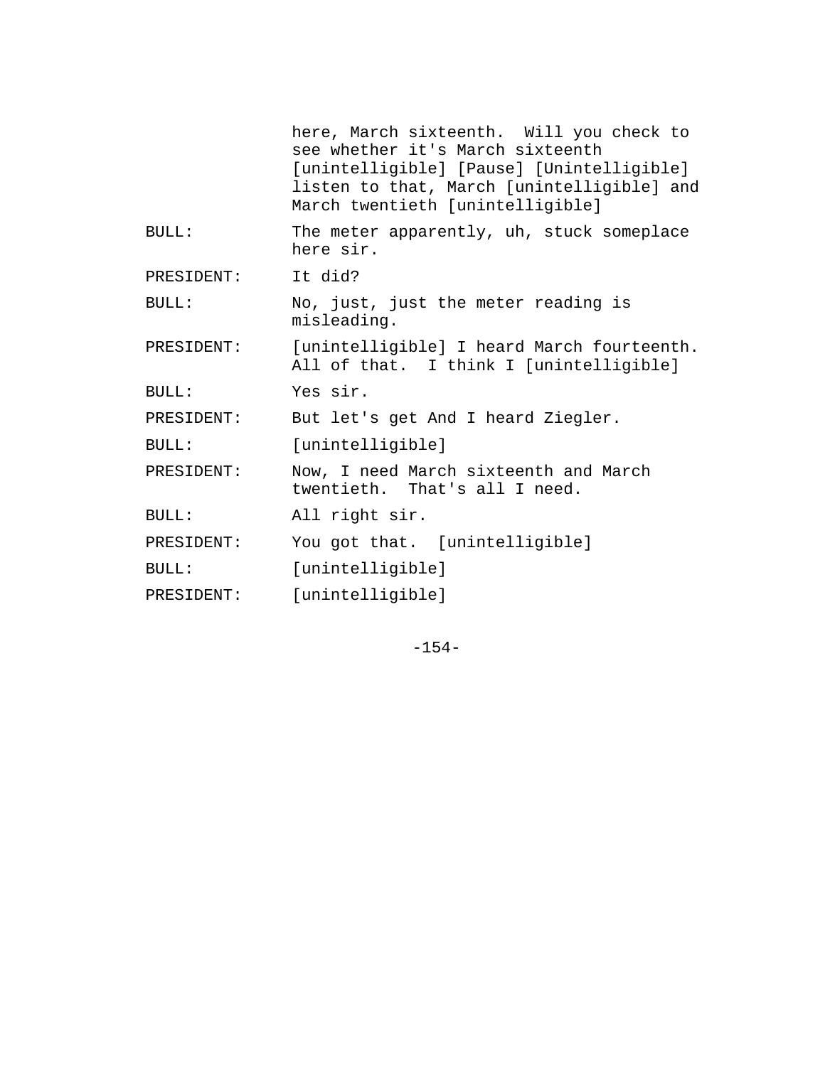here, March sixteenth. Will you check to see whether it's March sixteenth [unintelligible] [Pause] [Unintelligible] listen to that, March [unintelligible] and March twentieth [unintelligible]

BULL: The meter apparently, uh, stuck someplace here sir.

PRESIDENT: It did?

BULL: No, just, just the meter reading is misleading.

PRESIDENT: [unintelligible] I heard March fourteenth. All of that. I think I [unintelligible]

BULL: Yes sir.

PRESIDENT: But let's get And I heard Ziegler.

BULL: [unintelligible]

PRESIDENT: Now, I need March sixteenth and March twentieth. That's all I need.

BULL: All right sir.

PRESIDENT: You got that. [unintelligible]

BULL: [unintelligible]

PRESIDENT: [unintelligible]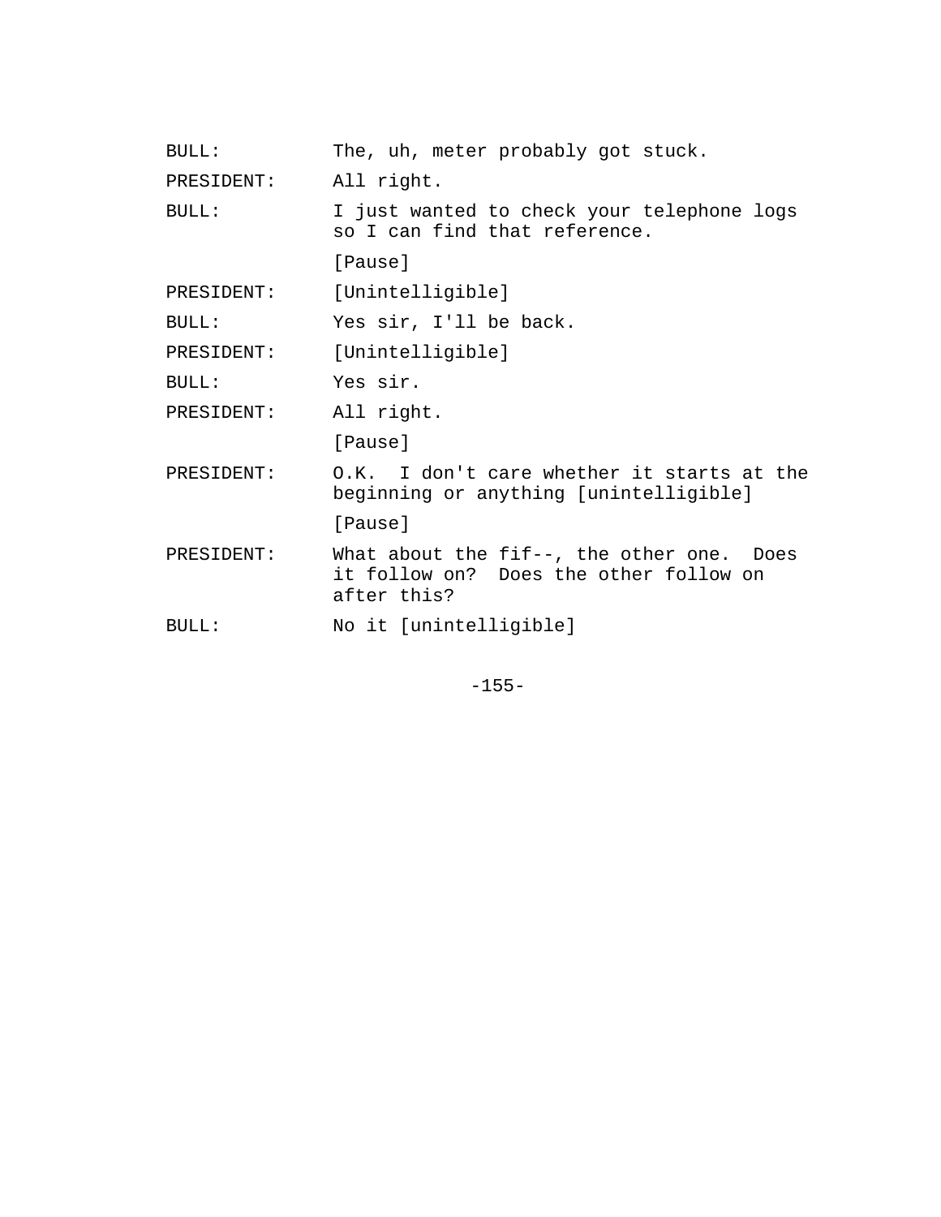BULL: The, uh, meter probably got stuck.

PRESIDENT: All right.

BULL: I just wanted to check your telephone logs so I can find that reference.

[Pause]

PRESIDENT: [Unintelligible]

BULL: Yes sir, I'll be back.

PRESIDENT: [Unintelligible]

BULL: Yes sir.

PRESIDENT: All right.

[Pause]

PRESIDENT: O.K. I don't care whether it starts at the beginning or anything [unintelligible]

[Pause]

PRESIDENT: What about the fif--, the other one. Does it follow on? Does the other follow on after this?

BULL: No it [unintelligible]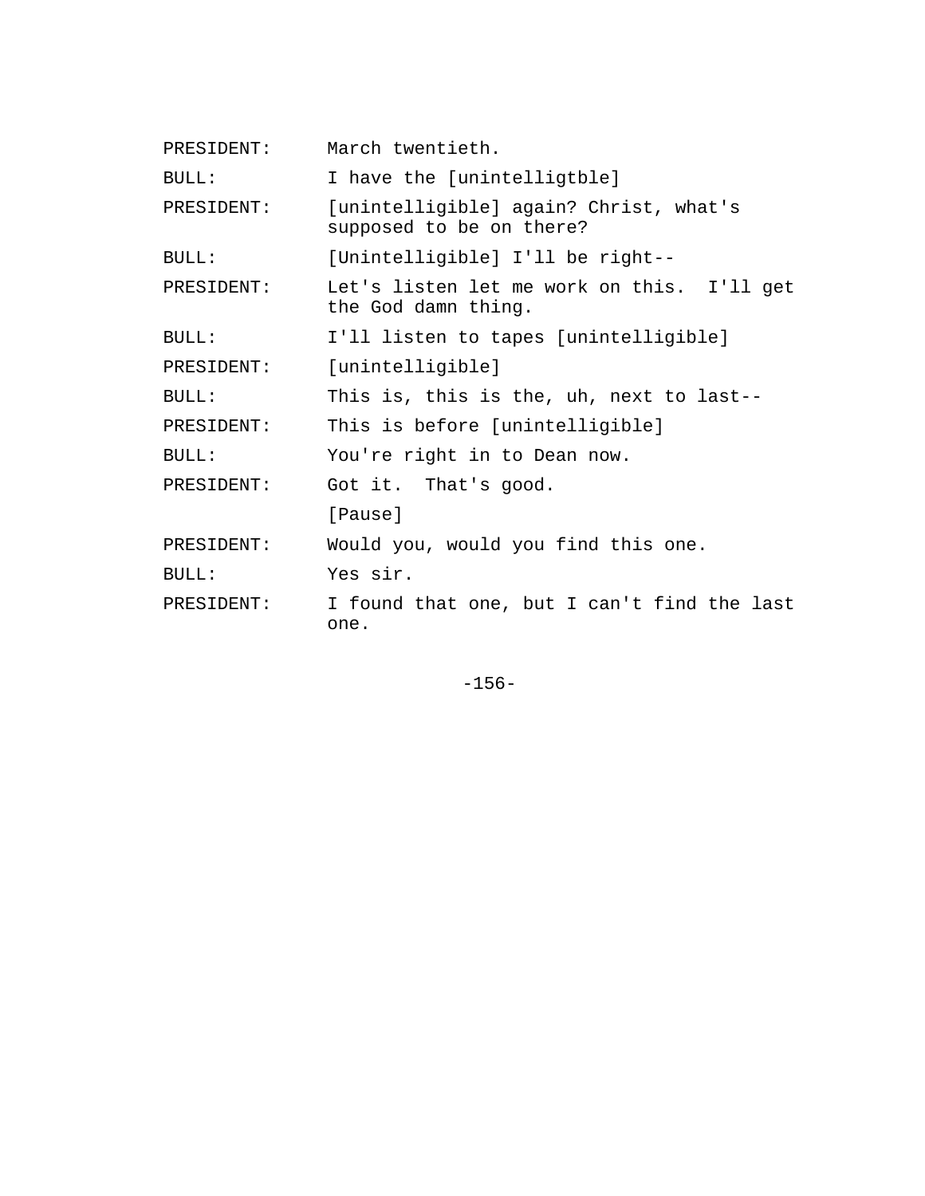PRESIDENT: March twentieth.

BULL: I have the [unintelligtble]

PRESIDENT: [unintelligible] again? Christ, what's supposed to be on there?

BULL: [Unintelligible] I'll be right--

PRESIDENT: Let's listen let me work on this. I'll get the God damn thing.

BULL: I'll listen to tapes [unintelligible]

PRESIDENT: [unintelligible]

BULL: This is, this is the, uh, next to last--

PRESIDENT: This is before [unintelligible]

BULL: You're right in to Dean now.

PRESIDENT: Got it. That's good.

[Pause]

PRESIDENT: Would you, would you find this one.

BULL: Yes sir.

PRESIDENT: I found that one, but I can't find the last one.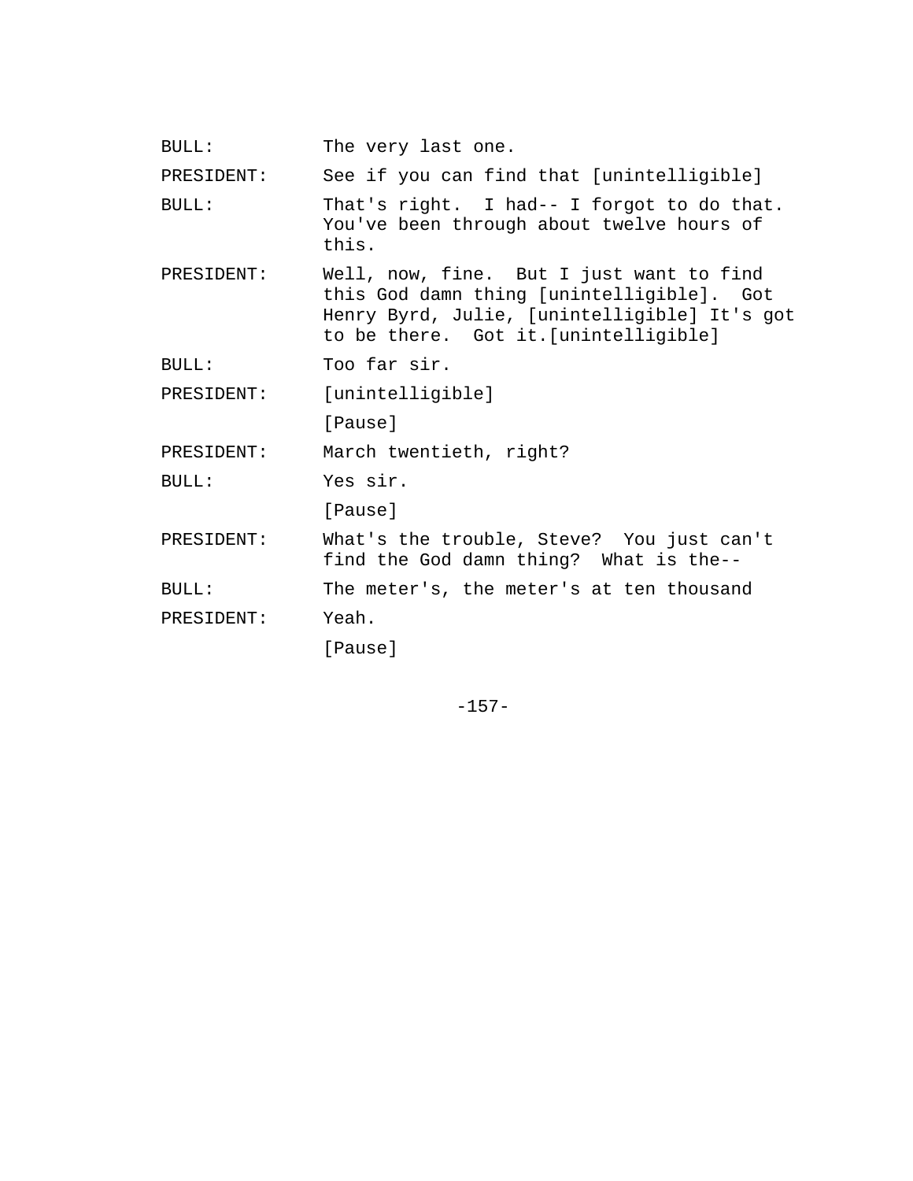BULL: The very last one.

PRESIDENT: See if you can find that [unintelligible]

BULL: That's right. I had-- I forgot to do that. You've been through about twelve hours of this.

PRESIDENT: Well, now, fine. But I just want to find this God damn thing [unintelligible]. Got Henry Byrd, Julie, [unintelligible] It's got to be there. Got it.[unintelligible]

BULL: Too far sir.

PRESIDENT: [unintelligible]

[Pause]

PRESIDENT: March twentieth, right?

BULL: Yes sir.

[Pause]

PRESIDENT: What's the trouble, Steve? You just can't find the God damn thing? What is the--

BULL: The meter's, the meter's at ten thousand

PRESIDENT: Yeah.

[Pause]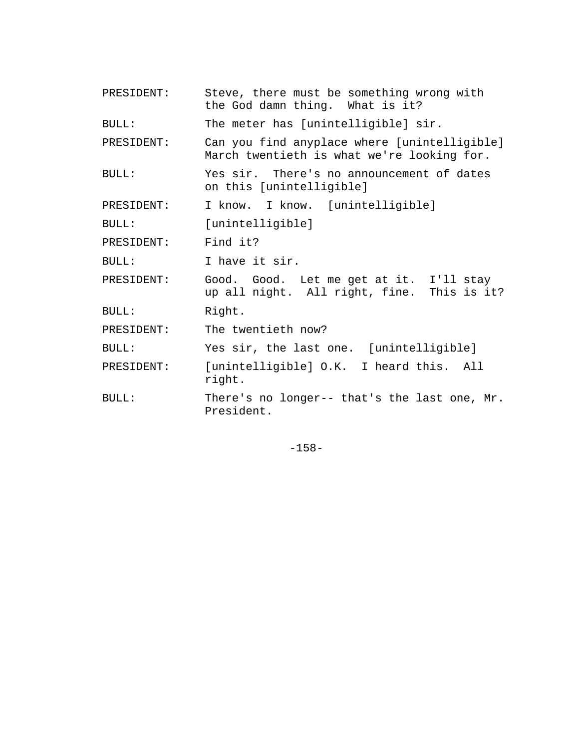PRESIDENT: Steve, there must be something wrong with the God damn thing. What is it?

BULL: The meter has [unintelligible] sir.

PRESIDENT: Can you find anyplace where [unintelligible] March twentieth is what we're looking for.

BULL: Yes sir. There's no announcement of dates on this [unintelligible]

PRESIDENT: I know. I know. [unintelligible]

BULL: [unintelligible]

PRESIDENT: Find it?

BULL: I have it sir.

PRESIDENT: Good. Good. Let me get at it. I'll stay up all night. All right, fine. This is it?

BULL: Right.

PRESIDENT: The twentieth now?

BULL: Yes sir, the last one. [unintelligible]

PRESIDENT: [unintelligible] O.K. I heard this. All right.

BULL: There's no longer-- that's the last one, Mr. President.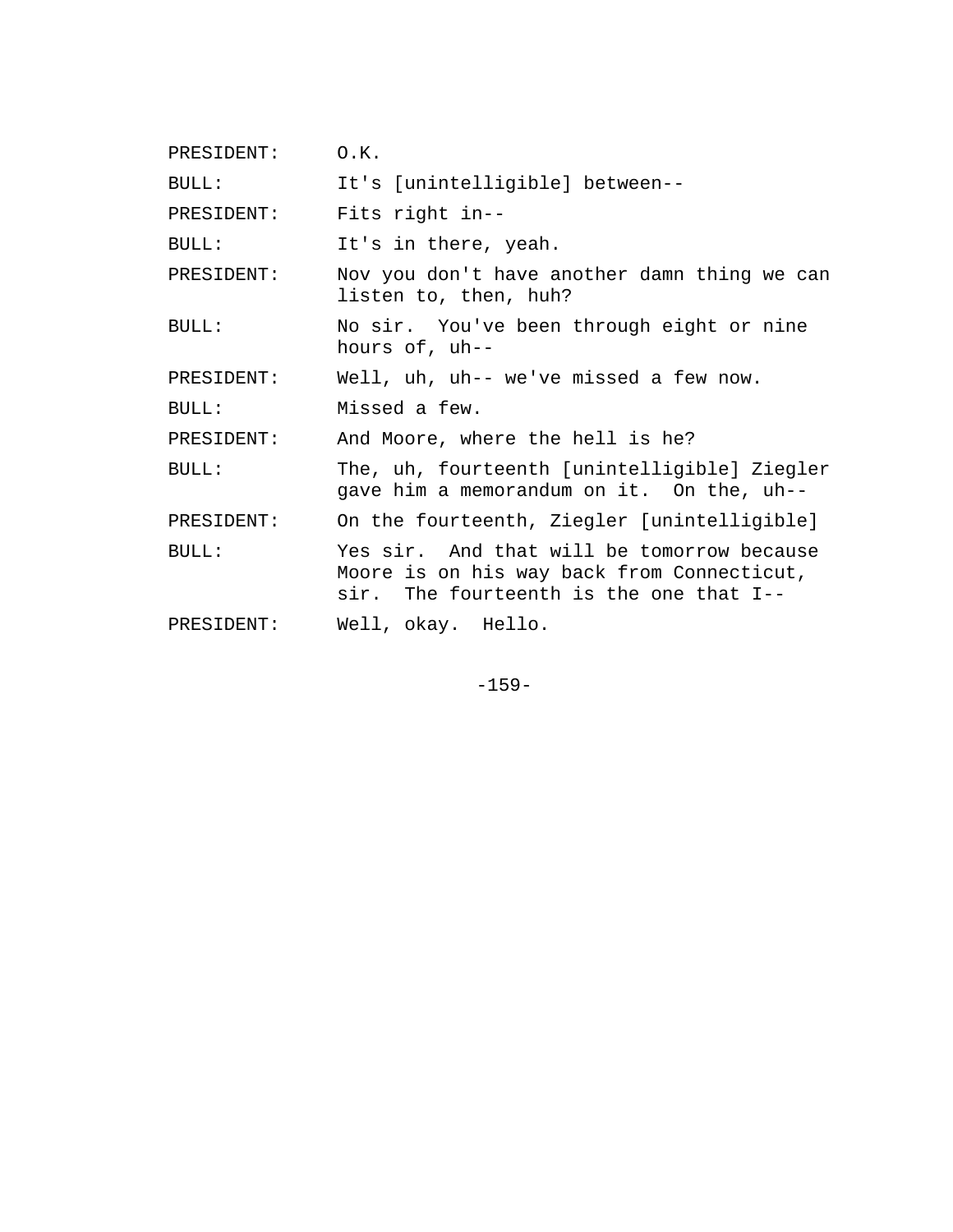PRESIDENT: O.K.

BULL: It's [unintelligible] between--

PRESIDENT: Fits right in--

BULL: It's in there, yeah.

PRESIDENT: Nov you don't have another damn thing we can listen to, then, huh?

BULL: No sir. You've been through eight or nine hours of, uh--

PRESIDENT: Well, uh, uh-- we've missed a few now.

BULL: Missed a few.

PRESIDENT: And Moore, where the hell is he?

BULL: The, uh, fourteenth [unintelligible] Ziegler gave him a memorandum on it. On the, uh--

PRESIDENT: On the fourteenth, Ziegler [unintelligible]

BULL: Yes sir. And that will be tomorrow because Moore is on his way back from Connecticut, sir. The fourteenth is the one that I--

PRESIDENT: Well, okay. Hello.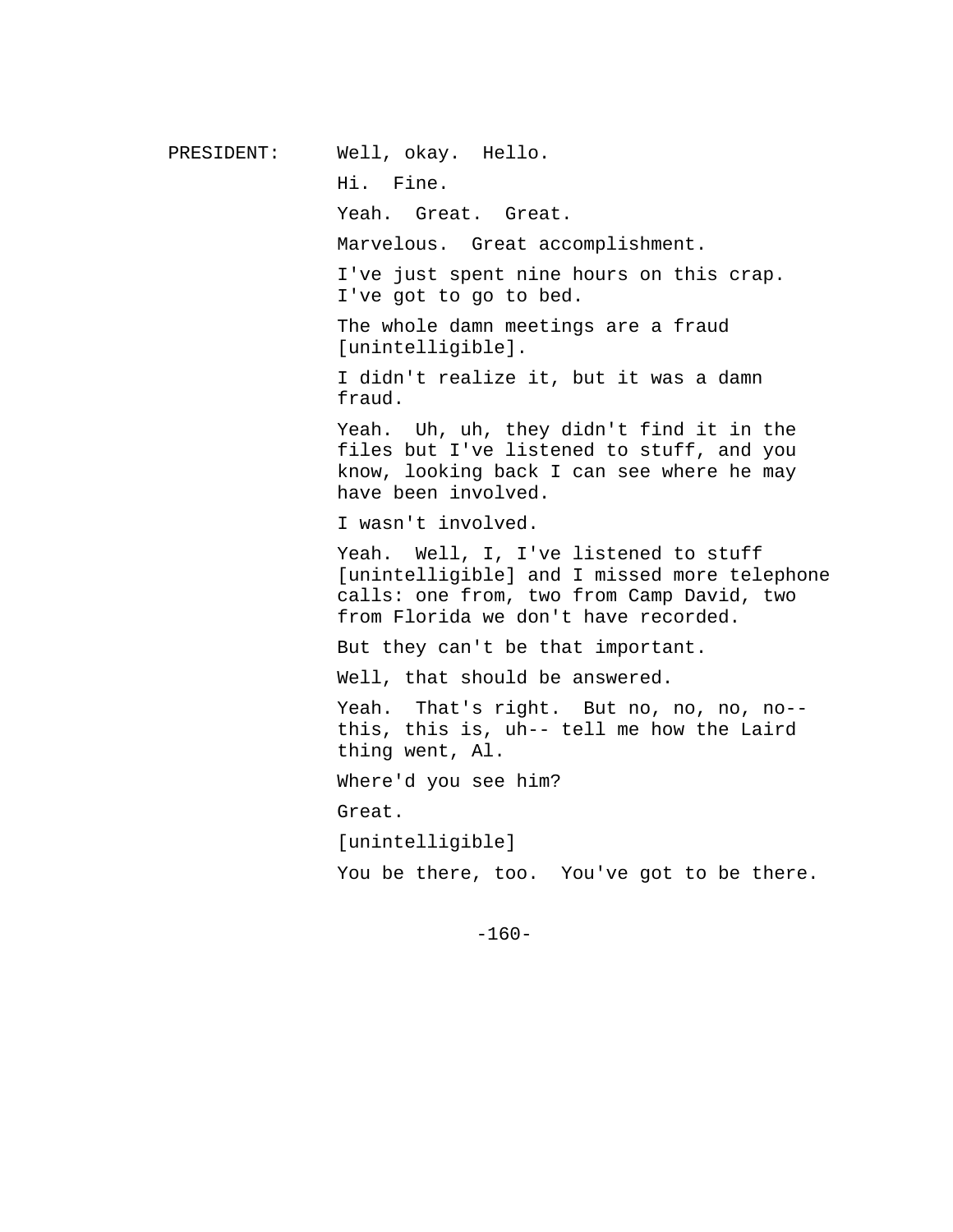PRESIDENT: Well, okay. Hello.

Hi. Fine.

Yeah. Great. Great.

Marvelous. Great accomplishment.

I've just spent nine hours on this crap. I've got to go to bed.

The whole damn meetings are a fraud [unintelligible].

I didn't realize it, but it was a damn fraud.

Yeah. Uh, uh, they didn't find it in the files but I've listened to stuff, and you know, looking back I can see where he may have been involved.

I wasn't involved.

Yeah. Well, I, I've listened to stuff [unintelligible] and I missed more telephone calls: one from, two from Camp David, two from Florida we don't have recorded.

But they can't be that important.

Well, that should be answered.

Yeah. That's right. But no, no, no, no-- this, this is, uh-- tell me how the Laird thing went, Al.

Where'd you see him?

Great.

[unintelligible]

You be there, too. You've got to be there.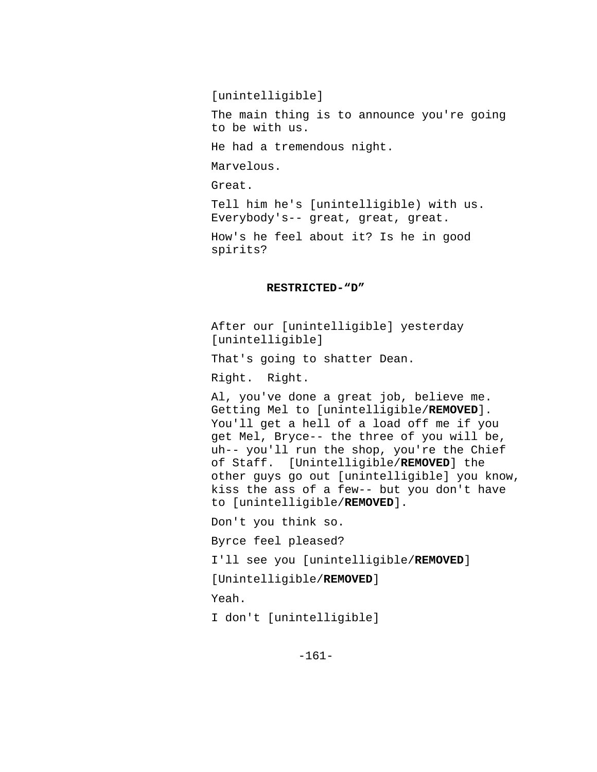[unintelligible]

The main thing is to announce you're going to be with us.

He had a tremendous night.

Marvelous.

Great.

Tell him he's [unintelligible) with us. Everybody's-- great, great, great.

How's he feel about it? Is he in good spirits?

**RESTRICTED-“D”**

After our [unintelligible] yesterday [unintelligible]

That's going to shatter Dean.

Right.  Right.

Al, you've done a great job, believe me. Getting Mel to [unintelligible/**REMOVED**]. You'll get a hell of a load off me if you get Mel, Bryce-- the three of you will be, uh-- you'll run the shop, you're the Chief of Staff.  [Unintelligible/**REMOVED**] the other guys go out [unintelligible] you know, kiss the ass of a few-- but you don't have to [unintelligible/**REMOVED**].

Don't you think so.

Byrce feel pleased?

I'll see you [unintelligible/**REMOVED**]

[Unintelligible/**REMOVED**]

Yeah.

I don't [unintelligible]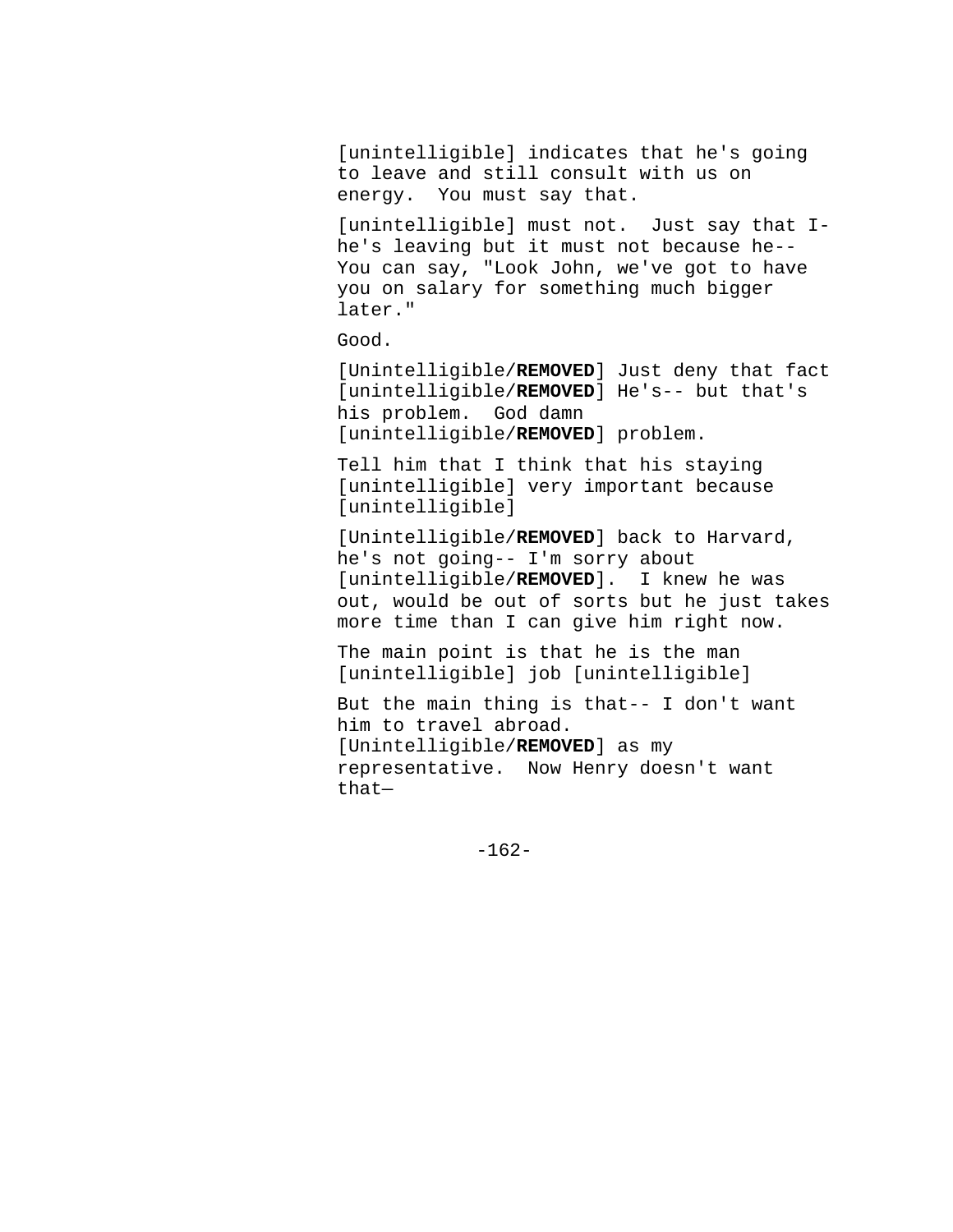[unintelligible] indicates that he's going to leave and still consult with us on energy. You must say that.

[unintelligible] must not. Just say that I- he's leaving but it must not because he-- You can say, "Look John, we've got to have you on salary for something much bigger later."

Good.

[Unintelligible/**REMOVED**] Just deny that fact [unintelligible/**REMOVED**] He's-- but that's his problem. God damn [unintelligible/**REMOVED**] problem.

Tell him that I think that his staying [unintelligible] very important because [unintelligible]

[Unintelligible/**REMOVED**] back to Harvard, he's not going-- I'm sorry about [unintelligible/**REMOVED**]. I knew he was out, would be out of sorts but he just takes more time than I can give him right now.

The main point is that he is the man [unintelligible] job [unintelligible]

But the main thing is that-- I don't want him to travel abroad. [Unintelligible/**REMOVED**] as my representative. Now Henry doesn't want that—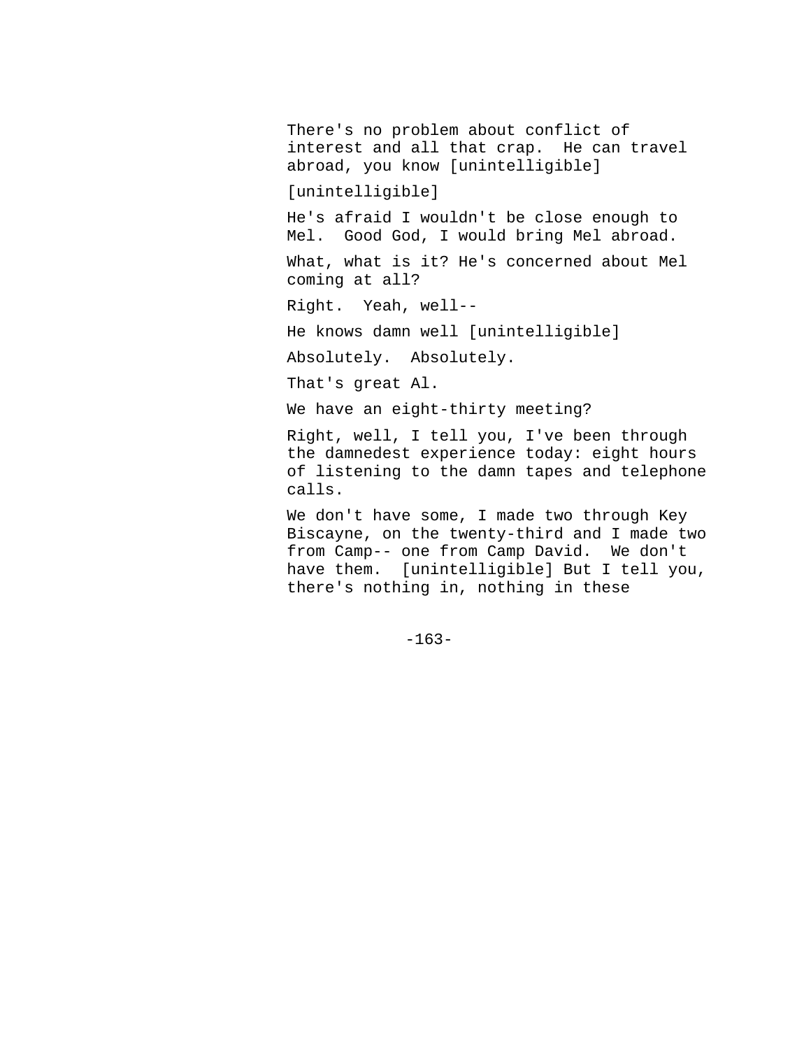There's no problem about conflict of interest and all that crap. He can travel abroad, you know [unintelligible]

[unintelligible]

He's afraid I wouldn't be close enough to Mel. Good God, I would bring Mel abroad.

What, what is it? He's concerned about Mel coming at all?

Right. Yeah, well--

He knows damn well [unintelligible]

Absolutely. Absolutely.

That's great Al.

We have an eight-thirty meeting?

Right, well, I tell you, I've been through the damnedest experience today: eight hours of listening to the damn tapes and telephone calls.

We don't have some, I made two through Key Biscayne, on the twenty-third and I made two from Camp-- one from Camp David. We don't have them. [unintelligible] But I tell you, there's nothing in, nothing in these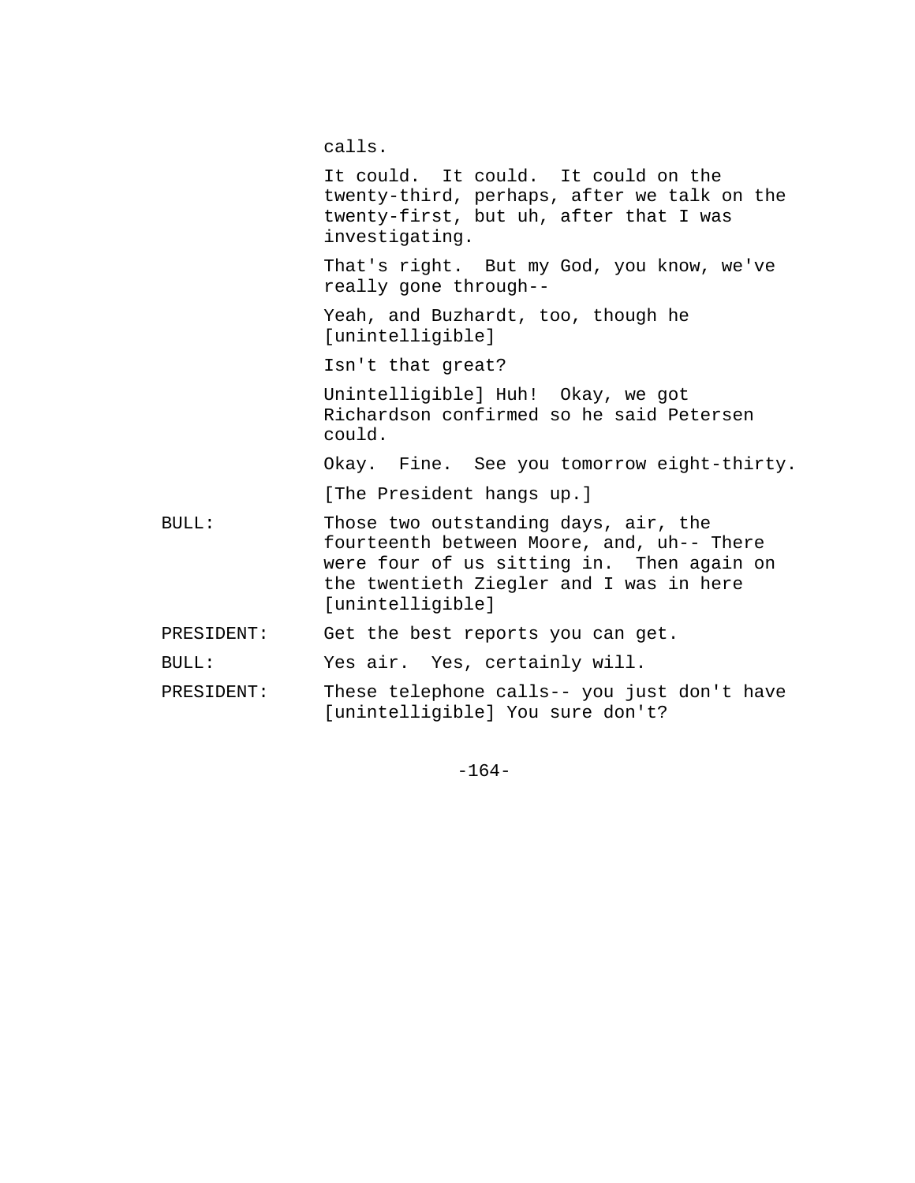calls.

It could. It could. It could on the twenty-third, perhaps, after we talk on the twenty-first, but uh, after that I was investigating.

That's right. But my God, you know, we've really gone through--

Yeah, and Buzhardt, too, though he [unintelligible]

Isn't that great?

Unintelligible] Huh! Okay, we got Richardson confirmed so he said Petersen could.

Okay. Fine. See you tomorrow eight-thirty.

[The President hangs up.]

BULL: Those two outstanding days, air, the fourteenth between Moore, and, uh-- There were four of us sitting in. Then again on the twentieth Ziegler and I was in here [unintelligible]

PRESIDENT: Get the best reports you can get.

BULL: Yes air. Yes, certainly will.

PRESIDENT: These telephone calls-- you just don't have [unintelligible] You sure don't?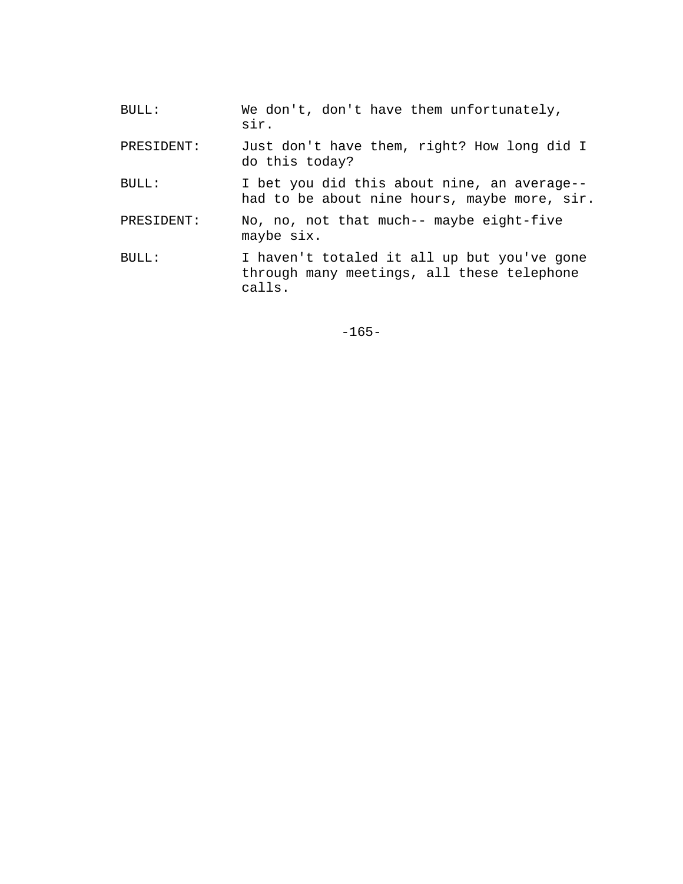BULL: We don't, don't have them unfortunately, sir.

PRESIDENT: Just don't have them, right? How long did I do this today?

BULL: I bet you did this about nine, an average-- had to be about nine hours, maybe more, sir.

PRESIDENT: No, no, not that much-- maybe eight-five maybe six.

BULL: I haven't totaled it all up but you've gone through many meetings, all these telephone calls.